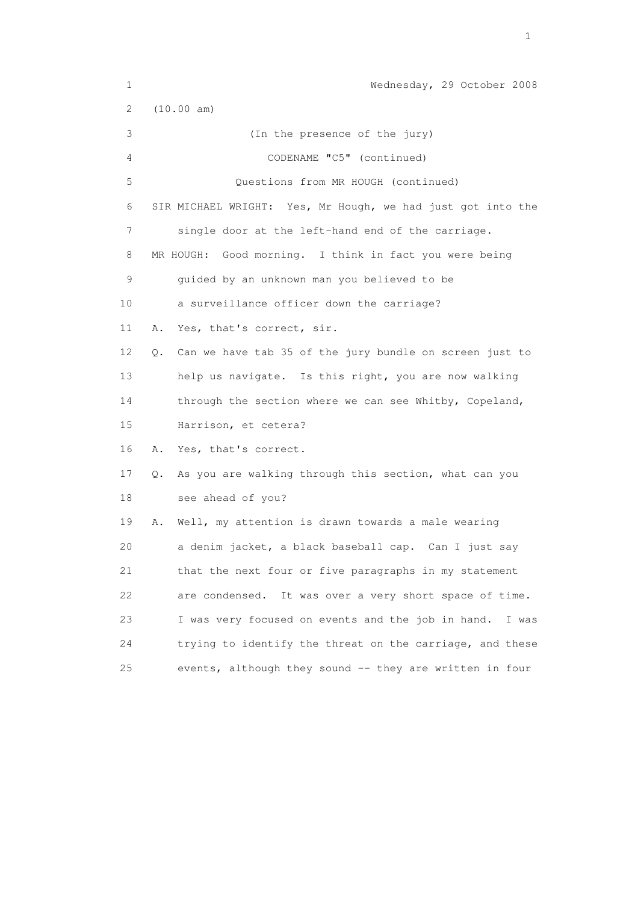Wednesday, 29 October 2008

(10.00 am)

(In the presence of the jury)

CODENAME "C5" (continued)

Questions from MR HOUGH (continued)

SIR MICHAEL WRIGHT: Yes, Mr Hough, we had just got into the single door at the left-hand end of the carriage.

MR HOUGH: Good morning. I think in fact you were being guided by an unknown man you believed to be a surveillance officer down the carriage?

A. Yes, that's correct, sir.

Q. Can we have tab 35 of the jury bundle on screen just to help us navigate. Is this right, you are now walking through the section where we can see Whitby, Copeland, Harrison, et cetera?

A. Yes, that's correct.

Q. As you are walking through this section, what can you see ahead of you?

A. Well, my attention is drawn towards a male wearing a denim jacket, a black baseball cap. Can I just say that the next four or five paragraphs in my statement are condensed. It was over a very short space of time. I was very focused on events and the job in hand. I was trying to identify the threat on the carriage, and these events, although they sound -- they are written in four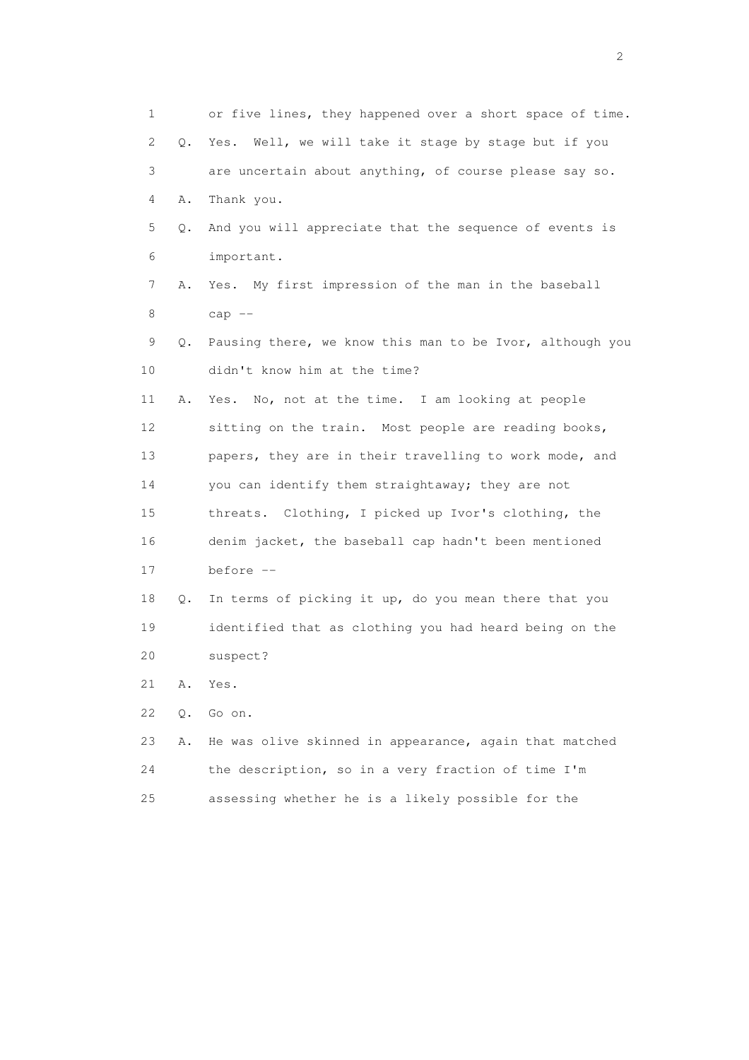1 or five lines, they happened over a short space of time.

2 Q. Yes. Well, we will take it stage by stage but if you

3 are uncertain about anything, of course please say so.

4 A. Thank you.

5 Q. And you will appreciate that the sequence of events is

6 important.

7 A. Yes. My first impression of the man in the baseball

8 cap --

9 Q. Pausing there, we know this man to be Ivor, although you

10 didn't know him at the time?

11 A. Yes. No, not at the time. I am looking at people

12 sitting on the train. Most people are reading books,

13 papers, they are in their travelling to work mode, and

14 you can identify them straightaway; they are not

15 threats. Clothing, I picked up Ivor's clothing, the

16 denim jacket, the baseball cap hadn't been mentioned

17 before --

18 Q. In terms of picking it up, do you mean there that you

19 identified that as clothing you had heard being on the

20 suspect?

21 A. Yes.

22 Q. Go on.

23 A. He was olive skinned in appearance, again that matched

24 the description, so in a very fraction of time I'm

25 assessing whether he is a likely possible for the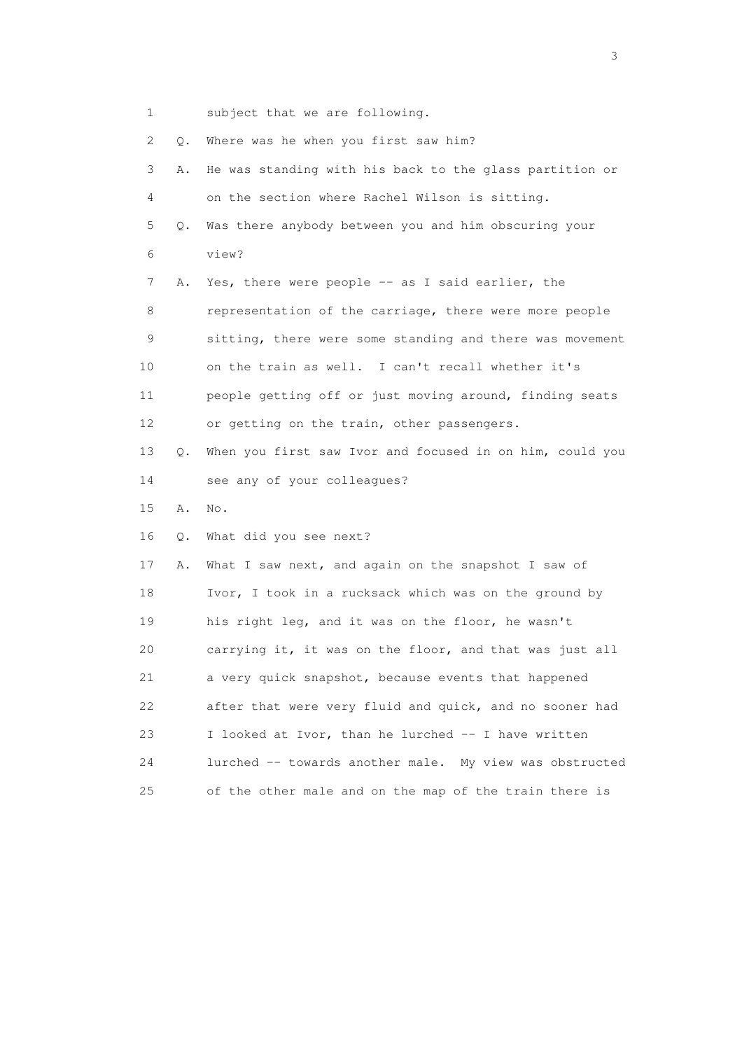1 subject that we are following.

2 Q. Where was he when you first saw him?

3 A. He was standing with his back to the glass partition or

4 on the section where Rachel Wilson is sitting.

5 Q. Was there anybody between you and him obscuring your

6 view?

7 A. Yes, there were people -- as I said earlier, the

8 representation of the carriage, there were more people

9 sitting, there were some standing and there was movement

10 on the train as well. I can't recall whether it's

11 people getting off or just moving around, finding seats

12 or getting on the train, other passengers.

13 Q. When you first saw Ivor and focused in on him, could you

14 see any of your colleagues?

15 A. No.

16 Q. What did you see next?

17 A. What I saw next, and again on the snapshot I saw of

18 Ivor, I took in a rucksack which was on the ground by

19 his right leg, and it was on the floor, he wasn't

20 carrying it, it was on the floor, and that was just all

21 a very quick snapshot, because events that happened

22 after that were very fluid and quick, and no sooner had

23 I looked at Ivor, than he lurched -- I have written

24 lurched -- towards another male. My view was obstructed

25 of the other male and on the map of the train there is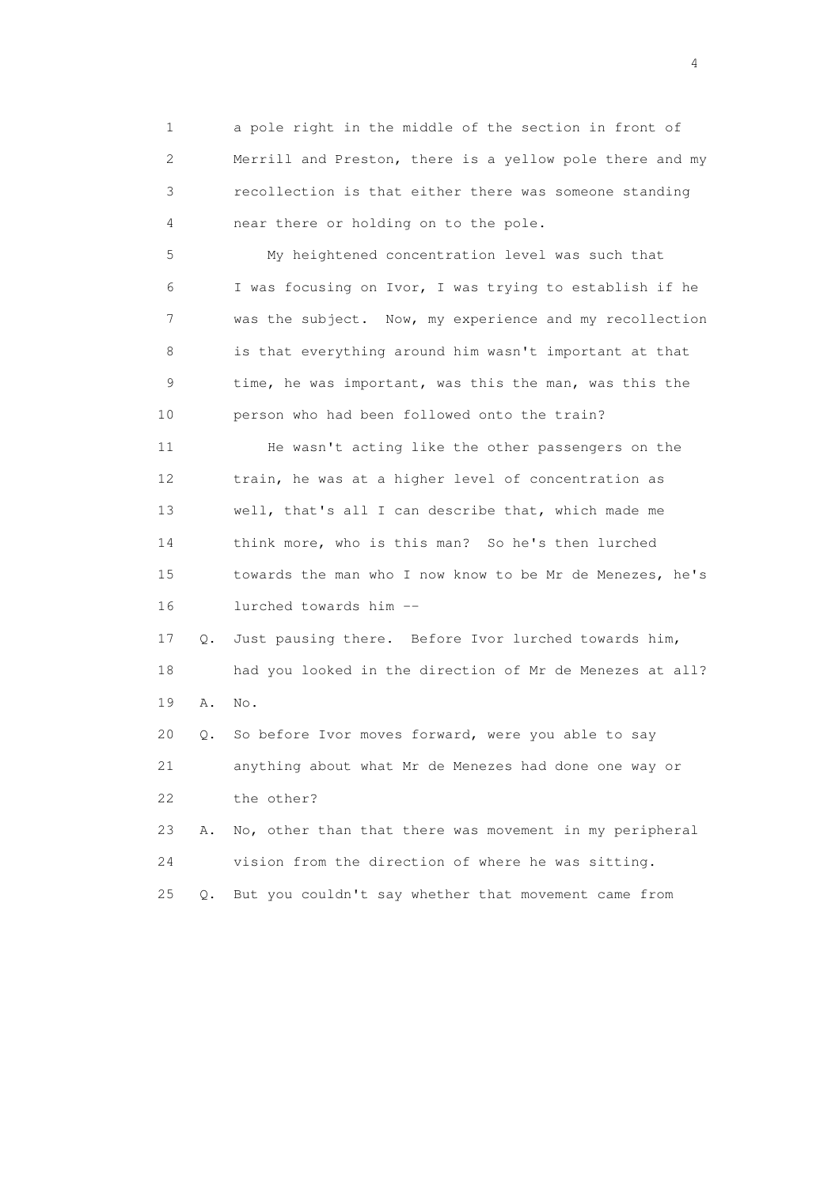1 a pole right in the middle of the section in front of
2 Merrill and Preston, there is a yellow pole there and my
3 recollection is that either there was someone standing
4 near there or holding on to the pole.

5 My heightened concentration level was such that
6 I was focusing on Ivor, I was trying to establish if he
7 was the subject. Now, my experience and my recollection
8 is that everything around him wasn't important at that
9 time, he was important, was this the man, was this the
10 person who had been followed onto the train?

11 He wasn't acting like the other passengers on the
12 train, he was at a higher level of concentration as
13 well, that's all I can describe that, which made me
14 think more, who is this man? So he's then lurched
15 towards the man who I now know to be Mr de Menezes, he's
16 lurched towards him --

17 Q. Just pausing there. Before Ivor lurched towards him,
18 had you looked in the direction of Mr de Menezes at all?

19 A. No.

20 Q. So before Ivor moves forward, were you able to say
21 anything about what Mr de Menezes had done one way or
22 the other?

23 A. No, other than that there was movement in my peripheral
24 vision from the direction of where he was sitting.

25 Q. But you couldn't say whether that movement came from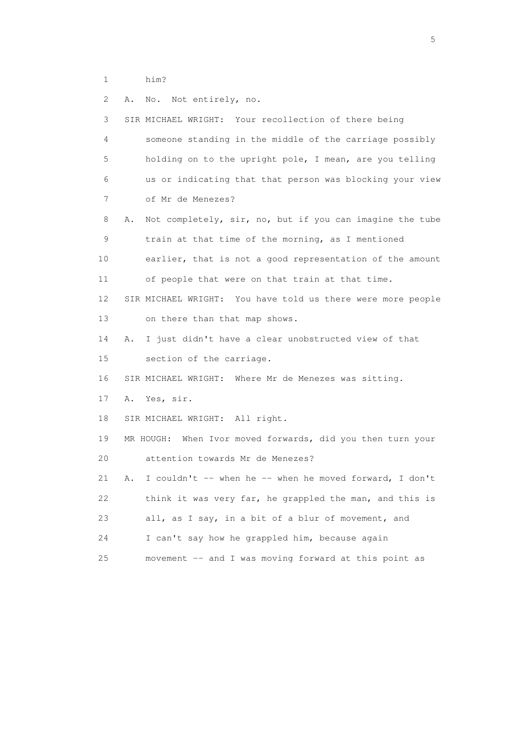1 him?

2 A. No. Not entirely, no.

3 SIR MICHAEL WRIGHT: Your recollection of there being

4 someone standing in the middle of the carriage possibly

5 holding on to the upright pole, I mean, are you telling

6 us or indicating that that person was blocking your view

7 of Mr de Menezes?

8 A. Not completely, sir, no, but if you can imagine the tube

9 train at that time of the morning, as I mentioned

10 earlier, that is not a good representation of the amount

11 of people that were on that train at that time.

12 SIR MICHAEL WRIGHT: You have told us there were more people

13 on there than that map shows.

14 A. I just didn't have a clear unobstructed view of that

15 section of the carriage.

16 SIR MICHAEL WRIGHT: Where Mr de Menezes was sitting.

17 A. Yes, sir.

18 SIR MICHAEL WRIGHT: All right.

19 MR HOUGH: When Ivor moved forwards, did you then turn your

20 attention towards Mr de Menezes?

21 A. I couldn't -- when he -- when he moved forward, I don't

22 think it was very far, he grappled the man, and this is

23 all, as I say, in a bit of a blur of movement, and

24 I can't say how he grappled him, because again

25 movement -- and I was moving forward at this point as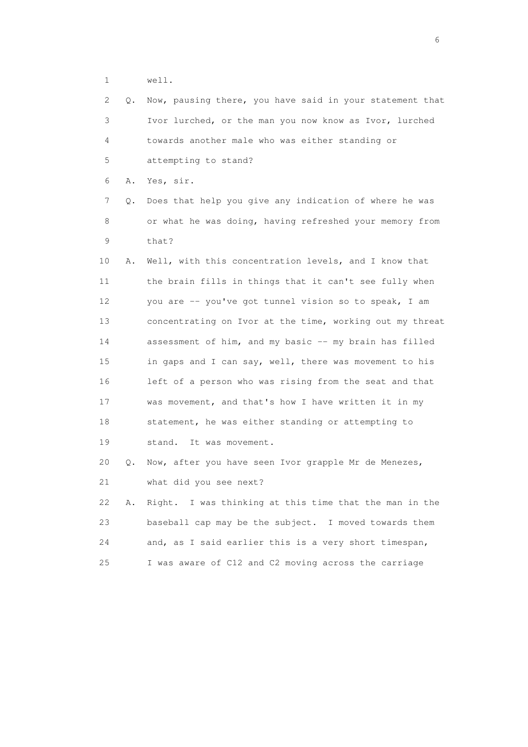1 well.

2 Q. Now, pausing there, you have said in your statement that

3 Ivor lurched, or the man you now know as Ivor, lurched

4 towards another male who was either standing or

5 attempting to stand?

6 A. Yes, sir.

7 Q. Does that help you give any indication of where he was

8 or what he was doing, having refreshed your memory from

9 that?

10 A. Well, with this concentration levels, and I know that

11 the brain fills in things that it can't see fully when

12 you are -- you've got tunnel vision so to speak, I am

13 concentrating on Ivor at the time, working out my threat

14 assessment of him, and my basic -- my brain has filled

15 in gaps and I can say, well, there was movement to his

16 left of a person who was rising from the seat and that

17 was movement, and that's how I have written it in my

18 statement, he was either standing or attempting to

19 stand. It was movement.

20 Q. Now, after you have seen Ivor grapple Mr de Menezes,

21 what did you see next?

22 A. Right. I was thinking at this time that the man in the

23 baseball cap may be the subject. I moved towards them

24 and, as I said earlier this is a very short timespan,

25 I was aware of C12 and C2 moving across the carriage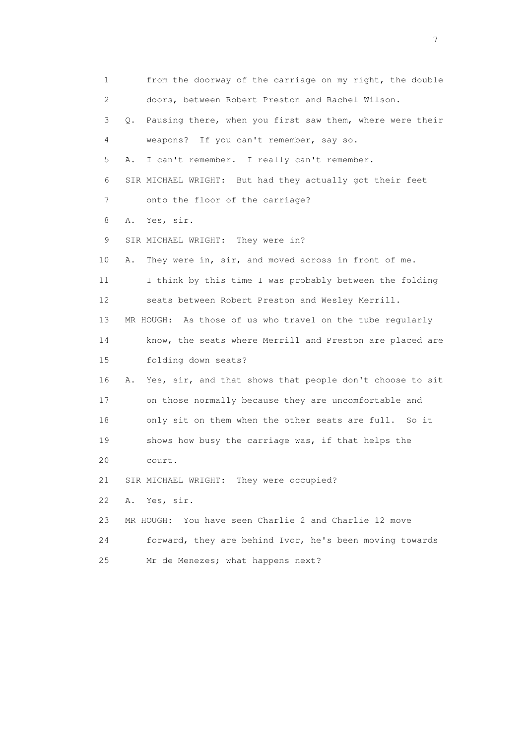1 from the doorway of the carriage on my right, the double
2 doors, between Robert Preston and Rachel Wilson.
3 Q. Pausing there, when you first saw them, where were their
4 weapons? If you can't remember, say so.
5 A. I can't remember. I really can't remember.
6 SIR MICHAEL WRIGHT: But had they actually got their feet
7 onto the floor of the carriage?
8 A. Yes, sir.
9 SIR MICHAEL WRIGHT: They were in?
10 A. They were in, sir, and moved across in front of me.
11 I think by this time I was probably between the folding
12 seats between Robert Preston and Wesley Merrill.
13 MR HOUGH: As those of us who travel on the tube regularly
14 know, the seats where Merrill and Preston are placed are
15 folding down seats?
16 A. Yes, sir, and that shows that people don't choose to sit
17 on those normally because they are uncomfortable and
18 only sit on them when the other seats are full. So it
19 shows how busy the carriage was, if that helps the
20 court.
21 SIR MICHAEL WRIGHT: They were occupied?
22 A. Yes, sir.
23 MR HOUGH: You have seen Charlie 2 and Charlie 12 move
24 forward, they are behind Ivor, he's been moving towards
25 Mr de Menezes; what happens next?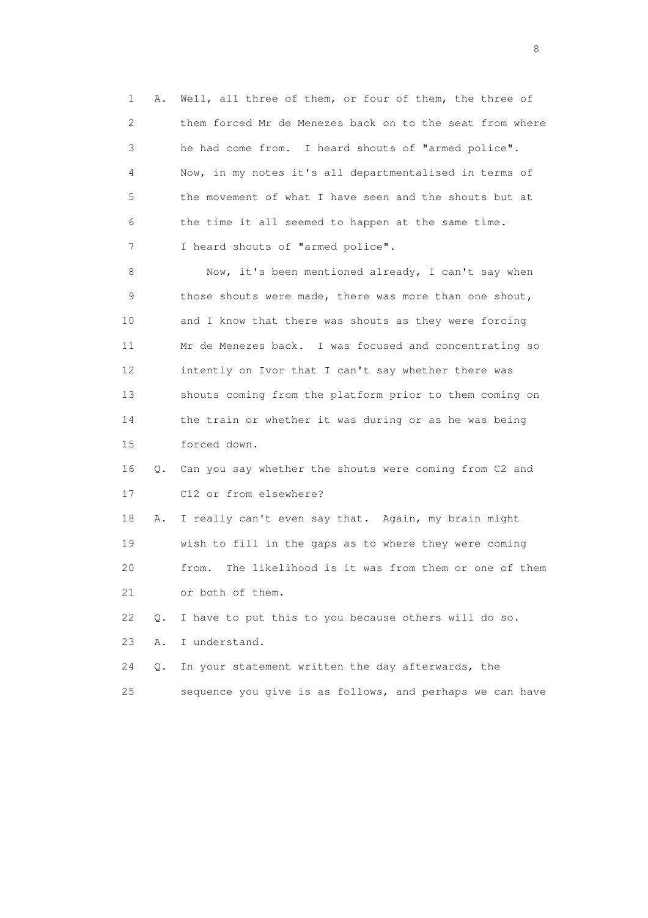1 A. Well, all three of them, or four of them, the three of
2 them forced Mr de Menezes back on to the seat from where
3 he had come from. I heard shouts of "armed police".
4 Now, in my notes it's all departmentalised in terms of
5 the movement of what I have seen and the shouts but at
6 the time it all seemed to happen at the same time.
7 I heard shouts of "armed police".

8 Now, it's been mentioned already, I can't say when
9 those shouts were made, there was more than one shout,
10 and I know that there was shouts as they were forcing
11 Mr de Menezes back. I was focused and concentrating so
12 intently on Ivor that I can't say whether there was
13 shouts coming from the platform prior to them coming on
14 the train or whether it was during or as he was being
15 forced down.

16 Q. Can you say whether the shouts were coming from C2 and
17 C12 or from elsewhere?

18 A. I really can't even say that. Again, my brain might
19 wish to fill in the gaps as to where they were coming
20 from. The likelihood is it was from them or one of them
21 or both of them.

22 Q. I have to put this to you because others will do so.

23 A. I understand.

24 Q. In your statement written the day afterwards, the
25 sequence you give is as follows, and perhaps we can have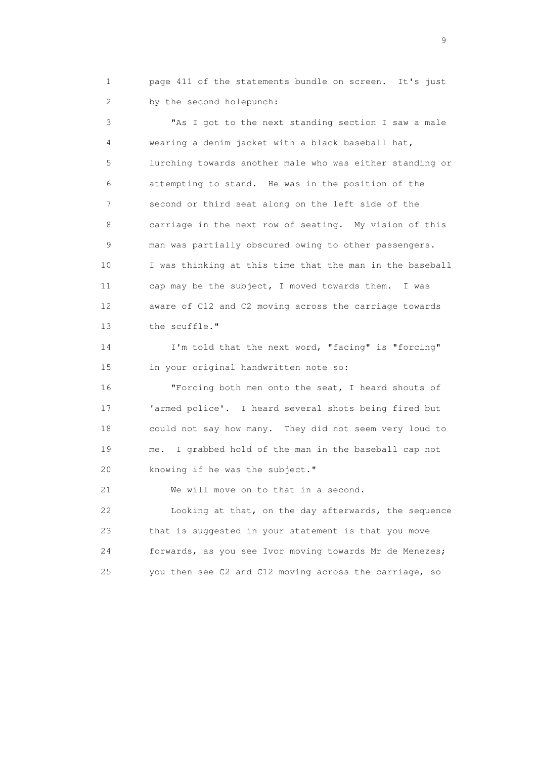1 page 411 of the statements bundle on screen. It's just
2 by the second holepunch:

3 "As I got to the next standing section I saw a male
4 wearing a denim jacket with a black baseball hat,
5 lurching towards another male who was either standing or
6 attempting to stand. He was in the position of the
7 second or third seat along on the left side of the
8 carriage in the next row of seating. My vision of this
9 man was partially obscured owing to other passengers.
10 I was thinking at this time that the man in the baseball
11 cap may be the subject, I moved towards them. I was
12 aware of C12 and C2 moving across the carriage towards
13 the scuffle."

14 I'm told that the next word, "facing" is "forcing"
15 in your original handwritten note so:

16 "Forcing both men onto the seat, I heard shouts of
17 'armed police'. I heard several shots being fired but
18 could not say how many. They did not seem very loud to
19 me. I grabbed hold of the man in the baseball cap not
20 knowing if he was the subject."

21 We will move on to that in a second.

22 Looking at that, on the day afterwards, the sequence
23 that is suggested in your statement is that you move
24 forwards, as you see Ivor moving towards Mr de Menezes;
25 you then see C2 and C12 moving across the carriage, so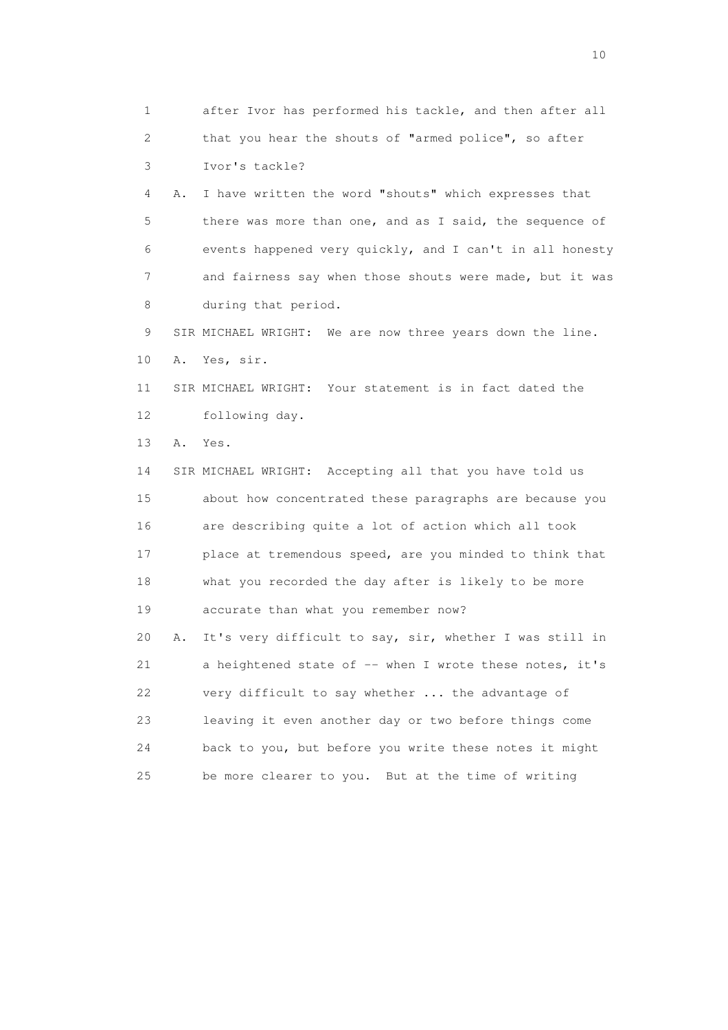1 after Ivor has performed his tackle, and then after all
2 that you hear the shouts of "armed police", so after
3 Ivor's tackle?

4 A. I have written the word "shouts" which expresses that
5 there was more than one, and as I said, the sequence of
6 events happened very quickly, and I can't in all honesty
7 and fairness say when those shouts were made, but it was
8 during that period.

9 SIR MICHAEL WRIGHT: We are now three years down the line.

10 A. Yes, sir.

11 SIR MICHAEL WRIGHT: Your statement is in fact dated the
12 following day.

13 A. Yes.

14 SIR MICHAEL WRIGHT: Accepting all that you have told us
15 about how concentrated these paragraphs are because you
16 are describing quite a lot of action which all took
17 place at tremendous speed, are you minded to think that
18 what you recorded the day after is likely to be more
19 accurate than what you remember now?

20 A. It's very difficult to say, sir, whether I was still in
21 a heightened state of -- when I wrote these notes, it's
22 very difficult to say whether ... the advantage of
23 leaving it even another day or two before things come
24 back to you, but before you write these notes it might
25 be more clearer to you. But at the time of writing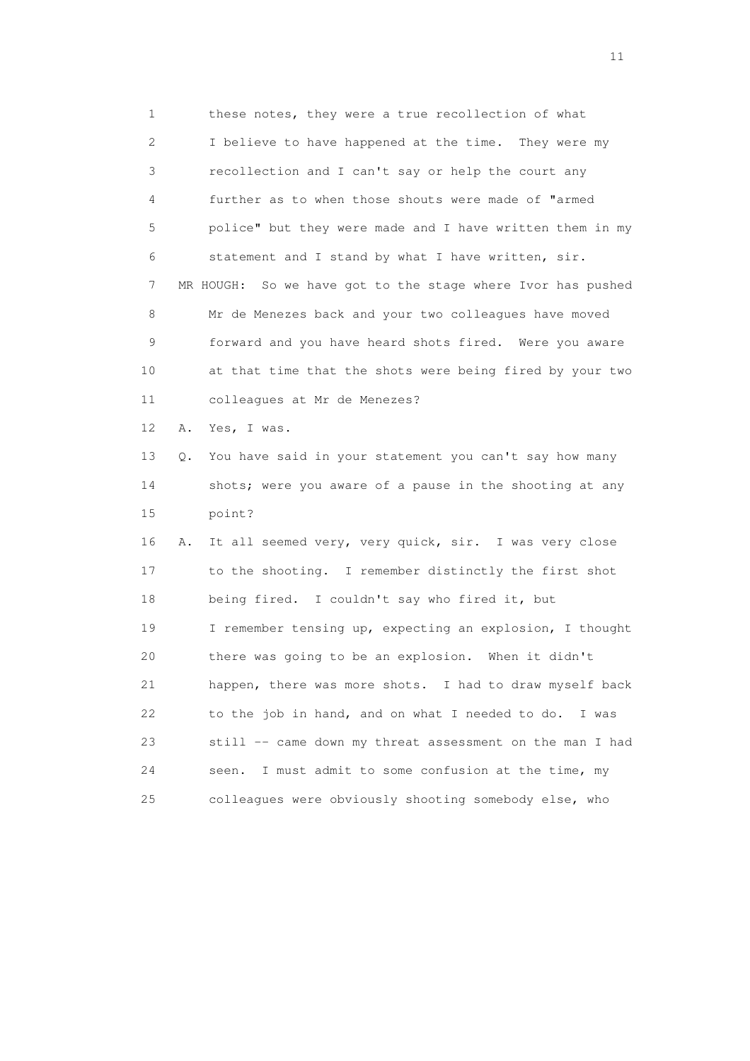1 these notes, they were a true recollection of what
2 I believe to have happened at the time. They were my
3 recollection and I can't say or help the court any
4 further as to when those shouts were made of "armed
5 police" but they were made and I have written them in my
6 statement and I stand by what I have written, sir.
7 MR HOUGH: So we have got to the stage where Ivor has pushed
8 Mr de Menezes back and your two colleagues have moved
9 forward and you have heard shots fired. Were you aware
10 at that time that the shots were being fired by your two
11 colleagues at Mr de Menezes?
12 A. Yes, I was.
13 Q. You have said in your statement you can't say how many
14 shots; were you aware of a pause in the shooting at any
15 point?
16 A. It all seemed very, very quick, sir. I was very close
17 to the shooting. I remember distinctly the first shot
18 being fired. I couldn't say who fired it, but
19 I remember tensing up, expecting an explosion, I thought
20 there was going to be an explosion. When it didn't
21 happen, there was more shots. I had to draw myself back
22 to the job in hand, and on what I needed to do. I was
23 still -- came down my threat assessment on the man I had
24 seen. I must admit to some confusion at the time, my
25 colleagues were obviously shooting somebody else, who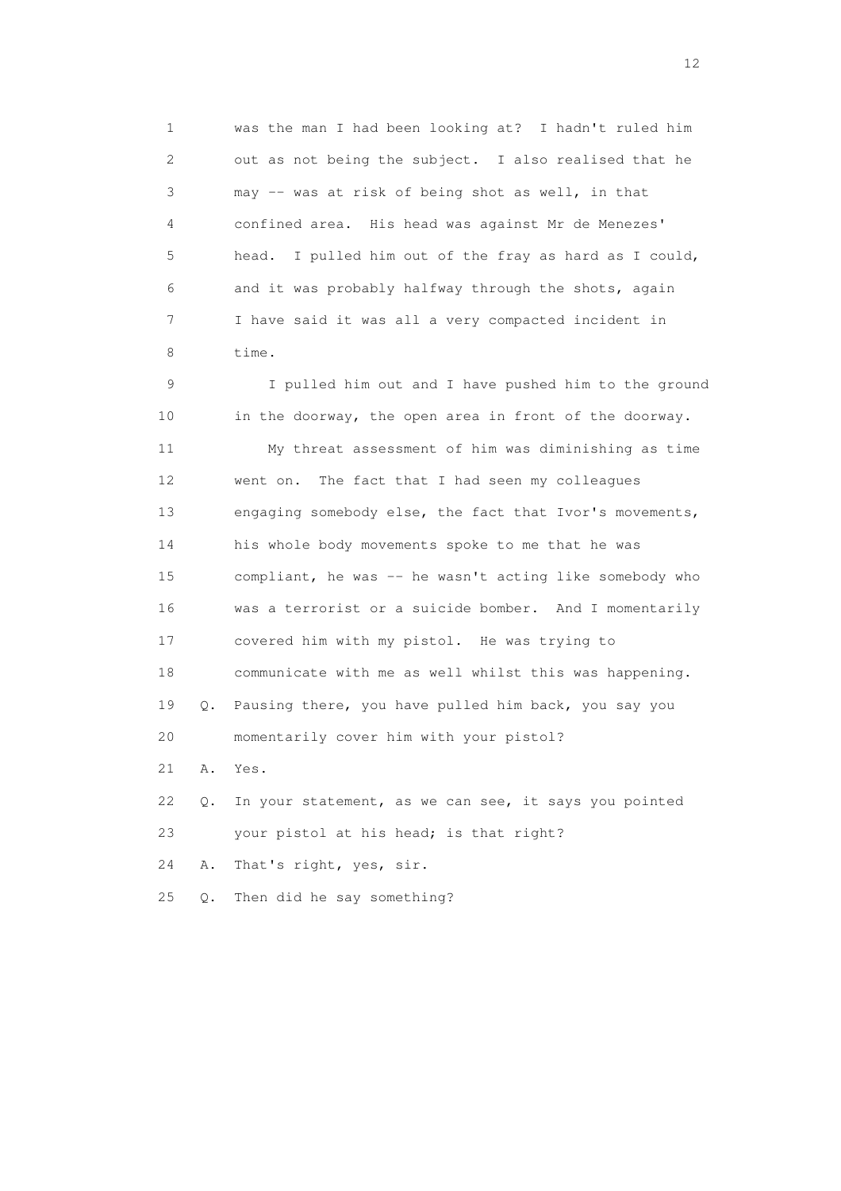1 was the man I had been looking at? I hadn't ruled him
2 out as not being the subject. I also realised that he
3 may -- was at risk of being shot as well, in that
4 confined area. His head was against Mr de Menezes'
5 head. I pulled him out of the fray as hard as I could,
6 and it was probably halfway through the shots, again
7 I have said it was all a very compacted incident in
8 time.

9 I pulled him out and I have pushed him to the ground
10 in the doorway, the open area in front of the doorway.

11 My threat assessment of him was diminishing as time
12 went on. The fact that I had seen my colleagues
13 engaging somebody else, the fact that Ivor's movements,
14 his whole body movements spoke to me that he was
15 compliant, he was -- he wasn't acting like somebody who
16 was a terrorist or a suicide bomber. And I momentarily
17 covered him with my pistol. He was trying to
18 communicate with me as well whilst this was happening.

19 Q. Pausing there, you have pulled him back, you say you
20 momentarily cover him with your pistol?

21 A. Yes.

22 Q. In your statement, as we can see, it says you pointed
23 your pistol at his head; is that right?

24 A. That's right, yes, sir.

25 Q. Then did he say something?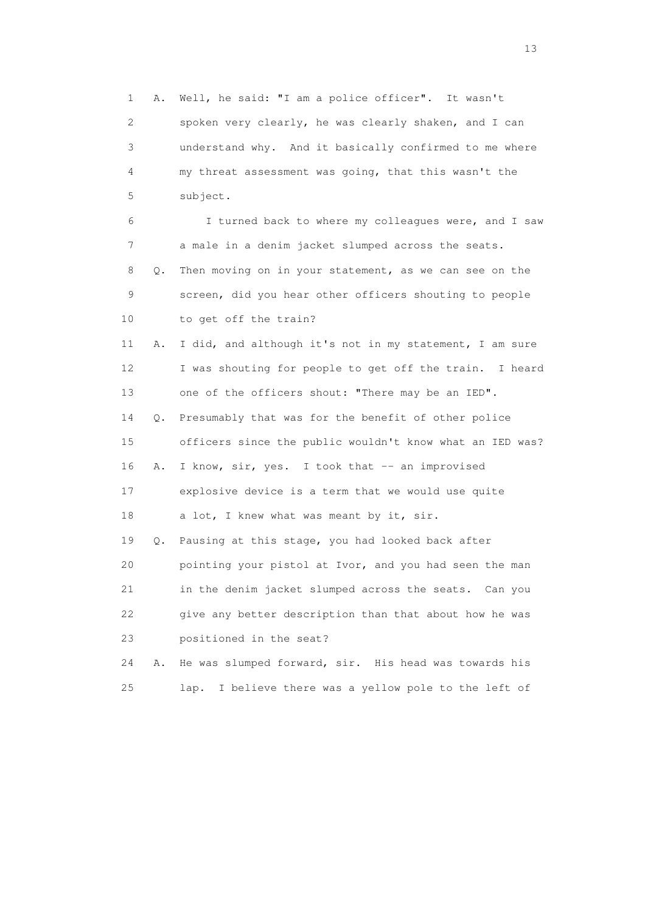1 A. Well, he said: "I am a police officer". It wasn't
2 spoken very clearly, he was clearly shaken, and I can
3 understand why. And it basically confirmed to me where
4 my threat assessment was going, that this wasn't the
5 subject.

6 I turned back to where my colleagues were, and I saw
7 a male in a denim jacket slumped across the seats.

8 Q. Then moving on in your statement, as we can see on the
9 screen, did you hear other officers shouting to people
10 to get off the train?

11 A. I did, and although it's not in my statement, I am sure
12 I was shouting for people to get off the train. I heard
13 one of the officers shout: "There may be an IED".

14 Q. Presumably that was for the benefit of other police
15 officers since the public wouldn't know what an IED was?

16 A. I know, sir, yes. I took that -- an improvised
17 explosive device is a term that we would use quite
18 a lot, I knew what was meant by it, sir.

19 Q. Pausing at this stage, you had looked back after
20 pointing your pistol at Ivor, and you had seen the man
21 in the denim jacket slumped across the seats. Can you
22 give any better description than that about how he was
23 positioned in the seat?

24 A. He was slumped forward, sir. His head was towards his
25 lap. I believe there was a yellow pole to the left of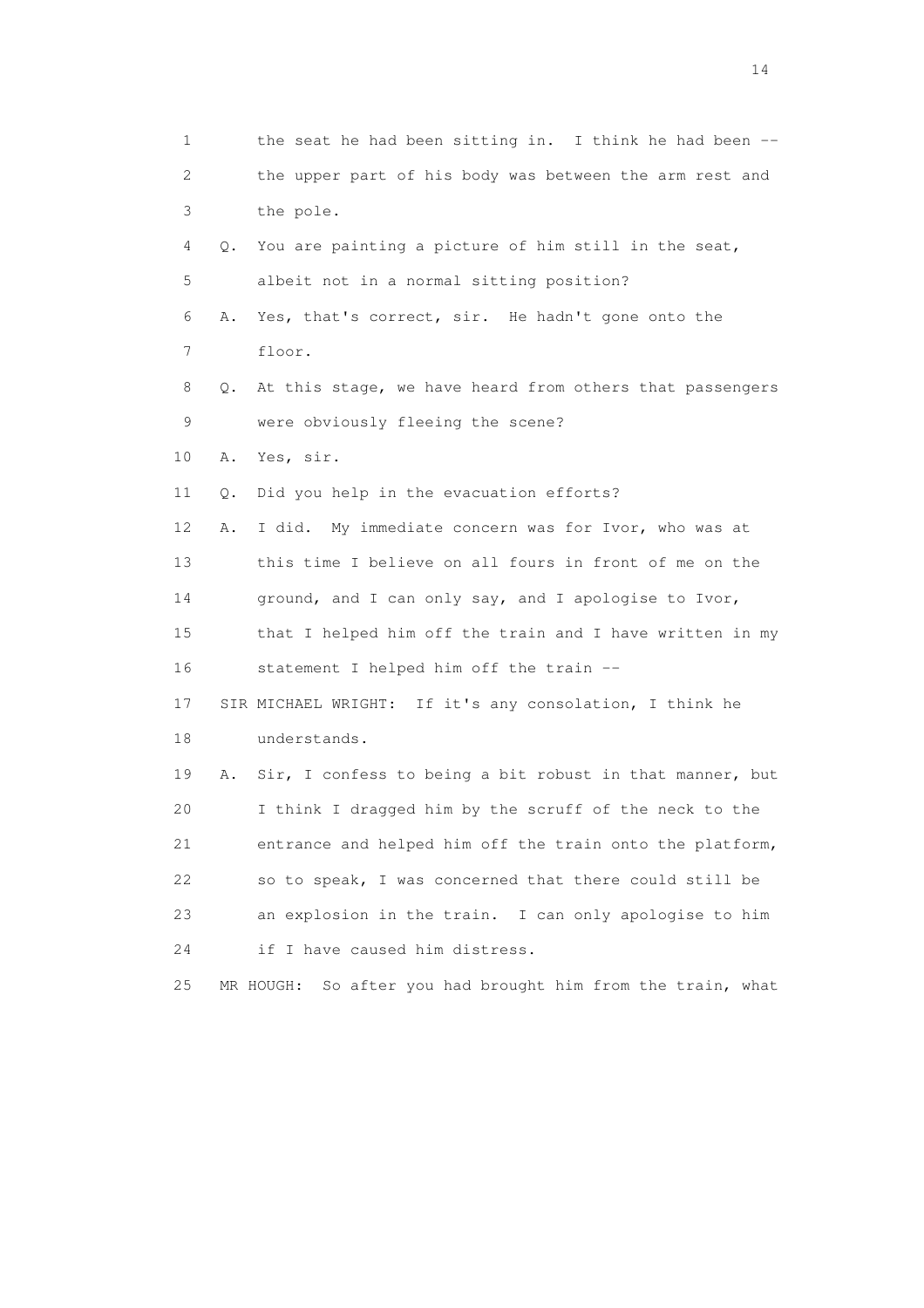1 the seat he had been sitting in. I think he had been --
2 the upper part of his body was between the arm rest and
3 the pole.
4 Q. You are painting a picture of him still in the seat,
5 albeit not in a normal sitting position?
6 A. Yes, that's correct, sir. He hadn't gone onto the
7 floor.
8 Q. At this stage, we have heard from others that passengers
9 were obviously fleeing the scene?
10 A. Yes, sir.
11 Q. Did you help in the evacuation efforts?
12 A. I did. My immediate concern was for Ivor, who was at
13 this time I believe on all fours in front of me on the
14 ground, and I can only say, and I apologise to Ivor,
15 that I helped him off the train and I have written in my
16 statement I helped him off the train --
17 SIR MICHAEL WRIGHT: If it's any consolation, I think he
18 understands.
19 A. Sir, I confess to being a bit robust in that manner, but
20 I think I dragged him by the scruff of the neck to the
21 entrance and helped him off the train onto the platform,
22 so to speak, I was concerned that there could still be
23 an explosion in the train. I can only apologise to him
24 if I have caused him distress.
25 MR HOUGH: So after you had brought him from the train, what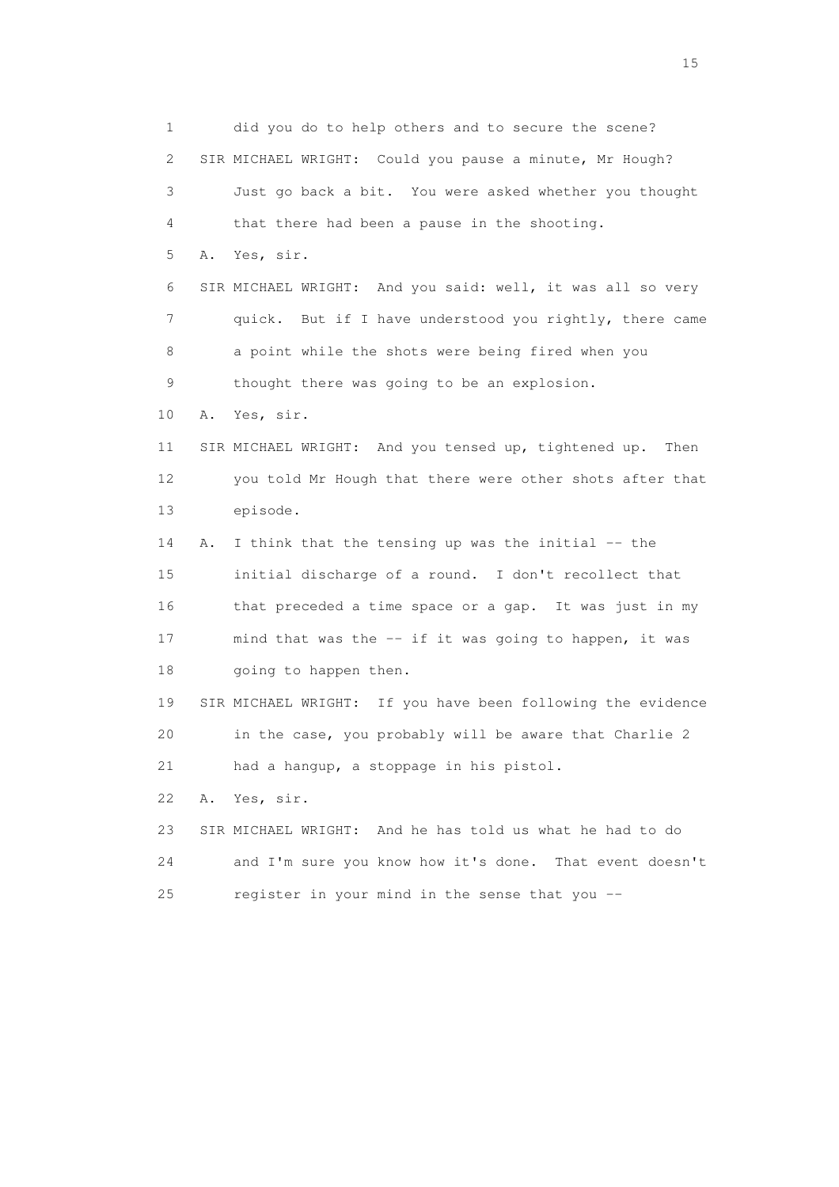1 did you do to help others and to secure the scene?

2 SIR MICHAEL WRIGHT: Could you pause a minute, Mr Hough?

3 Just go back a bit. You were asked whether you thought

4 that there had been a pause in the shooting.

5 A. Yes, sir.

6 SIR MICHAEL WRIGHT: And you said: well, it was all so very

7 quick. But if I have understood you rightly, there came

8 a point while the shots were being fired when you

9 thought there was going to be an explosion.

10 A. Yes, sir.

11 SIR MICHAEL WRIGHT: And you tensed up, tightened up. Then

12 you told Mr Hough that there were other shots after that

13 episode.

14 A. I think that the tensing up was the initial -- the

15 initial discharge of a round. I don't recollect that

16 that preceded a time space or a gap. It was just in my

17 mind that was the -- if it was going to happen, it was

18 going to happen then.

19 SIR MICHAEL WRIGHT: If you have been following the evidence

20 in the case, you probably will be aware that Charlie 2

21 had a hangup, a stoppage in his pistol.

22 A. Yes, sir.

23 SIR MICHAEL WRIGHT: And he has told us what he had to do

24 and I'm sure you know how it's done. That event doesn't

25 register in your mind in the sense that you --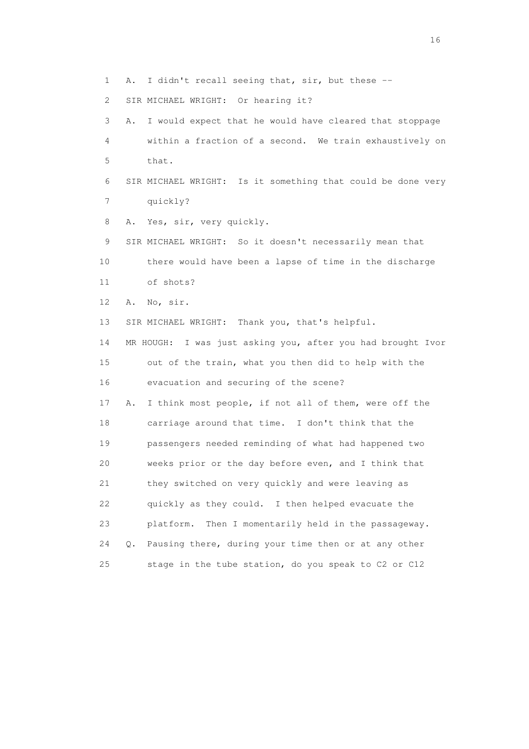1 A. I didn't recall seeing that, sir, but these --

2 SIR MICHAEL WRIGHT: Or hearing it?

3 A. I would expect that he would have cleared that stoppage

4 within a fraction of a second. We train exhaustively on

5 that.

6 SIR MICHAEL WRIGHT: Is it something that could be done very

7 quickly?

8 A. Yes, sir, very quickly.

9 SIR MICHAEL WRIGHT: So it doesn't necessarily mean that

10 there would have been a lapse of time in the discharge

11 of shots?

12 A. No, sir.

13 SIR MICHAEL WRIGHT: Thank you, that's helpful.

14 MR HOUGH: I was just asking you, after you had brought Ivor

15 out of the train, what you then did to help with the

16 evacuation and securing of the scene?

17 A. I think most people, if not all of them, were off the

18 carriage around that time. I don't think that the

19 passengers needed reminding of what had happened two

20 weeks prior or the day before even, and I think that

21 they switched on very quickly and were leaving as

22 quickly as they could. I then helped evacuate the

23 platform. Then I momentarily held in the passageway.

24 Q. Pausing there, during your time then or at any other

25 stage in the tube station, do you speak to C2 or C12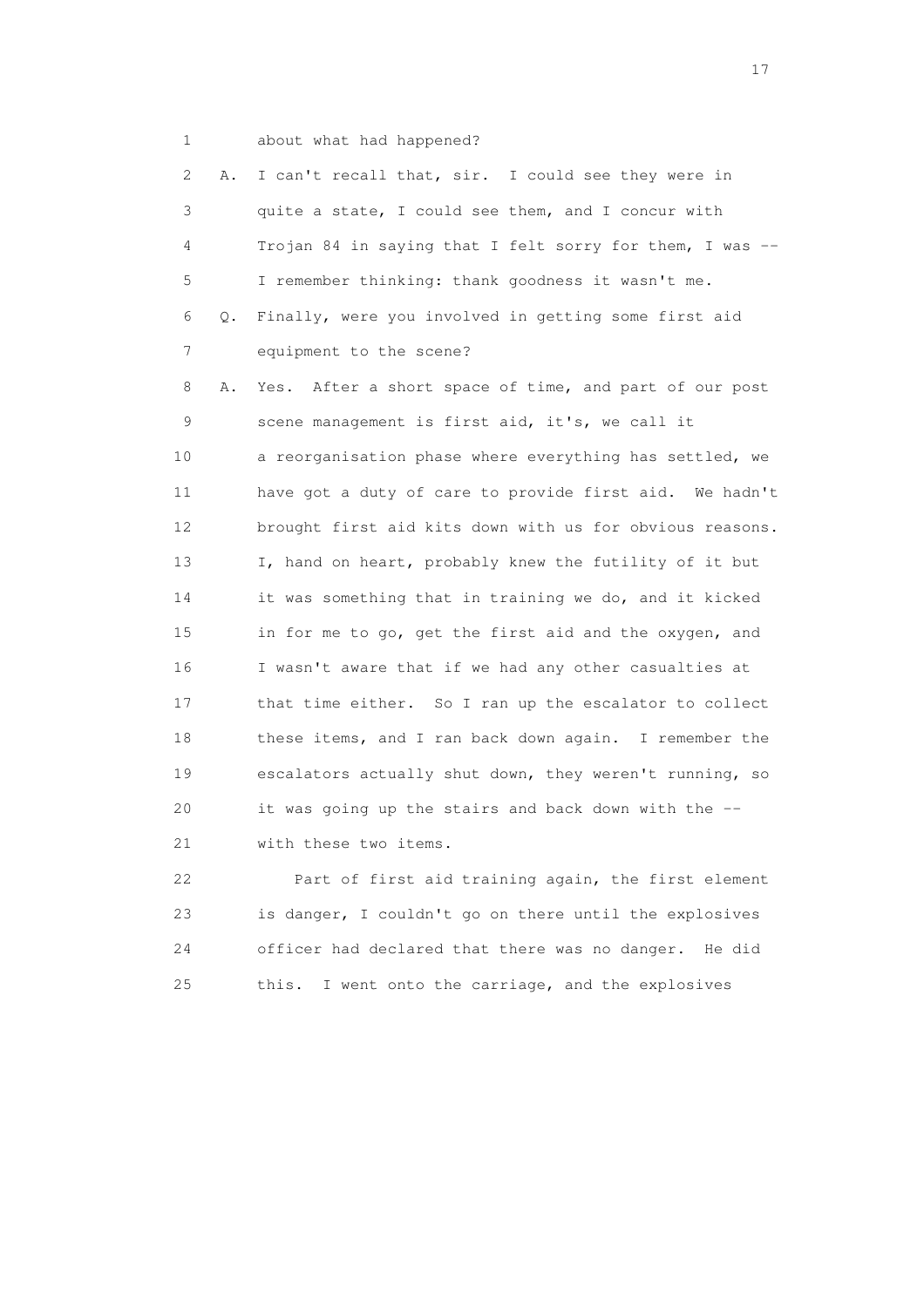1 about what had happened?

2 A. I can't recall that, sir. I could see they were in

3 quite a state, I could see them, and I concur with

4 Trojan 84 in saying that I felt sorry for them, I was --

5 I remember thinking: thank goodness it wasn't me.

6 Q. Finally, were you involved in getting some first aid

7 equipment to the scene?

8 A. Yes. After a short space of time, and part of our post

9 scene management is first aid, it's, we call it

10 a reorganisation phase where everything has settled, we

11 have got a duty of care to provide first aid. We hadn't

12 brought first aid kits down with us for obvious reasons.

13 I, hand on heart, probably knew the futility of it but

14 it was something that in training we do, and it kicked

15 in for me to go, get the first aid and the oxygen, and

16 I wasn't aware that if we had any other casualties at

17 that time either. So I ran up the escalator to collect

18 these items, and I ran back down again. I remember the

19 escalators actually shut down, they weren't running, so

20 it was going up the stairs and back down with the --

21 with these two items.

22 Part of first aid training again, the first element

23 is danger, I couldn't go on there until the explosives

24 officer had declared that there was no danger. He did

25 this. I went onto the carriage, and the explosives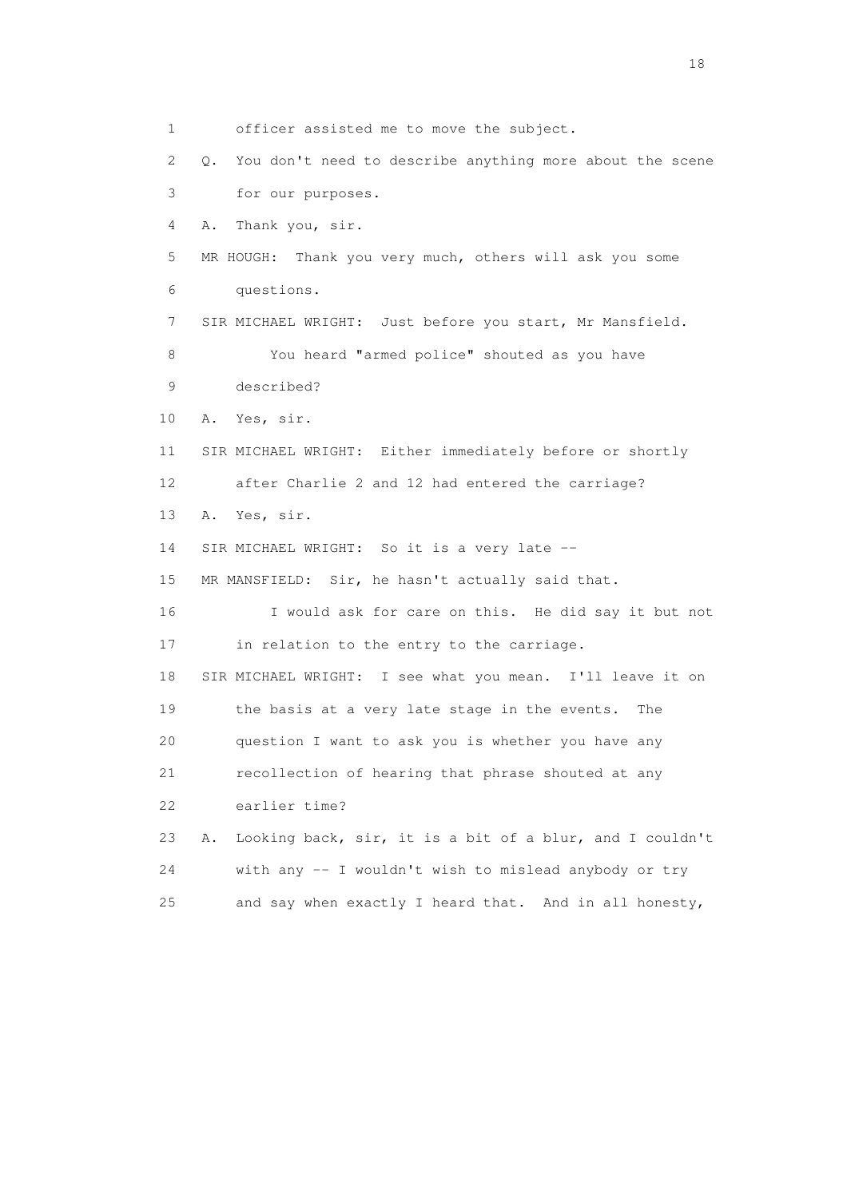1 officer assisted me to move the subject.

2 Q. You don't need to describe anything more about the scene

3 for our purposes.

4 A. Thank you, sir.

5 MR HOUGH: Thank you very much, others will ask you some

6 questions.

7 SIR MICHAEL WRIGHT: Just before you start, Mr Mansfield.

8 You heard "armed police" shouted as you have

9 described?

10 A. Yes, sir.

11 SIR MICHAEL WRIGHT: Either immediately before or shortly

12 after Charlie 2 and 12 had entered the carriage?

13 A. Yes, sir.

14 SIR MICHAEL WRIGHT: So it is a very late --

15 MR MANSFIELD: Sir, he hasn't actually said that.

16 I would ask for care on this. He did say it but not

17 in relation to the entry to the carriage.

18 SIR MICHAEL WRIGHT: I see what you mean. I'll leave it on

19 the basis at a very late stage in the events. The

20 question I want to ask you is whether you have any

21 recollection of hearing that phrase shouted at any

22 earlier time?

23 A. Looking back, sir, it is a bit of a blur, and I couldn't

24 with any -- I wouldn't wish to mislead anybody or try

25 and say when exactly I heard that. And in all honesty,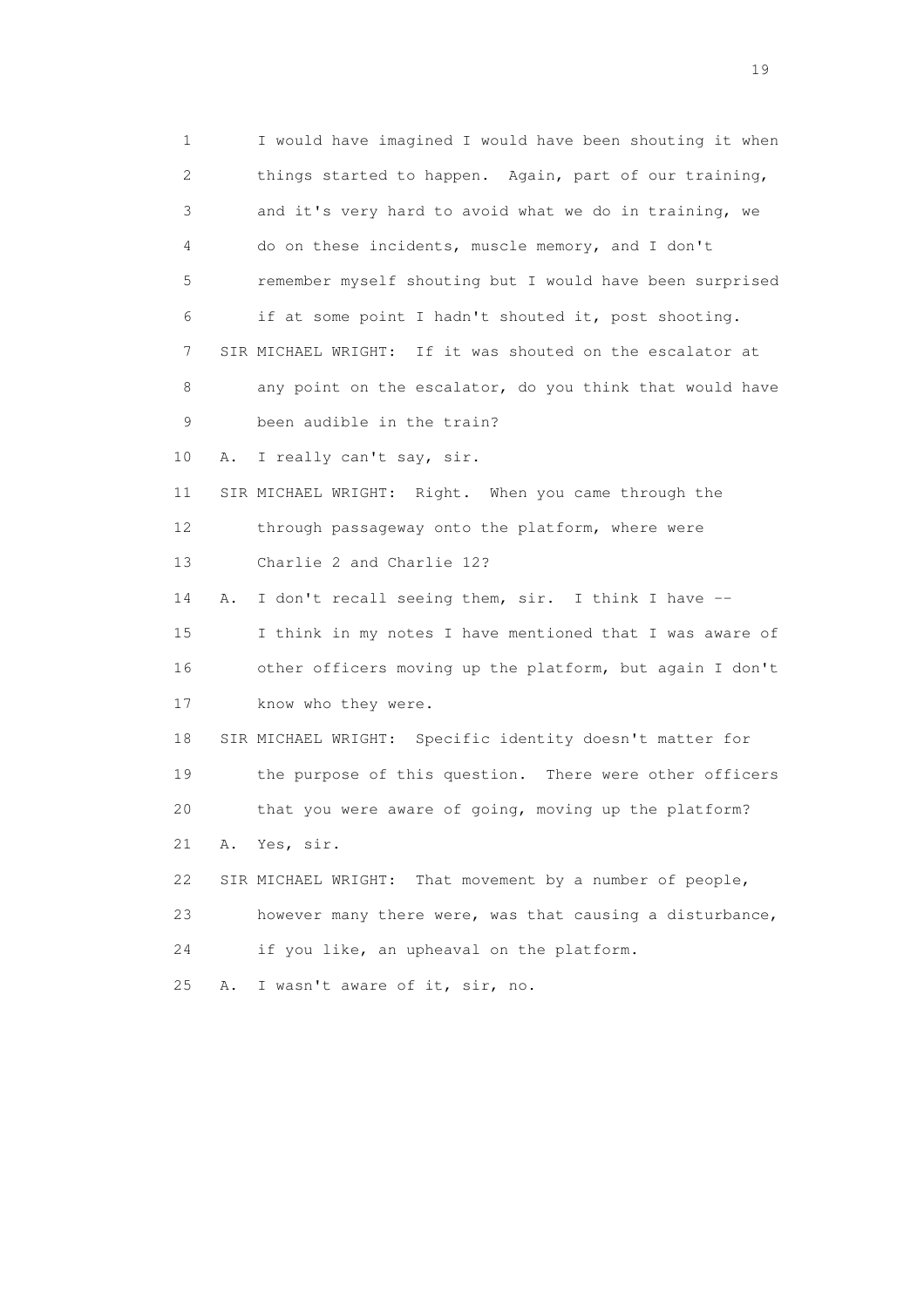1 I would have imagined I would have been shouting it when
2 things started to happen. Again, part of our training,
3 and it's very hard to avoid what we do in training, we
4 do on these incidents, muscle memory, and I don't
5 remember myself shouting but I would have been surprised
6 if at some point I hadn't shouted it, post shooting.
7 SIR MICHAEL WRIGHT: If it was shouted on the escalator at
8 any point on the escalator, do you think that would have
9 been audible in the train?
10 A. I really can't say, sir.
11 SIR MICHAEL WRIGHT: Right. When you came through the
12 through passageway onto the platform, where were
13 Charlie 2 and Charlie 12?
14 A. I don't recall seeing them, sir. I think I have --
15 I think in my notes I have mentioned that I was aware of
16 other officers moving up the platform, but again I don't
17 know who they were.
18 SIR MICHAEL WRIGHT: Specific identity doesn't matter for
19 the purpose of this question. There were other officers
20 that you were aware of going, moving up the platform?
21 A. Yes, sir.
22 SIR MICHAEL WRIGHT: That movement by a number of people,
23 however many there were, was that causing a disturbance,
24 if you like, an upheaval on the platform.
25 A. I wasn't aware of it, sir, no.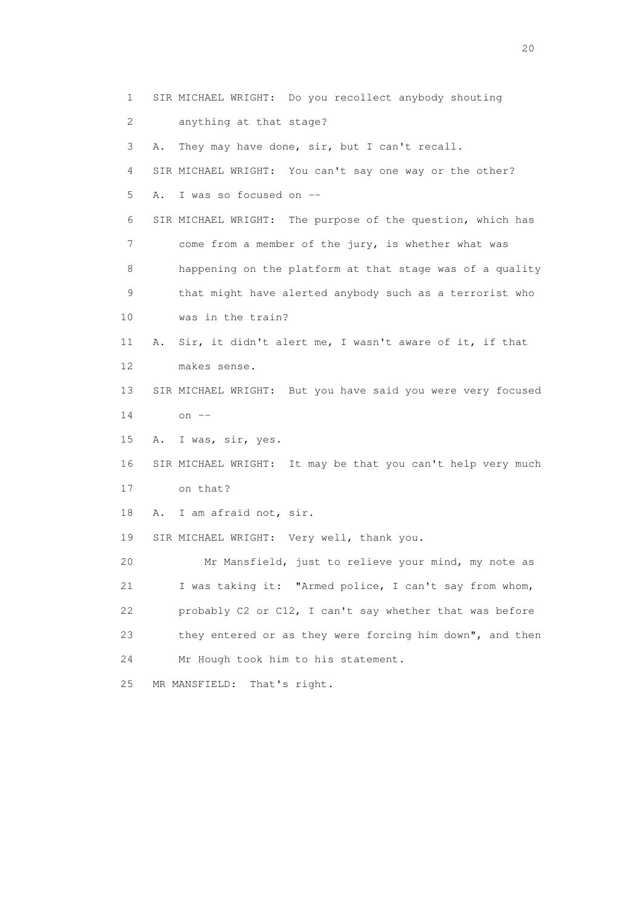1 SIR MICHAEL WRIGHT: Do you recollect anybody shouting
2 anything at that stage?
3 A. They may have done, sir, but I can't recall.
4 SIR MICHAEL WRIGHT: You can't say one way or the other?
5 A. I was so focused on --
6 SIR MICHAEL WRIGHT: The purpose of the question, which has
7 come from a member of the jury, is whether what was
8 happening on the platform at that stage was of a quality
9 that might have alerted anybody such as a terrorist who
10 was in the train?
11 A. Sir, it didn't alert me, I wasn't aware of it, if that
12 makes sense.
13 SIR MICHAEL WRIGHT: But you have said you were very focused
14 on --
15 A. I was, sir, yes.
16 SIR MICHAEL WRIGHT: It may be that you can't help very much
17 on that?
18 A. I am afraid not, sir.
19 SIR MICHAEL WRIGHT: Very well, thank you.
20 Mr Mansfield, just to relieve your mind, my note as
21 I was taking it: "Armed police, I can't say from whom,
22 probably C2 or C12, I can't say whether that was before
23 they entered or as they were forcing him down", and then
24 Mr Hough took him to his statement.
25 MR MANSFIELD: That's right.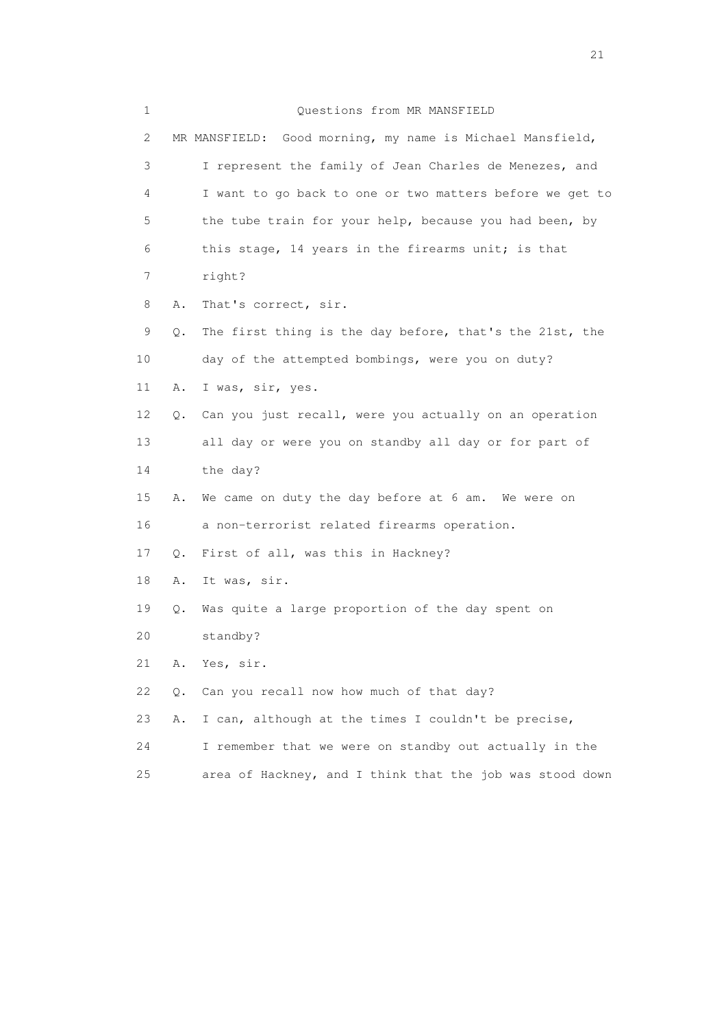1 Questions from MR MANSFIELD

2 MR MANSFIELD: Good morning, my name is Michael Mansfield,

3 I represent the family of Jean Charles de Menezes, and

4 I want to go back to one or two matters before we get to

5 the tube train for your help, because you had been, by

6 this stage, 14 years in the firearms unit; is that

7 right?

8 A. That's correct, sir.

9 Q. The first thing is the day before, that's the 21st, the

10 day of the attempted bombings, were you on duty?

11 A. I was, sir, yes.

12 Q. Can you just recall, were you actually on an operation

13 all day or were you on standby all day or for part of

14 the day?

15 A. We came on duty the day before at 6 am. We were on

16 a non-terrorist related firearms operation.

17 Q. First of all, was this in Hackney?

18 A. It was, sir.

19 Q. Was quite a large proportion of the day spent on

20 standby?

21 A. Yes, sir.

22 Q. Can you recall now how much of that day?

23 A. I can, although at the times I couldn't be precise,

24 I remember that we were on standby out actually in the

25 area of Hackney, and I think that the job was stood down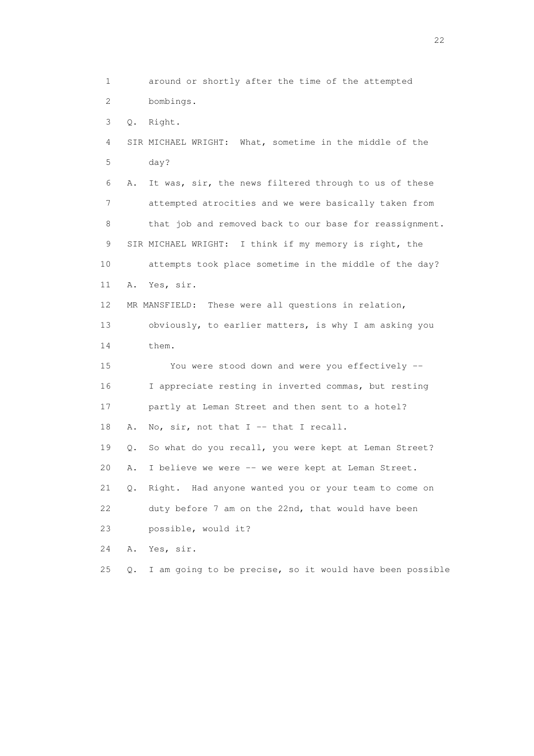1 around or shortly after the time of the attempted
2 bombings.
3 Q. Right.
4 SIR MICHAEL WRIGHT: What, sometime in the middle of the
5 day?
6 A. It was, sir, the news filtered through to us of these
7 attempted atrocities and we were basically taken from
8 that job and removed back to our base for reassignment.
9 SIR MICHAEL WRIGHT: I think if my memory is right, the
10 attempts took place sometime in the middle of the day?
11 A. Yes, sir.
12 MR MANSFIELD: These were all questions in relation,
13 obviously, to earlier matters, is why I am asking you
14 them.
15 You were stood down and were you effectively --
16 I appreciate resting in inverted commas, but resting
17 partly at Leman Street and then sent to a hotel?
18 A. No, sir, not that I -- that I recall.
19 Q. So what do you recall, you were kept at Leman Street?
20 A. I believe we were -- we were kept at Leman Street.
21 Q. Right. Had anyone wanted you or your team to come on
22 duty before 7 am on the 22nd, that would have been
23 possible, would it?
24 A. Yes, sir.
25 Q. I am going to be precise, so it would have been possible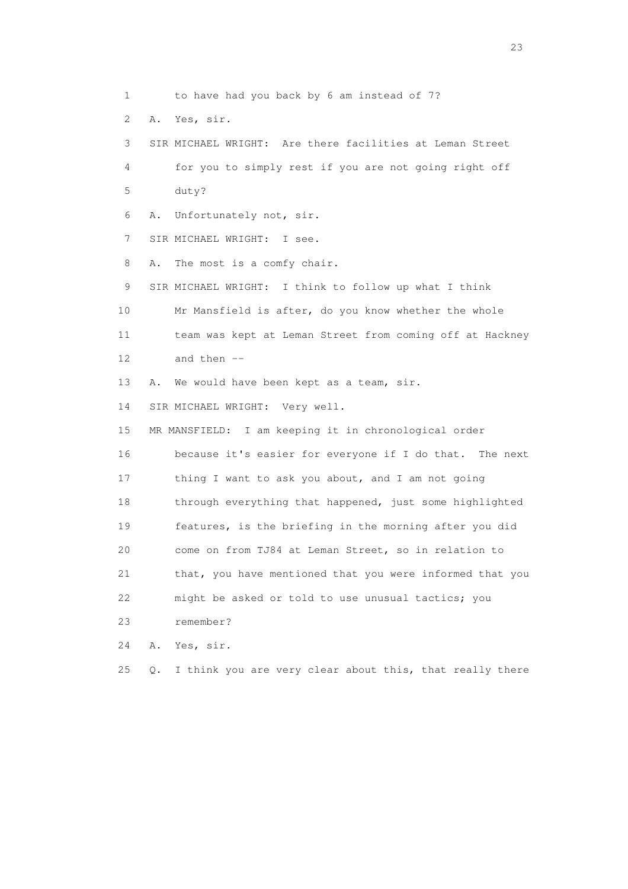1 to have had you back by 6 am instead of 7?

2 A. Yes, sir.

3 SIR MICHAEL WRIGHT: Are there facilities at Leman Street

4 for you to simply rest if you are not going right off

5 duty?

6 A. Unfortunately not, sir.

7 SIR MICHAEL WRIGHT: I see.

8 A. The most is a comfy chair.

9 SIR MICHAEL WRIGHT: I think to follow up what I think

10 Mr Mansfield is after, do you know whether the whole

11 team was kept at Leman Street from coming off at Hackney

12 and then --

13 A. We would have been kept as a team, sir.

14 SIR MICHAEL WRIGHT: Very well.

15 MR MANSFIELD: I am keeping it in chronological order

16 because it's easier for everyone if I do that. The next

17 thing I want to ask you about, and I am not going

18 through everything that happened, just some highlighted

19 features, is the briefing in the morning after you did

20 come on from TJ84 at Leman Street, so in relation to

21 that, you have mentioned that you were informed that you

22 might be asked or told to use unusual tactics; you

23 remember?

24 A. Yes, sir.

25 Q. I think you are very clear about this, that really there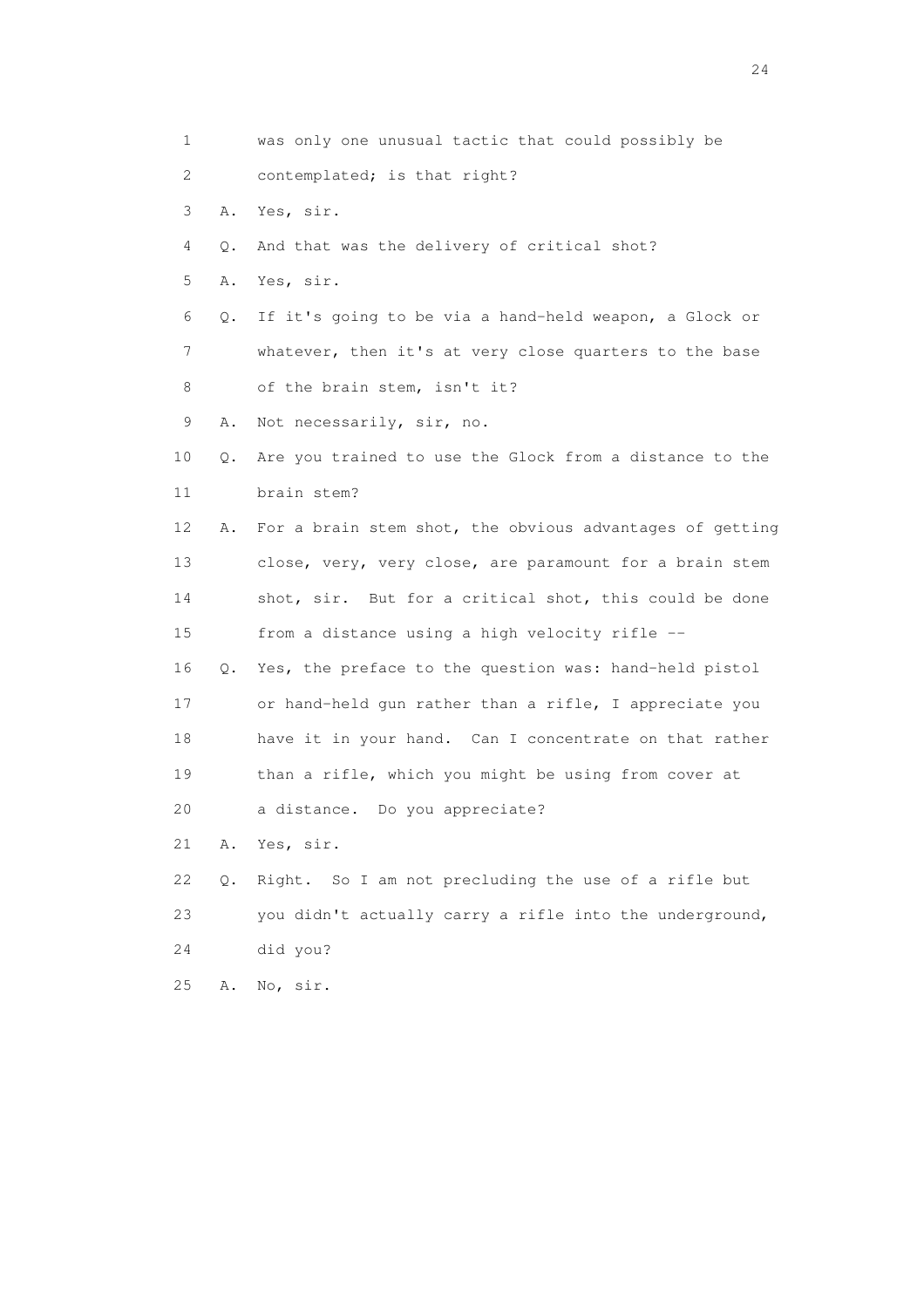1 was only one unusual tactic that could possibly be
2 contemplated; is that right?
3 A. Yes, sir.
4 Q. And that was the delivery of critical shot?
5 A. Yes, sir.
6 Q. If it's going to be via a hand-held weapon, a Glock or
7 whatever, then it's at very close quarters to the base
8 of the brain stem, isn't it?
9 A. Not necessarily, sir, no.
10 Q. Are you trained to use the Glock from a distance to the
11 brain stem?
12 A. For a brain stem shot, the obvious advantages of getting
13 close, very, very close, are paramount for a brain stem
14 shot, sir. But for a critical shot, this could be done
15 from a distance using a high velocity rifle --
16 Q. Yes, the preface to the question was: hand-held pistol
17 or hand-held gun rather than a rifle, I appreciate you
18 have it in your hand. Can I concentrate on that rather
19 than a rifle, which you might be using from cover at
20 a distance. Do you appreciate?
21 A. Yes, sir.
22 Q. Right. So I am not precluding the use of a rifle but
23 you didn't actually carry a rifle into the underground,
24 did you?
25 A. No, sir.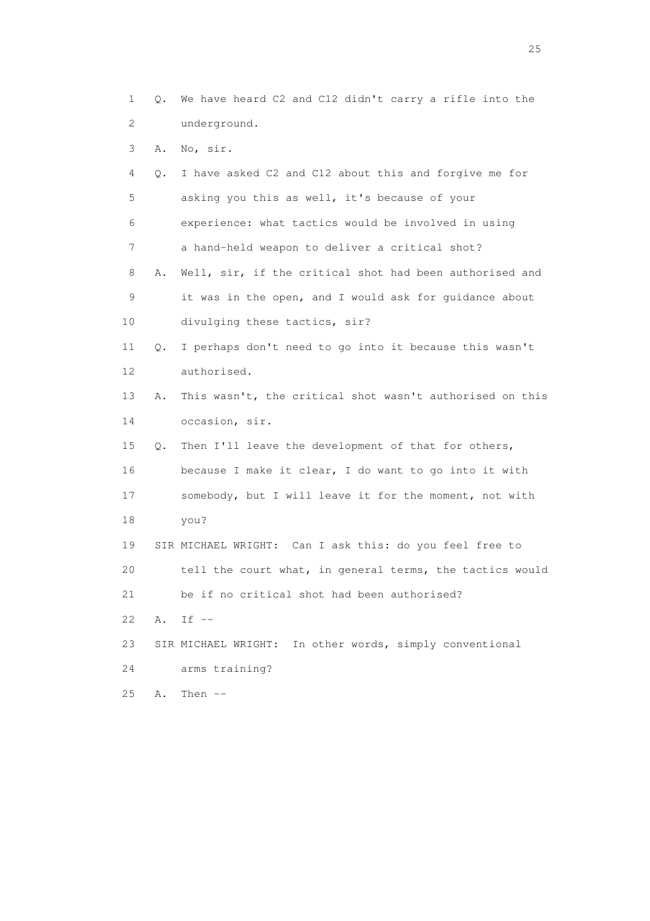1 Q. We have heard C2 and C12 didn't carry a rifle into the
2 underground.

3 A. No, sir.

4 Q. I have asked C2 and C12 about this and forgive me for
5 asking you this as well, it's because of your
6 experience: what tactics would be involved in using
7 a hand-held weapon to deliver a critical shot?

8 A. Well, sir, if the critical shot had been authorised and
9 it was in the open, and I would ask for guidance about
10 divulging these tactics, sir?

11 Q. I perhaps don't need to go into it because this wasn't
12 authorised.

13 A. This wasn't, the critical shot wasn't authorised on this
14 occasion, sir.

15 Q. Then I'll leave the development of that for others,
16 because I make it clear, I do want to go into it with
17 somebody, but I will leave it for the moment, not with
18 you?

19 SIR MICHAEL WRIGHT: Can I ask this: do you feel free to
20 tell the court what, in general terms, the tactics would
21 be if no critical shot had been authorised?

22 A. If --

23 SIR MICHAEL WRIGHT: In other words, simply conventional
24 arms training?

25 A. Then --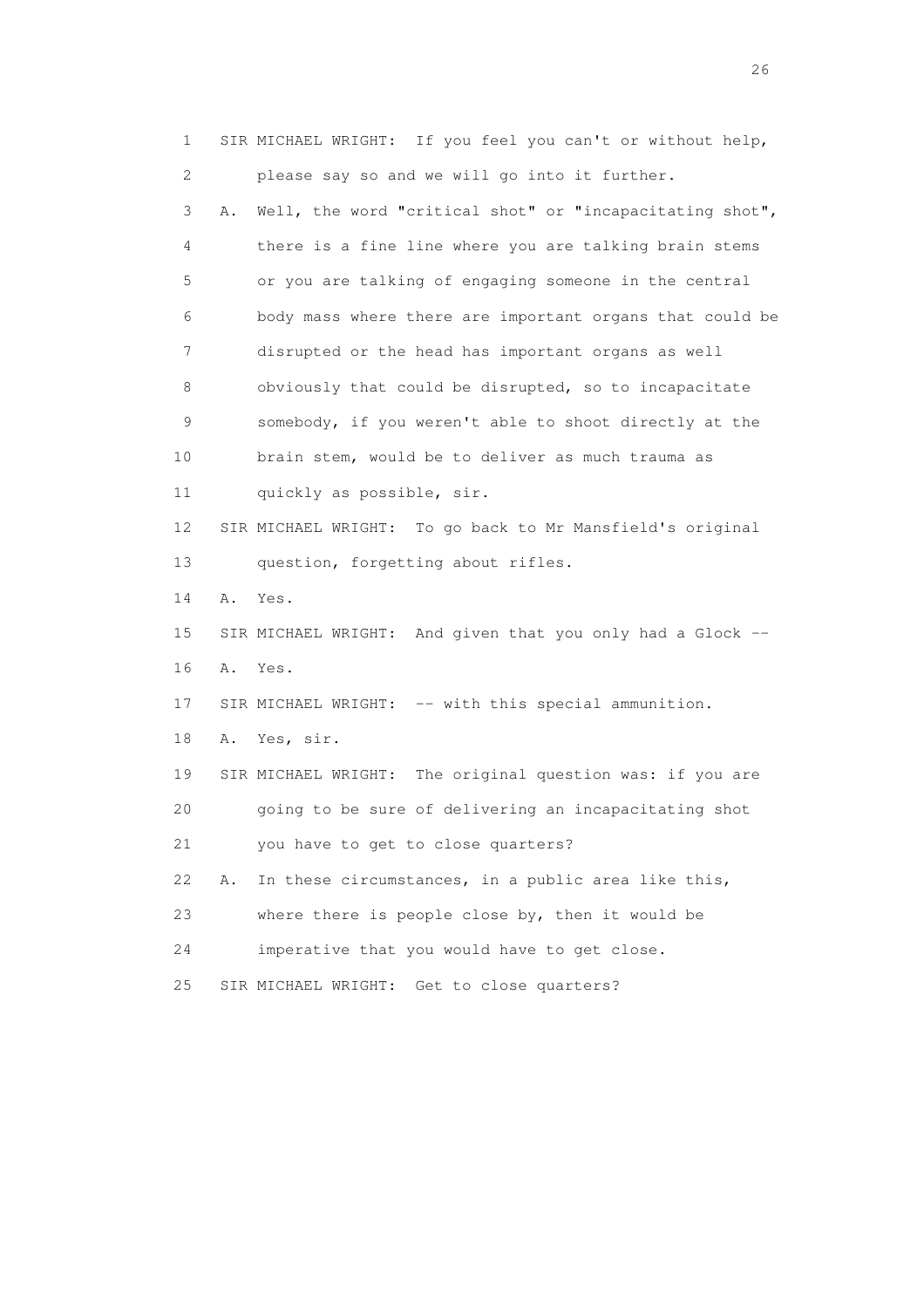1 SIR MICHAEL WRIGHT: If you feel you can't or without help,
2 please say so and we will go into it further.
3 A. Well, the word "critical shot" or "incapacitating shot",
4 there is a fine line where you are talking brain stems
5 or you are talking of engaging someone in the central
6 body mass where there are important organs that could be
7 disrupted or the head has important organs as well
8 obviously that could be disrupted, so to incapacitate
9 somebody, if you weren't able to shoot directly at the
10 brain stem, would be to deliver as much trauma as
11 quickly as possible, sir.
12 SIR MICHAEL WRIGHT: To go back to Mr Mansfield's original
13 question, forgetting about rifles.
14 A. Yes.
15 SIR MICHAEL WRIGHT: And given that you only had a Glock --
16 A. Yes.
17 SIR MICHAEL WRIGHT: -- with this special ammunition.
18 A. Yes, sir.
19 SIR MICHAEL WRIGHT: The original question was: if you are
20 going to be sure of delivering an incapacitating shot
21 you have to get to close quarters?
22 A. In these circumstances, in a public area like this,
23 where there is people close by, then it would be
24 imperative that you would have to get close.
25 SIR MICHAEL WRIGHT: Get to close quarters?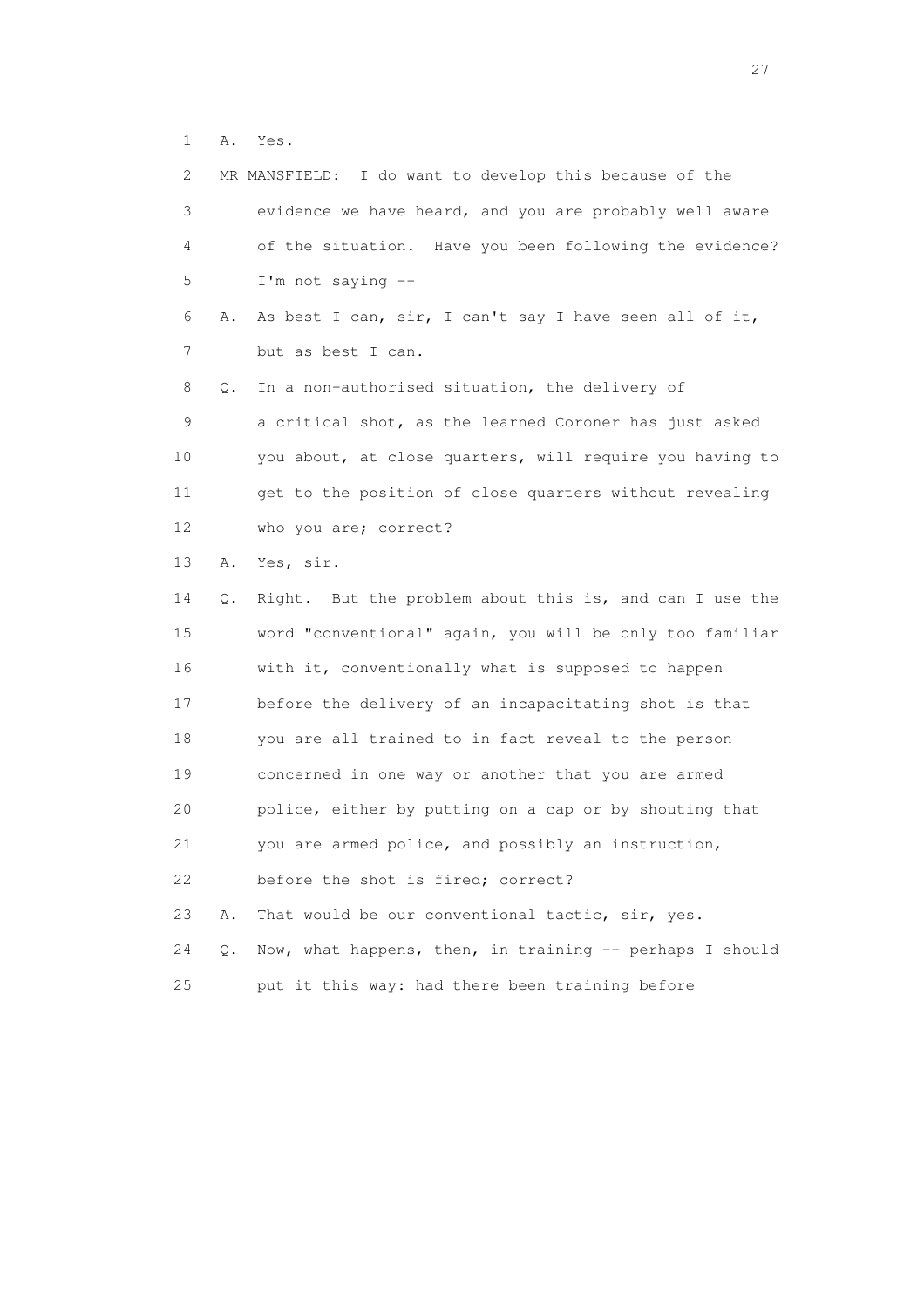1 A. Yes.

2 MR MANSFIELD: I do want to develop this because of the

3 evidence we have heard, and you are probably well aware

4 of the situation. Have you been following the evidence?

5 I'm not saying --

6 A. As best I can, sir, I can't say I have seen all of it,

7 but as best I can.

8 Q. In a non-authorised situation, the delivery of

9 a critical shot, as the learned Coroner has just asked

10 you about, at close quarters, will require you having to

11 get to the position of close quarters without revealing

12 who you are; correct?

13 A. Yes, sir.

14 Q. Right. But the problem about this is, and can I use the

15 word "conventional" again, you will be only too familiar

16 with it, conventionally what is supposed to happen

17 before the delivery of an incapacitating shot is that

18 you are all trained to in fact reveal to the person

19 concerned in one way or another that you are armed

20 police, either by putting on a cap or by shouting that

21 you are armed police, and possibly an instruction,

22 before the shot is fired; correct?

23 A. That would be our conventional tactic, sir, yes.

24 Q. Now, what happens, then, in training -- perhaps I should

25 put it this way: had there been training before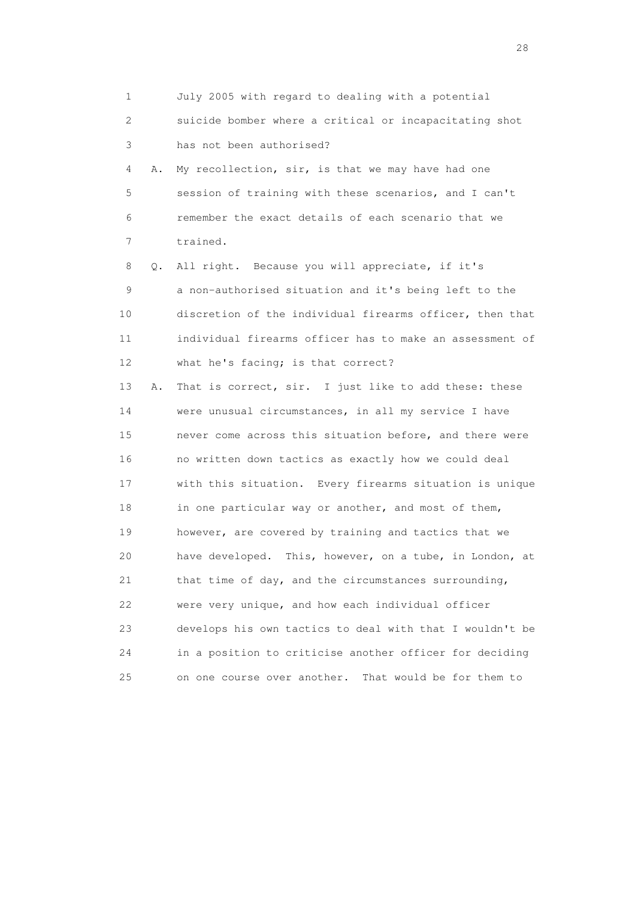1 July 2005 with regard to dealing with a potential
2 suicide bomber where a critical or incapacitating shot
3 has not been authorised?

4 A. My recollection, sir, is that we may have had one
5 session of training with these scenarios, and I can't
6 remember the exact details of each scenario that we
7 trained.

8 Q. All right. Because you will appreciate, if it's
9 a non-authorised situation and it's being left to the
10 discretion of the individual firearms officer, then that
11 individual firearms officer has to make an assessment of
12 what he's facing; is that correct?

13 A. That is correct, sir. I just like to add these: these
14 were unusual circumstances, in all my service I have
15 never come across this situation before, and there were
16 no written down tactics as exactly how we could deal
17 with this situation. Every firearms situation is unique
18 in one particular way or another, and most of them,
19 however, are covered by training and tactics that we
20 have developed. This, however, on a tube, in London, at
21 that time of day, and the circumstances surrounding,
22 were very unique, and how each individual officer
23 develops his own tactics to deal with that I wouldn't be
24 in a position to criticise another officer for deciding
25 on one course over another. That would be for them to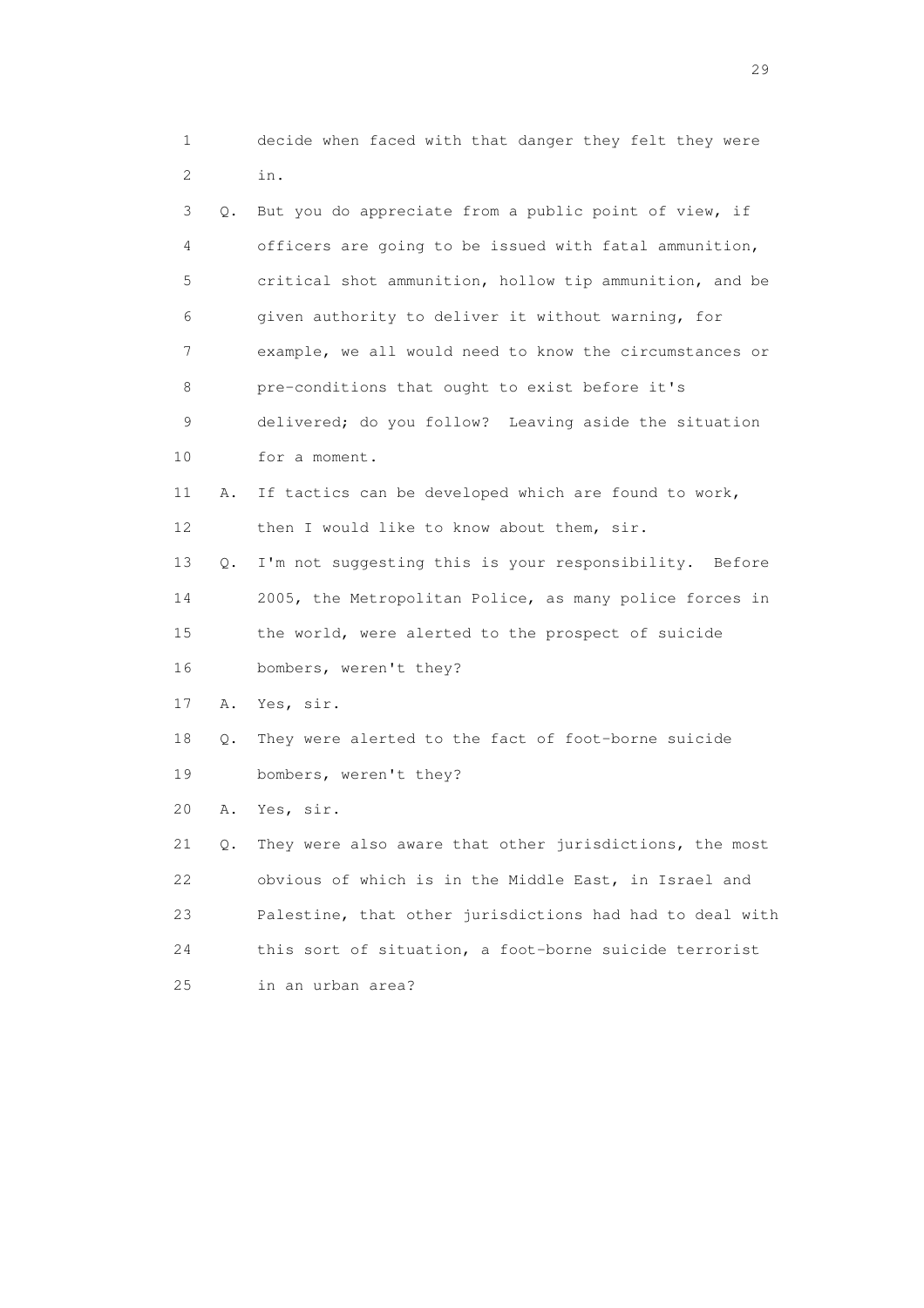1 decide when faced with that danger they felt they were
2 in.
3 Q. But you do appreciate from a public point of view, if
4 officers are going to be issued with fatal ammunition,
5 critical shot ammunition, hollow tip ammunition, and be
6 given authority to deliver it without warning, for
7 example, we all would need to know the circumstances or
8 pre-conditions that ought to exist before it's
9 delivered; do you follow? Leaving aside the situation
10 for a moment.
11 A. If tactics can be developed which are found to work,
12 then I would like to know about them, sir.
13 Q. I'm not suggesting this is your responsibility. Before
14 2005, the Metropolitan Police, as many police forces in
15 the world, were alerted to the prospect of suicide
16 bombers, weren't they?
17 A. Yes, sir.
18 Q. They were alerted to the fact of foot-borne suicide
19 bombers, weren't they?
20 A. Yes, sir.
21 Q. They were also aware that other jurisdictions, the most
22 obvious of which is in the Middle East, in Israel and
23 Palestine, that other jurisdictions had had to deal with
24 this sort of situation, a foot-borne suicide terrorist
25 in an urban area?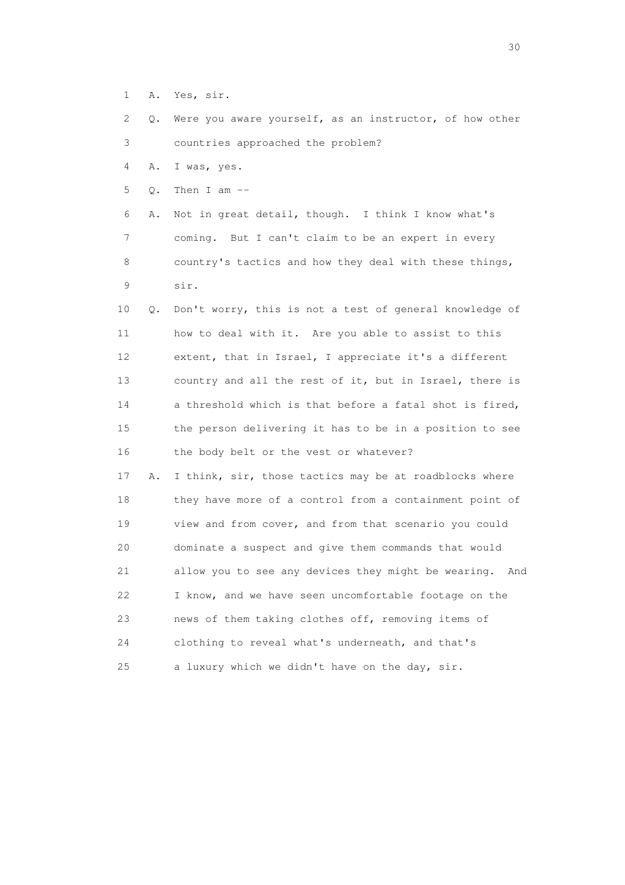1 A. Yes, sir.

2 Q. Were you aware yourself, as an instructor, of how other

3 countries approached the problem?

4 A. I was, yes.

5 Q. Then I am --

6 A. Not in great detail, though. I think I know what's

7 coming. But I can't claim to be an expert in every

8 country's tactics and how they deal with these things,

9 sir.

10 Q. Don't worry, this is not a test of general knowledge of

11 how to deal with it. Are you able to assist to this

12 extent, that in Israel, I appreciate it's a different

13 country and all the rest of it, but in Israel, there is

14 a threshold which is that before a fatal shot is fired,

15 the person delivering it has to be in a position to see

16 the body belt or the vest or whatever?

17 A. I think, sir, those tactics may be at roadblocks where

18 they have more of a control from a containment point of

19 view and from cover, and from that scenario you could

20 dominate a suspect and give them commands that would

21 allow you to see any devices they might be wearing. And

22 I know, and we have seen uncomfortable footage on the

23 news of them taking clothes off, removing items of

24 clothing to reveal what's underneath, and that's

25 a luxury which we didn't have on the day, sir.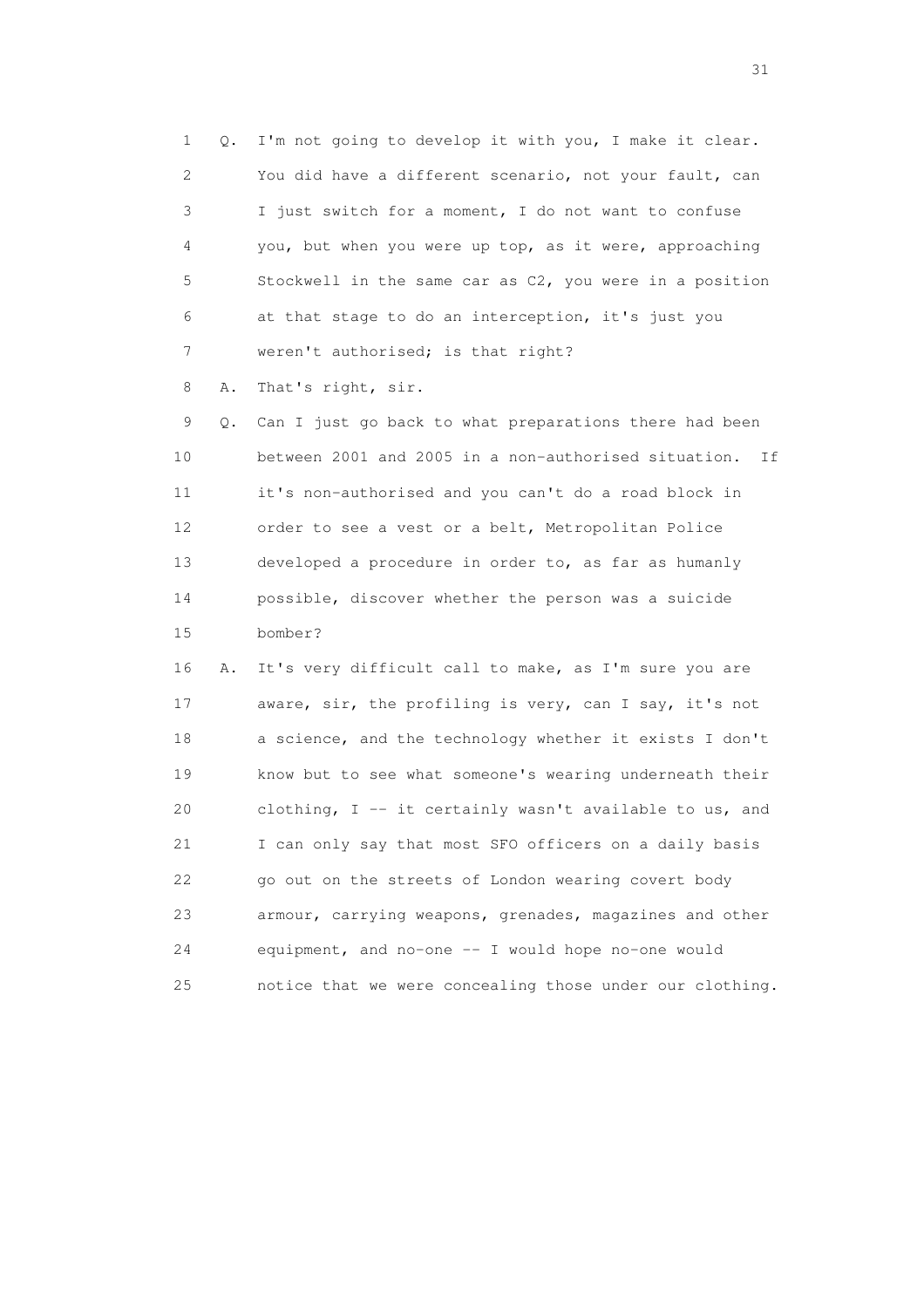1 Q. I'm not going to develop it with you, I make it clear.
2 You did have a different scenario, not your fault, can
3 I just switch for a moment, I do not want to confuse
4 you, but when you were up top, as it were, approaching
5 Stockwell in the same car as C2, you were in a position
6 at that stage to do an interception, it's just you
7 weren't authorised; is that right?

8 A. That's right, sir.

9 Q. Can I just go back to what preparations there had been
10 between 2001 and 2005 in a non-authorised situation. If
11 it's non-authorised and you can't do a road block in
12 order to see a vest or a belt, Metropolitan Police
13 developed a procedure in order to, as far as humanly
14 possible, discover whether the person was a suicide
15 bomber?

16 A. It's very difficult call to make, as I'm sure you are
17 aware, sir, the profiling is very, can I say, it's not
18 a science, and the technology whether it exists I don't
19 know but to see what someone's wearing underneath their
20 clothing, I -- it certainly wasn't available to us, and
21 I can only say that most SFO officers on a daily basis
22 go out on the streets of London wearing covert body
23 armour, carrying weapons, grenades, magazines and other
24 equipment, and no-one -- I would hope no-one would
25 notice that we were concealing those under our clothing.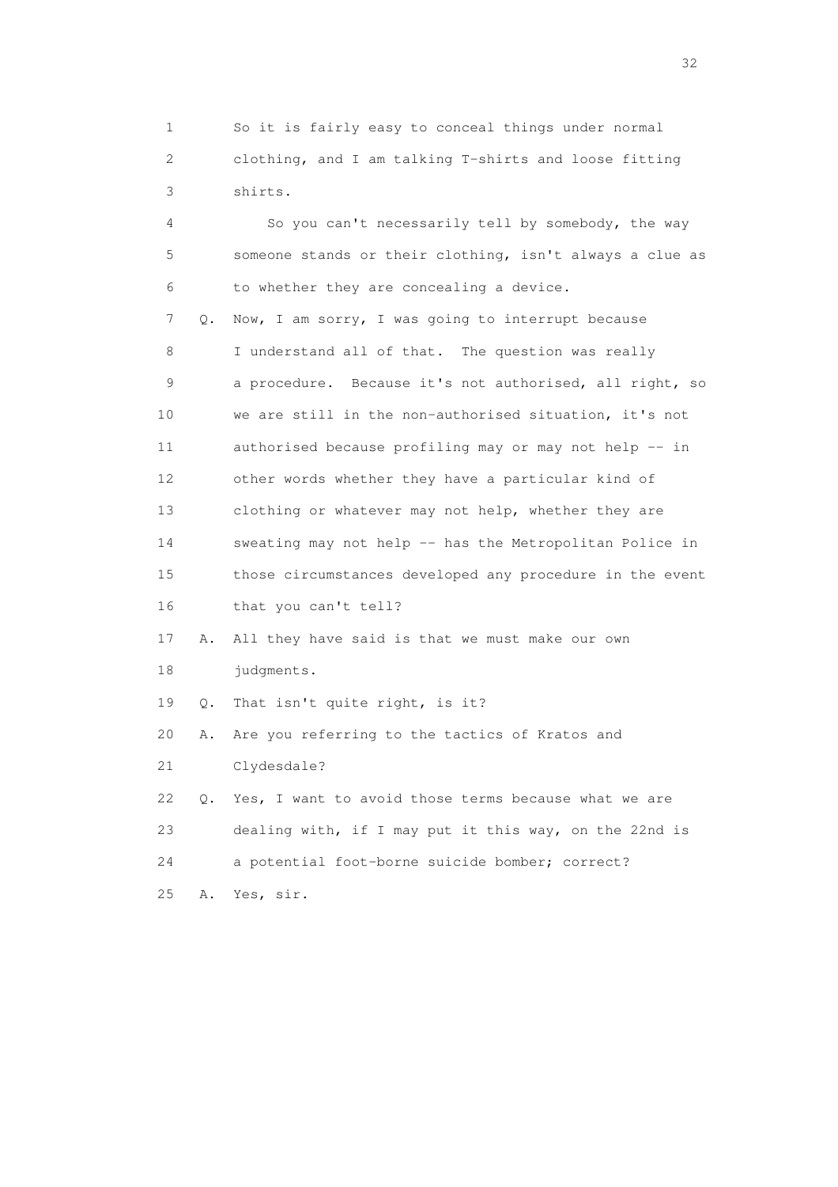1        So it is fairly easy to conceal things under normal
2        clothing, and I am talking T-shirts and loose fitting
3        shirts.

4            So you can't necessarily tell by somebody, the way
5        someone stands or their clothing, isn't always a clue as
6        to whether they are concealing a device.

7    Q.  Now, I am sorry, I was going to interrupt because
8        I understand all of that.  The question was really
9        a procedure.  Because it's not authorised, all right, so
10       we are still in the non-authorised situation, it's not
11       authorised because profiling may or may not help -- in
12       other words whether they have a particular kind of
13       clothing or whatever may not help, whether they are
14       sweating may not help -- has the Metropolitan Police in
15       those circumstances developed any procedure in the event
16       that you can't tell?

17   A.  All they have said is that we must make our own
18       judgments.

19   Q.  That isn't quite right, is it?

20   A.  Are you referring to the tactics of Kratos and
21       Clydesdale?

22   Q.  Yes, I want to avoid those terms because what we are
23       dealing with, if I may put it this way, on the 22nd is
24       a potential foot-borne suicide bomber; correct?

25   A.  Yes, sir.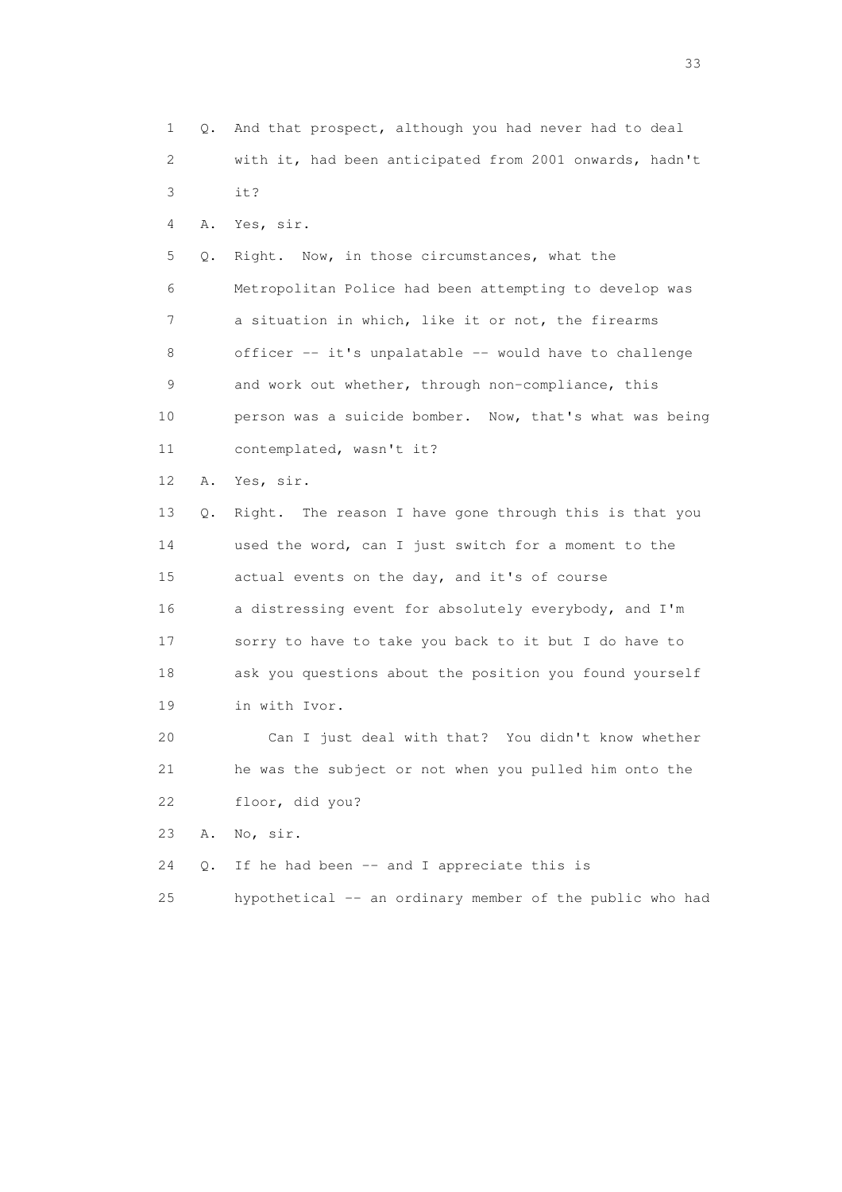1 Q. And that prospect, although you had never had to deal
2 with it, had been anticipated from 2001 onwards, hadn't
3 it?
4 A. Yes, sir.
5 Q. Right. Now, in those circumstances, what the
6 Metropolitan Police had been attempting to develop was
7 a situation in which, like it or not, the firearms
8 officer -- it's unpalatable -- would have to challenge
9 and work out whether, through non-compliance, this
10 person was a suicide bomber. Now, that's what was being
11 contemplated, wasn't it?
12 A. Yes, sir.
13 Q. Right. The reason I have gone through this is that you
14 used the word, can I just switch for a moment to the
15 actual events on the day, and it's of course
16 a distressing event for absolutely everybody, and I'm
17 sorry to have to take you back to it but I do have to
18 ask you questions about the position you found yourself
19 in with Ivor.
20 Can I just deal with that? You didn't know whether
21 he was the subject or not when you pulled him onto the
22 floor, did you?
23 A. No, sir.
24 Q. If he had been -- and I appreciate this is
25 hypothetical -- an ordinary member of the public who had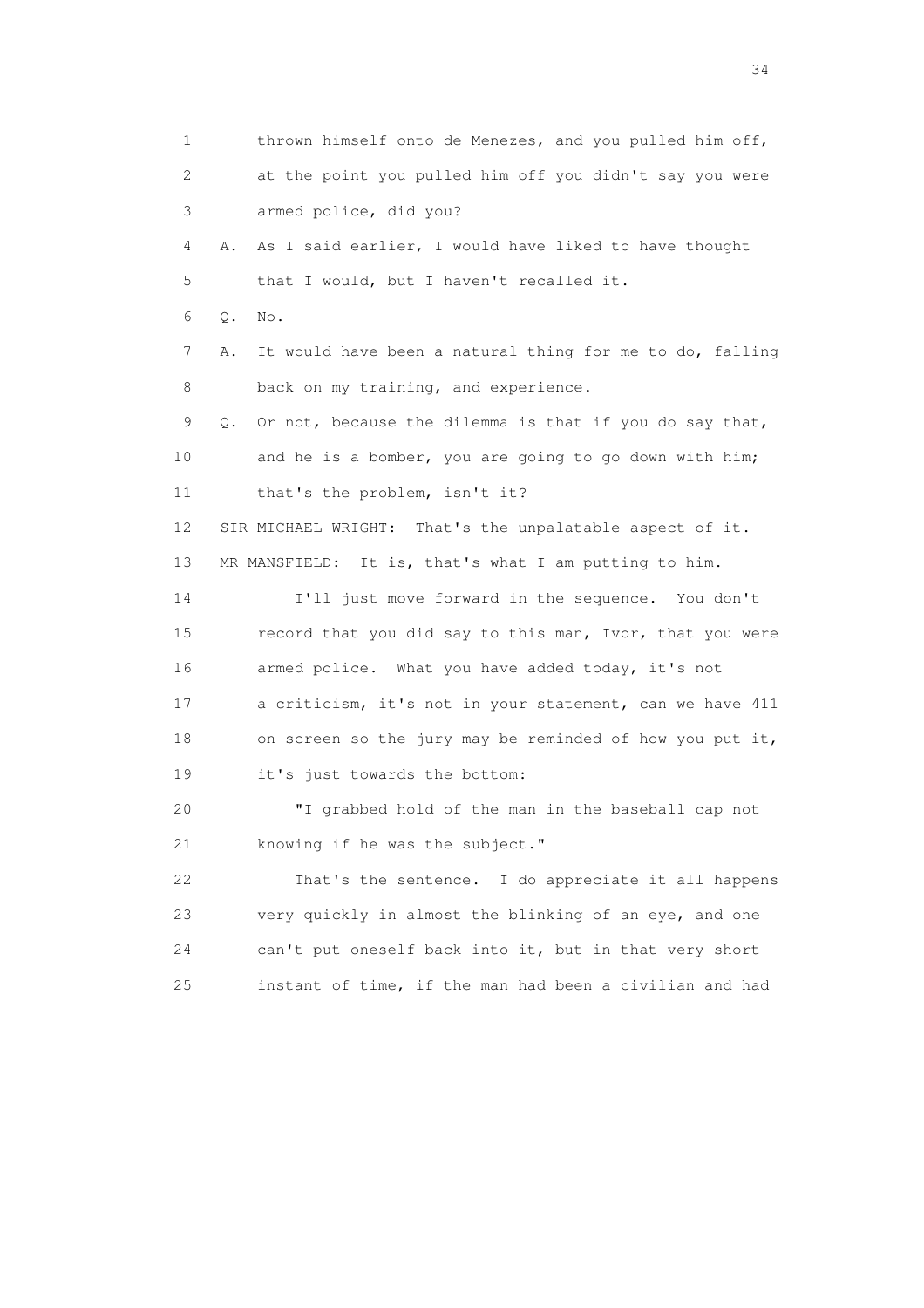1 thrown himself onto de Menezes, and you pulled him off,
2 at the point you pulled him off you didn't say you were
3 armed police, did you?

4 A. As I said earlier, I would have liked to have thought
5 that I would, but I haven't recalled it.

6 Q. No.

7 A. It would have been a natural thing for me to do, falling
8 back on my training, and experience.

9 Q. Or not, because the dilemma is that if you do say that,
10 and he is a bomber, you are going to go down with him;
11 that's the problem, isn't it?

12 SIR MICHAEL WRIGHT: That's the unpalatable aspect of it.

13 MR MANSFIELD: It is, that's what I am putting to him.

14 I'll just move forward in the sequence. You don't
15 record that you did say to this man, Ivor, that you were
16 armed police. What you have added today, it's not
17 a criticism, it's not in your statement, can we have 411
18 on screen so the jury may be reminded of how you put it,
19 it's just towards the bottom:

20 "I grabbed hold of the man in the baseball cap not
21 knowing if he was the subject."

22 That's the sentence. I do appreciate it all happens
23 very quickly in almost the blinking of an eye, and one
24 can't put oneself back into it, but in that very short
25 instant of time, if the man had been a civilian and had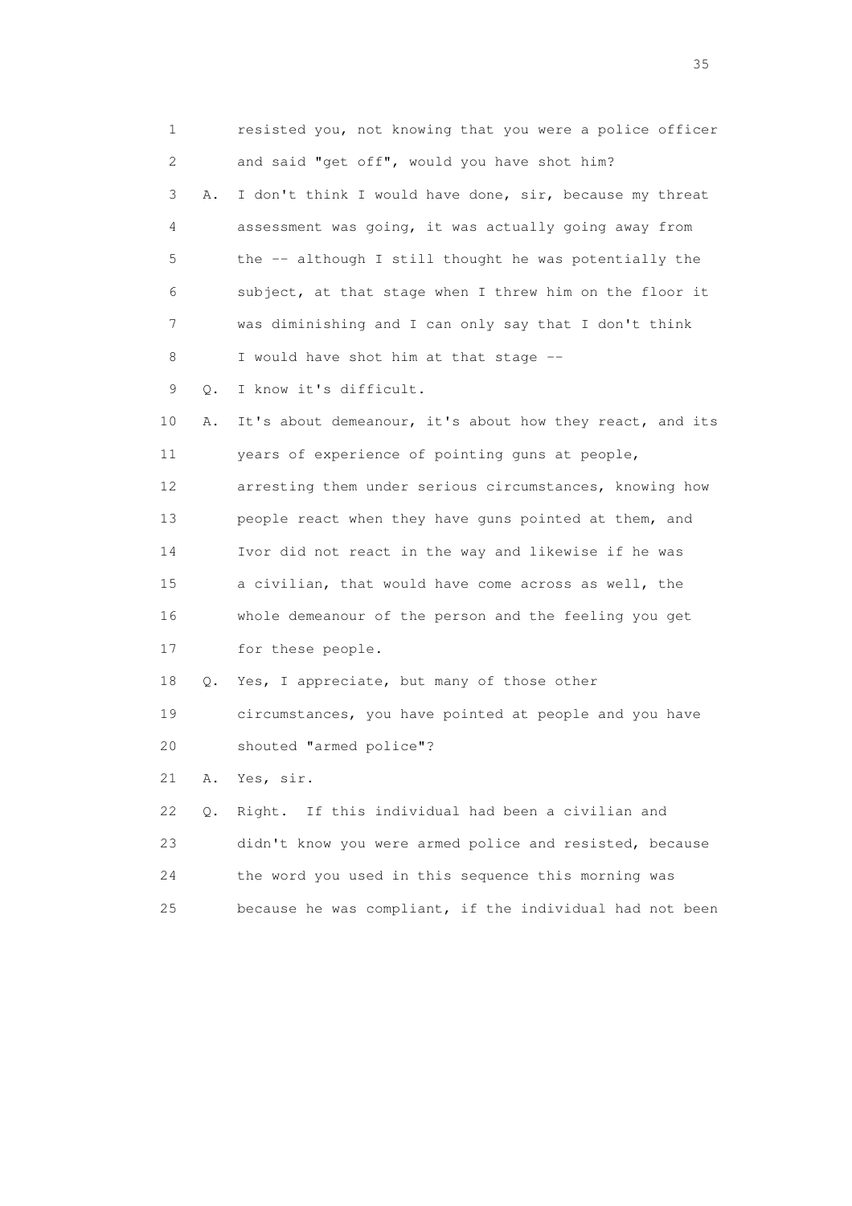1 resisted you, not knowing that you were a police officer
2 and said "get off", would you have shot him?
3 A. I don't think I would have done, sir, because my threat
4 assessment was going, it was actually going away from
5 the -- although I still thought he was potentially the
6 subject, at that stage when I threw him on the floor it
7 was diminishing and I can only say that I don't think
8 I would have shot him at that stage --
9 Q. I know it's difficult.
10 A. It's about demeanour, it's about how they react, and its
11 years of experience of pointing guns at people,
12 arresting them under serious circumstances, knowing how
13 people react when they have guns pointed at them, and
14 Ivor did not react in the way and likewise if he was
15 a civilian, that would have come across as well, the
16 whole demeanour of the person and the feeling you get
17 for these people.
18 Q. Yes, I appreciate, but many of those other
19 circumstances, you have pointed at people and you have
20 shouted "armed police"?
21 A. Yes, sir.
22 Q. Right. If this individual had been a civilian and
23 didn't know you were armed police and resisted, because
24 the word you used in this sequence this morning was
25 because he was compliant, if the individual had not been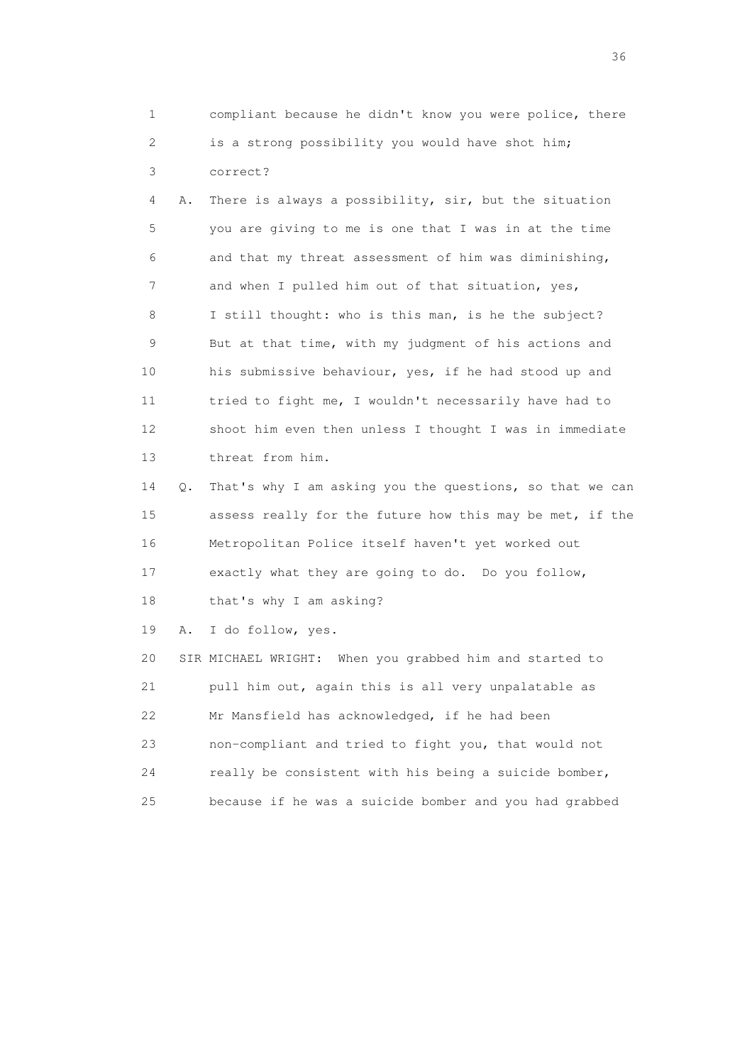1 compliant because he didn't know you were police, there
2 is a strong possibility you would have shot him;
3 correct?

4 A. There is always a possibility, sir, but the situation
5 you are giving to me is one that I was in at the time
6 and that my threat assessment of him was diminishing,
7 and when I pulled him out of that situation, yes,
8 I still thought: who is this man, is he the subject?
9 But at that time, with my judgment of his actions and
10 his submissive behaviour, yes, if he had stood up and
11 tried to fight me, I wouldn't necessarily have had to
12 shoot him even then unless I thought I was in immediate
13 threat from him.

14 Q. That's why I am asking you the questions, so that we can
15 assess really for the future how this may be met, if the
16 Metropolitan Police itself haven't yet worked out
17 exactly what they are going to do. Do you follow,
18 that's why I am asking?

19 A. I do follow, yes.

20 SIR MICHAEL WRIGHT: When you grabbed him and started to
21 pull him out, again this is all very unpalatable as
22 Mr Mansfield has acknowledged, if he had been
23 non-compliant and tried to fight you, that would not
24 really be consistent with his being a suicide bomber,
25 because if he was a suicide bomber and you had grabbed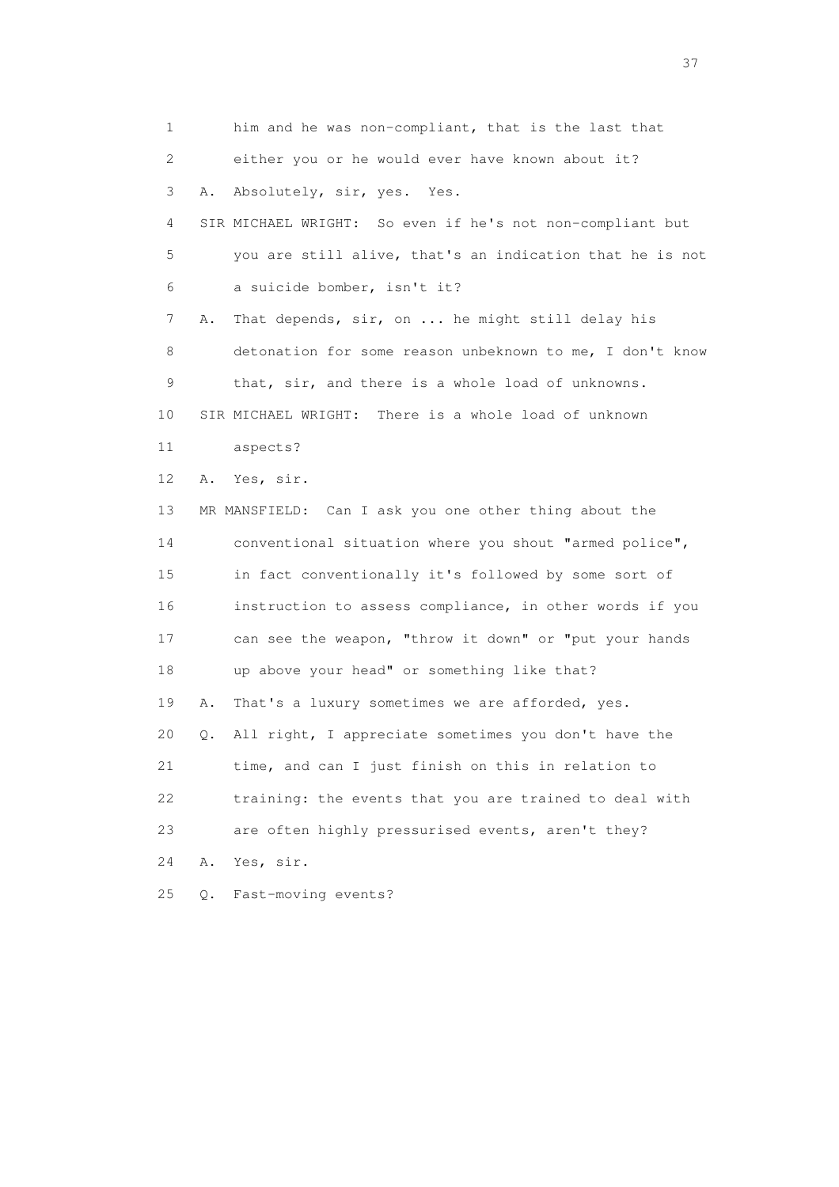1 him and he was non-compliant, that is the last that
2 either you or he would ever have known about it?
3 A. Absolutely, sir, yes. Yes.
4 SIR MICHAEL WRIGHT: So even if he's not non-compliant but
5 you are still alive, that's an indication that he is not
6 a suicide bomber, isn't it?
7 A. That depends, sir, on ... he might still delay his
8 detonation for some reason unbeknown to me, I don't know
9 that, sir, and there is a whole load of unknowns.
10 SIR MICHAEL WRIGHT: There is a whole load of unknown
11 aspects?
12 A. Yes, sir.
13 MR MANSFIELD: Can I ask you one other thing about the
14 conventional situation where you shout "armed police",
15 in fact conventionally it's followed by some sort of
16 instruction to assess compliance, in other words if you
17 can see the weapon, "throw it down" or "put your hands
18 up above your head" or something like that?
19 A. That's a luxury sometimes we are afforded, yes.
20 Q. All right, I appreciate sometimes you don't have the
21 time, and can I just finish on this in relation to
22 training: the events that you are trained to deal with
23 are often highly pressurised events, aren't they?
24 A. Yes, sir.
25 Q. Fast-moving events?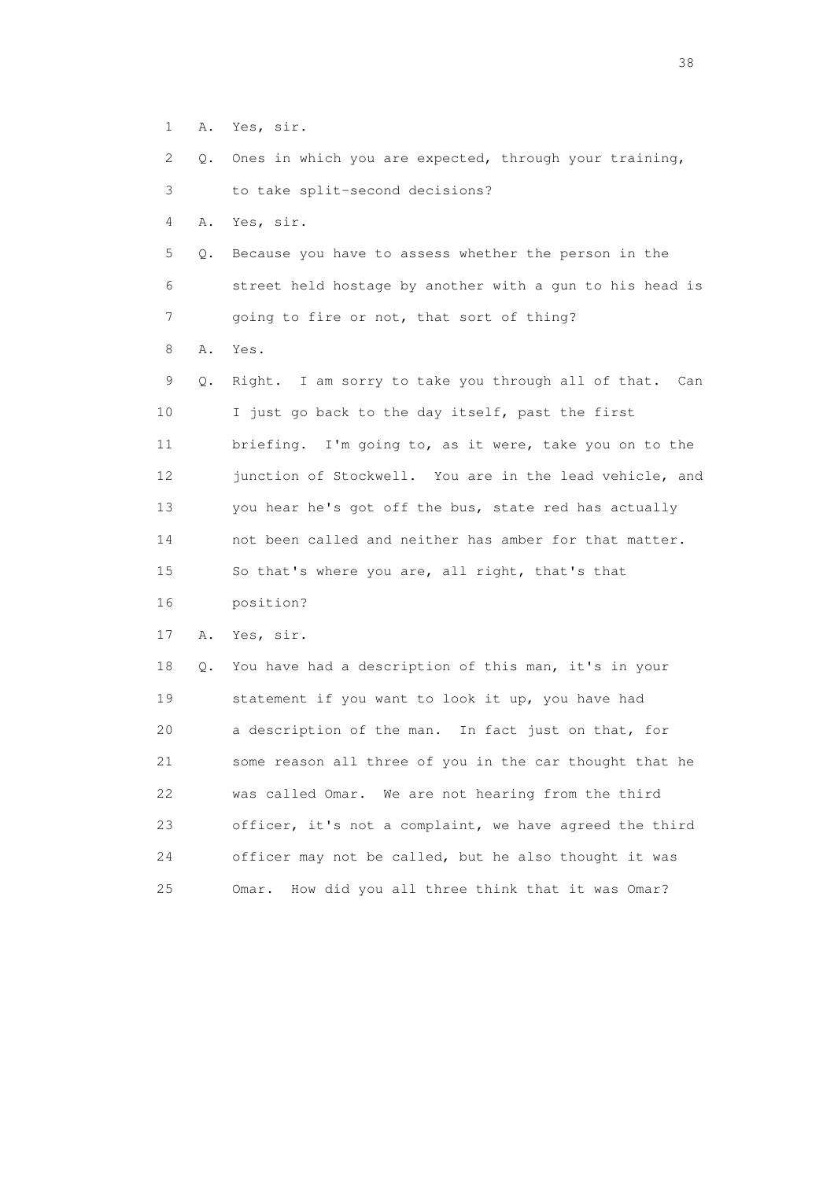1 A. Yes, sir.

2 Q. Ones in which you are expected, through your training,

3 to take split-second decisions?

4 A. Yes, sir.

5 Q. Because you have to assess whether the person in the

6 street held hostage by another with a gun to his head is

7 going to fire or not, that sort of thing?

8 A. Yes.

9 Q. Right. I am sorry to take you through all of that. Can

10 I just go back to the day itself, past the first

11 briefing. I'm going to, as it were, take you on to the

12 junction of Stockwell. You are in the lead vehicle, and

13 you hear he's got off the bus, state red has actually

14 not been called and neither has amber for that matter.

15 So that's where you are, all right, that's that

16 position?

17 A. Yes, sir.

18 Q. You have had a description of this man, it's in your

19 statement if you want to look it up, you have had

20 a description of the man. In fact just on that, for

21 some reason all three of you in the car thought that he

22 was called Omar. We are not hearing from the third

23 officer, it's not a complaint, we have agreed the third

24 officer may not be called, but he also thought it was

25 Omar. How did you all three think that it was Omar?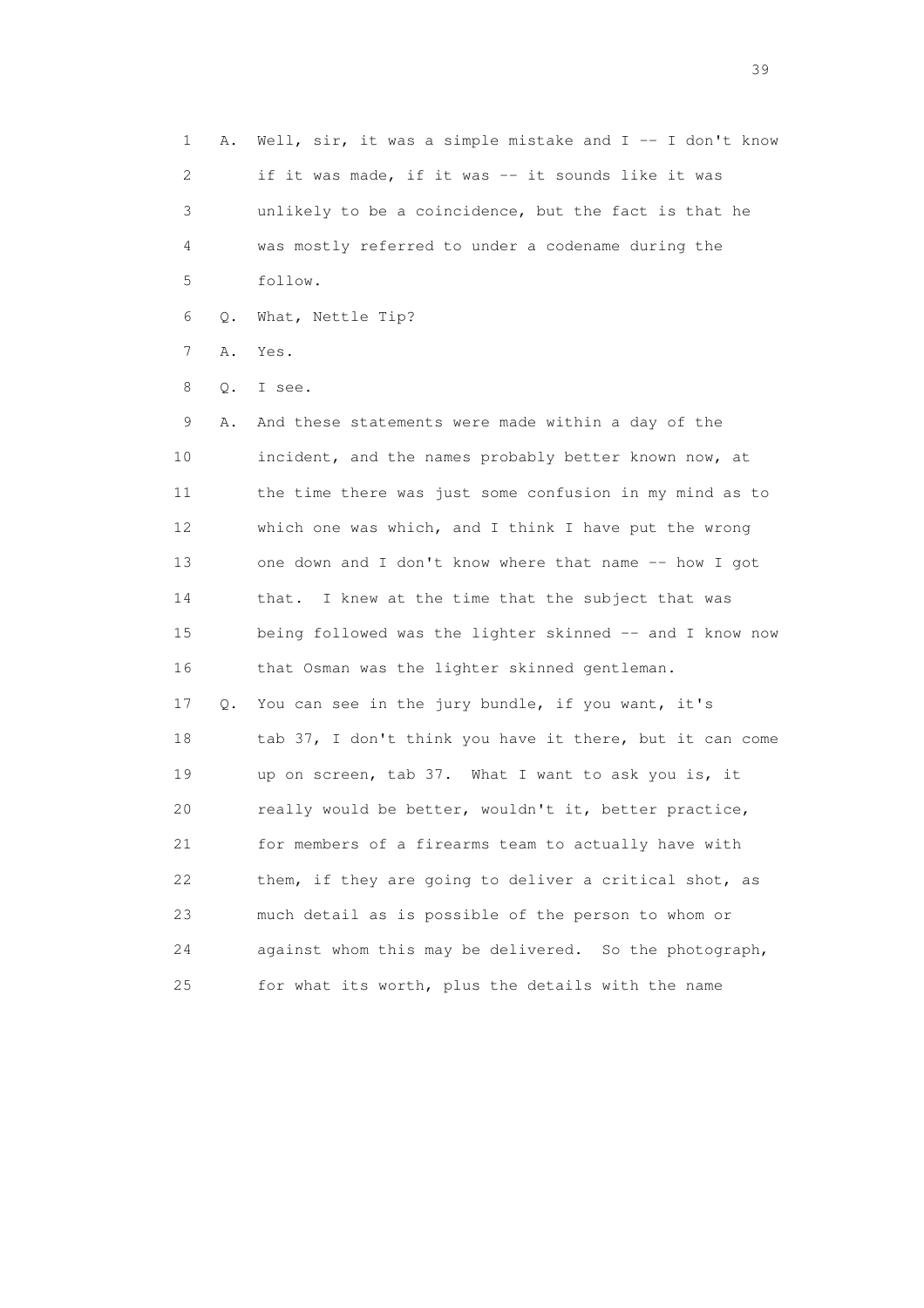1 A. Well, sir, it was a simple mistake and I -- I don't know
2 if it was made, if it was -- it sounds like it was
3 unlikely to be a coincidence, but the fact is that he
4 was mostly referred to under a codename during the
5 follow.

6 Q. What, Nettle Tip?

7 A. Yes.

8 Q. I see.

9 A. And these statements were made within a day of the
10 incident, and the names probably better known now, at
11 the time there was just some confusion in my mind as to
12 which one was which, and I think I have put the wrong
13 one down and I don't know where that name -- how I got
14 that. I knew at the time that the subject that was
15 being followed was the lighter skinned -- and I know now
16 that Osman was the lighter skinned gentleman.

17 Q. You can see in the jury bundle, if you want, it's
18 tab 37, I don't think you have it there, but it can come
19 up on screen, tab 37. What I want to ask you is, it
20 really would be better, wouldn't it, better practice,
21 for members of a firearms team to actually have with
22 them, if they are going to deliver a critical shot, as
23 much detail as is possible of the person to whom or
24 against whom this may be delivered. So the photograph,
25 for what its worth, plus the details with the name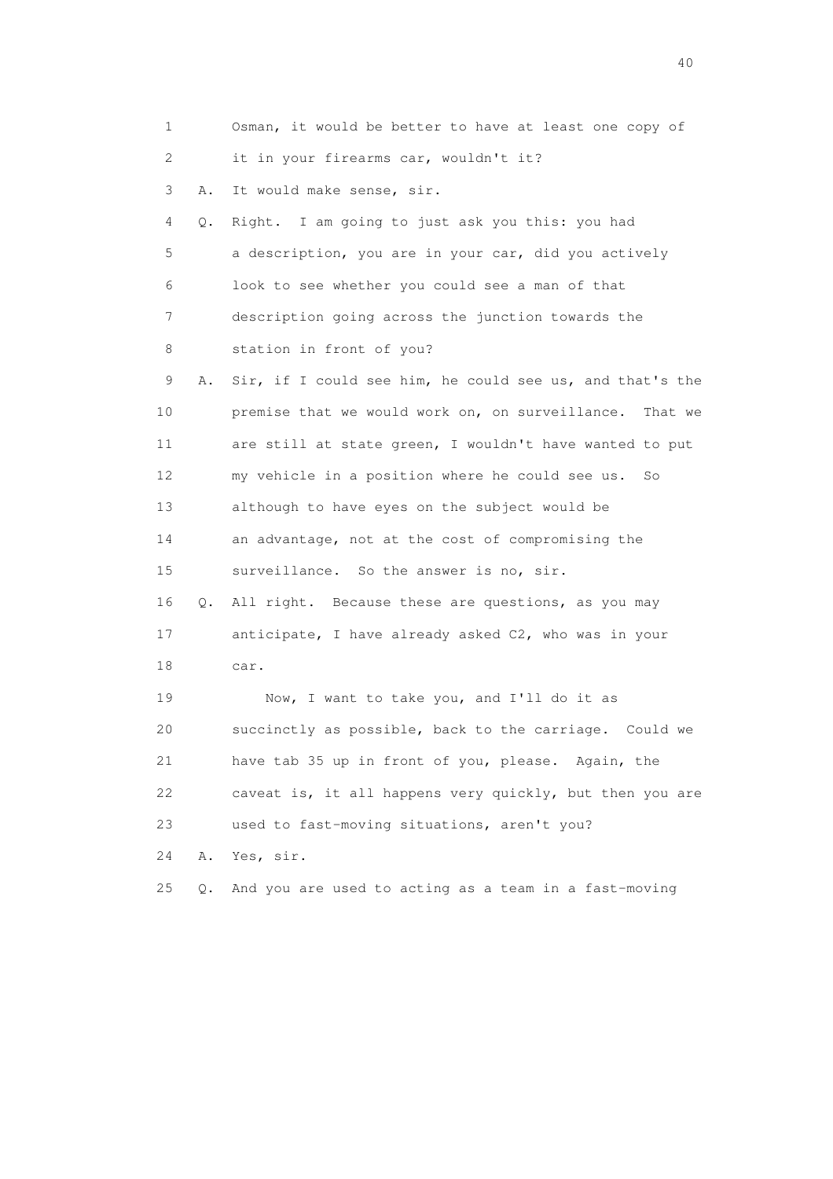1 Osman, it would be better to have at least one copy of
2 it in your firearms car, wouldn't it?
3 A. It would make sense, sir.
4 Q. Right. I am going to just ask you this: you had
5 a description, you are in your car, did you actively
6 look to see whether you could see a man of that
7 description going across the junction towards the
8 station in front of you?
9 A. Sir, if I could see him, he could see us, and that's the
10 premise that we would work on, on surveillance. That we
11 are still at state green, I wouldn't have wanted to put
12 my vehicle in a position where he could see us. So
13 although to have eyes on the subject would be
14 an advantage, not at the cost of compromising the
15 surveillance. So the answer is no, sir.
16 Q. All right. Because these are questions, as you may
17 anticipate, I have already asked C2, who was in your
18 car.
19 Now, I want to take you, and I'll do it as
20 succinctly as possible, back to the carriage. Could we
21 have tab 35 up in front of you, please. Again, the
22 caveat is, it all happens very quickly, but then you are
23 used to fast-moving situations, aren't you?
24 A. Yes, sir.
25 Q. And you are used to acting as a team in a fast-moving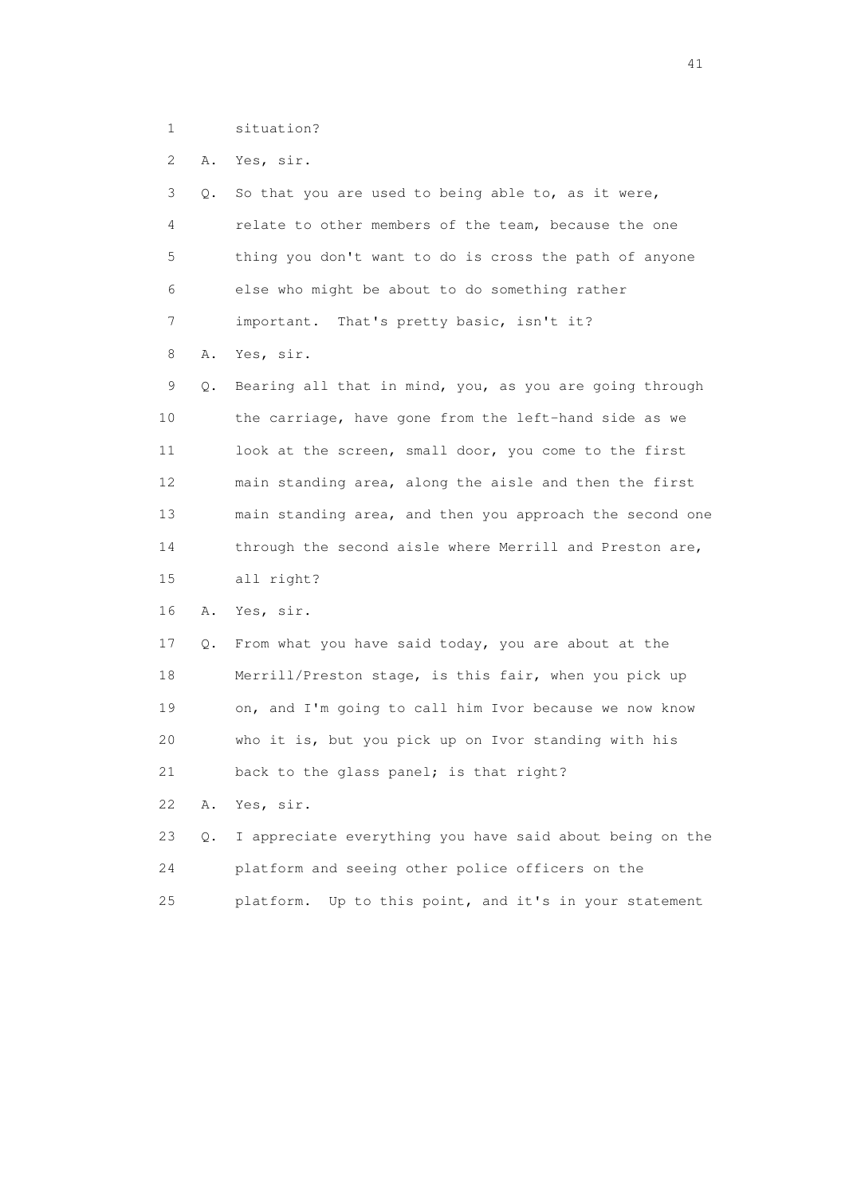1 situation?

2 A. Yes, sir.

3 Q. So that you are used to being able to, as it were,

4 relate to other members of the team, because the one

5 thing you don't want to do is cross the path of anyone

6 else who might be about to do something rather

7 important. That's pretty basic, isn't it?

8 A. Yes, sir.

9 Q. Bearing all that in mind, you, as you are going through

10 the carriage, have gone from the left-hand side as we

11 look at the screen, small door, you come to the first

12 main standing area, along the aisle and then the first

13 main standing area, and then you approach the second one

14 through the second aisle where Merrill and Preston are,

15 all right?

16 A. Yes, sir.

17 Q. From what you have said today, you are about at the

18 Merrill/Preston stage, is this fair, when you pick up

19 on, and I'm going to call him Ivor because we now know

20 who it is, but you pick up on Ivor standing with his

21 back to the glass panel; is that right?

22 A. Yes, sir.

23 Q. I appreciate everything you have said about being on the

24 platform and seeing other police officers on the

25 platform. Up to this point, and it's in your statement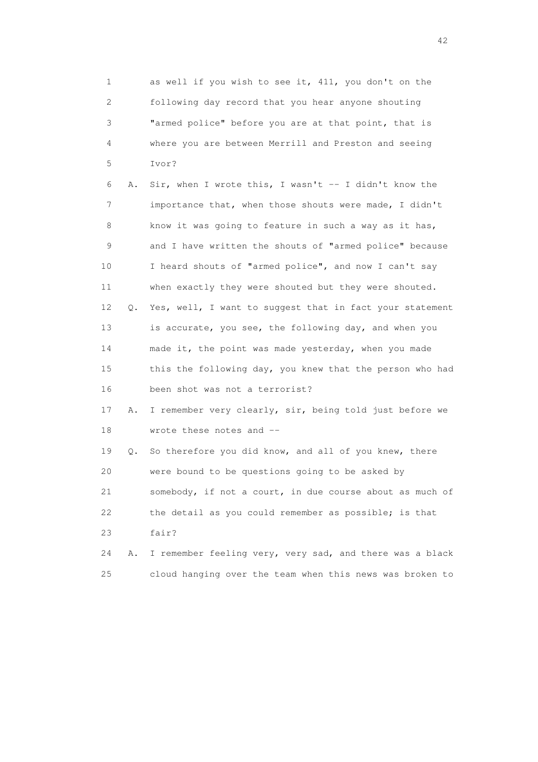1 as well if you wish to see it, 411, you don't on the
2 following day record that you hear anyone shouting
3 "armed police" before you are at that point, that is
4 where you are between Merrill and Preston and seeing
5 Ivor?

6 A. Sir, when I wrote this, I wasn't -- I didn't know the
7 importance that, when those shouts were made, I didn't
8 know it was going to feature in such a way as it has,
9 and I have written the shouts of "armed police" because
10 I heard shouts of "armed police", and now I can't say
11 when exactly they were shouted but they were shouted.

12 Q. Yes, well, I want to suggest that in fact your statement
13 is accurate, you see, the following day, and when you
14 made it, the point was made yesterday, when you made
15 this the following day, you knew that the person who had
16 been shot was not a terrorist?

17 A. I remember very clearly, sir, being told just before we
18 wrote these notes and --

19 Q. So therefore you did know, and all of you knew, there
20 were bound to be questions going to be asked by
21 somebody, if not a court, in due course about as much of
22 the detail as you could remember as possible; is that
23 fair?

24 A. I remember feeling very, very sad, and there was a black
25 cloud hanging over the team when this news was broken to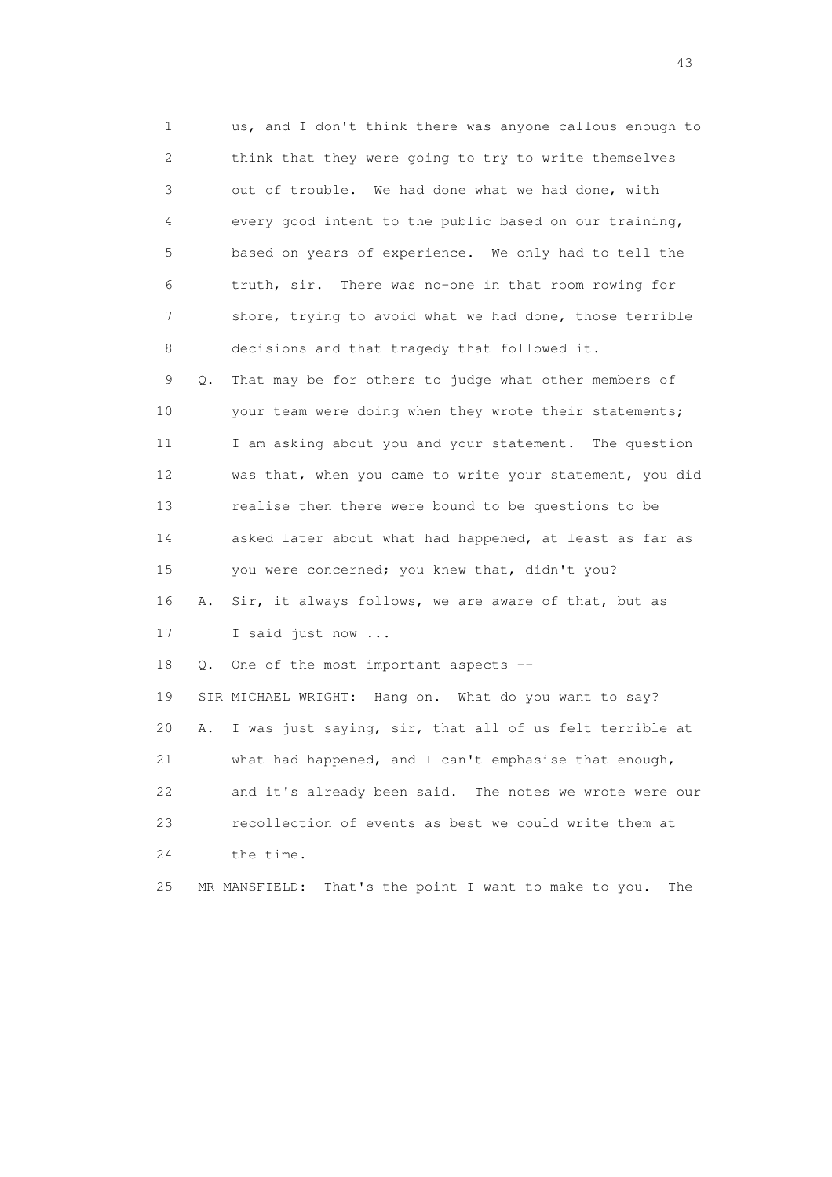1 us, and I don't think there was anyone callous enough to
2 think that they were going to try to write themselves
3 out of trouble. We had done what we had done, with
4 every good intent to the public based on our training,
5 based on years of experience. We only had to tell the
6 truth, sir. There was no-one in that room rowing for
7 shore, trying to avoid what we had done, those terrible
8 decisions and that tragedy that followed it.

9 Q. That may be for others to judge what other members of
10 your team were doing when they wrote their statements;
11 I am asking about you and your statement. The question
12 was that, when you came to write your statement, you did
13 realise then there were bound to be questions to be
14 asked later about what had happened, at least as far as
15 you were concerned; you knew that, didn't you?

16 A. Sir, it always follows, we are aware of that, but as
17 I said just now ...

18 Q. One of the most important aspects --

19 SIR MICHAEL WRIGHT: Hang on. What do you want to say?

20 A. I was just saying, sir, that all of us felt terrible at
21 what had happened, and I can't emphasise that enough,
22 and it's already been said. The notes we wrote were our
23 recollection of events as best we could write them at
24 the time.

25 MR MANSFIELD: That's the point I want to make to you. The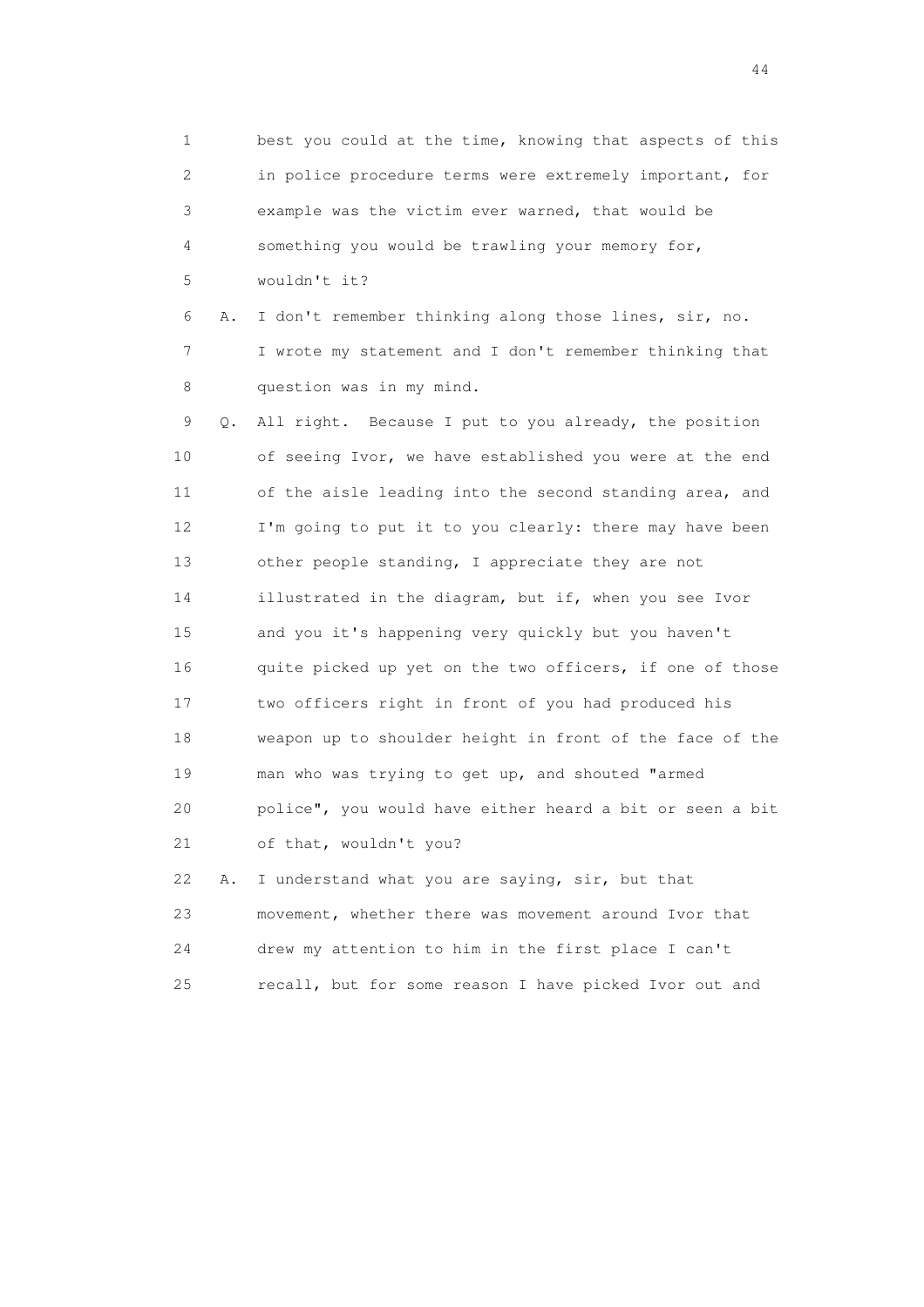1 best you could at the time, knowing that aspects of this
2 in police procedure terms were extremely important, for
3 example was the victim ever warned, that would be
4 something you would be trawling your memory for,
5 wouldn't it?

6 A. I don't remember thinking along those lines, sir, no.
7 I wrote my statement and I don't remember thinking that
8 question was in my mind.

9 Q. All right. Because I put to you already, the position
10 of seeing Ivor, we have established you were at the end
11 of the aisle leading into the second standing area, and
12 I'm going to put it to you clearly: there may have been
13 other people standing, I appreciate they are not
14 illustrated in the diagram, but if, when you see Ivor
15 and you it's happening very quickly but you haven't
16 quite picked up yet on the two officers, if one of those
17 two officers right in front of you had produced his
18 weapon up to shoulder height in front of the face of the
19 man who was trying to get up, and shouted "armed
20 police", you would have either heard a bit or seen a bit
21 of that, wouldn't you?

22 A. I understand what you are saying, sir, but that
23 movement, whether there was movement around Ivor that
24 drew my attention to him in the first place I can't
25 recall, but for some reason I have picked Ivor out and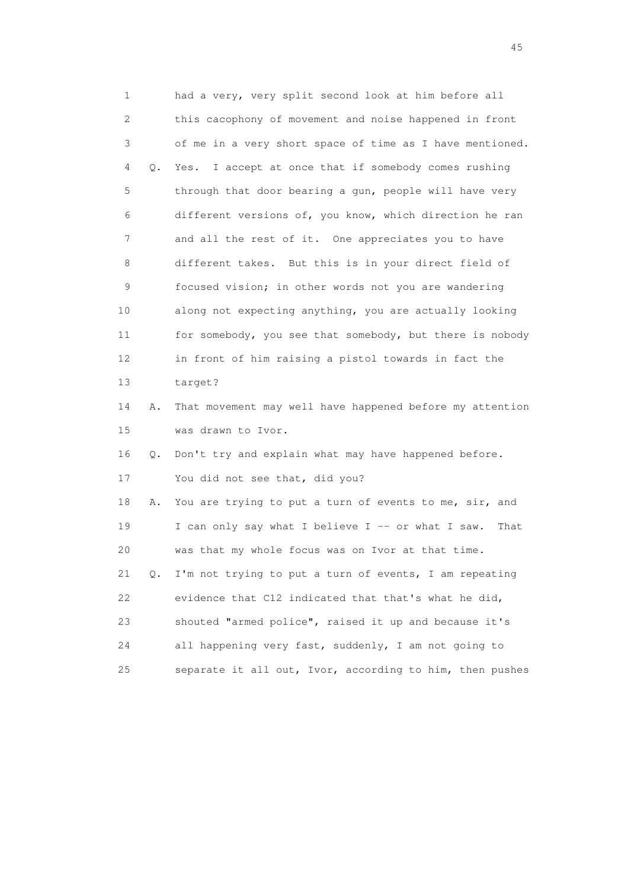1 had a very, very split second look at him before all
2 this cacophony of movement and noise happened in front
3 of me in a very short space of time as I have mentioned.
4 Q. Yes. I accept at once that if somebody comes rushing
5 through that door bearing a gun, people will have very
6 different versions of, you know, which direction he ran
7 and all the rest of it. One appreciates you to have
8 different takes. But this is in your direct field of
9 focused vision; in other words not you are wandering
10 along not expecting anything, you are actually looking
11 for somebody, you see that somebody, but there is nobody
12 in front of him raising a pistol towards in fact the
13 target?
14 A. That movement may well have happened before my attention
15 was drawn to Ivor.
16 Q. Don't try and explain what may have happened before.
17 You did not see that, did you?
18 A. You are trying to put a turn of events to me, sir, and
19 I can only say what I believe I -- or what I saw. That
20 was that my whole focus was on Ivor at that time.
21 Q. I'm not trying to put a turn of events, I am repeating
22 evidence that C12 indicated that that's what he did,
23 shouted "armed police", raised it up and because it's
24 all happening very fast, suddenly, I am not going to
25 separate it all out, Ivor, according to him, then pushes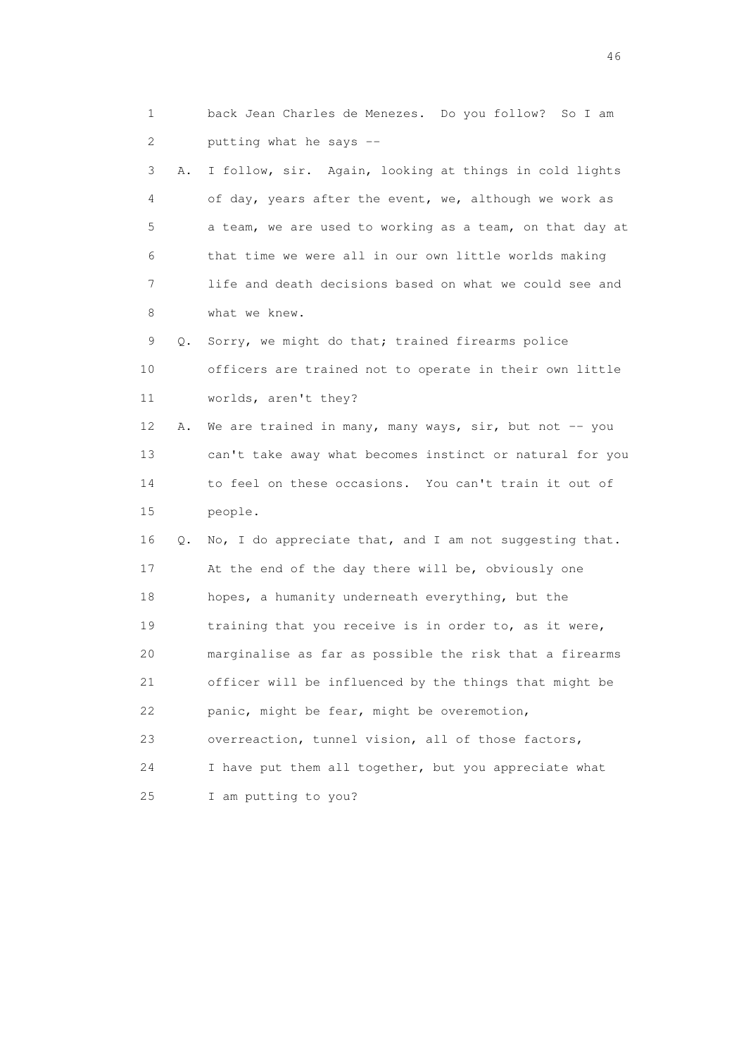1 back Jean Charles de Menezes. Do you follow? So I am
2 putting what he says --

3 A. I follow, sir. Again, looking at things in cold lights
4 of day, years after the event, we, although we work as
5 a team, we are used to working as a team, on that day at
6 that time we were all in our own little worlds making
7 life and death decisions based on what we could see and
8 what we knew.

9 Q. Sorry, we might do that; trained firearms police
10 officers are trained not to operate in their own little
11 worlds, aren't they?

12 A. We are trained in many, many ways, sir, but not -- you
13 can't take away what becomes instinct or natural for you
14 to feel on these occasions. You can't train it out of
15 people.

16 Q. No, I do appreciate that, and I am not suggesting that.
17 At the end of the day there will be, obviously one
18 hopes, a humanity underneath everything, but the
19 training that you receive is in order to, as it were,
20 marginalise as far as possible the risk that a firearms
21 officer will be influenced by the things that might be
22 panic, might be fear, might be overemotion,
23 overreaction, tunnel vision, all of those factors,
24 I have put them all together, but you appreciate what
25 I am putting to you?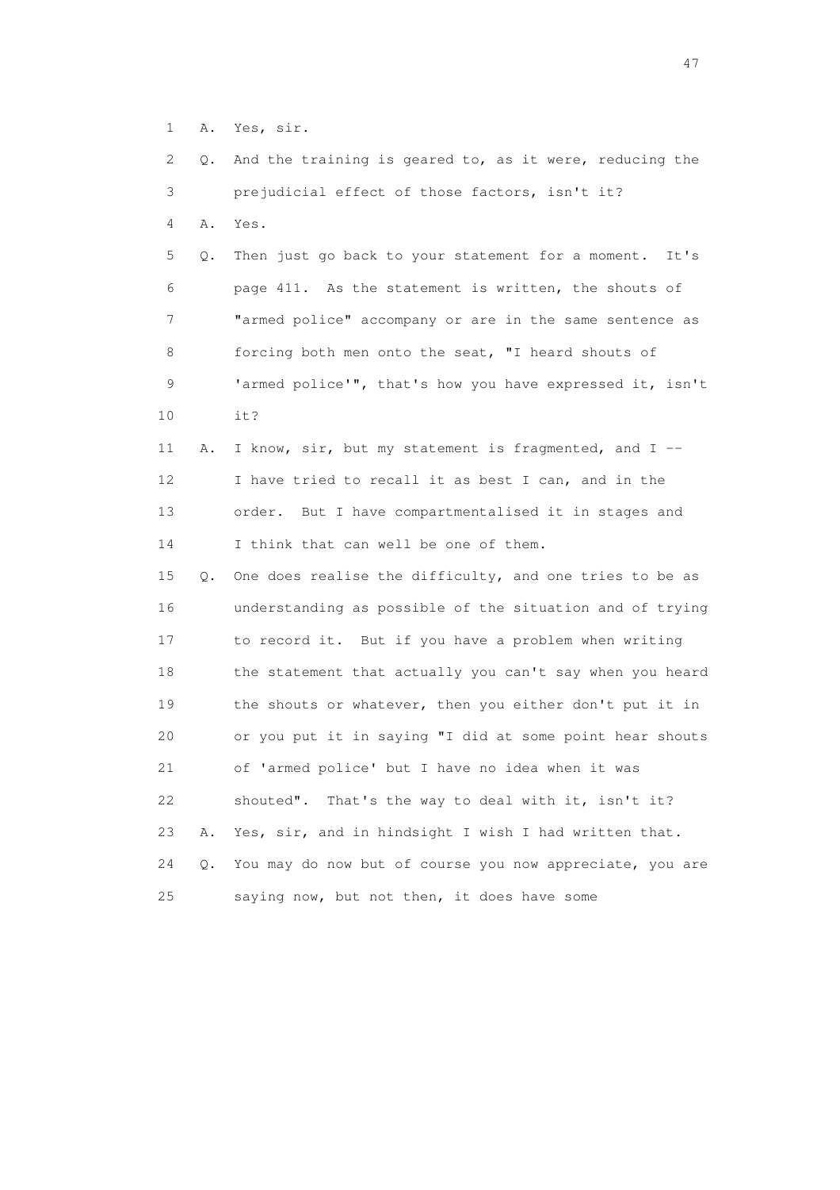1 A. Yes, sir.

2 Q. And the training is geared to, as it were, reducing the

3 prejudicial effect of those factors, isn't it?

4 A. Yes.

5 Q. Then just go back to your statement for a moment. It's

6 page 411. As the statement is written, the shouts of

7 "armed police" accompany or are in the same sentence as

8 forcing both men onto the seat, "I heard shouts of

9 'armed police'", that's how you have expressed it, isn't

10 it?

11 A. I know, sir, but my statement is fragmented, and I --

12 I have tried to recall it as best I can, and in the

13 order. But I have compartmentalised it in stages and

14 I think that can well be one of them.

15 Q. One does realise the difficulty, and one tries to be as

16 understanding as possible of the situation and of trying

17 to record it. But if you have a problem when writing

18 the statement that actually you can't say when you heard

19 the shouts or whatever, then you either don't put it in

20 or you put it in saying "I did at some point hear shouts

21 of 'armed police' but I have no idea when it was

22 shouted". That's the way to deal with it, isn't it?

23 A. Yes, sir, and in hindsight I wish I had written that.

24 Q. You may do now but of course you now appreciate, you are

25 saying now, but not then, it does have some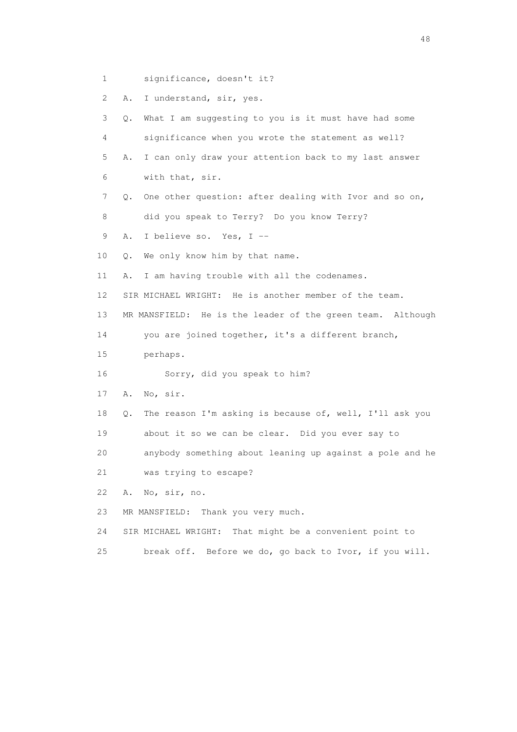1 significance, doesn't it?

2 A. I understand, sir, yes.

3 Q. What I am suggesting to you is it must have had some

4 significance when you wrote the statement as well?

5 A. I can only draw your attention back to my last answer

6 with that, sir.

7 Q. One other question: after dealing with Ivor and so on,

8 did you speak to Terry? Do you know Terry?

9 A. I believe so. Yes, I --

10 Q. We only know him by that name.

11 A. I am having trouble with all the codenames.

12 SIR MICHAEL WRIGHT: He is another member of the team.

13 MR MANSFIELD: He is the leader of the green team. Although

14 you are joined together, it's a different branch,

15 perhaps.

16 Sorry, did you speak to him?

17 A. No, sir.

18 Q. The reason I'm asking is because of, well, I'll ask you

19 about it so we can be clear. Did you ever say to

20 anybody something about leaning up against a pole and he

21 was trying to escape?

22 A. No, sir, no.

23 MR MANSFIELD: Thank you very much.

24 SIR MICHAEL WRIGHT: That might be a convenient point to

25 break off. Before we do, go back to Ivor, if you will.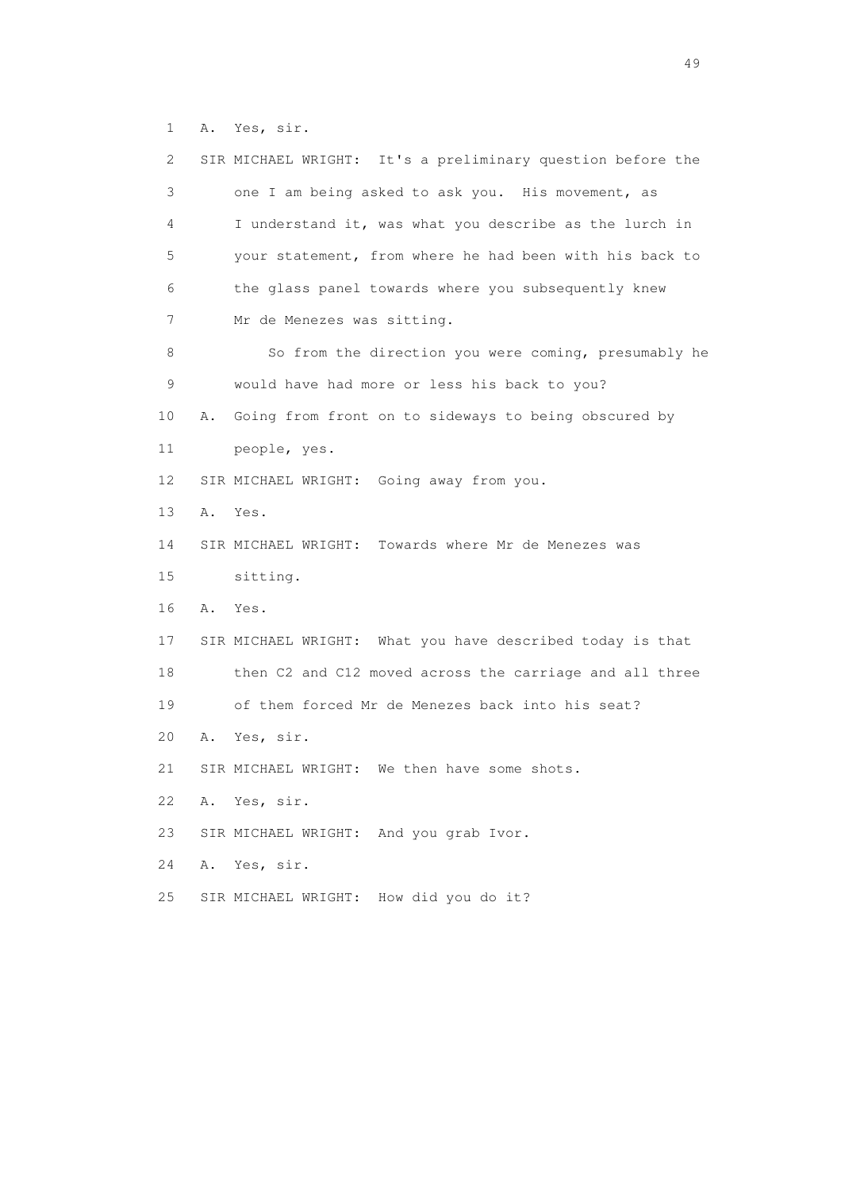1 A. Yes, sir.

2 SIR MICHAEL WRIGHT: It's a preliminary question before the

3 one I am being asked to ask you. His movement, as

4 I understand it, was what you describe as the lurch in

5 your statement, from where he had been with his back to

6 the glass panel towards where you subsequently knew

7 Mr de Menezes was sitting.

8 So from the direction you were coming, presumably he

9 would have had more or less his back to you?

10 A. Going from front on to sideways to being obscured by

11 people, yes.

12 SIR MICHAEL WRIGHT: Going away from you.

13 A. Yes.

14 SIR MICHAEL WRIGHT: Towards where Mr de Menezes was

15 sitting.

16 A. Yes.

17 SIR MICHAEL WRIGHT: What you have described today is that

18 then C2 and C12 moved across the carriage and all three

19 of them forced Mr de Menezes back into his seat?

20 A. Yes, sir.

21 SIR MICHAEL WRIGHT: We then have some shots.

22 A. Yes, sir.

23 SIR MICHAEL WRIGHT: And you grab Ivor.

24 A. Yes, sir.

25 SIR MICHAEL WRIGHT: How did you do it?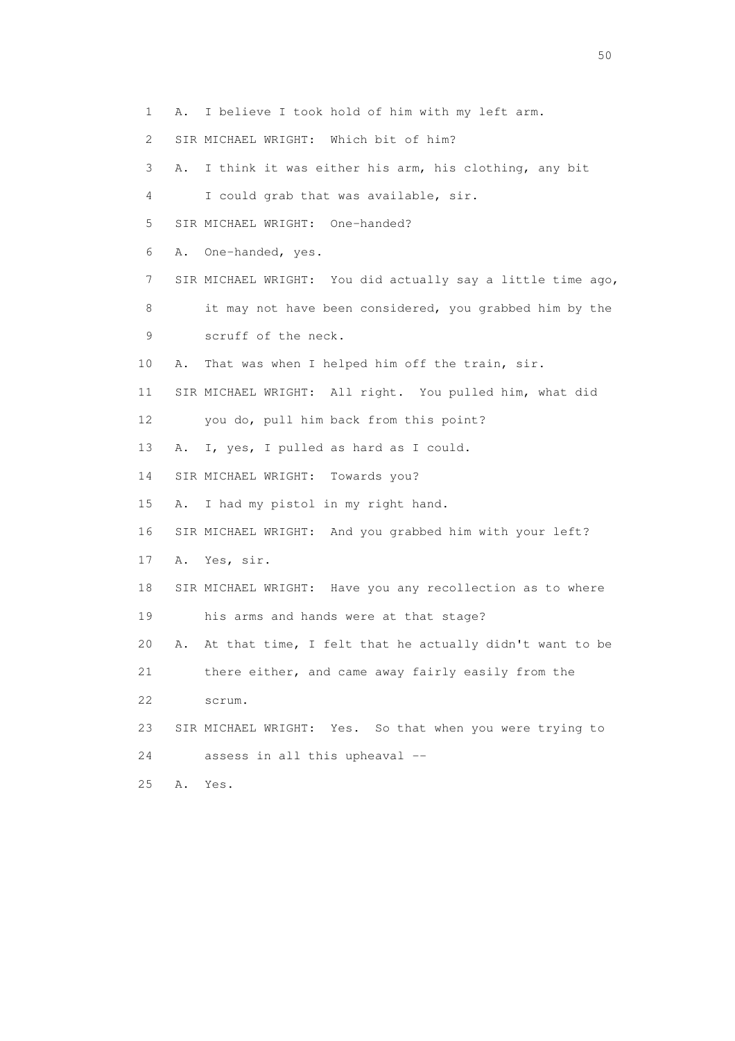1 A. I believe I took hold of him with my left arm.

2 SIR MICHAEL WRIGHT: Which bit of him?

3 A. I think it was either his arm, his clothing, any bit

4 I could grab that was available, sir.

5 SIR MICHAEL WRIGHT: One-handed?

6 A. One-handed, yes.

7 SIR MICHAEL WRIGHT: You did actually say a little time ago,

8 it may not have been considered, you grabbed him by the

9 scruff of the neck.

10 A. That was when I helped him off the train, sir.

11 SIR MICHAEL WRIGHT: All right. You pulled him, what did

12 you do, pull him back from this point?

13 A. I, yes, I pulled as hard as I could.

14 SIR MICHAEL WRIGHT: Towards you?

15 A. I had my pistol in my right hand.

16 SIR MICHAEL WRIGHT: And you grabbed him with your left?

17 A. Yes, sir.

18 SIR MICHAEL WRIGHT: Have you any recollection as to where

19 his arms and hands were at that stage?

20 A. At that time, I felt that he actually didn't want to be

21 there either, and came away fairly easily from the

22 scrum.

23 SIR MICHAEL WRIGHT: Yes. So that when you were trying to

24 assess in all this upheaval --

25 A. Yes.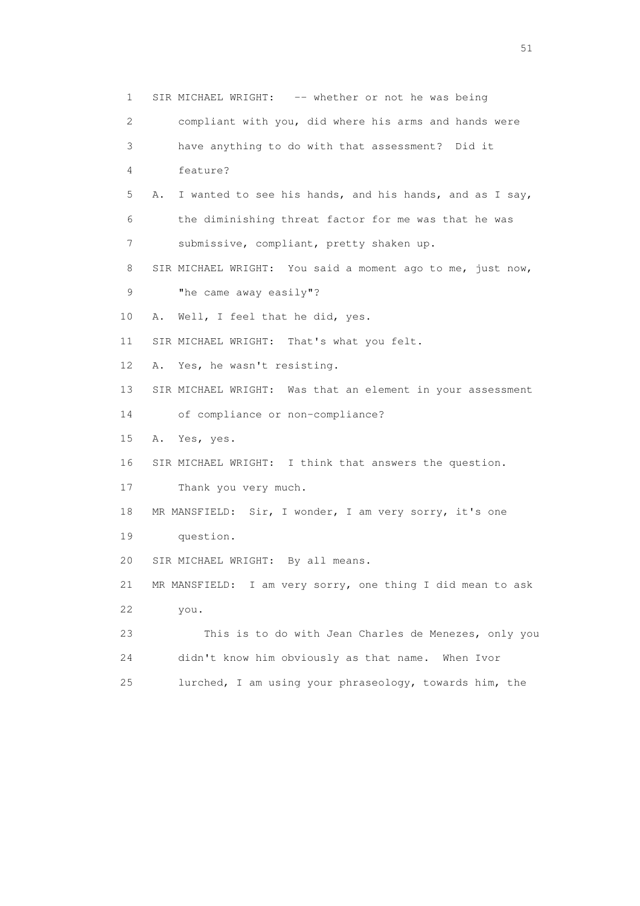1 SIR MICHAEL WRIGHT: -- whether or not he was being

2 compliant with you, did where his arms and hands were

3 have anything to do with that assessment? Did it

4 feature?

5 A. I wanted to see his hands, and his hands, and as I say,

6 the diminishing threat factor for me was that he was

7 submissive, compliant, pretty shaken up.

8 SIR MICHAEL WRIGHT: You said a moment ago to me, just now,

9 "he came away easily"?

10 A. Well, I feel that he did, yes.

11 SIR MICHAEL WRIGHT: That's what you felt.

12 A. Yes, he wasn't resisting.

13 SIR MICHAEL WRIGHT: Was that an element in your assessment

14 of compliance or non-compliance?

15 A. Yes, yes.

16 SIR MICHAEL WRIGHT: I think that answers the question.

17 Thank you very much.

18 MR MANSFIELD: Sir, I wonder, I am very sorry, it's one

19 question.

20 SIR MICHAEL WRIGHT: By all means.

21 MR MANSFIELD: I am very sorry, one thing I did mean to ask

22 you.

23 This is to do with Jean Charles de Menezes, only you

24 didn't know him obviously as that name. When Ivor

25 lurched, I am using your phraseology, towards him, the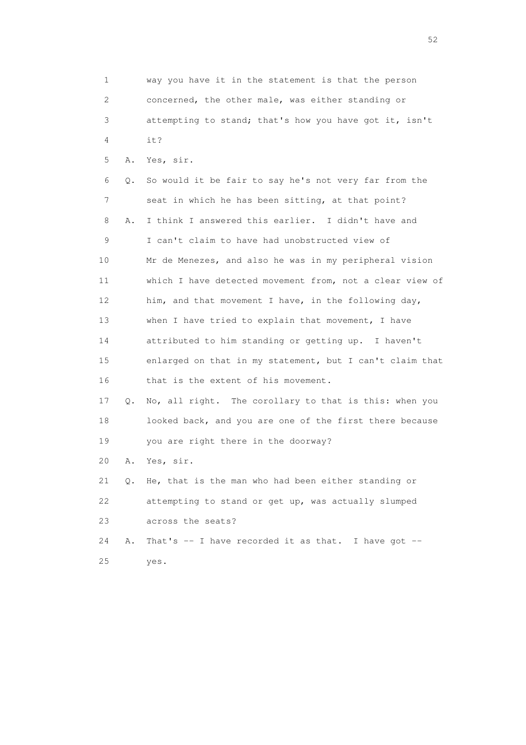1 way you have it in the statement is that the person
2 concerned, the other male, was either standing or
3 attempting to stand; that's how you have got it, isn't
4 it?

5 A. Yes, sir.

6 Q. So would it be fair to say he's not very far from the
7 seat in which he has been sitting, at that point?

8 A. I think I answered this earlier. I didn't have and
9 I can't claim to have had unobstructed view of
10 Mr de Menezes, and also he was in my peripheral vision
11 which I have detected movement from, not a clear view of
12 him, and that movement I have, in the following day,
13 when I have tried to explain that movement, I have
14 attributed to him standing or getting up. I haven't
15 enlarged on that in my statement, but I can't claim that
16 that is the extent of his movement.

17 Q. No, all right. The corollary to that is this: when you
18 looked back, and you are one of the first there because
19 you are right there in the doorway?

20 A. Yes, sir.

21 Q. He, that is the man who had been either standing or
22 attempting to stand or get up, was actually slumped
23 across the seats?

24 A. That's -- I have recorded it as that. I have got --
25 yes.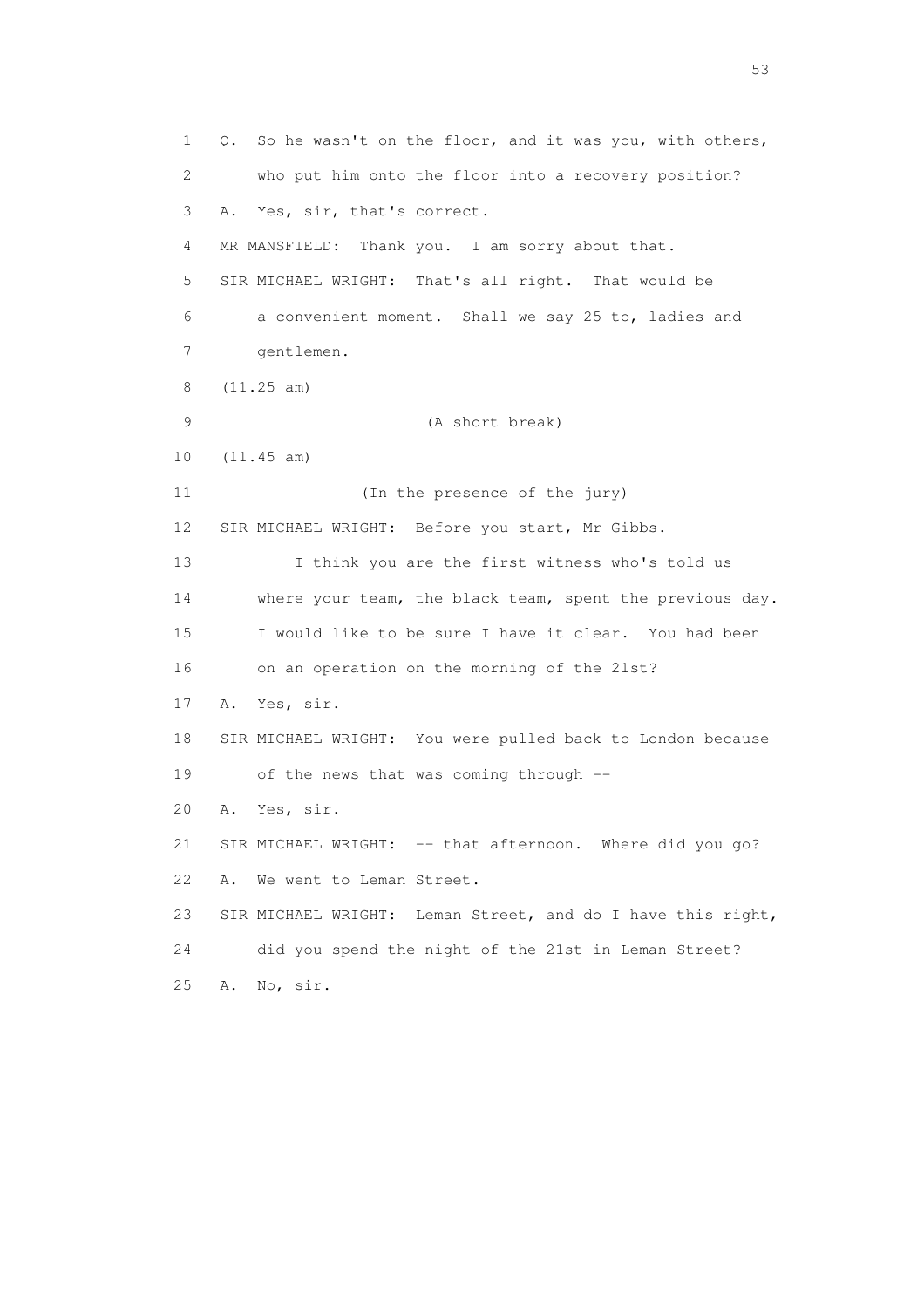1 Q. So he wasn't on the floor, and it was you, with others,
2 who put him onto the floor into a recovery position?
3 A. Yes, sir, that's correct.
4 MR MANSFIELD: Thank you. I am sorry about that.
5 SIR MICHAEL WRIGHT: That's all right. That would be
6 a convenient moment. Shall we say 25 to, ladies and
7 gentlemen.
8 (11.25 am)
9 (A short break)
10 (11.45 am)
11 (In the presence of the jury)
12 SIR MICHAEL WRIGHT: Before you start, Mr Gibbs.
13 I think you are the first witness who's told us
14 where your team, the black team, spent the previous day.
15 I would like to be sure I have it clear. You had been
16 on an operation on the morning of the 21st?
17 A. Yes, sir.
18 SIR MICHAEL WRIGHT: You were pulled back to London because
19 of the news that was coming through --
20 A. Yes, sir.
21 SIR MICHAEL WRIGHT: -- that afternoon. Where did you go?
22 A. We went to Leman Street.
23 SIR MICHAEL WRIGHT: Leman Street, and do I have this right,
24 did you spend the night of the 21st in Leman Street?
25 A. No, sir.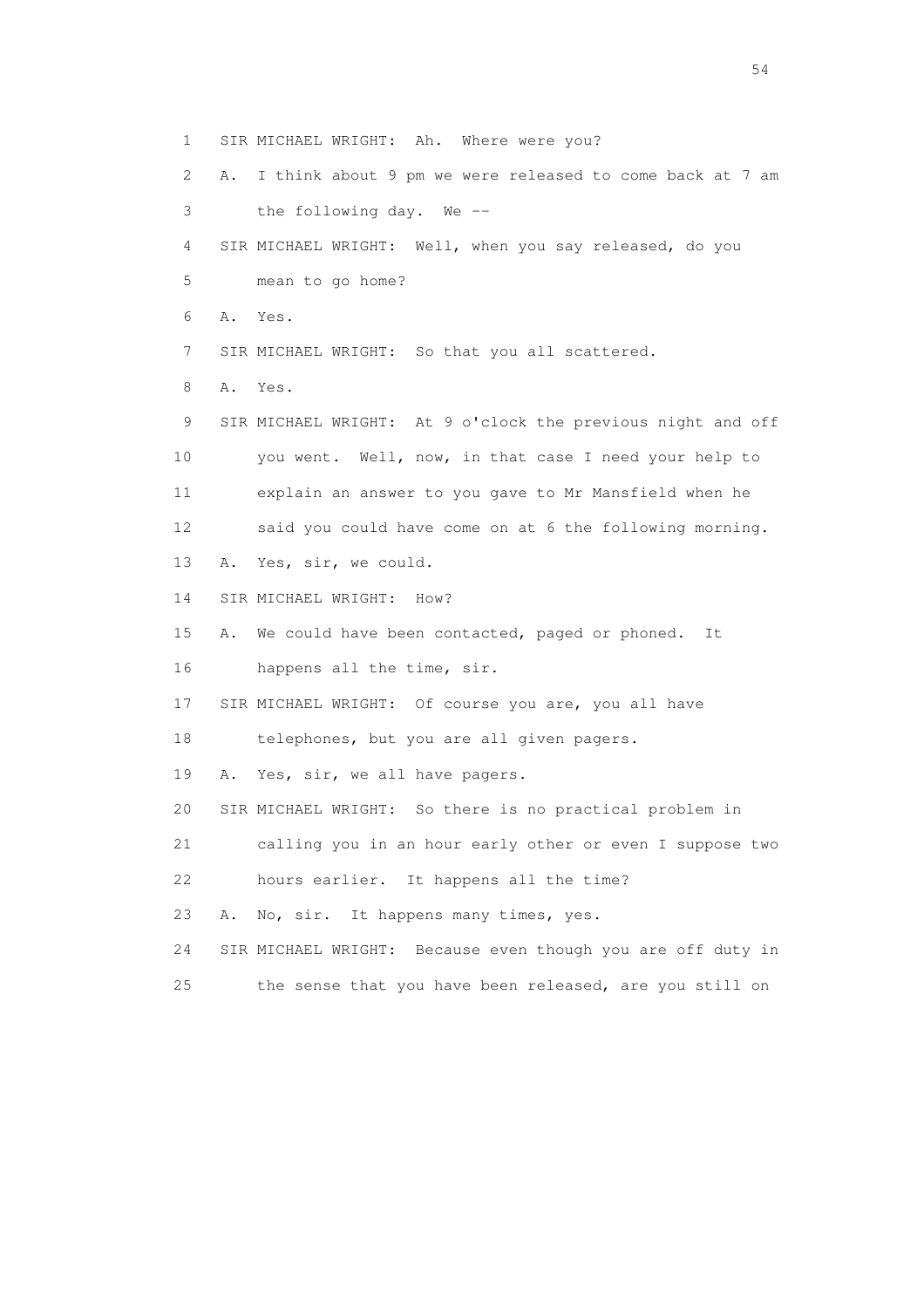1 SIR MICHAEL WRIGHT: Ah. Where were you?

2 A. I think about 9 pm we were released to come back at 7 am

3 the following day. We --

4 SIR MICHAEL WRIGHT: Well, when you say released, do you

5 mean to go home?

6 A. Yes.

7 SIR MICHAEL WRIGHT: So that you all scattered.

8 A. Yes.

9 SIR MICHAEL WRIGHT: At 9 o'clock the previous night and off

10 you went. Well, now, in that case I need your help to

11 explain an answer to you gave to Mr Mansfield when he

12 said you could have come on at 6 the following morning.

13 A. Yes, sir, we could.

14 SIR MICHAEL WRIGHT: How?

15 A. We could have been contacted, paged or phoned. It

16 happens all the time, sir.

17 SIR MICHAEL WRIGHT: Of course you are, you all have

18 telephones, but you are all given pagers.

19 A. Yes, sir, we all have pagers.

20 SIR MICHAEL WRIGHT: So there is no practical problem in

21 calling you in an hour early other or even I suppose two

22 hours earlier. It happens all the time?

23 A. No, sir. It happens many times, yes.

24 SIR MICHAEL WRIGHT: Because even though you are off duty in

25 the sense that you have been released, are you still on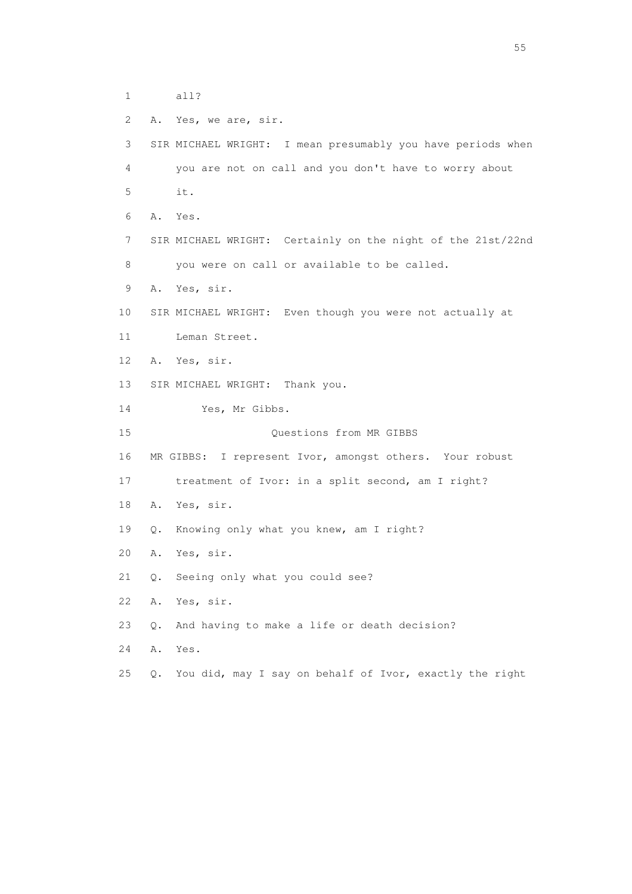1 all?

2 A. Yes, we are, sir.

3 SIR MICHAEL WRIGHT: I mean presumably you have periods when

4 you are not on call and you don't have to worry about

5 it.

6 A. Yes.

7 SIR MICHAEL WRIGHT: Certainly on the night of the 21st/22nd

8 you were on call or available to be called.

9 A. Yes, sir.

10 SIR MICHAEL WRIGHT: Even though you were not actually at

11 Leman Street.

12 A. Yes, sir.

13 SIR MICHAEL WRIGHT: Thank you.

14 Yes, Mr Gibbs.

15 Questions from MR GIBBS

16 MR GIBBS: I represent Ivor, amongst others. Your robust

17 treatment of Ivor: in a split second, am I right?

18 A. Yes, sir.

19 Q. Knowing only what you knew, am I right?

20 A. Yes, sir.

21 Q. Seeing only what you could see?

22 A. Yes, sir.

23 Q. And having to make a life or death decision?

24 A. Yes.

25 Q. You did, may I say on behalf of Ivor, exactly the right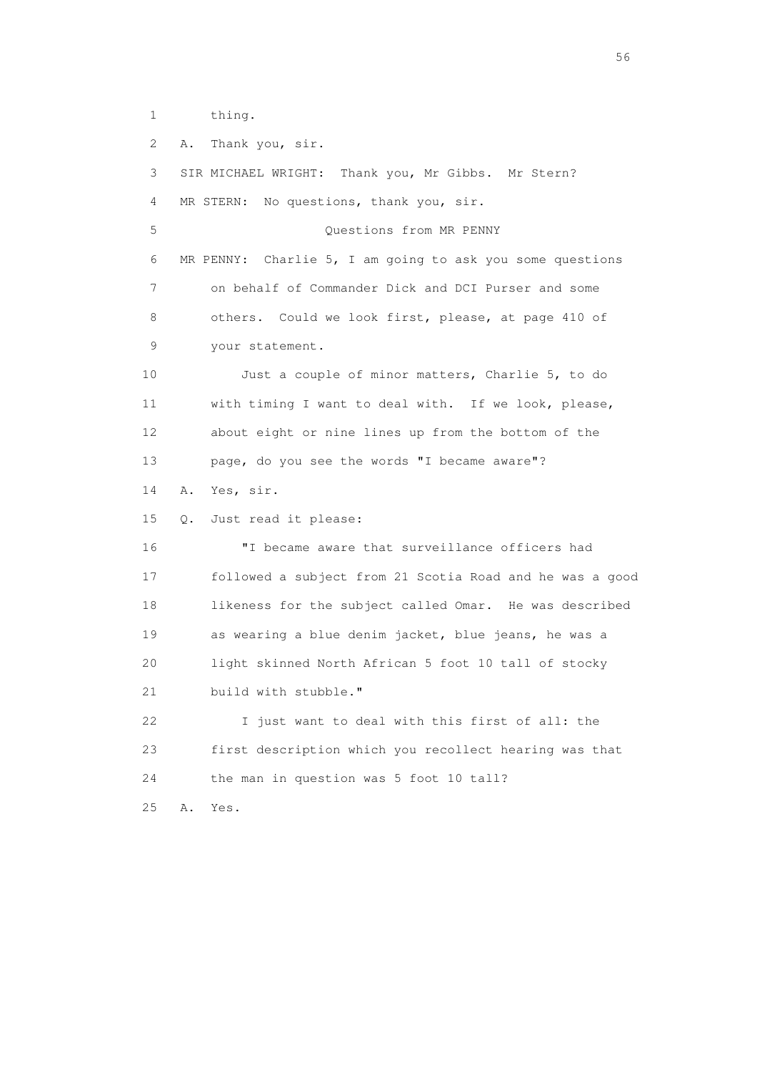1 thing.

2 A. Thank you, sir.

3 SIR MICHAEL WRIGHT: Thank you, Mr Gibbs. Mr Stern?

4 MR STERN: No questions, thank you, sir.

5 Questions from MR PENNY

6 MR PENNY: Charlie 5, I am going to ask you some questions

7 on behalf of Commander Dick and DCI Purser and some

8 others. Could we look first, please, at page 410 of

9 your statement.

10 Just a couple of minor matters, Charlie 5, to do

11 with timing I want to deal with. If we look, please,

12 about eight or nine lines up from the bottom of the

13 page, do you see the words "I became aware"?

14 A. Yes, sir.

15 Q. Just read it please:

16 "I became aware that surveillance officers had

17 followed a subject from 21 Scotia Road and he was a good

18 likeness for the subject called Omar. He was described

19 as wearing a blue denim jacket, blue jeans, he was a

20 light skinned North African 5 foot 10 tall of stocky

21 build with stubble."

22 I just want to deal with this first of all: the

23 first description which you recollect hearing was that

24 the man in question was 5 foot 10 tall?

25 A. Yes.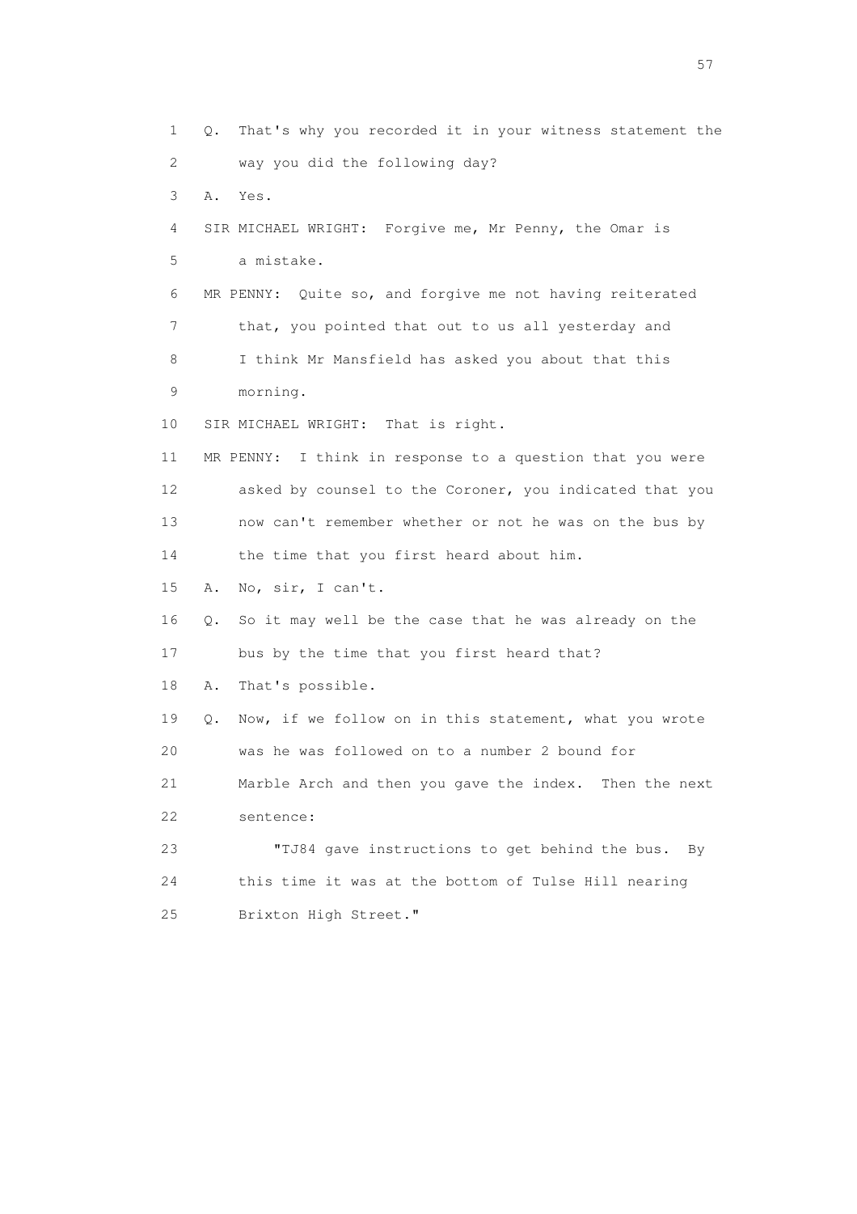1 Q. That's why you recorded it in your witness statement the
2 way you did the following day?
3 A. Yes.
4 SIR MICHAEL WRIGHT: Forgive me, Mr Penny, the Omar is
5 a mistake.
6 MR PENNY: Quite so, and forgive me not having reiterated
7 that, you pointed that out to us all yesterday and
8 I think Mr Mansfield has asked you about that this
9 morning.
10 SIR MICHAEL WRIGHT: That is right.
11 MR PENNY: I think in response to a question that you were
12 asked by counsel to the Coroner, you indicated that you
13 now can't remember whether or not he was on the bus by
14 the time that you first heard about him.
15 A. No, sir, I can't.
16 Q. So it may well be the case that he was already on the
17 bus by the time that you first heard that?
18 A. That's possible.
19 Q. Now, if we follow on in this statement, what you wrote
20 was he was followed on to a number 2 bound for
21 Marble Arch and then you gave the index. Then the next
22 sentence:
23 "TJ84 gave instructions to get behind the bus. By
24 this time it was at the bottom of Tulse Hill nearing
25 Brixton High Street."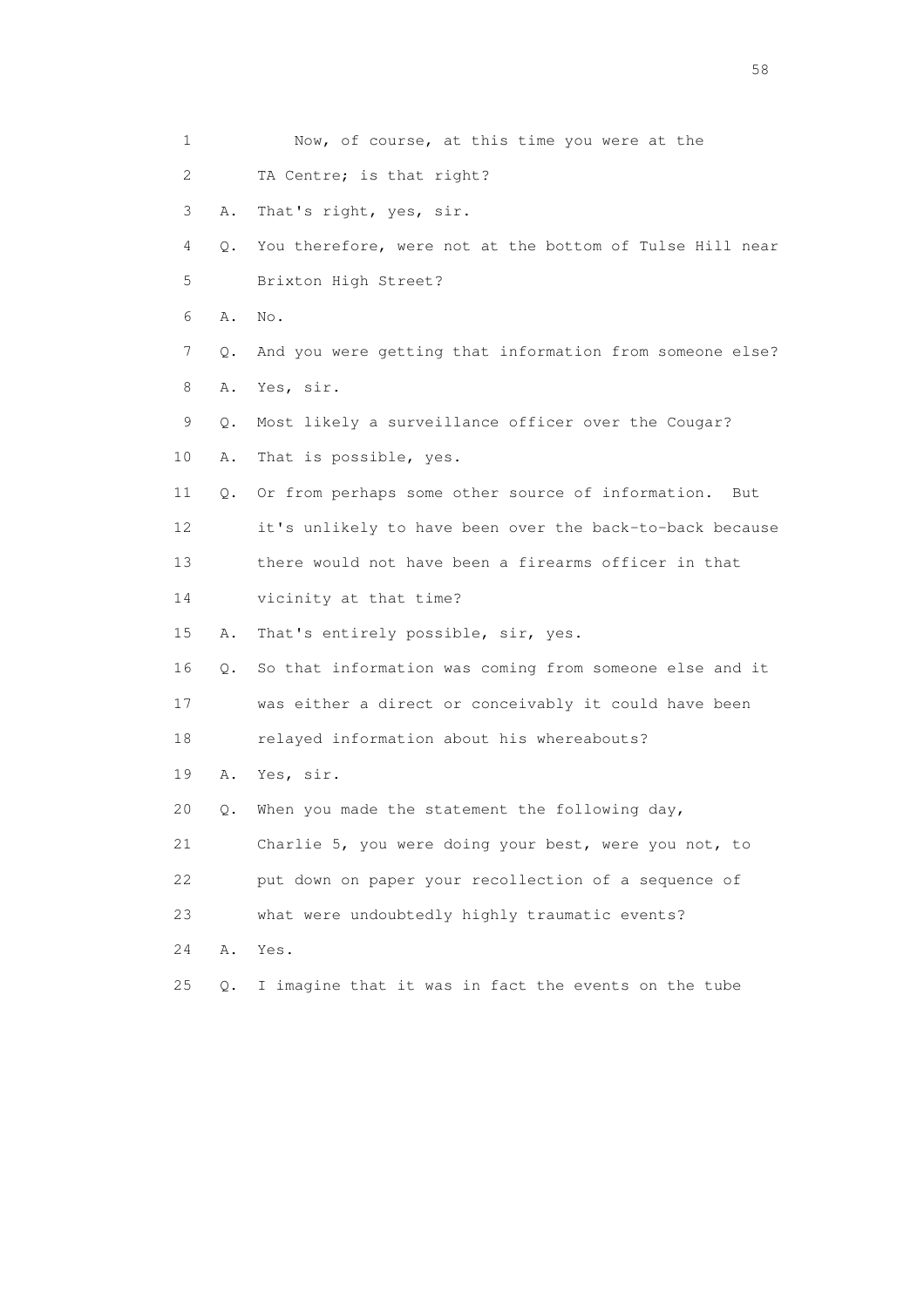1 Now, of course, at this time you were at the
2 TA Centre; is that right?
3 A. That's right, yes, sir.
4 Q. You therefore, were not at the bottom of Tulse Hill near
5 Brixton High Street?
6 A. No.
7 Q. And you were getting that information from someone else?
8 A. Yes, sir.
9 Q. Most likely a surveillance officer over the Cougar?
10 A. That is possible, yes.
11 Q. Or from perhaps some other source of information. But
12 it's unlikely to have been over the back-to-back because
13 there would not have been a firearms officer in that
14 vicinity at that time?
15 A. That's entirely possible, sir, yes.
16 Q. So that information was coming from someone else and it
17 was either a direct or conceivably it could have been
18 relayed information about his whereabouts?
19 A. Yes, sir.
20 Q. When you made the statement the following day,
21 Charlie 5, you were doing your best, were you not, to
22 put down on paper your recollection of a sequence of
23 what were undoubtedly highly traumatic events?
24 A. Yes.
25 Q. I imagine that it was in fact the events on the tube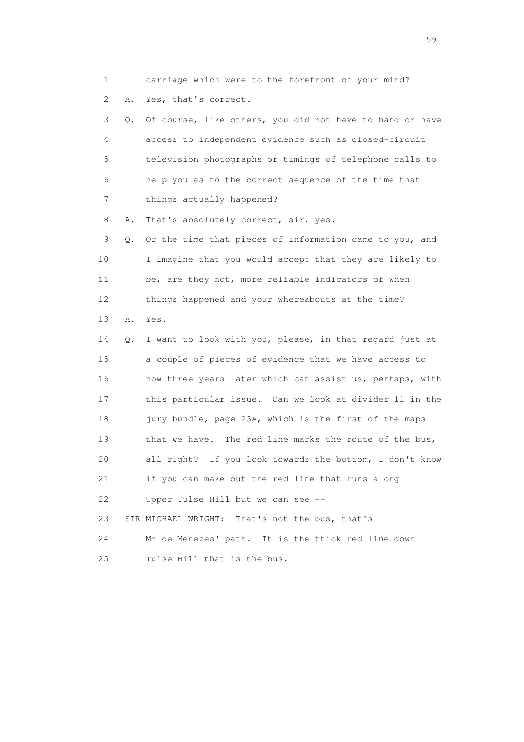1 carriage which were to the forefront of your mind?

2 A. Yes, that's correct.

3 Q. Of course, like others, you did not have to hand or have

4 access to independent evidence such as closed-circuit

5 television photographs or timings of telephone calls to

6 help you as to the correct sequence of the time that

7 things actually happened?

8 A. That's absolutely correct, sir, yes.

9 Q. Or the time that pieces of information came to you, and

10 I imagine that you would accept that they are likely to

11 be, are they not, more reliable indicators of when

12 things happened and your whereabouts at the time?

13 A. Yes.

14 Q. I want to look with you, please, in that regard just at

15 a couple of pieces of evidence that we have access to

16 now three years later which can assist us, perhaps, with

17 this particular issue. Can we look at divider 11 in the

18 jury bundle, page 23A, which is the first of the maps

19 that we have. The red line marks the route of the bus,

20 all right? If you look towards the bottom, I don't know

21 if you can make out the red line that runs along

22 Upper Tulse Hill but we can see --

23 SIR MICHAEL WRIGHT: That's not the bus, that's

24 Mr de Menezes' path. It is the thick red line down

25 Tulse Hill that is the bus.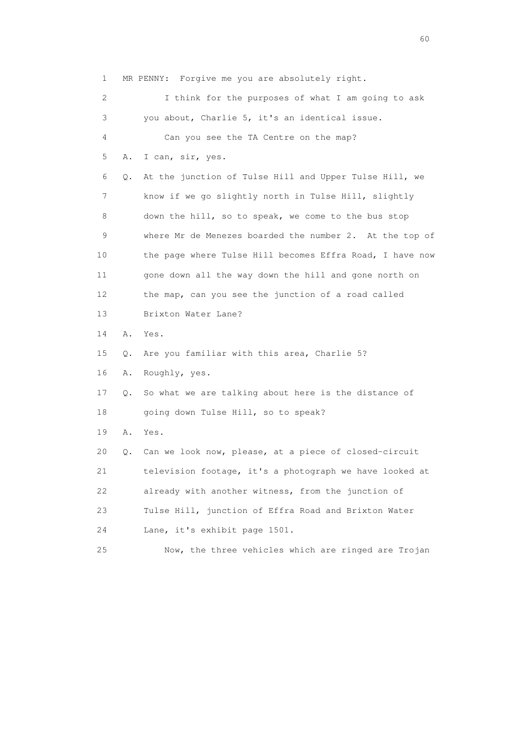1 MR PENNY: Forgive me you are absolutely right.

2 I think for the purposes of what I am going to ask

3 you about, Charlie 5, it's an identical issue.

4 Can you see the TA Centre on the map?

5 A. I can, sir, yes.

6 Q. At the junction of Tulse Hill and Upper Tulse Hill, we

7 know if we go slightly north in Tulse Hill, slightly

8 down the hill, so to speak, we come to the bus stop

9 where Mr de Menezes boarded the number 2. At the top of

10 the page where Tulse Hill becomes Effra Road, I have now

11 gone down all the way down the hill and gone north on

12 the map, can you see the junction of a road called

13 Brixton Water Lane?

14 A. Yes.

15 Q. Are you familiar with this area, Charlie 5?

16 A. Roughly, yes.

17 Q. So what we are talking about here is the distance of

18 going down Tulse Hill, so to speak?

19 A. Yes.

20 Q. Can we look now, please, at a piece of closed-circuit

21 television footage, it's a photograph we have looked at

22 already with another witness, from the junction of

23 Tulse Hill, junction of Effra Road and Brixton Water

24 Lane, it's exhibit page 1501.

25 Now, the three vehicles which are ringed are Trojan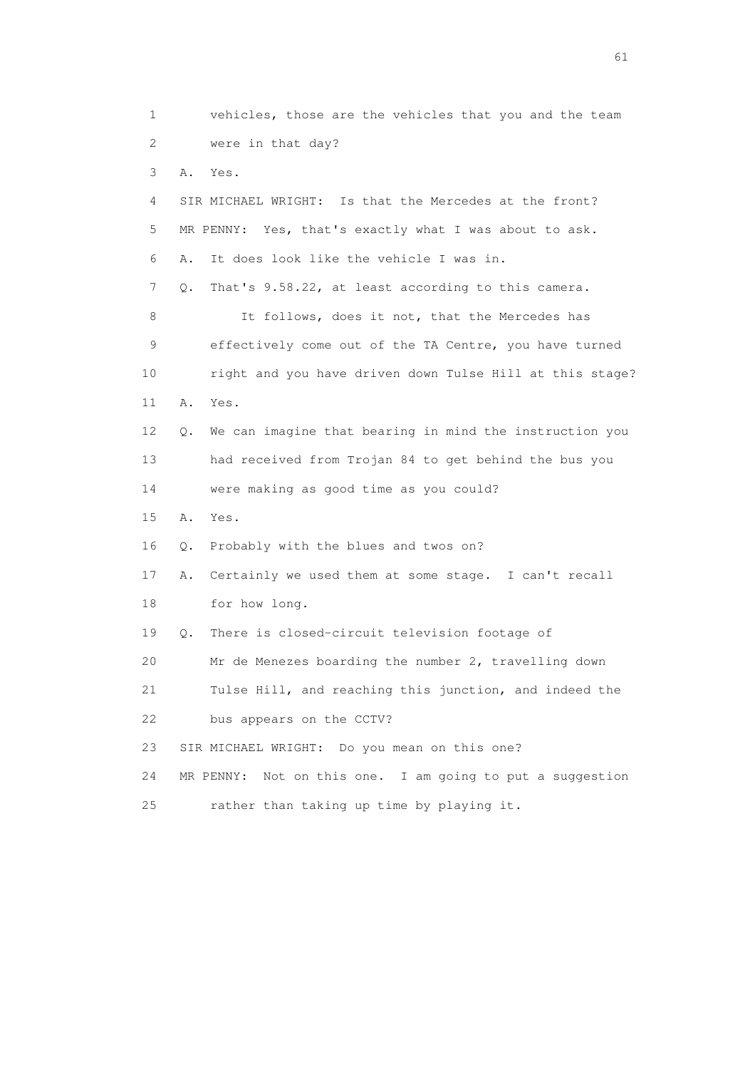1 vehicles, those are the vehicles that you and the team
2 were in that day?
3 A. Yes.
4 SIR MICHAEL WRIGHT: Is that the Mercedes at the front?
5 MR PENNY: Yes, that's exactly what I was about to ask.
6 A. It does look like the vehicle I was in.
7 Q. That's 9.58.22, at least according to this camera.
8 It follows, does it not, that the Mercedes has
9 effectively come out of the TA Centre, you have turned
10 right and you have driven down Tulse Hill at this stage?
11 A. Yes.
12 Q. We can imagine that bearing in mind the instruction you
13 had received from Trojan 84 to get behind the bus you
14 were making as good time as you could?
15 A. Yes.
16 Q. Probably with the blues and twos on?
17 A. Certainly we used them at some stage. I can't recall
18 for how long.
19 Q. There is closed-circuit television footage of
20 Mr de Menezes boarding the number 2, travelling down
21 Tulse Hill, and reaching this junction, and indeed the
22 bus appears on the CCTV?
23 SIR MICHAEL WRIGHT: Do you mean on this one?
24 MR PENNY: Not on this one. I am going to put a suggestion
25 rather than taking up time by playing it.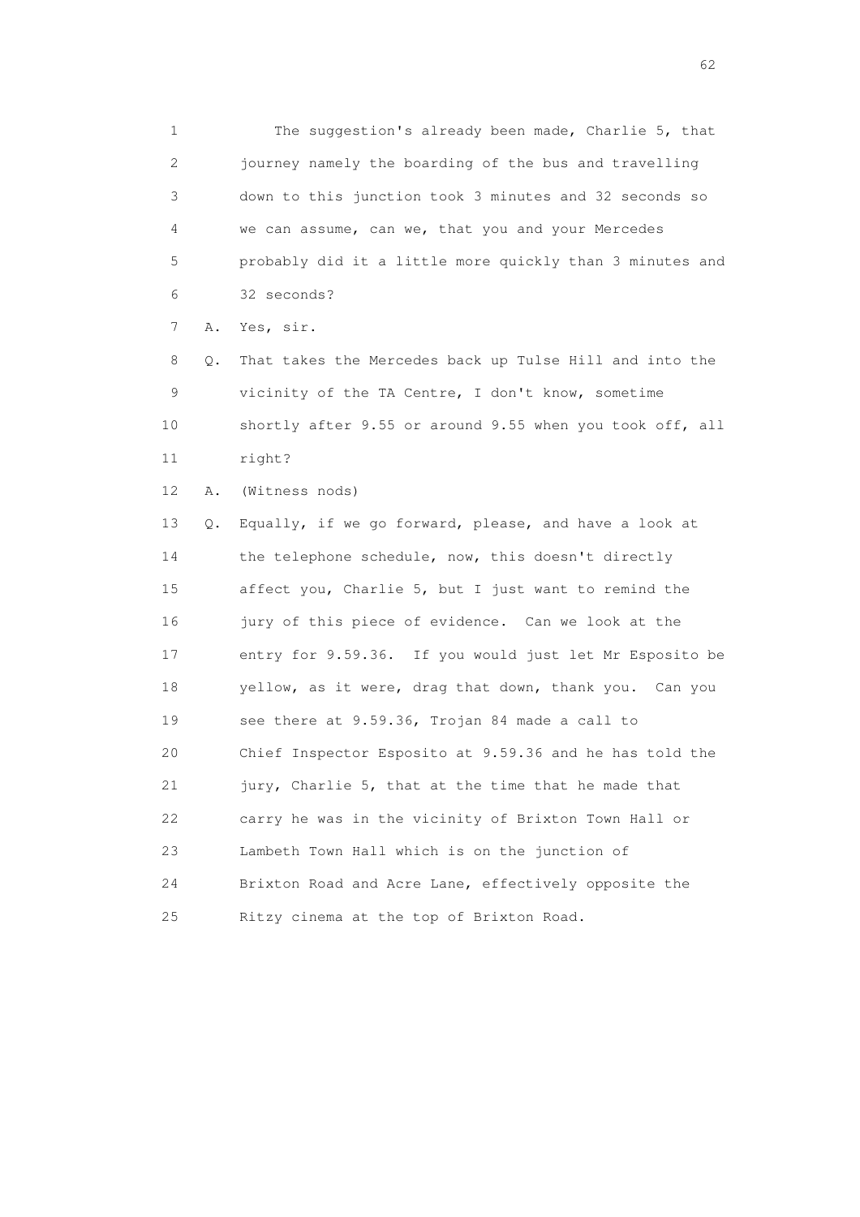1 The suggestion's already been made, Charlie 5, that
2 journey namely the boarding of the bus and travelling
3 down to this junction took 3 minutes and 32 seconds so
4 we can assume, can we, that you and your Mercedes
5 probably did it a little more quickly than 3 minutes and
6 32 seconds?

7 A. Yes, sir.

8 Q. That takes the Mercedes back up Tulse Hill and into the
9 vicinity of the TA Centre, I don't know, sometime
10 shortly after 9.55 or around 9.55 when you took off, all
11 right?

12 A. (Witness nods)

13 Q. Equally, if we go forward, please, and have a look at
14 the telephone schedule, now, this doesn't directly
15 affect you, Charlie 5, but I just want to remind the
16 jury of this piece of evidence. Can we look at the
17 entry for 9.59.36. If you would just let Mr Esposito be
18 yellow, as it were, drag that down, thank you. Can you
19 see there at 9.59.36, Trojan 84 made a call to
20 Chief Inspector Esposito at 9.59.36 and he has told the
21 jury, Charlie 5, that at the time that he made that
22 carry he was in the vicinity of Brixton Town Hall or
23 Lambeth Town Hall which is on the junction of
24 Brixton Road and Acre Lane, effectively opposite the
25 Ritzy cinema at the top of Brixton Road.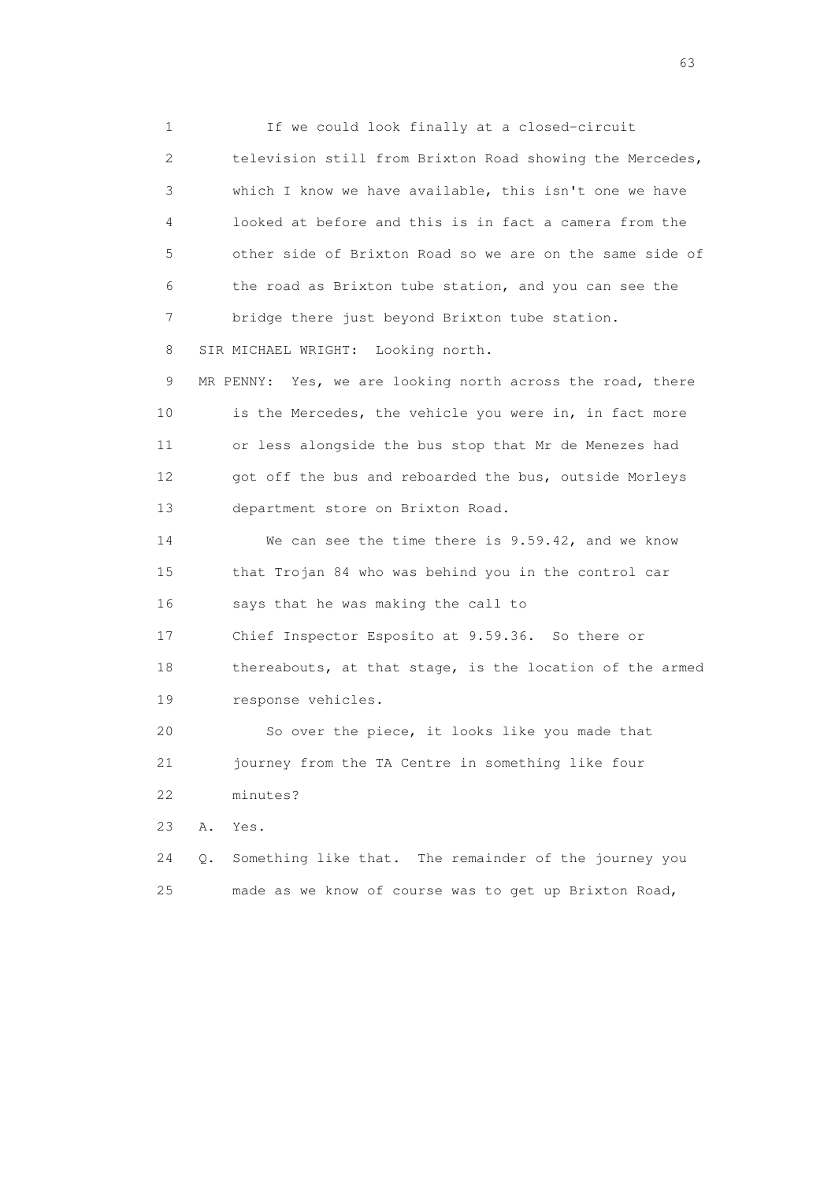1 If we could look finally at a closed-circuit
2 television still from Brixton Road showing the Mercedes,
3 which I know we have available, this isn't one we have
4 looked at before and this is in fact a camera from the
5 other side of Brixton Road so we are on the same side of
6 the road as Brixton tube station, and you can see the
7 bridge there just beyond Brixton tube station.
8 SIR MICHAEL WRIGHT: Looking north.
9 MR PENNY: Yes, we are looking north across the road, there
10 is the Mercedes, the vehicle you were in, in fact more
11 or less alongside the bus stop that Mr de Menezes had
12 got off the bus and reboarded the bus, outside Morleys
13 department store on Brixton Road.
14 We can see the time there is 9.59.42, and we know
15 that Trojan 84 who was behind you in the control car
16 says that he was making the call to
17 Chief Inspector Esposito at 9.59.36. So there or
18 thereabouts, at that stage, is the location of the armed
19 response vehicles.
20 So over the piece, it looks like you made that
21 journey from the TA Centre in something like four
22 minutes?
23 A. Yes.
24 Q. Something like that. The remainder of the journey you
25 made as we know of course was to get up Brixton Road,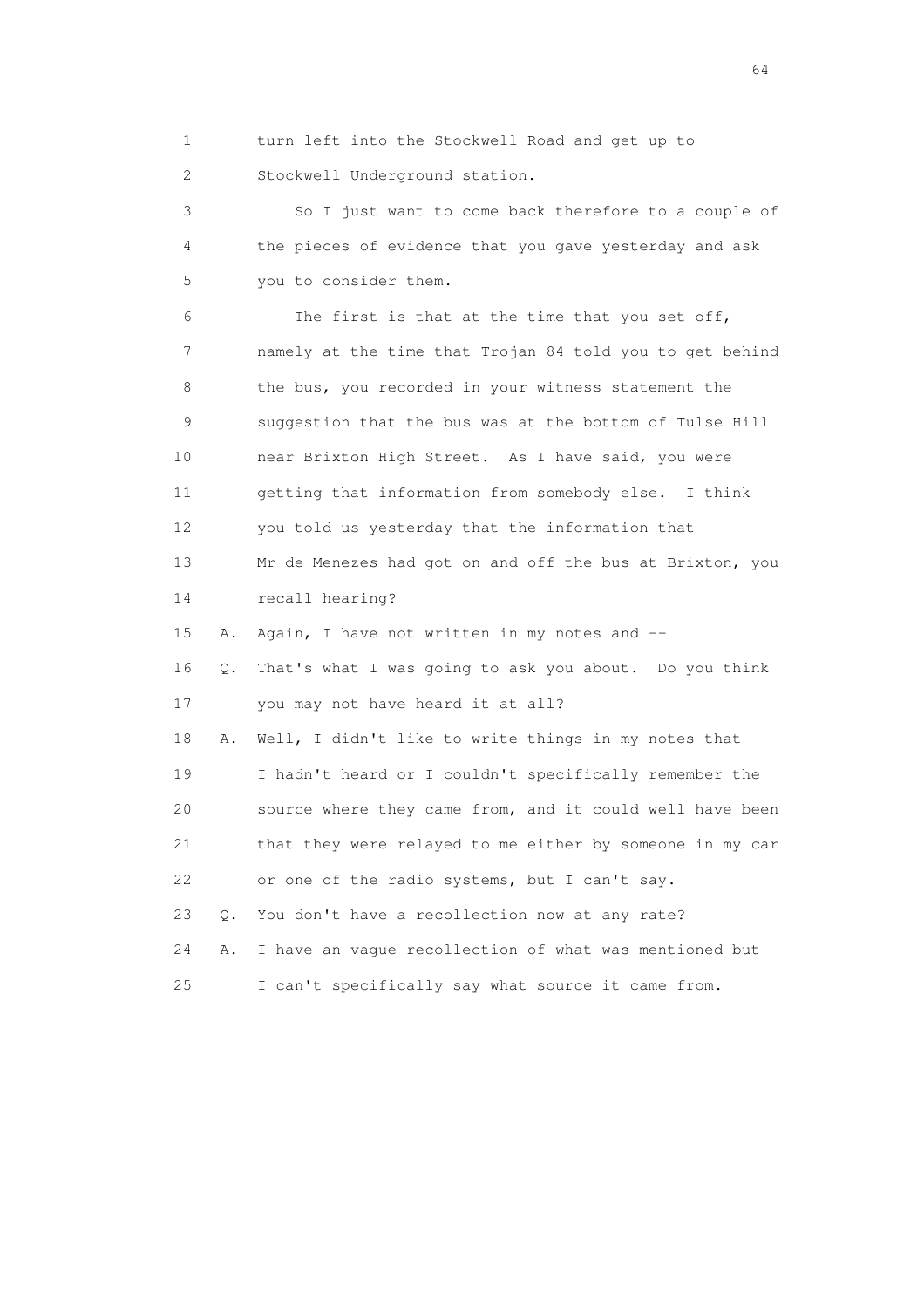1 turn left into the Stockwell Road and get up to
2 Stockwell Underground station.

3 So I just want to come back therefore to a couple of
4 the pieces of evidence that you gave yesterday and ask
5 you to consider them.

6 The first is that at the time that you set off,
7 namely at the time that Trojan 84 told you to get behind
8 the bus, you recorded in your witness statement the
9 suggestion that the bus was at the bottom of Tulse Hill
10 near Brixton High Street. As I have said, you were
11 getting that information from somebody else. I think
12 you told us yesterday that the information that
13 Mr de Menezes had got on and off the bus at Brixton, you
14 recall hearing?

15 A. Again, I have not written in my notes and --

16 Q. That's what I was going to ask you about. Do you think
17 you may not have heard it at all?

18 A. Well, I didn't like to write things in my notes that
19 I hadn't heard or I couldn't specifically remember the
20 source where they came from, and it could well have been
21 that they were relayed to me either by someone in my car
22 or one of the radio systems, but I can't say.

23 Q. You don't have a recollection now at any rate?

24 A. I have an vague recollection of what was mentioned but
25 I can't specifically say what source it came from.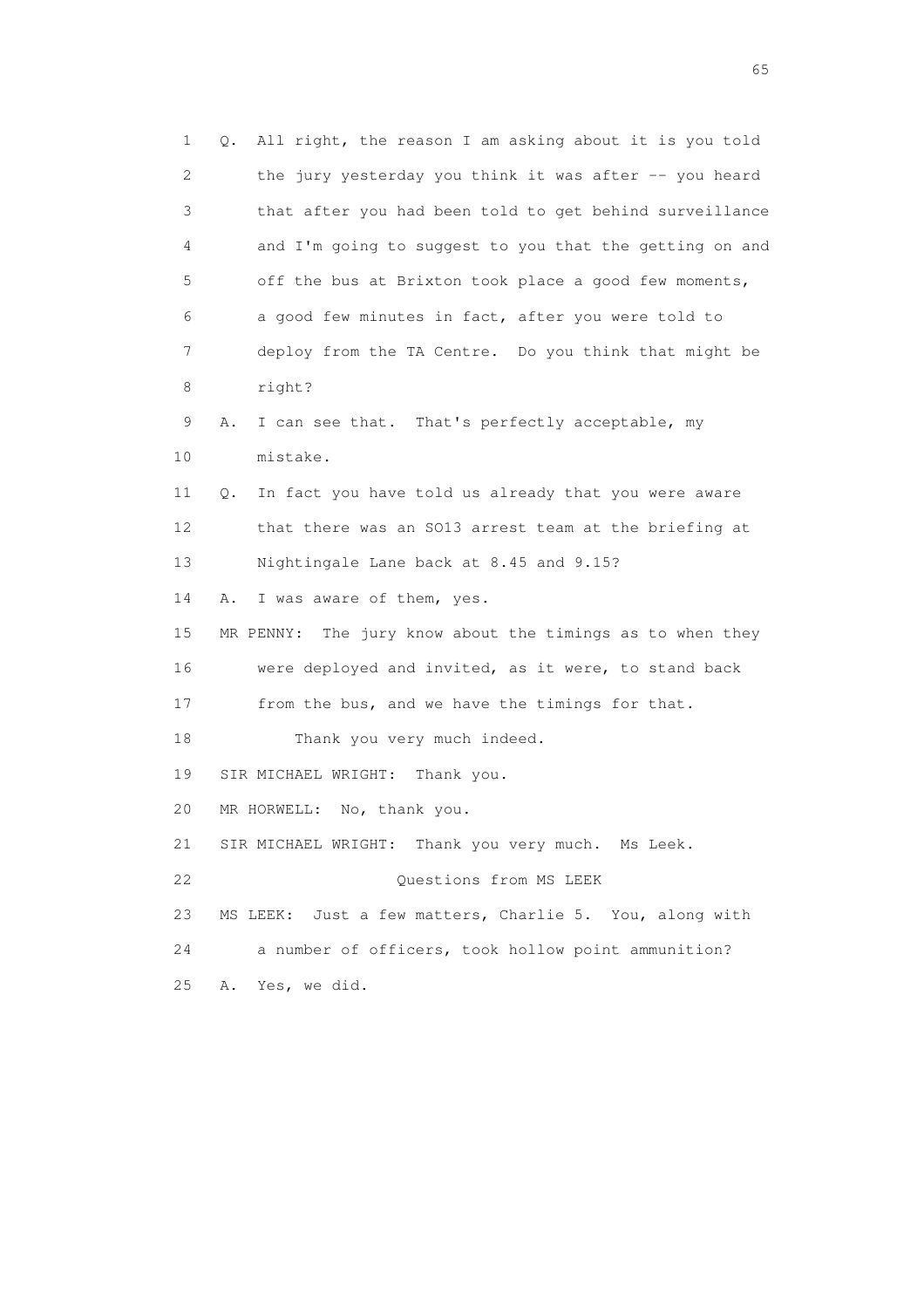1 Q. All right, the reason I am asking about it is you told
2 the jury yesterday you think it was after -- you heard
3 that after you had been told to get behind surveillance
4 and I'm going to suggest to you that the getting on and
5 off the bus at Brixton took place a good few moments,
6 a good few minutes in fact, after you were told to
7 deploy from the TA Centre. Do you think that might be
8 right?
9 A. I can see that. That's perfectly acceptable, my
10 mistake.
11 Q. In fact you have told us already that you were aware
12 that there was an SO13 arrest team at the briefing at
13 Nightingale Lane back at 8.45 and 9.15?
14 A. I was aware of them, yes.
15 MR PENNY: The jury know about the timings as to when they
16 were deployed and invited, as it were, to stand back
17 from the bus, and we have the timings for that.
18 Thank you very much indeed.
19 SIR MICHAEL WRIGHT: Thank you.
20 MR HORWELL: No, thank you.
21 SIR MICHAEL WRIGHT: Thank you very much. Ms Leek.
22 Questions from MS LEEK
23 MS LEEK: Just a few matters, Charlie 5. You, along with
24 a number of officers, took hollow point ammunition?
25 A. Yes, we did.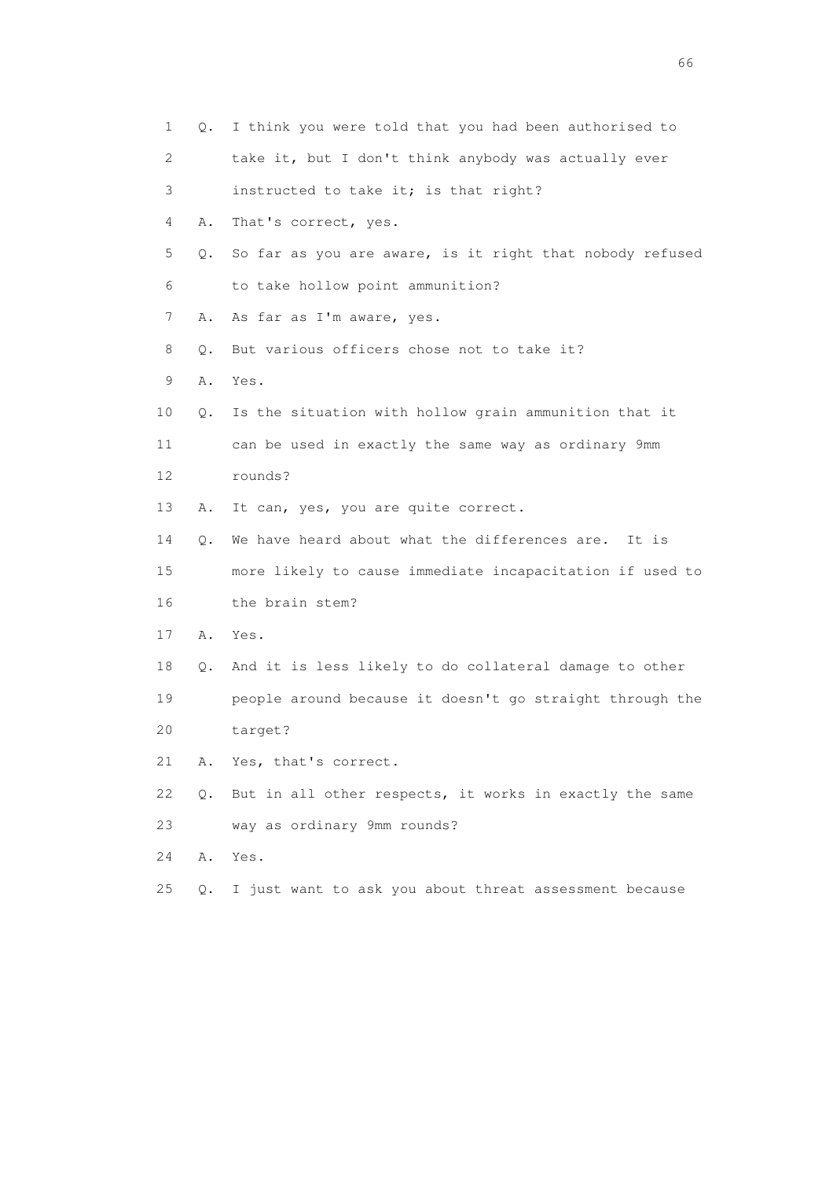1 Q. I think you were told that you had been authorised to
2 take it, but I don't think anybody was actually ever
3 instructed to take it; is that right?
4 A. That's correct, yes.
5 Q. So far as you are aware, is it right that nobody refused
6 to take hollow point ammunition?
7 A. As far as I'm aware, yes.
8 Q. But various officers chose not to take it?
9 A. Yes.
10 Q. Is the situation with hollow grain ammunition that it
11 can be used in exactly the same way as ordinary 9mm
12 rounds?
13 A. It can, yes, you are quite correct.
14 Q. We have heard about what the differences are. It is
15 more likely to cause immediate incapacitation if used to
16 the brain stem?
17 A. Yes.
18 Q. And it is less likely to do collateral damage to other
19 people around because it doesn't go straight through the
20 target?
21 A. Yes, that's correct.
22 Q. But in all other respects, it works in exactly the same
23 way as ordinary 9mm rounds?
24 A. Yes.
25 Q. I just want to ask you about threat assessment because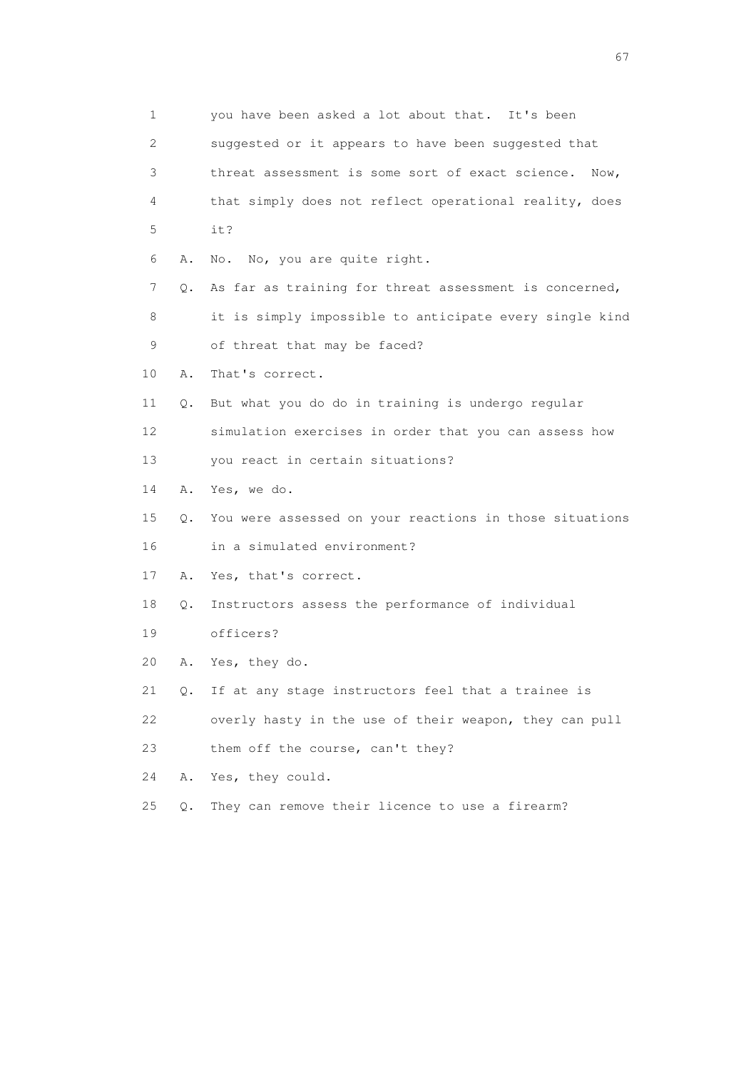1 you have been asked a lot about that. It's been

2 suggested or it appears to have been suggested that

3 threat assessment is some sort of exact science. Now,

4 that simply does not reflect operational reality, does

5 it?

6 A. No. No, you are quite right.

7 Q. As far as training for threat assessment is concerned,

8 it is simply impossible to anticipate every single kind

9 of threat that may be faced?

10 A. That's correct.

11 Q. But what you do do in training is undergo regular

12 simulation exercises in order that you can assess how

13 you react in certain situations?

14 A. Yes, we do.

15 Q. You were assessed on your reactions in those situations

16 in a simulated environment?

17 A. Yes, that's correct.

18 Q. Instructors assess the performance of individual

19 officers?

20 A. Yes, they do.

21 Q. If at any stage instructors feel that a trainee is

22 overly hasty in the use of their weapon, they can pull

23 them off the course, can't they?

24 A. Yes, they could.

25 Q. They can remove their licence to use a firearm?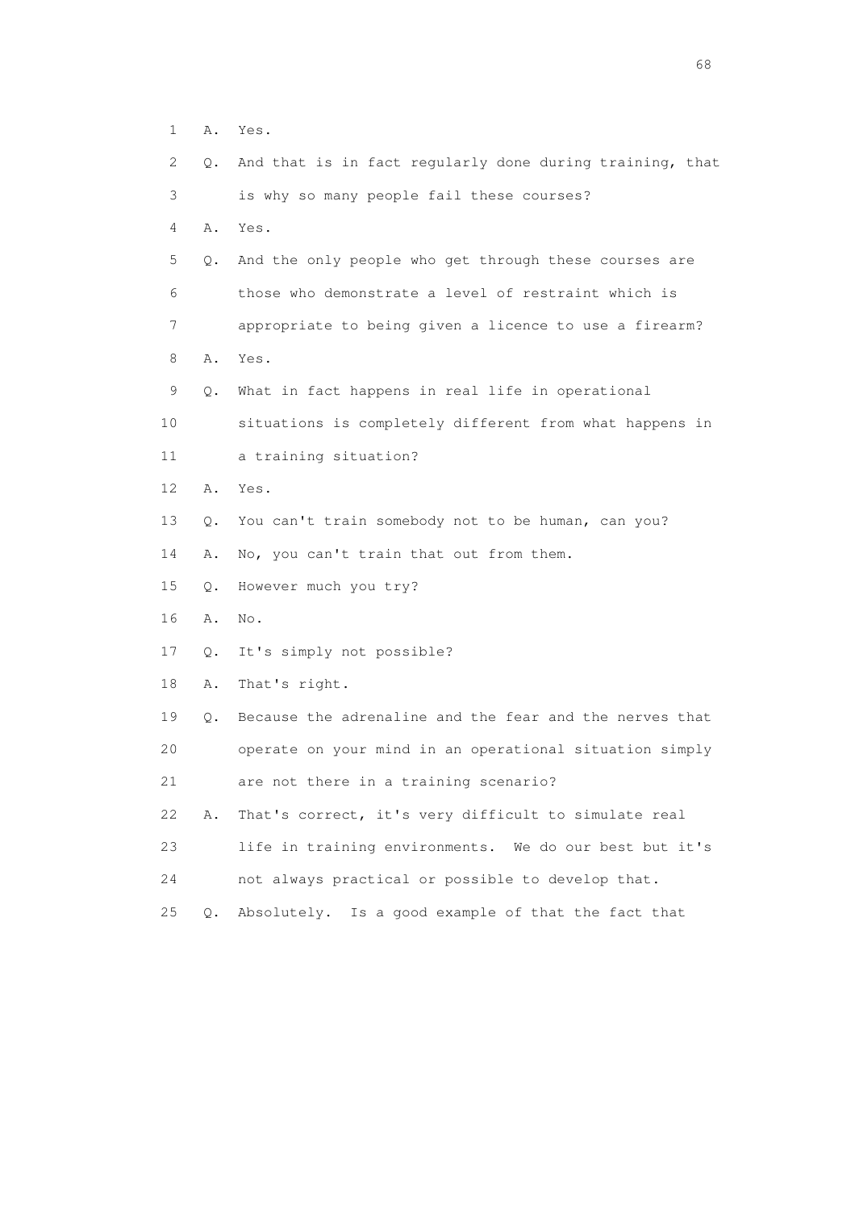1 A. Yes.

2 Q. And that is in fact regularly done during training, that

3 is why so many people fail these courses?

4 A. Yes.

5 Q. And the only people who get through these courses are

6 those who demonstrate a level of restraint which is

7 appropriate to being given a licence to use a firearm?

8 A. Yes.

9 Q. What in fact happens in real life in operational

10 situations is completely different from what happens in

11 a training situation?

12 A. Yes.

13 Q. You can't train somebody not to be human, can you?

14 A. No, you can't train that out from them.

15 Q. However much you try?

16 A. No.

17 Q. It's simply not possible?

18 A. That's right.

19 Q. Because the adrenaline and the fear and the nerves that

20 operate on your mind in an operational situation simply

21 are not there in a training scenario?

22 A. That's correct, it's very difficult to simulate real

23 life in training environments. We do our best but it's

24 not always practical or possible to develop that.

25 Q. Absolutely. Is a good example of that the fact that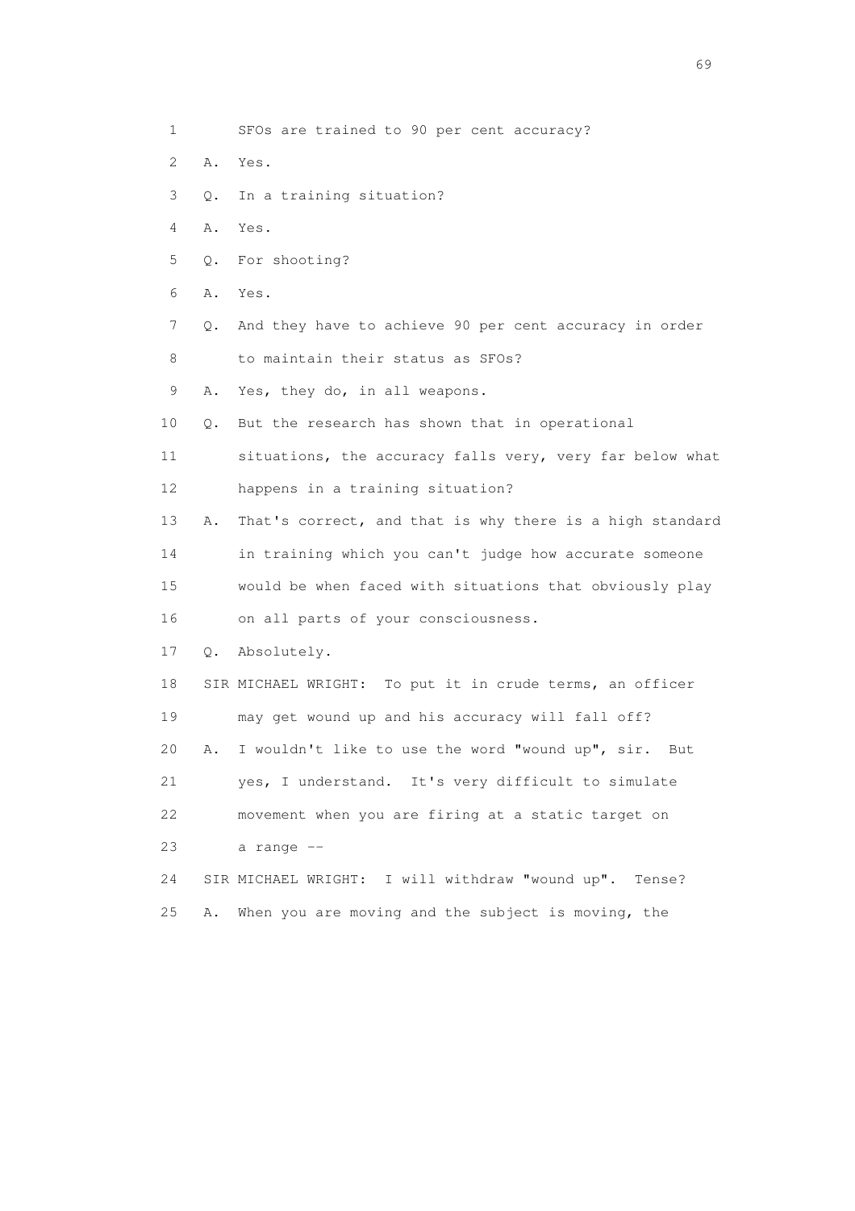1 SFOs are trained to 90 per cent accuracy?

2 A. Yes.

3 Q. In a training situation?

4 A. Yes.

5 Q. For shooting?

6 A. Yes.

7 Q. And they have to achieve 90 per cent accuracy in order

8 to maintain their status as SFOs?

9 A. Yes, they do, in all weapons.

10 Q. But the research has shown that in operational

11 situations, the accuracy falls very, very far below what

12 happens in a training situation?

13 A. That's correct, and that is why there is a high standard

14 in training which you can't judge how accurate someone

15 would be when faced with situations that obviously play

16 on all parts of your consciousness.

17 Q. Absolutely.

18 SIR MICHAEL WRIGHT: To put it in crude terms, an officer

19 may get wound up and his accuracy will fall off?

20 A. I wouldn't like to use the word "wound up", sir. But

21 yes, I understand. It's very difficult to simulate

22 movement when you are firing at a static target on

23 a range --

24 SIR MICHAEL WRIGHT: I will withdraw "wound up". Tense?

25 A. When you are moving and the subject is moving, the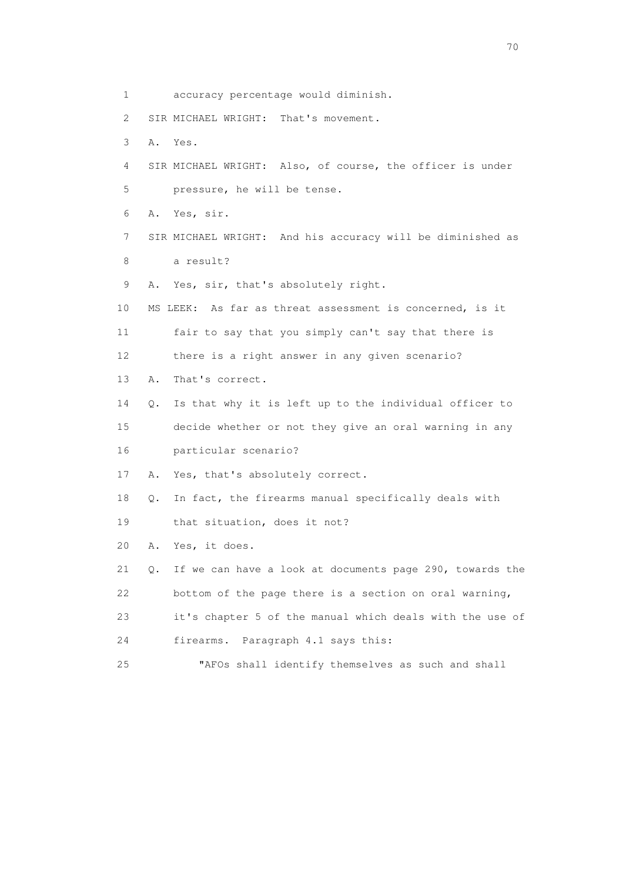1 accuracy percentage would diminish.

2 SIR MICHAEL WRIGHT: That's movement.

3 A. Yes.

4 SIR MICHAEL WRIGHT: Also, of course, the officer is under

5 pressure, he will be tense.

6 A. Yes, sir.

7 SIR MICHAEL WRIGHT: And his accuracy will be diminished as

8 a result?

9 A. Yes, sir, that's absolutely right.

10 MS LEEK: As far as threat assessment is concerned, is it

11 fair to say that you simply can't say that there is

12 there is a right answer in any given scenario?

13 A. That's correct.

14 Q. Is that why it is left up to the individual officer to

15 decide whether or not they give an oral warning in any

16 particular scenario?

17 A. Yes, that's absolutely correct.

18 Q. In fact, the firearms manual specifically deals with

19 that situation, does it not?

20 A. Yes, it does.

21 Q. If we can have a look at documents page 290, towards the

22 bottom of the page there is a section on oral warning,

23 it's chapter 5 of the manual which deals with the use of

24 firearms. Paragraph 4.1 says this:

25 "AFOs shall identify themselves as such and shall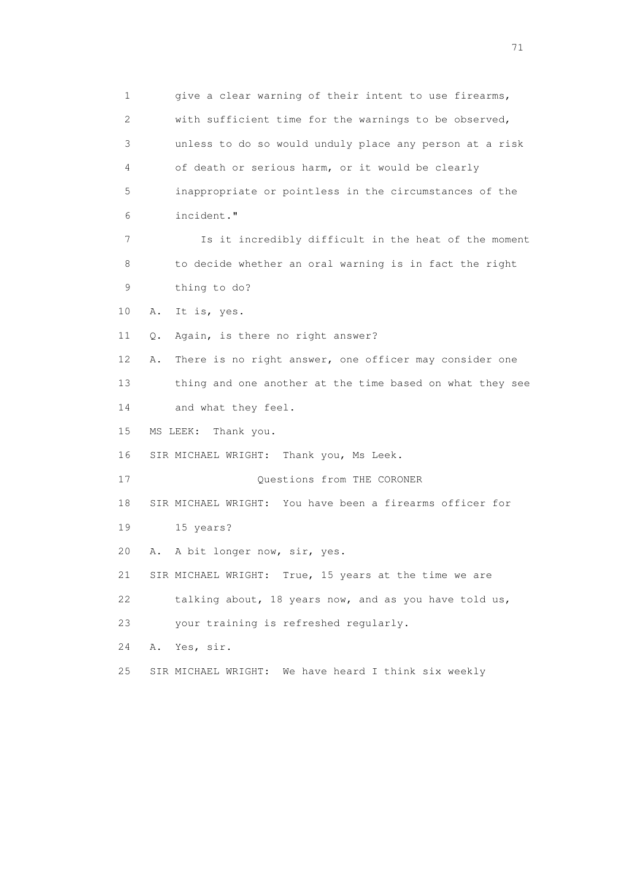1 give a clear warning of their intent to use firearms,
2 with sufficient time for the warnings to be observed,
3 unless to do so would unduly place any person at a risk
4 of death or serious harm, or it would be clearly
5 inappropriate or pointless in the circumstances of the
6 incident."

7 Is it incredibly difficult in the heat of the moment
8 to decide whether an oral warning is in fact the right
9 thing to do?

10 A. It is, yes.

11 Q. Again, is there no right answer?

12 A. There is no right answer, one officer may consider one
13 thing and one another at the time based on what they see
14 and what they feel.

15 MS LEEK: Thank you.

16 SIR MICHAEL WRIGHT: Thank you, Ms Leek.

17 Questions from THE CORONER

18 SIR MICHAEL WRIGHT: You have been a firearms officer for
19 15 years?

20 A. A bit longer now, sir, yes.

21 SIR MICHAEL WRIGHT: True, 15 years at the time we are
22 talking about, 18 years now, and as you have told us,
23 your training is refreshed regularly.

24 A. Yes, sir.

25 SIR MICHAEL WRIGHT: We have heard I think six weekly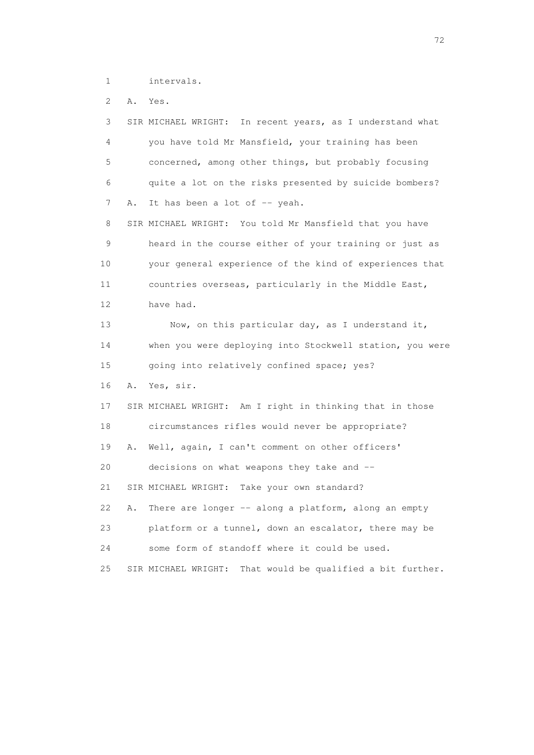1 intervals.

2 A. Yes.

3 SIR MICHAEL WRIGHT: In recent years, as I understand what

4 you have told Mr Mansfield, your training has been

5 concerned, among other things, but probably focusing

6 quite a lot on the risks presented by suicide bombers?

7 A. It has been a lot of -- yeah.

8 SIR MICHAEL WRIGHT: You told Mr Mansfield that you have

9 heard in the course either of your training or just as

10 your general experience of the kind of experiences that

11 countries overseas, particularly in the Middle East,

12 have had.

13 Now, on this particular day, as I understand it,

14 when you were deploying into Stockwell station, you were

15 going into relatively confined space; yes?

16 A. Yes, sir.

17 SIR MICHAEL WRIGHT: Am I right in thinking that in those

18 circumstances rifles would never be appropriate?

19 A. Well, again, I can't comment on other officers'

20 decisions on what weapons they take and --

21 SIR MICHAEL WRIGHT: Take your own standard?

22 A. There are longer -- along a platform, along an empty

23 platform or a tunnel, down an escalator, there may be

24 some form of standoff where it could be used.

25 SIR MICHAEL WRIGHT: That would be qualified a bit further.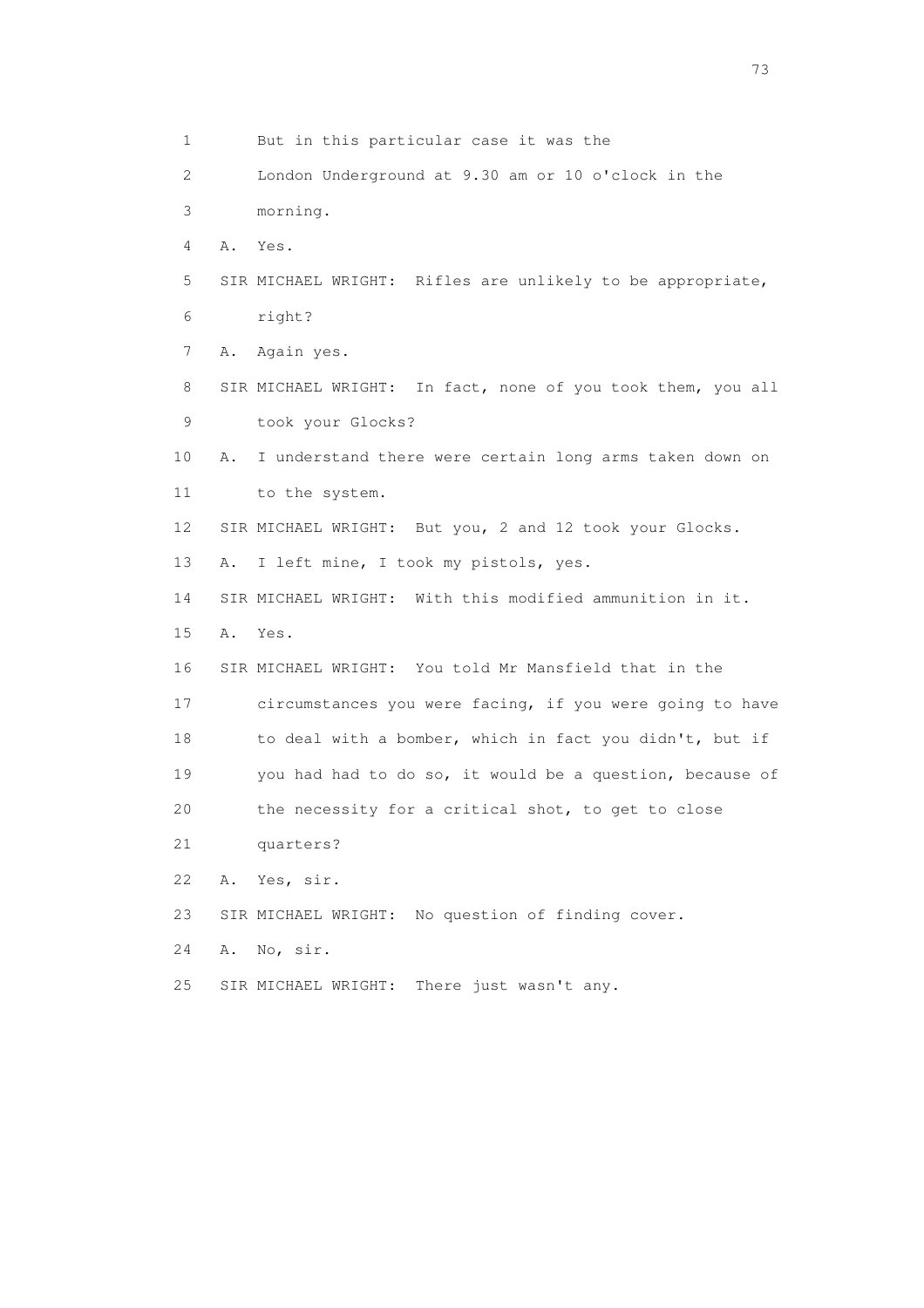1 But in this particular case it was the
2 London Underground at 9.30 am or 10 o'clock in the
3 morning.
4 A. Yes.
5 SIR MICHAEL WRIGHT: Rifles are unlikely to be appropriate,
6 right?
7 A. Again yes.
8 SIR MICHAEL WRIGHT: In fact, none of you took them, you all
9 took your Glocks?
10 A. I understand there were certain long arms taken down on
11 to the system.
12 SIR MICHAEL WRIGHT: But you, 2 and 12 took your Glocks.
13 A. I left mine, I took my pistols, yes.
14 SIR MICHAEL WRIGHT: With this modified ammunition in it.
15 A. Yes.
16 SIR MICHAEL WRIGHT: You told Mr Mansfield that in the
17 circumstances you were facing, if you were going to have
18 to deal with a bomber, which in fact you didn't, but if
19 you had had to do so, it would be a question, because of
20 the necessity for a critical shot, to get to close
21 quarters?
22 A. Yes, sir.
23 SIR MICHAEL WRIGHT: No question of finding cover.
24 A. No, sir.
25 SIR MICHAEL WRIGHT: There just wasn't any.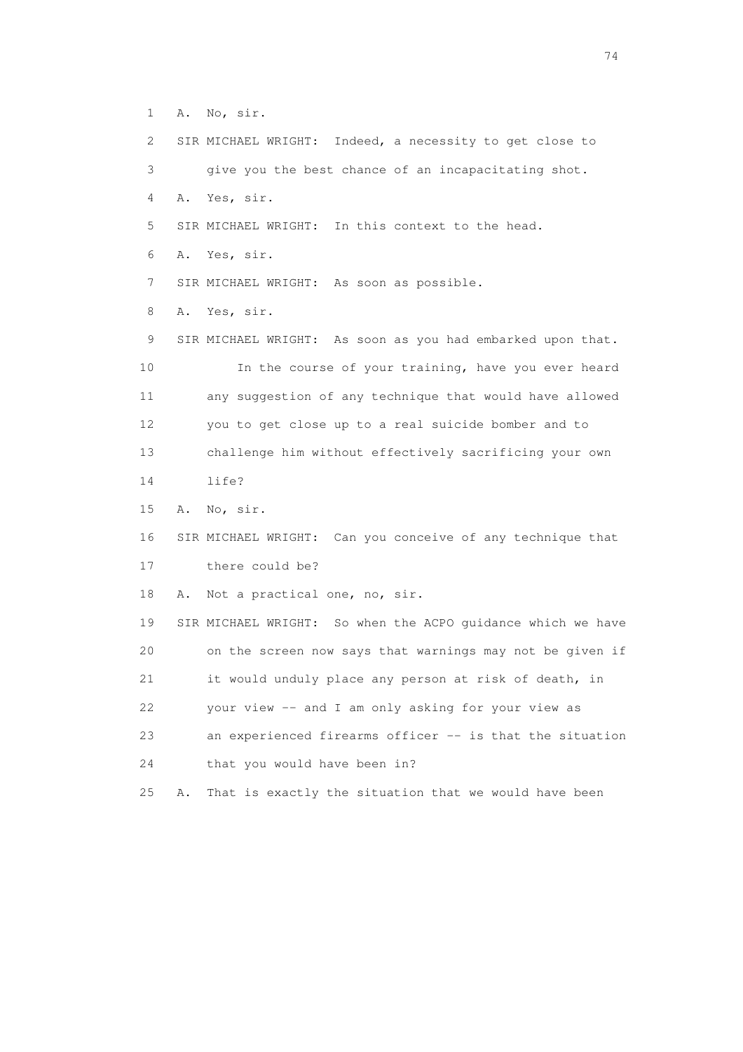1 A. No, sir.

2 SIR MICHAEL WRIGHT: Indeed, a necessity to get close to

3 give you the best chance of an incapacitating shot.

4 A. Yes, sir.

5 SIR MICHAEL WRIGHT: In this context to the head.

6 A. Yes, sir.

7 SIR MICHAEL WRIGHT: As soon as possible.

8 A. Yes, sir.

9 SIR MICHAEL WRIGHT: As soon as you had embarked upon that.

10 In the course of your training, have you ever heard

11 any suggestion of any technique that would have allowed

12 you to get close up to a real suicide bomber and to

13 challenge him without effectively sacrificing your own

14 life?

15 A. No, sir.

16 SIR MICHAEL WRIGHT: Can you conceive of any technique that

17 there could be?

18 A. Not a practical one, no, sir.

19 SIR MICHAEL WRIGHT: So when the ACPO guidance which we have

20 on the screen now says that warnings may not be given if

21 it would unduly place any person at risk of death, in

22 your view -- and I am only asking for your view as

23 an experienced firearms officer -- is that the situation

24 that you would have been in?

25 A. That is exactly the situation that we would have been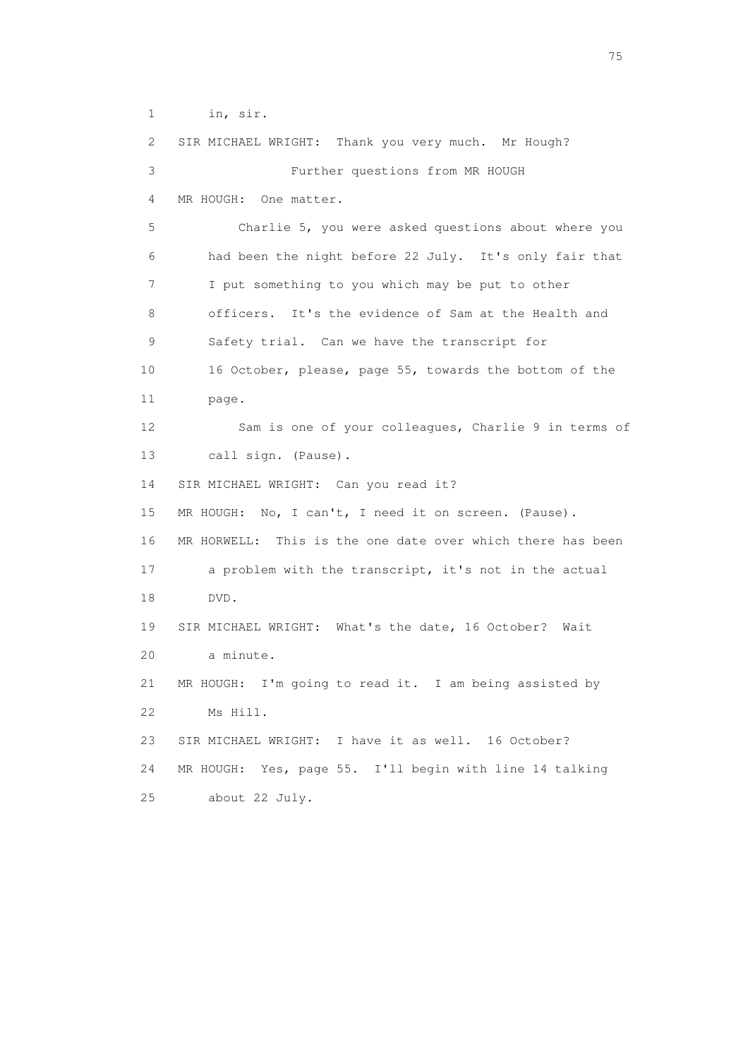1 in, sir.

2 SIR MICHAEL WRIGHT: Thank you very much. Mr Hough?

3 Further questions from MR HOUGH

4 MR HOUGH: One matter.

5 Charlie 5, you were asked questions about where you

6 had been the night before 22 July. It's only fair that

7 I put something to you which may be put to other

8 officers. It's the evidence of Sam at the Health and

9 Safety trial. Can we have the transcript for

10 16 October, please, page 55, towards the bottom of the

11 page.

12 Sam is one of your colleagues, Charlie 9 in terms of

13 call sign. (Pause).

14 SIR MICHAEL WRIGHT: Can you read it?

15 MR HOUGH: No, I can't, I need it on screen. (Pause).

16 MR HORWELL: This is the one date over which there has been

17 a problem with the transcript, it's not in the actual

18 DVD.

19 SIR MICHAEL WRIGHT: What's the date, 16 October? Wait

20 a minute.

21 MR HOUGH: I'm going to read it. I am being assisted by

22 Ms Hill.

23 SIR MICHAEL WRIGHT: I have it as well. 16 October?

24 MR HOUGH: Yes, page 55. I'll begin with line 14 talking

25 about 22 July.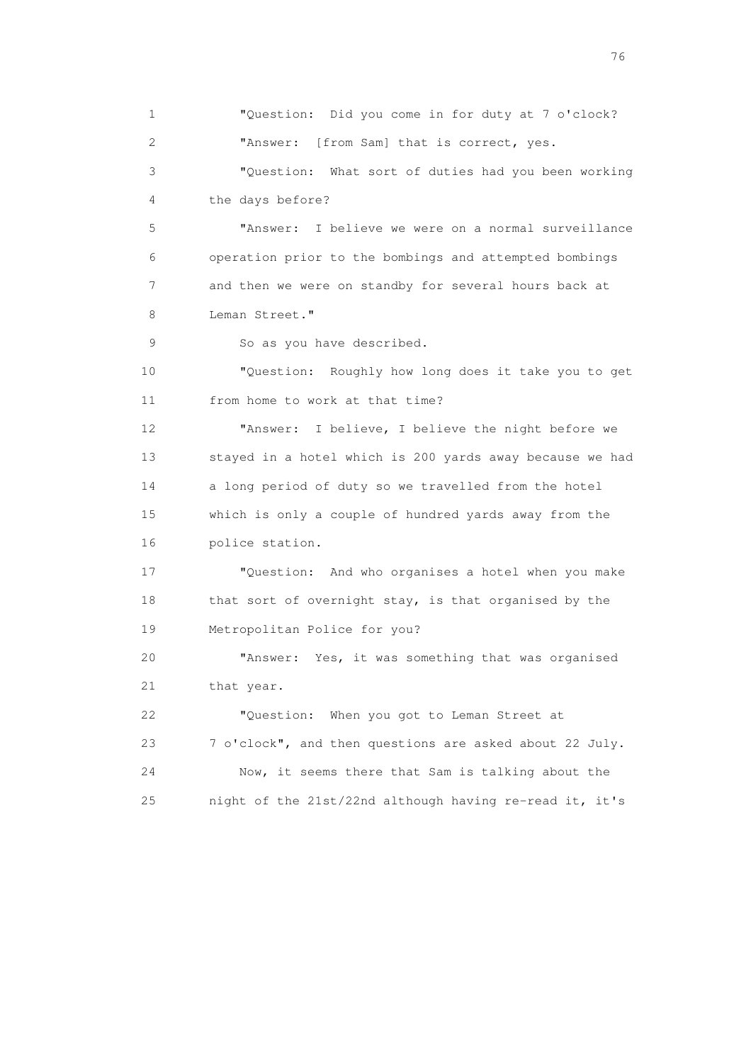"Question: Did you come in for duty at 7 o'clock?

"Answer: [from Sam] that is correct, yes.

"Question: What sort of duties had you been working the days before?

"Answer: I believe we were on a normal surveillance operation prior to the bombings and attempted bombings and then we were on standby for several hours back at Leman Street."

So as you have described.

"Question: Roughly how long does it take you to get from home to work at that time?

"Answer: I believe, I believe the night before we stayed in a hotel which is 200 yards away because we had a long period of duty so we travelled from the hotel which is only a couple of hundred yards away from the police station.

"Question: And who organises a hotel when you make that sort of overnight stay, is that organised by the Metropolitan Police for you?

"Answer: Yes, it was something that was organised that year.

"Question: When you got to Leman Street at 7 o'clock", and then questions are asked about 22 July.

Now, it seems there that Sam is talking about the night of the 21st/22nd although having re-read it, it's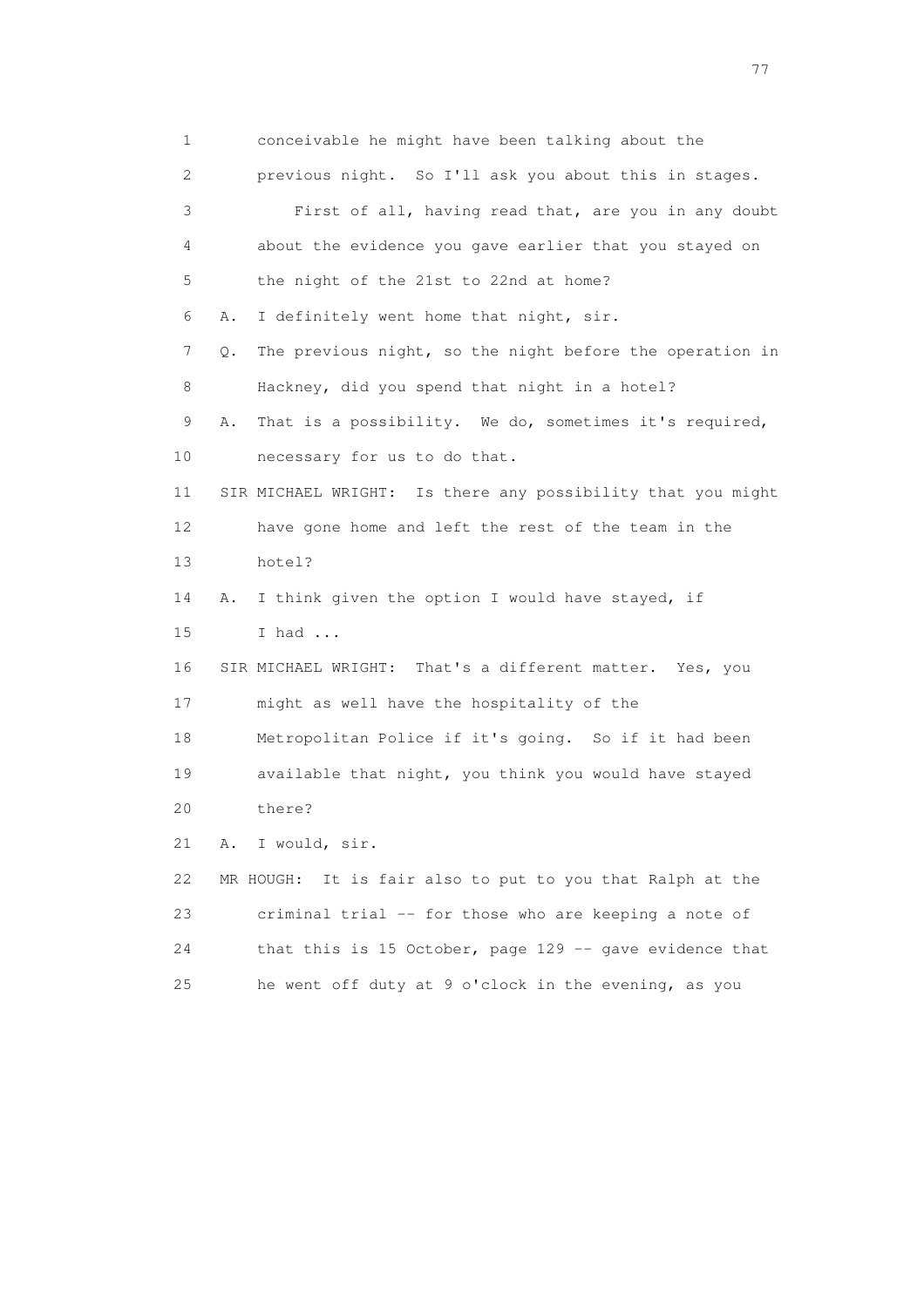1 conceivable he might have been talking about the
2 previous night. So I'll ask you about this in stages.
3 First of all, having read that, are you in any doubt
4 about the evidence you gave earlier that you stayed on
5 the night of the 21st to 22nd at home?
6 A. I definitely went home that night, sir.
7 Q. The previous night, so the night before the operation in
8 Hackney, did you spend that night in a hotel?
9 A. That is a possibility. We do, sometimes it's required,
10 necessary for us to do that.
11 SIR MICHAEL WRIGHT: Is there any possibility that you might
12 have gone home and left the rest of the team in the
13 hotel?
14 A. I think given the option I would have stayed, if
15 I had ...
16 SIR MICHAEL WRIGHT: That's a different matter. Yes, you
17 might as well have the hospitality of the
18 Metropolitan Police if it's going. So if it had been
19 available that night, you think you would have stayed
20 there?
21 A. I would, sir.
22 MR HOUGH: It is fair also to put to you that Ralph at the
23 criminal trial -- for those who are keeping a note of
24 that this is 15 October, page 129 -- gave evidence that
25 he went off duty at 9 o'clock in the evening, as you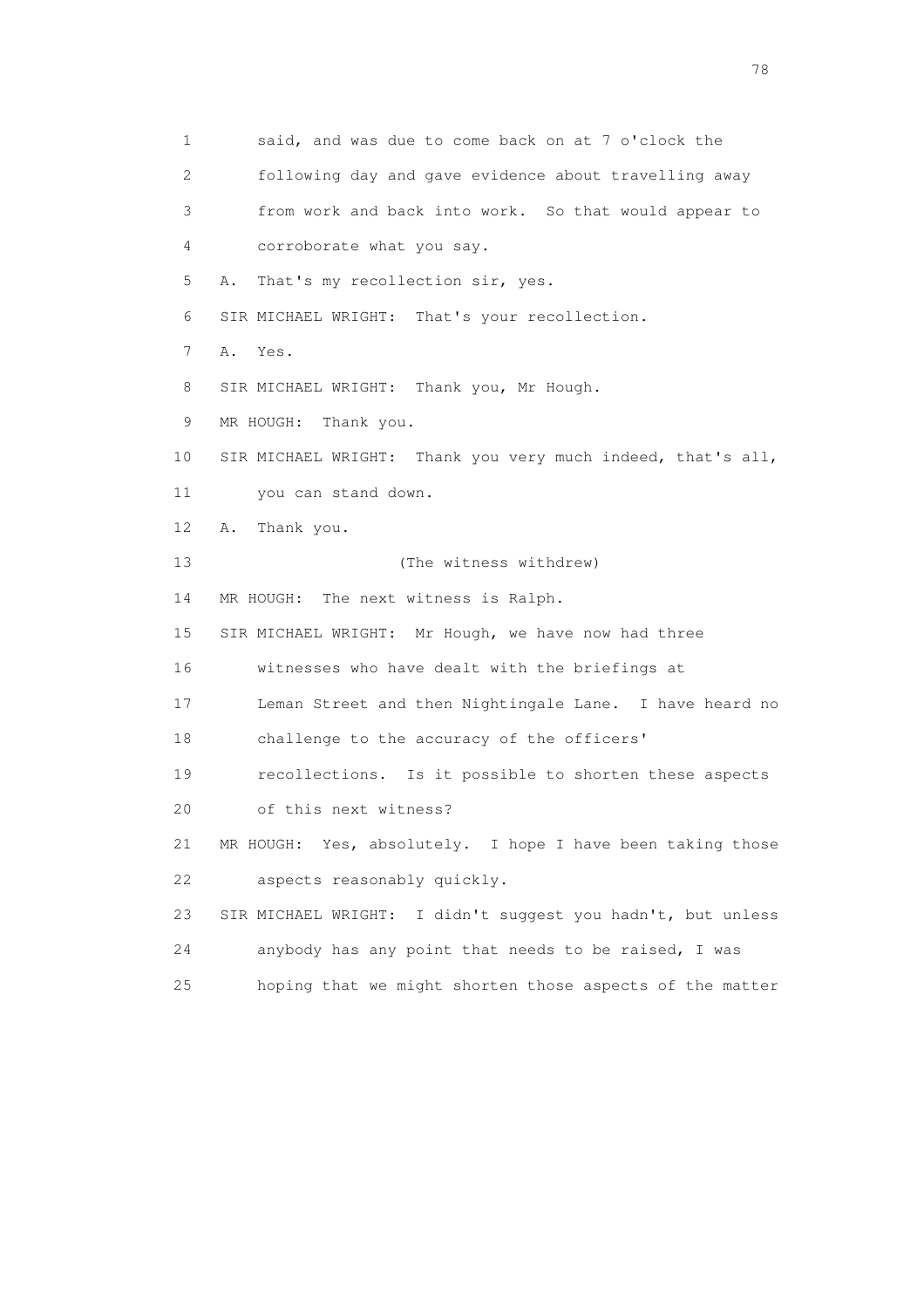1 said, and was due to come back on at 7 o'clock the

2 following day and gave evidence about travelling away

3 from work and back into work. So that would appear to

4 corroborate what you say.

5 A. That's my recollection sir, yes.

6 SIR MICHAEL WRIGHT: That's your recollection.

7 A. Yes.

8 SIR MICHAEL WRIGHT: Thank you, Mr Hough.

9 MR HOUGH: Thank you.

10 SIR MICHAEL WRIGHT: Thank you very much indeed, that's all,

11 you can stand down.

12 A. Thank you.

13 (The witness withdrew)

14 MR HOUGH: The next witness is Ralph.

15 SIR MICHAEL WRIGHT: Mr Hough, we have now had three

16 witnesses who have dealt with the briefings at

17 Leman Street and then Nightingale Lane. I have heard no

18 challenge to the accuracy of the officers'

19 recollections. Is it possible to shorten these aspects

20 of this next witness?

21 MR HOUGH: Yes, absolutely. I hope I have been taking those

22 aspects reasonably quickly.

23 SIR MICHAEL WRIGHT: I didn't suggest you hadn't, but unless

24 anybody has any point that needs to be raised, I was

25 hoping that we might shorten those aspects of the matter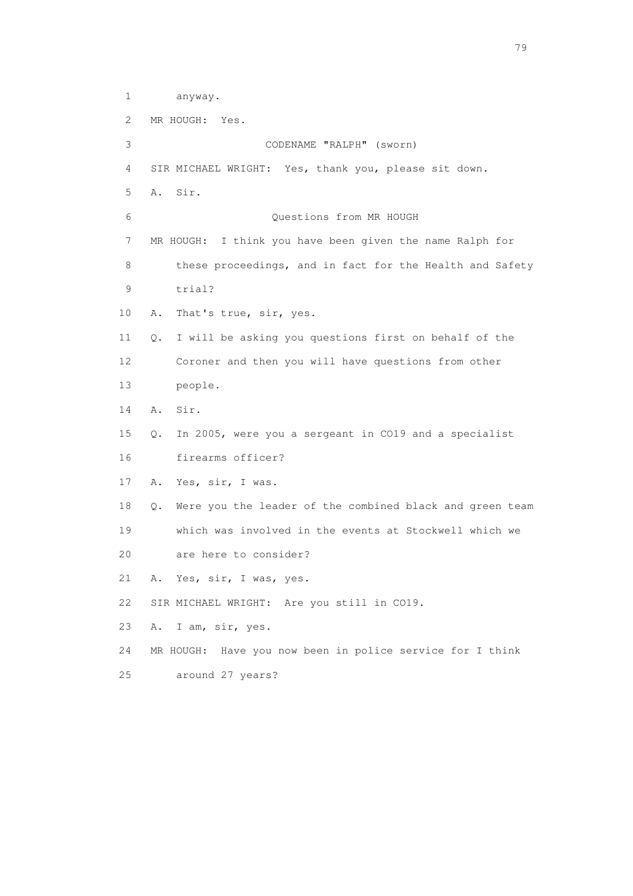1 anyway.

2 MR HOUGH: Yes.

3 CODENAME "RALPH" (sworn)

4 SIR MICHAEL WRIGHT: Yes, thank you, please sit down.

5 A. Sir.

6 Questions from MR HOUGH

7 MR HOUGH: I think you have been given the name Ralph for

8 these proceedings, and in fact for the Health and Safety

9 trial?

10 A. That's true, sir, yes.

11 Q. I will be asking you questions first on behalf of the

12 Coroner and then you will have questions from other

13 people.

14 A. Sir.

15 Q. In 2005, were you a sergeant in CO19 and a specialist

16 firearms officer?

17 A. Yes, sir, I was.

18 Q. Were you the leader of the combined black and green team

19 which was involved in the events at Stockwell which we

20 are here to consider?

21 A. Yes, sir, I was, yes.

22 SIR MICHAEL WRIGHT: Are you still in CO19.

23 A. I am, sir, yes.

24 MR HOUGH: Have you now been in police service for I think

25 around 27 years?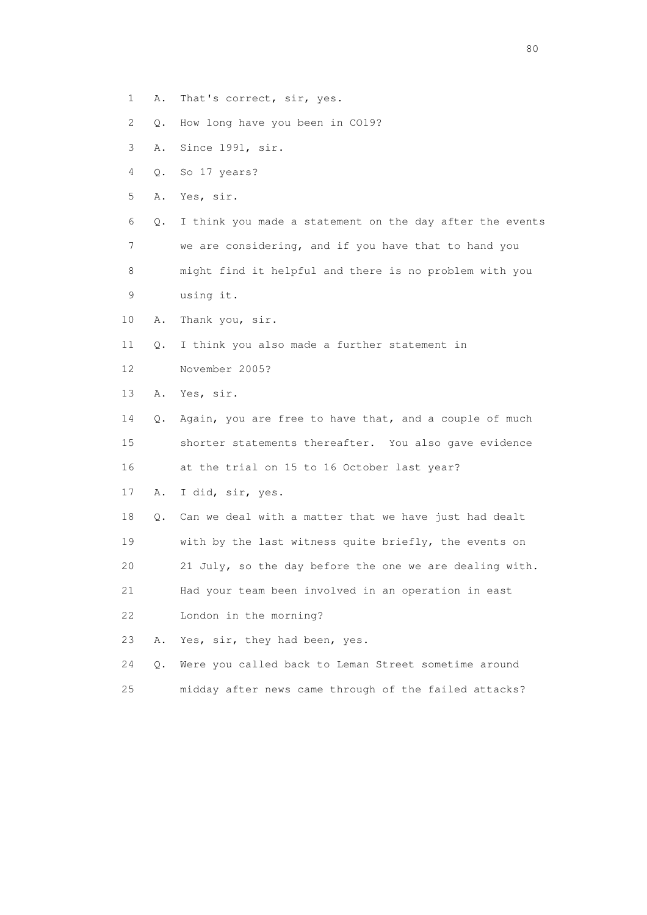1 A. That's correct, sir, yes.

2 Q. How long have you been in CO19?

3 A. Since 1991, sir.

4 Q. So 17 years?

5 A. Yes, sir.

6 Q. I think you made a statement on the day after the events

7 we are considering, and if you have that to hand you

8 might find it helpful and there is no problem with you

9 using it.

10 A. Thank you, sir.

11 Q. I think you also made a further statement in

12 November 2005?

13 A. Yes, sir.

14 Q. Again, you are free to have that, and a couple of much

15 shorter statements thereafter. You also gave evidence

16 at the trial on 15 to 16 October last year?

17 A. I did, sir, yes.

18 Q. Can we deal with a matter that we have just had dealt

19 with by the last witness quite briefly, the events on

20 21 July, so the day before the one we are dealing with.

21 Had your team been involved in an operation in east

22 London in the morning?

23 A. Yes, sir, they had been, yes.

24 Q. Were you called back to Leman Street sometime around

25 midday after news came through of the failed attacks?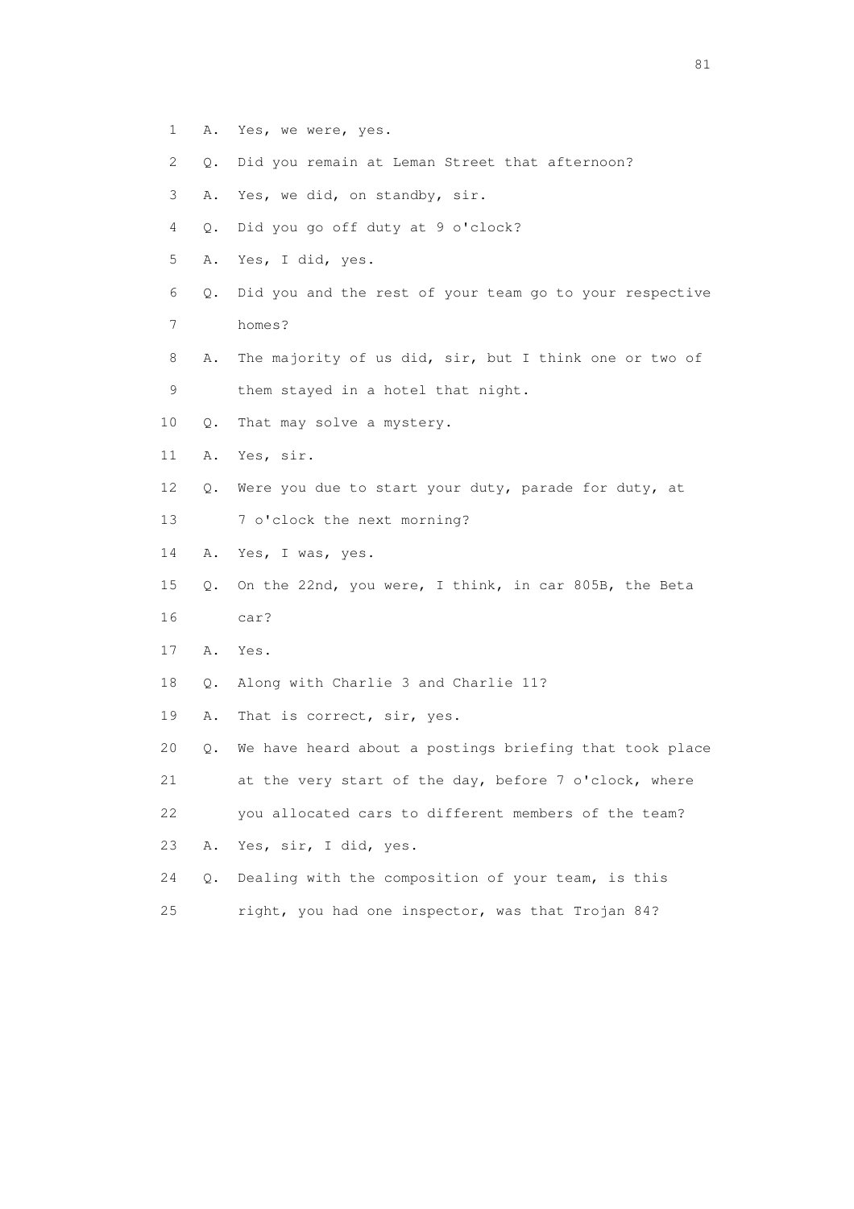1 A. Yes, we were, yes.

2 Q. Did you remain at Leman Street that afternoon?

3 A. Yes, we did, on standby, sir.

4 Q. Did you go off duty at 9 o'clock?

5 A. Yes, I did, yes.

6 Q. Did you and the rest of your team go to your respective

7 homes?

8 A. The majority of us did, sir, but I think one or two of

9 them stayed in a hotel that night.

10 Q. That may solve a mystery.

11 A. Yes, sir.

12 Q. Were you due to start your duty, parade for duty, at

13 7 o'clock the next morning?

14 A. Yes, I was, yes.

15 Q. On the 22nd, you were, I think, in car 805B, the Beta

16 car?

17 A. Yes.

18 Q. Along with Charlie 3 and Charlie 11?

19 A. That is correct, sir, yes.

20 Q. We have heard about a postings briefing that took place

21 at the very start of the day, before 7 o'clock, where

22 you allocated cars to different members of the team?

23 A. Yes, sir, I did, yes.

24 Q. Dealing with the composition of your team, is this

25 right, you had one inspector, was that Trojan 84?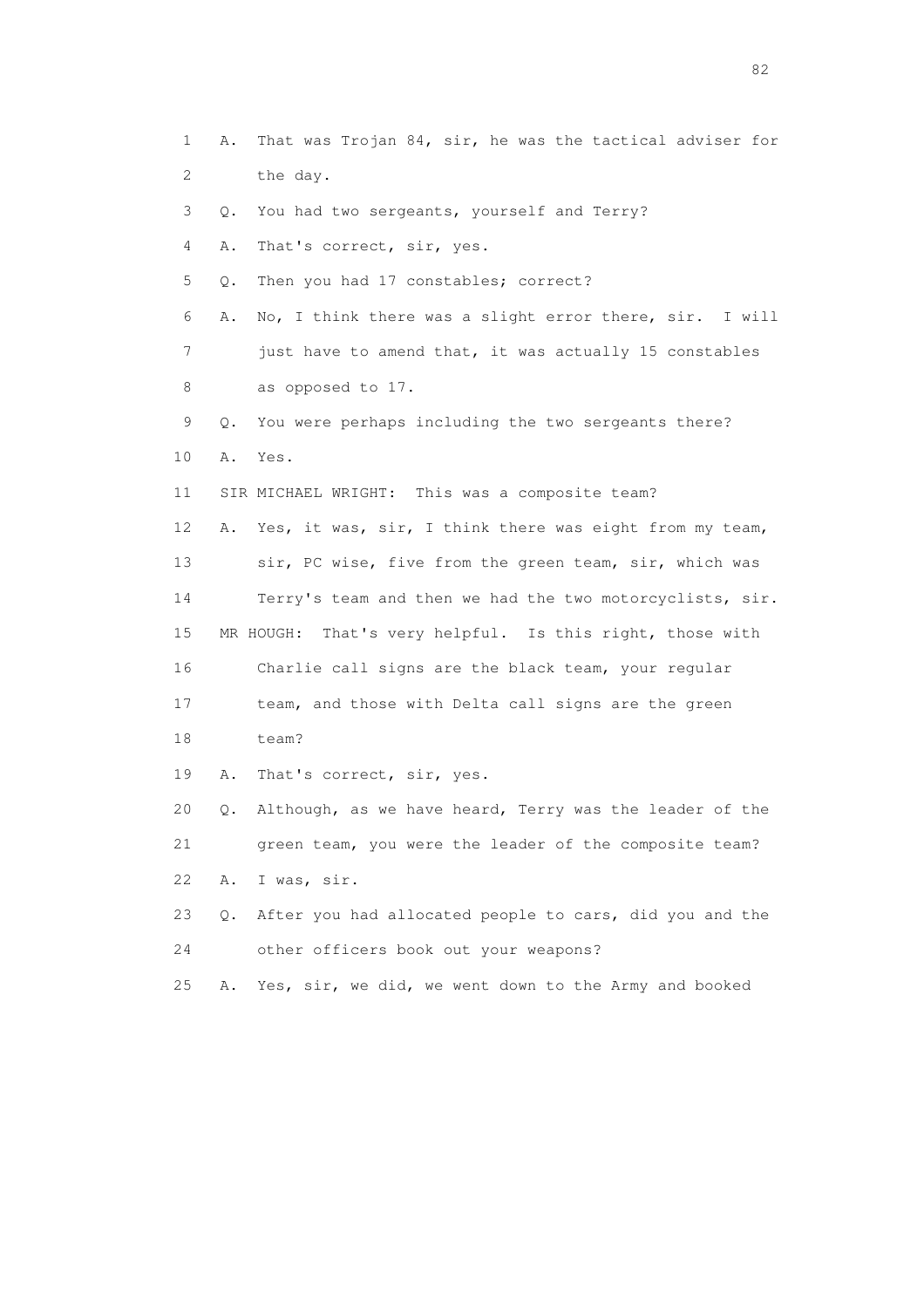1 A. That was Trojan 84, sir, he was the tactical adviser for
2 the day.
3 Q. You had two sergeants, yourself and Terry?
4 A. That's correct, sir, yes.
5 Q. Then you had 17 constables; correct?
6 A. No, I think there was a slight error there, sir. I will
7 just have to amend that, it was actually 15 constables
8 as opposed to 17.
9 Q. You were perhaps including the two sergeants there?
10 A. Yes.
11 SIR MICHAEL WRIGHT: This was a composite team?
12 A. Yes, it was, sir, I think there was eight from my team,
13 sir, PC wise, five from the green team, sir, which was
14 Terry's team and then we had the two motorcyclists, sir.
15 MR HOUGH: That's very helpful. Is this right, those with
16 Charlie call signs are the black team, your regular
17 team, and those with Delta call signs are the green
18 team?
19 A. That's correct, sir, yes.
20 Q. Although, as we have heard, Terry was the leader of the
21 green team, you were the leader of the composite team?
22 A. I was, sir.
23 Q. After you had allocated people to cars, did you and the
24 other officers book out your weapons?
25 A. Yes, sir, we did, we went down to the Army and booked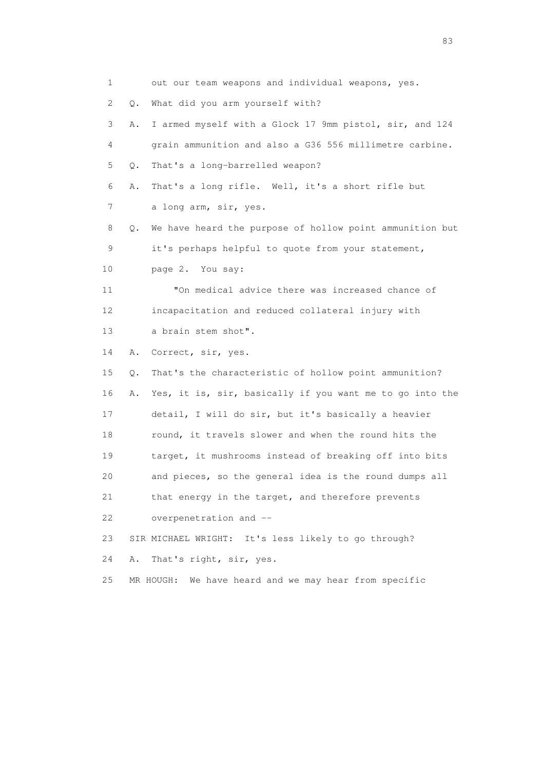1 out our team weapons and individual weapons, yes.

2 Q. What did you arm yourself with?

3 A. I armed myself with a Glock 17 9mm pistol, sir, and 124

4 grain ammunition and also a G36 556 millimetre carbine.

5 Q. That's a long-barrelled weapon?

6 A. That's a long rifle. Well, it's a short rifle but

7 a long arm, sir, yes.

8 Q. We have heard the purpose of hollow point ammunition but

9 it's perhaps helpful to quote from your statement,

10 page 2. You say:

11 "On medical advice there was increased chance of

12 incapacitation and reduced collateral injury with

13 a brain stem shot".

14 A. Correct, sir, yes.

15 Q. That's the characteristic of hollow point ammunition?

16 A. Yes, it is, sir, basically if you want me to go into the

17 detail, I will do sir, but it's basically a heavier

18 round, it travels slower and when the round hits the

19 target, it mushrooms instead of breaking off into bits

20 and pieces, so the general idea is the round dumps all

21 that energy in the target, and therefore prevents

22 overpenetration and --

23 SIR MICHAEL WRIGHT: It's less likely to go through?

24 A. That's right, sir, yes.

25 MR HOUGH: We have heard and we may hear from specific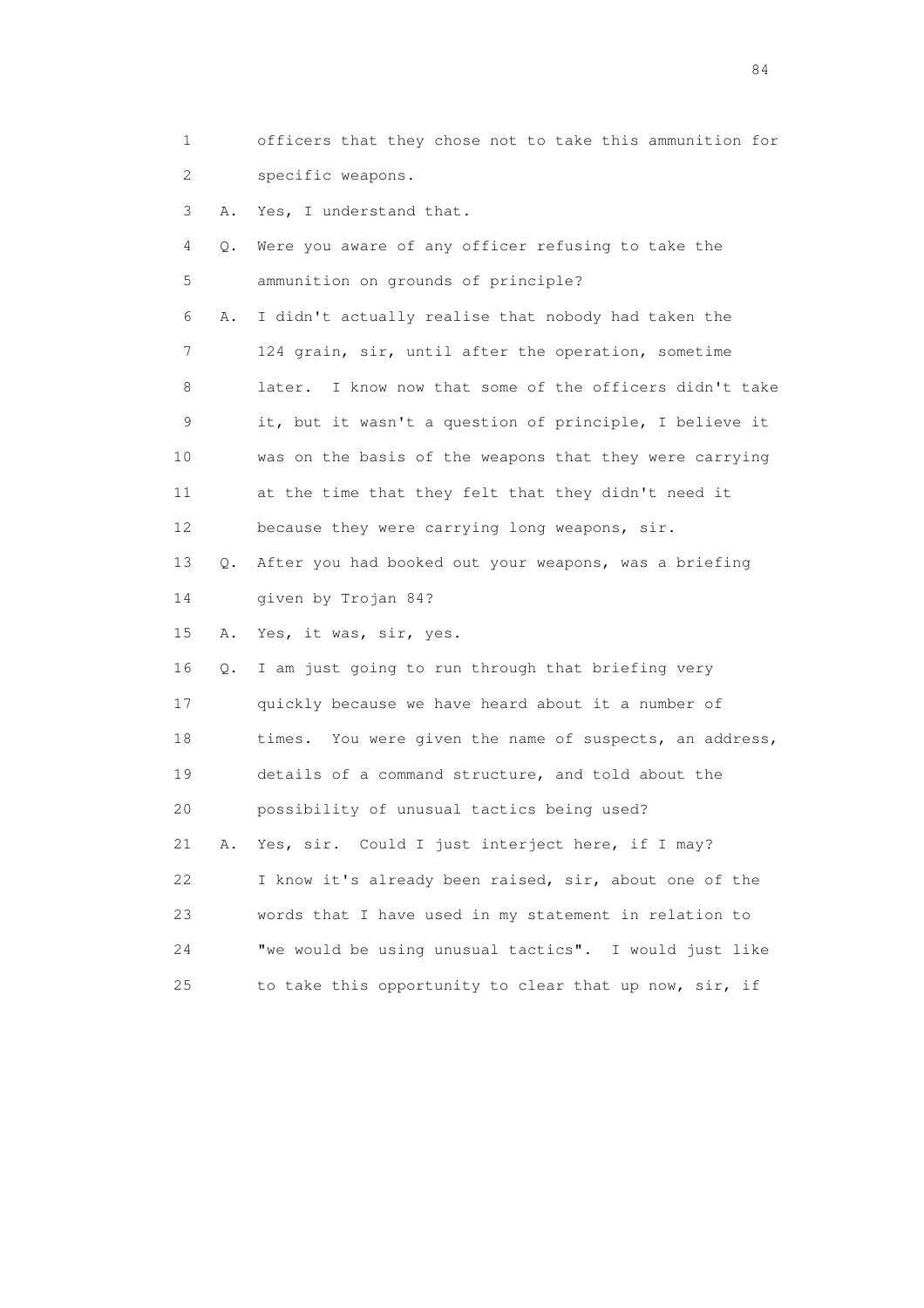1 officers that they chose not to take this ammunition for
2 specific weapons.

3 A. Yes, I understand that.

4 Q. Were you aware of any officer refusing to take the
5 ammunition on grounds of principle?

6 A. I didn't actually realise that nobody had taken the
7 124 grain, sir, until after the operation, sometime
8 later. I know now that some of the officers didn't take
9 it, but it wasn't a question of principle, I believe it
10 was on the basis of the weapons that they were carrying
11 at the time that they felt that they didn't need it
12 because they were carrying long weapons, sir.

13 Q. After you had booked out your weapons, was a briefing
14 given by Trojan 84?

15 A. Yes, it was, sir, yes.

16 Q. I am just going to run through that briefing very
17 quickly because we have heard about it a number of
18 times. You were given the name of suspects, an address,
19 details of a command structure, and told about the
20 possibility of unusual tactics being used?

21 A. Yes, sir. Could I just interject here, if I may?
22 I know it's already been raised, sir, about one of the
23 words that I have used in my statement in relation to
24 "we would be using unusual tactics". I would just like
25 to take this opportunity to clear that up now, sir, if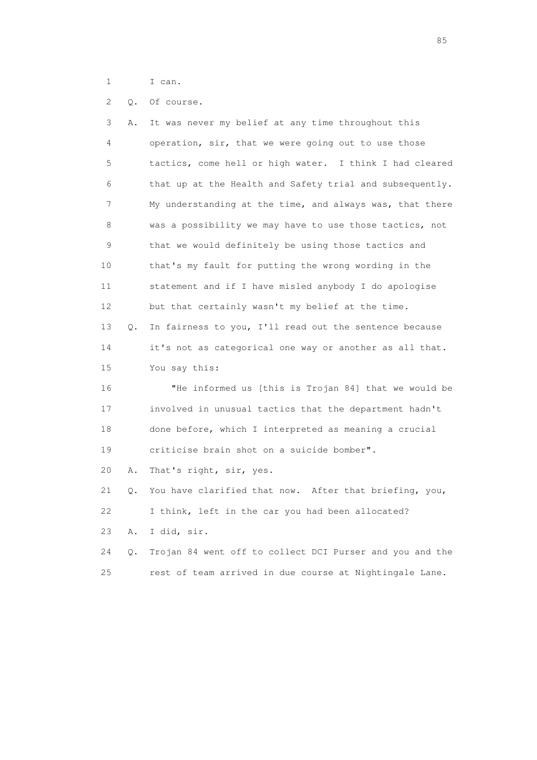1 I can.

2 Q. Of course.

3 A. It was never my belief at any time throughout this
4 operation, sir, that we were going out to use those
5 tactics, come hell or high water. I think I had cleared
6 that up at the Health and Safety trial and subsequently.
7 My understanding at the time, and always was, that there
8 was a possibility we may have to use those tactics, not
9 that we would definitely be using those tactics and
10 that's my fault for putting the wrong wording in the
11 statement and if I have misled anybody I do apologise
12 but that certainly wasn't my belief at the time.

13 Q. In fairness to you, I'll read out the sentence because
14 it's not as categorical one way or another as all that.
15 You say this:

16 "He informed us [this is Trojan 84] that we would be
17 involved in unusual tactics that the department hadn't
18 done before, which I interpreted as meaning a crucial
19 criticise brain shot on a suicide bomber".

20 A. That's right, sir, yes.

21 Q. You have clarified that now. After that briefing, you,
22 I think, left in the car you had been allocated?

23 A. I did, sir.

24 Q. Trojan 84 went off to collect DCI Purser and you and the
25 rest of team arrived in due course at Nightingale Lane.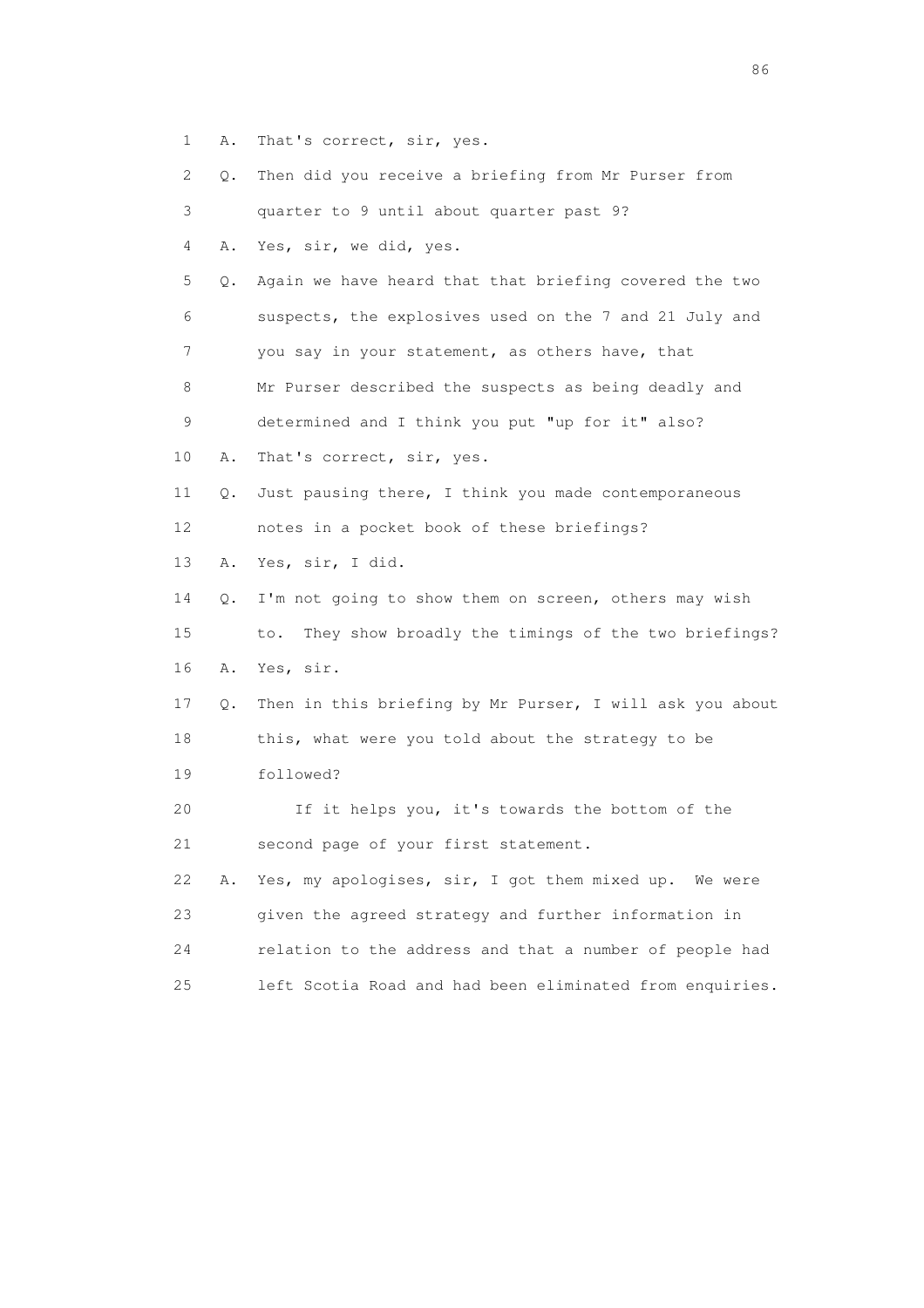1 A. That's correct, sir, yes.

2 Q. Then did you receive a briefing from Mr Purser from

3 quarter to 9 until about quarter past 9?

4 A. Yes, sir, we did, yes.

5 Q. Again we have heard that that briefing covered the two

6 suspects, the explosives used on the 7 and 21 July and

7 you say in your statement, as others have, that

8 Mr Purser described the suspects as being deadly and

9 determined and I think you put "up for it" also?

10 A. That's correct, sir, yes.

11 Q. Just pausing there, I think you made contemporaneous

12 notes in a pocket book of these briefings?

13 A. Yes, sir, I did.

14 Q. I'm not going to show them on screen, others may wish

15 to. They show broadly the timings of the two briefings?

16 A. Yes, sir.

17 Q. Then in this briefing by Mr Purser, I will ask you about

18 this, what were you told about the strategy to be

19 followed?

20 If it helps you, it's towards the bottom of the

21 second page of your first statement.

22 A. Yes, my apologises, sir, I got them mixed up. We were

23 given the agreed strategy and further information in

24 relation to the address and that a number of people had

25 left Scotia Road and had been eliminated from enquiries.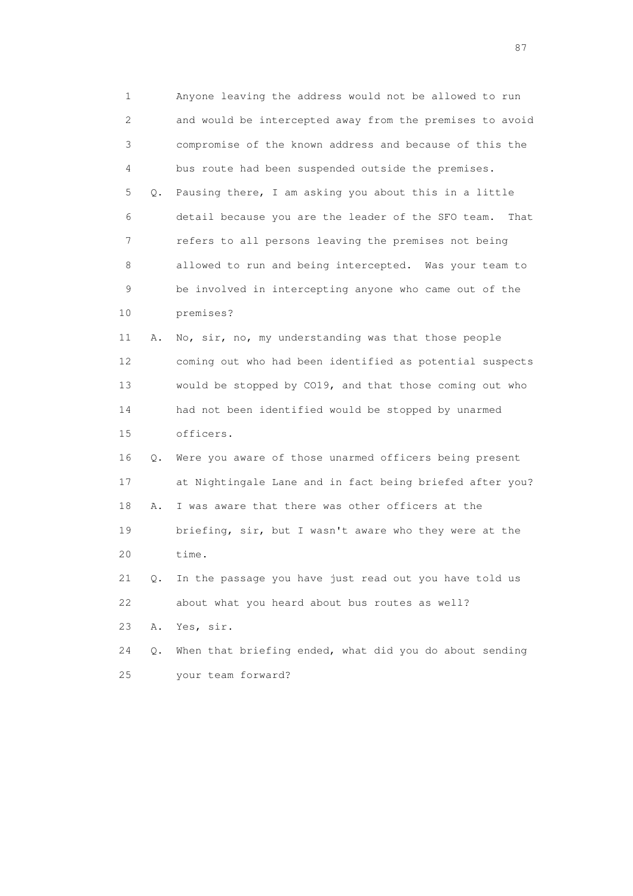1 Anyone leaving the address would not be allowed to run
2 and would be intercepted away from the premises to avoid
3 compromise of the known address and because of this the
4 bus route had been suspended outside the premises.
5 Q. Pausing there, I am asking you about this in a little
6 detail because you are the leader of the SFO team. That
7 refers to all persons leaving the premises not being
8 allowed to run and being intercepted. Was your team to
9 be involved in intercepting anyone who came out of the
10 premises?
11 A. No, sir, no, my understanding was that those people
12 coming out who had been identified as potential suspects
13 would be stopped by CO19, and that those coming out who
14 had not been identified would be stopped by unarmed
15 officers.
16 Q. Were you aware of those unarmed officers being present
17 at Nightingale Lane and in fact being briefed after you?
18 A. I was aware that there was other officers at the
19 briefing, sir, but I wasn't aware who they were at the
20 time.
21 Q. In the passage you have just read out you have told us
22 about what you heard about bus routes as well?
23 A. Yes, sir.
24 Q. When that briefing ended, what did you do about sending
25 your team forward?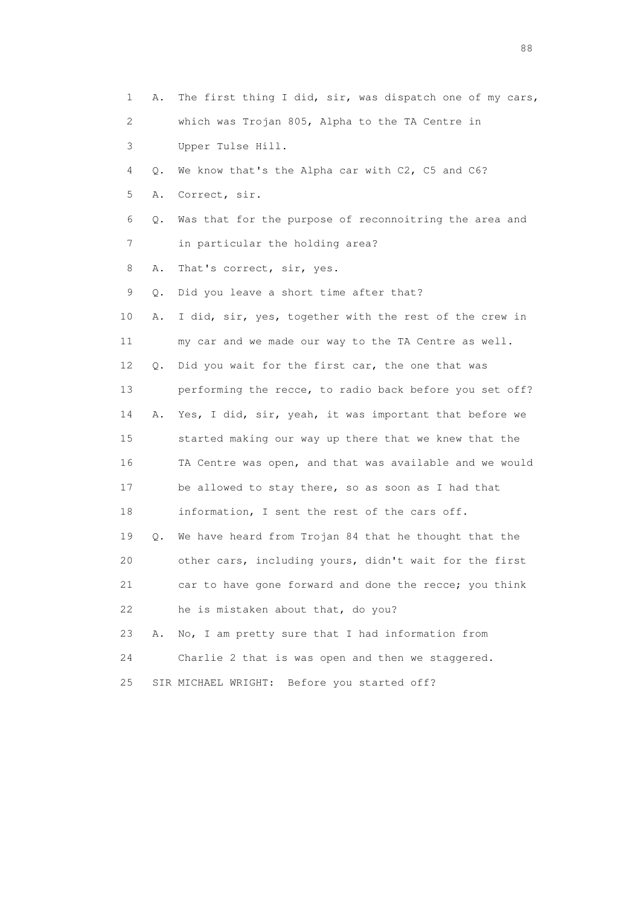1 A. The first thing I did, sir, was dispatch one of my cars,
2 which was Trojan 805, Alpha to the TA Centre in
3 Upper Tulse Hill.
4 Q. We know that's the Alpha car with C2, C5 and C6?
5 A. Correct, sir.
6 Q. Was that for the purpose of reconnoitring the area and
7 in particular the holding area?
8 A. That's correct, sir, yes.
9 Q. Did you leave a short time after that?
10 A. I did, sir, yes, together with the rest of the crew in
11 my car and we made our way to the TA Centre as well.
12 Q. Did you wait for the first car, the one that was
13 performing the recce, to radio back before you set off?
14 A. Yes, I did, sir, yeah, it was important that before we
15 started making our way up there that we knew that the
16 TA Centre was open, and that was available and we would
17 be allowed to stay there, so as soon as I had that
18 information, I sent the rest of the cars off.
19 Q. We have heard from Trojan 84 that he thought that the
20 other cars, including yours, didn't wait for the first
21 car to have gone forward and done the recce; you think
22 he is mistaken about that, do you?
23 A. No, I am pretty sure that I had information from
24 Charlie 2 that is was open and then we staggered.
25 SIR MICHAEL WRIGHT: Before you started off?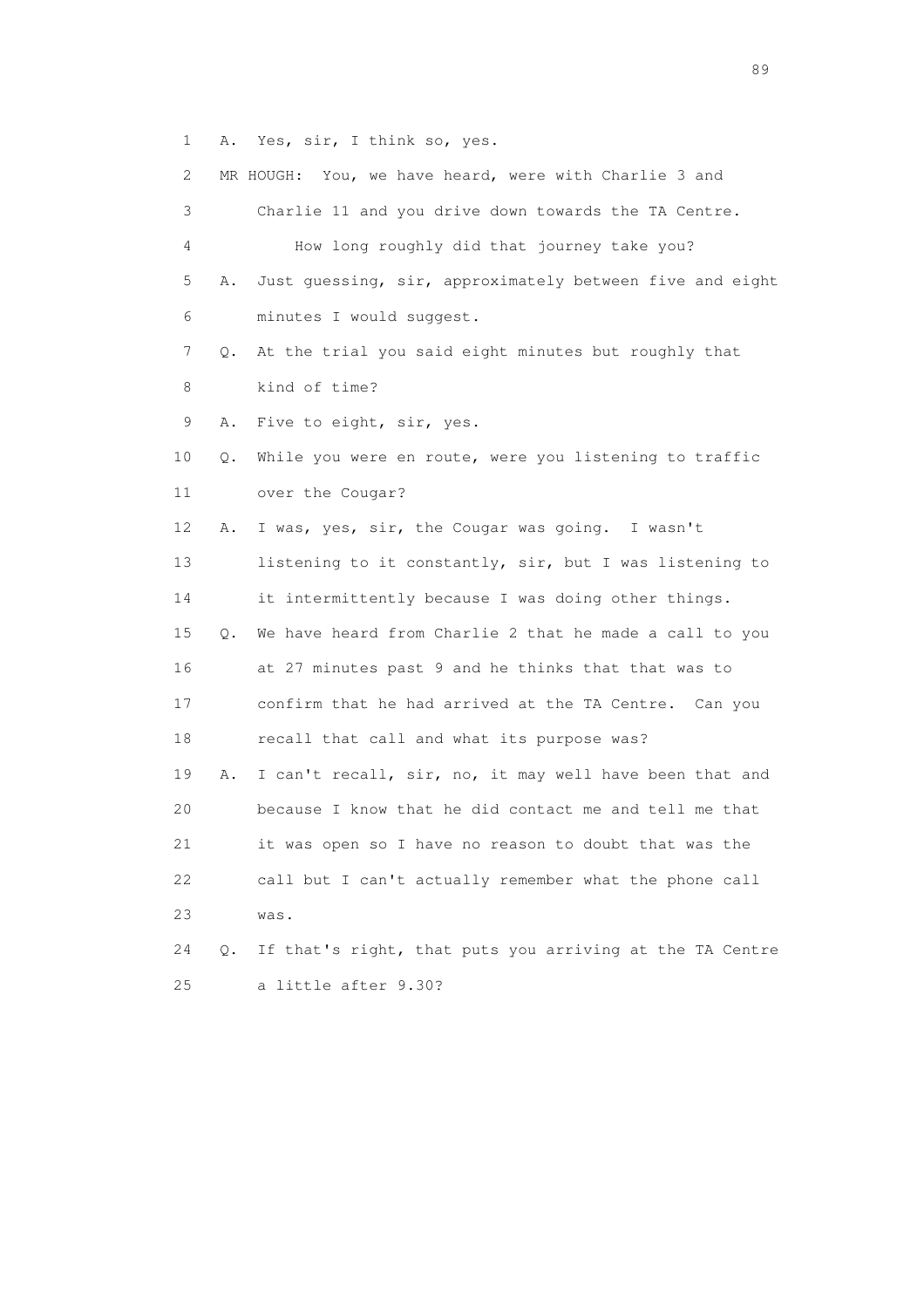1 A. Yes, sir, I think so, yes.

2 MR HOUGH: You, we have heard, were with Charlie 3 and

3 Charlie 11 and you drive down towards the TA Centre.

4 How long roughly did that journey take you?

5 A. Just guessing, sir, approximately between five and eight

6 minutes I would suggest.

7 Q. At the trial you said eight minutes but roughly that

8 kind of time?

9 A. Five to eight, sir, yes.

10 Q. While you were en route, were you listening to traffic

11 over the Cougar?

12 A. I was, yes, sir, the Cougar was going. I wasn't

13 listening to it constantly, sir, but I was listening to

14 it intermittently because I was doing other things.

15 Q. We have heard from Charlie 2 that he made a call to you

16 at 27 minutes past 9 and he thinks that that was to

17 confirm that he had arrived at the TA Centre. Can you

18 recall that call and what its purpose was?

19 A. I can't recall, sir, no, it may well have been that and

20 because I know that he did contact me and tell me that

21 it was open so I have no reason to doubt that was the

22 call but I can't actually remember what the phone call

23 was.

24 Q. If that's right, that puts you arriving at the TA Centre

25 a little after 9.30?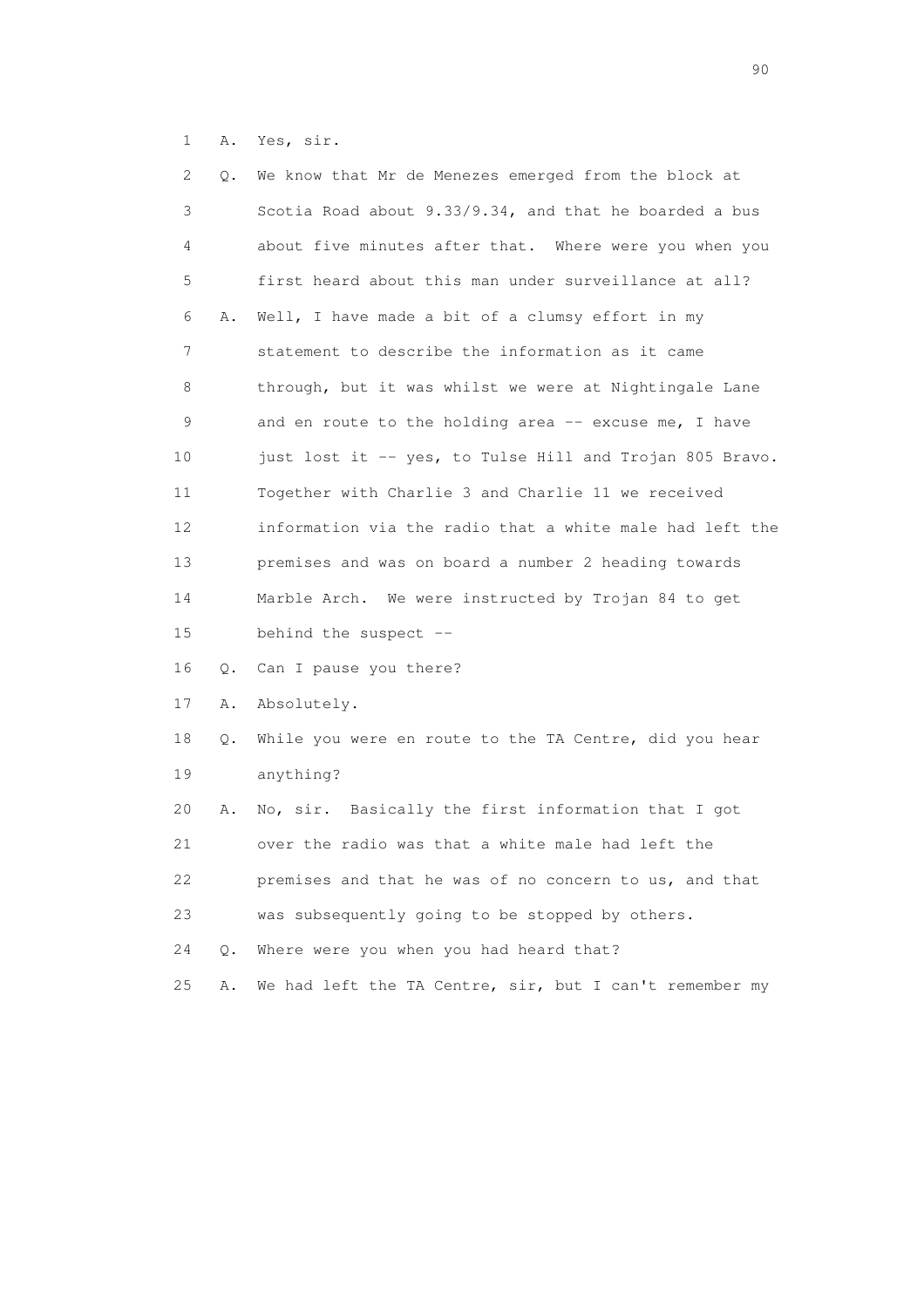1 A. Yes, sir.

2 Q. We know that Mr de Menezes emerged from the block at
3 Scotia Road about 9.33/9.34, and that he boarded a bus
4 about five minutes after that. Where were you when you
5 first heard about this man under surveillance at all?

6 A. Well, I have made a bit of a clumsy effort in my
7 statement to describe the information as it came
8 through, but it was whilst we were at Nightingale Lane
9 and en route to the holding area -- excuse me, I have
10 just lost it -- yes, to Tulse Hill and Trojan 805 Bravo.
11 Together with Charlie 3 and Charlie 11 we received
12 information via the radio that a white male had left the
13 premises and was on board a number 2 heading towards
14 Marble Arch. We were instructed by Trojan 84 to get
15 behind the suspect --

16 Q. Can I pause you there?

17 A. Absolutely.

18 Q. While you were en route to the TA Centre, did you hear
19 anything?

20 A. No, sir. Basically the first information that I got
21 over the radio was that a white male had left the
22 premises and that he was of no concern to us, and that
23 was subsequently going to be stopped by others.

24 Q. Where were you when you had heard that?

25 A. We had left the TA Centre, sir, but I can't remember my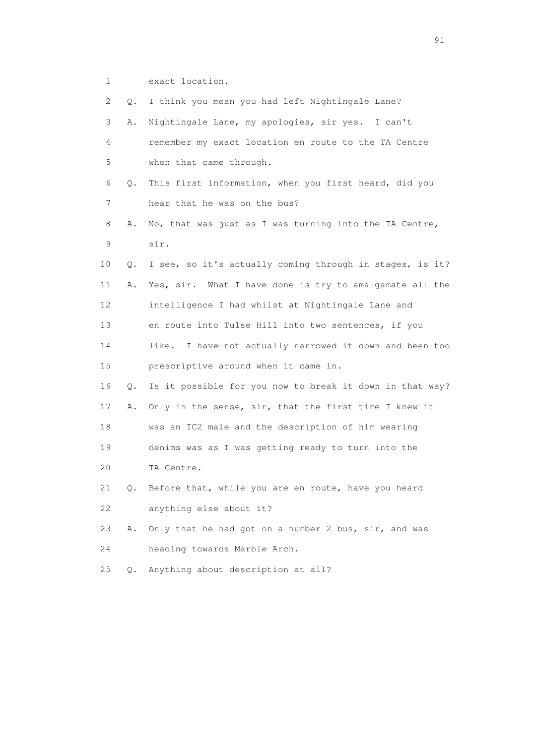1 exact location.

2 Q. I think you mean you had left Nightingale Lane?

3 A. Nightingale Lane, my apologies, sir yes. I can't

4 remember my exact location en route to the TA Centre

5 when that came through.

6 Q. This first information, when you first heard, did you

7 hear that he was on the bus?

8 A. No, that was just as I was turning into the TA Centre,

9 sir.

10 Q. I see, so it's actually coming through in stages, is it?

11 A. Yes, sir. What I have done is try to amalgamate all the

12 intelligence I had whilst at Nightingale Lane and

13 en route into Tulse Hill into two sentences, if you

14 like. I have not actually narrowed it down and been too

15 prescriptive around when it came in.

16 Q. Is it possible for you now to break it down in that way?

17 A. Only in the sense, sir, that the first time I knew it

18 was an IC2 male and the description of him wearing

19 denims was as I was getting ready to turn into the

20 TA Centre.

21 Q. Before that, while you are en route, have you heard

22 anything else about it?

23 A. Only that he had got on a number 2 bus, sir, and was

24 heading towards Marble Arch.

25 Q. Anything about description at all?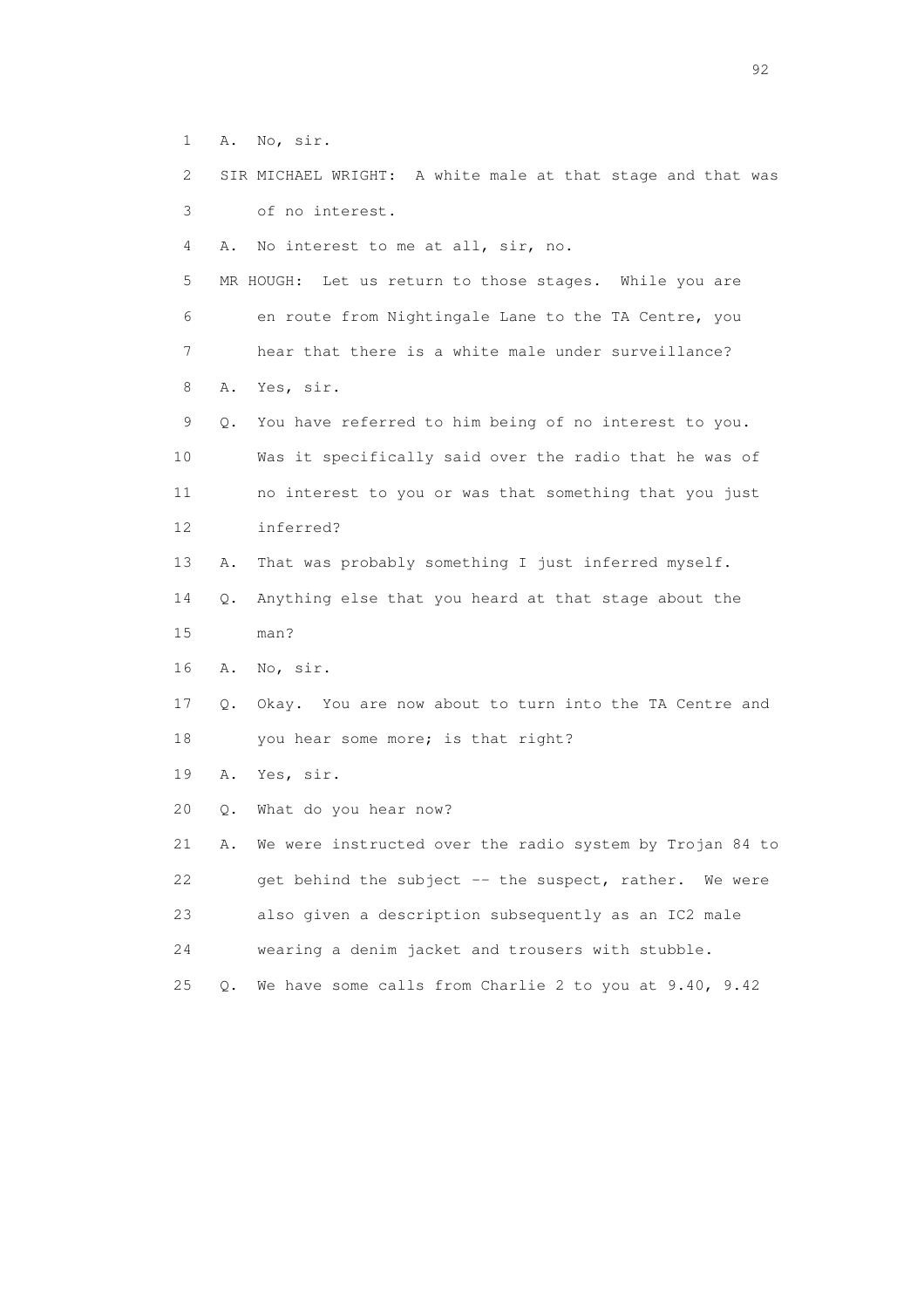1 A. No, sir.

2 SIR MICHAEL WRIGHT: A white male at that stage and that was

3 of no interest.

4 A. No interest to me at all, sir, no.

5 MR HOUGH: Let us return to those stages. While you are

6 en route from Nightingale Lane to the TA Centre, you

7 hear that there is a white male under surveillance?

8 A. Yes, sir.

9 Q. You have referred to him being of no interest to you.

10 Was it specifically said over the radio that he was of

11 no interest to you or was that something that you just

12 inferred?

13 A. That was probably something I just inferred myself.

14 Q. Anything else that you heard at that stage about the

15 man?

16 A. No, sir.

17 Q. Okay. You are now about to turn into the TA Centre and

18 you hear some more; is that right?

19 A. Yes, sir.

20 Q. What do you hear now?

21 A. We were instructed over the radio system by Trojan 84 to

22 get behind the subject -- the suspect, rather. We were

23 also given a description subsequently as an IC2 male

24 wearing a denim jacket and trousers with stubble.

25 Q. We have some calls from Charlie 2 to you at 9.40, 9.42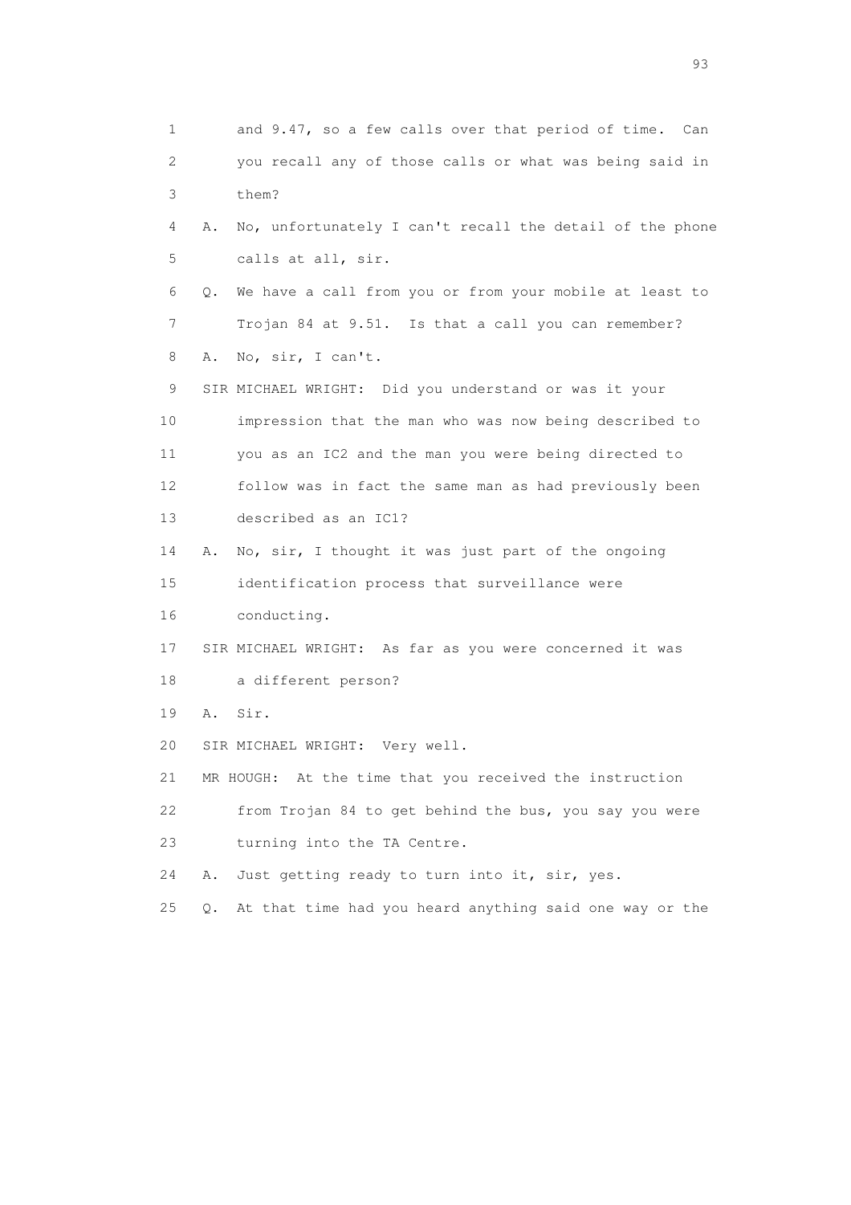1 and 9.47, so a few calls over that period of time. Can
2 you recall any of those calls or what was being said in
3 them?

4 A. No, unfortunately I can't recall the detail of the phone
5 calls at all, sir.

6 Q. We have a call from you or from your mobile at least to
7 Trojan 84 at 9.51. Is that a call you can remember?

8 A. No, sir, I can't.

9 SIR MICHAEL WRIGHT: Did you understand or was it your
10 impression that the man who was now being described to
11 you as an IC2 and the man you were being directed to
12 follow was in fact the same man as had previously been
13 described as an IC1?

14 A. No, sir, I thought it was just part of the ongoing
15 identification process that surveillance were
16 conducting.

17 SIR MICHAEL WRIGHT: As far as you were concerned it was
18 a different person?

19 A. Sir.

20 SIR MICHAEL WRIGHT: Very well.

21 MR HOUGH: At the time that you received the instruction
22 from Trojan 84 to get behind the bus, you say you were
23 turning into the TA Centre.

24 A. Just getting ready to turn into it, sir, yes.

25 Q. At that time had you heard anything said one way or the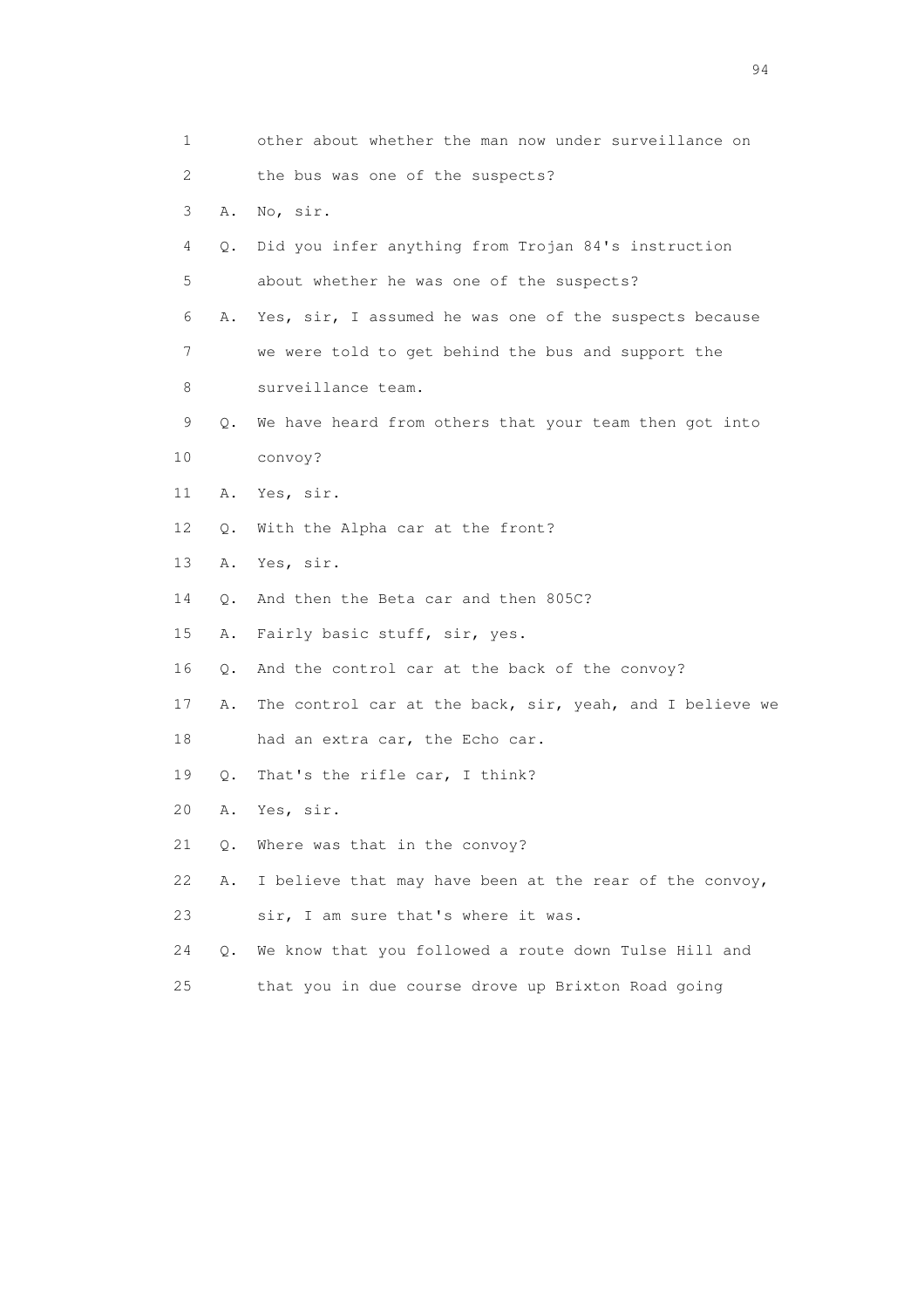1 other about whether the man now under surveillance on
2 the bus was one of the suspects?
3 A. No, sir.
4 Q. Did you infer anything from Trojan 84's instruction
5 about whether he was one of the suspects?
6 A. Yes, sir, I assumed he was one of the suspects because
7 we were told to get behind the bus and support the
8 surveillance team.
9 Q. We have heard from others that your team then got into
10 convoy?
11 A. Yes, sir.
12 Q. With the Alpha car at the front?
13 A. Yes, sir.
14 Q. And then the Beta car and then 805C?
15 A. Fairly basic stuff, sir, yes.
16 Q. And the control car at the back of the convoy?
17 A. The control car at the back, sir, yeah, and I believe we
18 had an extra car, the Echo car.
19 Q. That's the rifle car, I think?
20 A. Yes, sir.
21 Q. Where was that in the convoy?
22 A. I believe that may have been at the rear of the convoy,
23 sir, I am sure that's where it was.
24 Q. We know that you followed a route down Tulse Hill and
25 that you in due course drove up Brixton Road going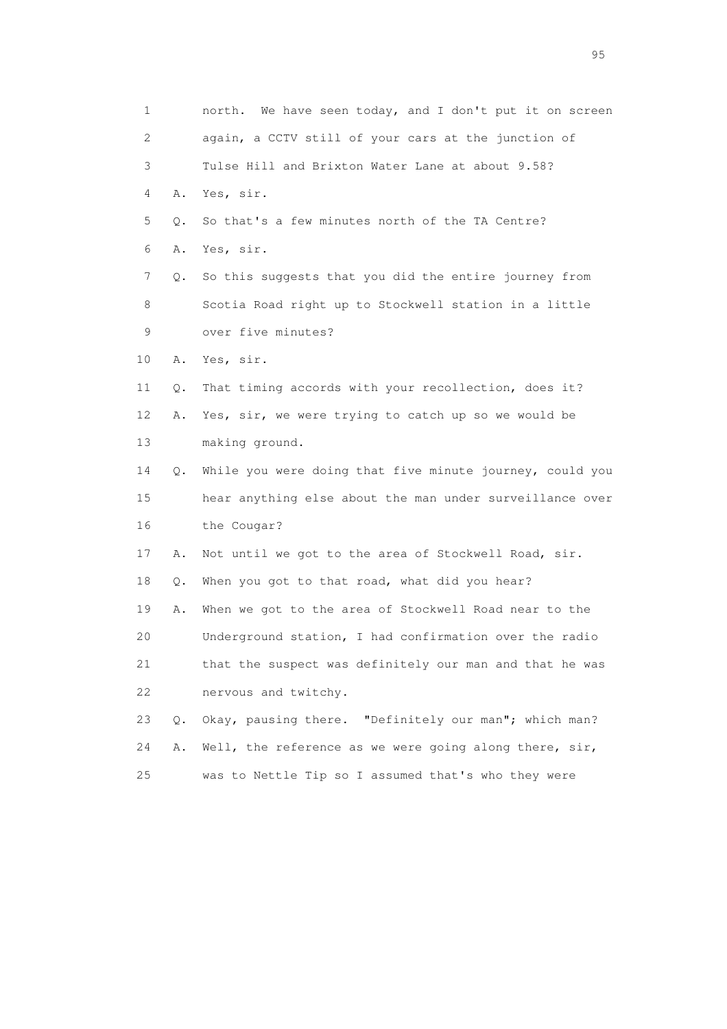1 north. We have seen today, and I don't put it on screen
2 again, a CCTV still of your cars at the junction of
3 Tulse Hill and Brixton Water Lane at about 9.58?
4 A. Yes, sir.
5 Q. So that's a few minutes north of the TA Centre?
6 A. Yes, sir.
7 Q. So this suggests that you did the entire journey from
8 Scotia Road right up to Stockwell station in a little
9 over five minutes?
10 A. Yes, sir.
11 Q. That timing accords with your recollection, does it?
12 A. Yes, sir, we were trying to catch up so we would be
13 making ground.
14 Q. While you were doing that five minute journey, could you
15 hear anything else about the man under surveillance over
16 the Cougar?
17 A. Not until we got to the area of Stockwell Road, sir.
18 Q. When you got to that road, what did you hear?
19 A. When we got to the area of Stockwell Road near to the
20 Underground station, I had confirmation over the radio
21 that the suspect was definitely our man and that he was
22 nervous and twitchy.
23 Q. Okay, pausing there. "Definitely our man"; which man?
24 A. Well, the reference as we were going along there, sir,
25 was to Nettle Tip so I assumed that's who they were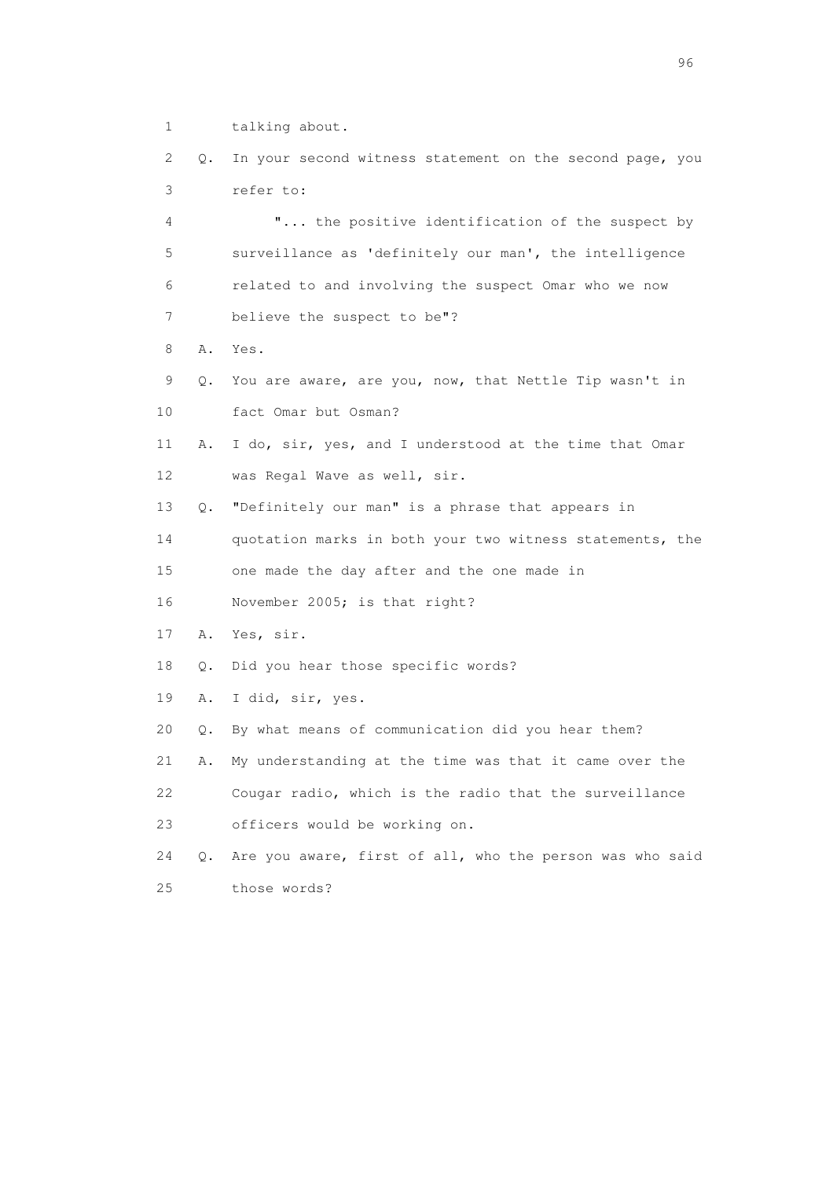1 talking about.

2 Q. In your second witness statement on the second page, you

3 refer to:

4 "... the positive identification of the suspect by

5 surveillance as 'definitely our man', the intelligence

6 related to and involving the suspect Omar who we now

7 believe the suspect to be"?

8 A. Yes.

9 Q. You are aware, are you, now, that Nettle Tip wasn't in

10 fact Omar but Osman?

11 A. I do, sir, yes, and I understood at the time that Omar

12 was Regal Wave as well, sir.

13 Q. "Definitely our man" is a phrase that appears in

14 quotation marks in both your two witness statements, the

15 one made the day after and the one made in

16 November 2005; is that right?

17 A. Yes, sir.

18 Q. Did you hear those specific words?

19 A. I did, sir, yes.

20 Q. By what means of communication did you hear them?

21 A. My understanding at the time was that it came over the

22 Cougar radio, which is the radio that the surveillance

23 officers would be working on.

24 Q. Are you aware, first of all, who the person was who said

25 those words?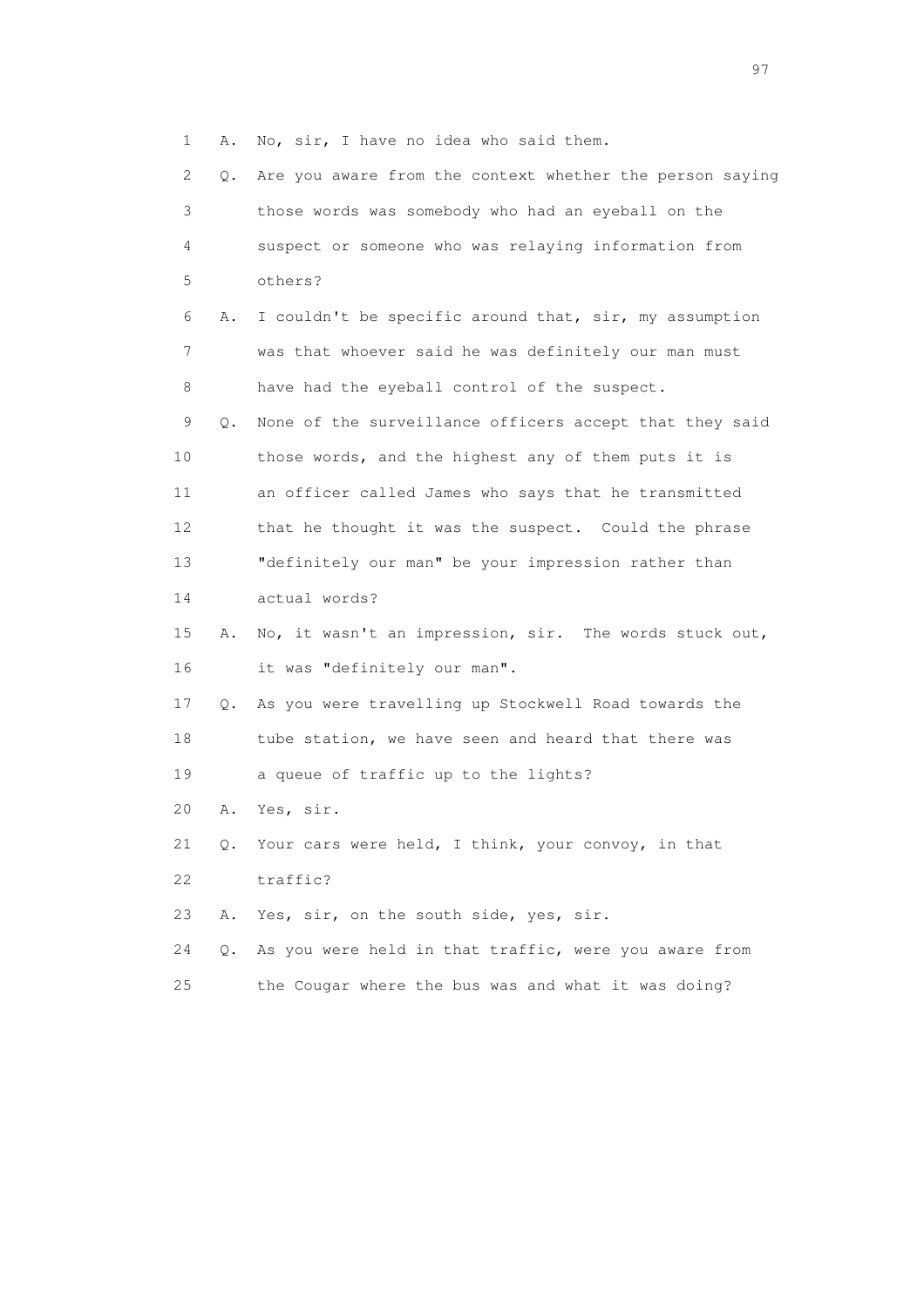1 A. No, sir, I have no idea who said them.

2 Q. Are you aware from the context whether the person saying

3 those words was somebody who had an eyeball on the

4 suspect or someone who was relaying information from

5 others?

6 A. I couldn't be specific around that, sir, my assumption

7 was that whoever said he was definitely our man must

8 have had the eyeball control of the suspect.

9 Q. None of the surveillance officers accept that they said

10 those words, and the highest any of them puts it is

11 an officer called James who says that he transmitted

12 that he thought it was the suspect. Could the phrase

13 "definitely our man" be your impression rather than

14 actual words?

15 A. No, it wasn't an impression, sir. The words stuck out,

16 it was "definitely our man".

17 Q. As you were travelling up Stockwell Road towards the

18 tube station, we have seen and heard that there was

19 a queue of traffic up to the lights?

20 A. Yes, sir.

21 Q. Your cars were held, I think, your convoy, in that

22 traffic?

23 A. Yes, sir, on the south side, yes, sir.

24 Q. As you were held in that traffic, were you aware from

25 the Cougar where the bus was and what it was doing?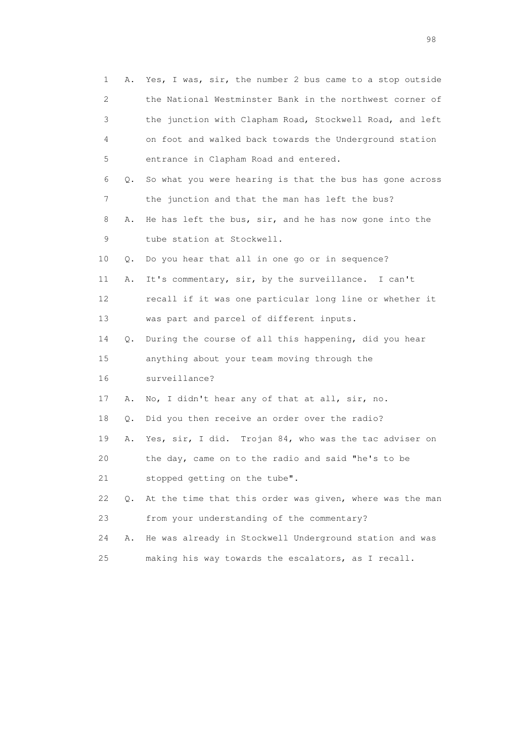1 A. Yes, I was, sir, the number 2 bus came to a stop outside
2 the National Westminster Bank in the northwest corner of
3 the junction with Clapham Road, Stockwell Road, and left
4 on foot and walked back towards the Underground station
5 entrance in Clapham Road and entered.
6 Q. So what you were hearing is that the bus has gone across
7 the junction and that the man has left the bus?
8 A. He has left the bus, sir, and he has now gone into the
9 tube station at Stockwell.
10 Q. Do you hear that all in one go or in sequence?
11 A. It's commentary, sir, by the surveillance. I can't
12 recall if it was one particular long line or whether it
13 was part and parcel of different inputs.
14 Q. During the course of all this happening, did you hear
15 anything about your team moving through the
16 surveillance?
17 A. No, I didn't hear any of that at all, sir, no.
18 Q. Did you then receive an order over the radio?
19 A. Yes, sir, I did. Trojan 84, who was the tac adviser on
20 the day, came on to the radio and said "he's to be
21 stopped getting on the tube".
22 Q. At the time that this order was given, where was the man
23 from your understanding of the commentary?
24 A. He was already in Stockwell Underground station and was
25 making his way towards the escalators, as I recall.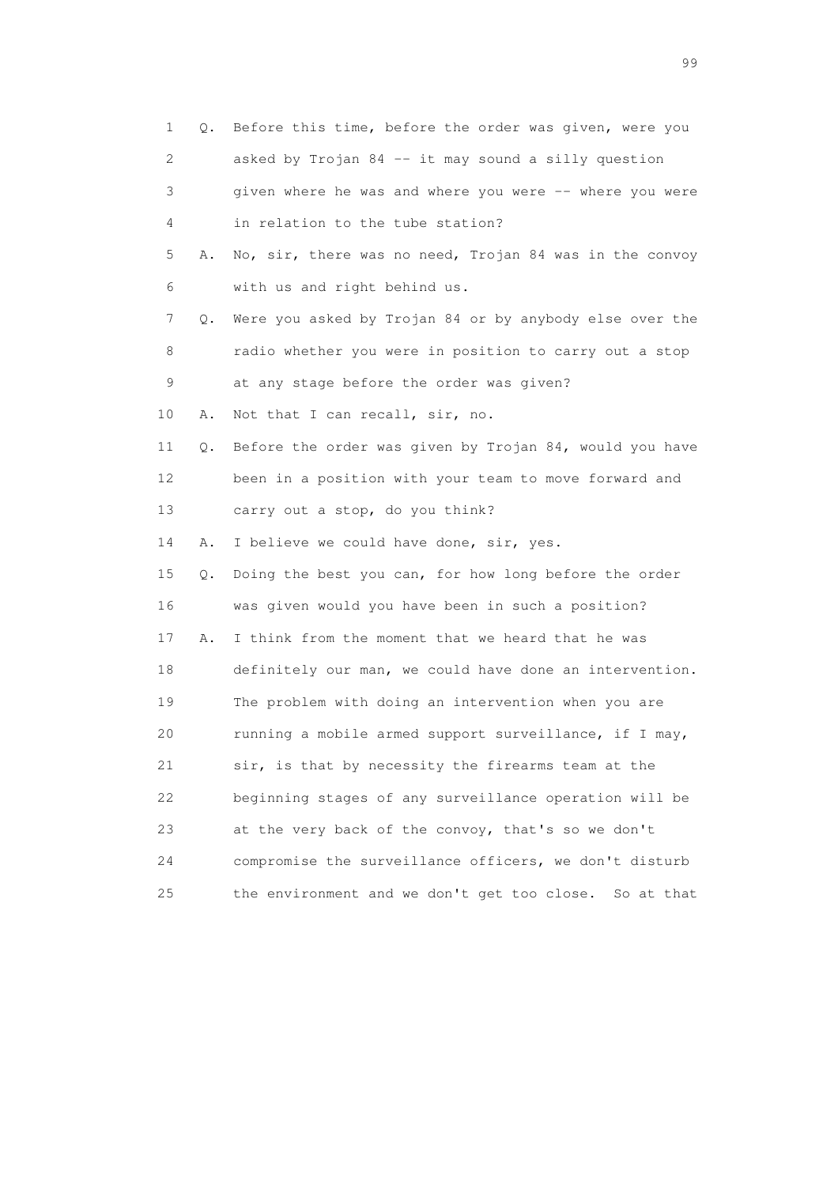1 Q. Before this time, before the order was given, were you
2 asked by Trojan 84 -- it may sound a silly question
3 given where he was and where you were -- where you were
4 in relation to the tube station?
5 A. No, sir, there was no need, Trojan 84 was in the convoy
6 with us and right behind us.
7 Q. Were you asked by Trojan 84 or by anybody else over the
8 radio whether you were in position to carry out a stop
9 at any stage before the order was given?
10 A. Not that I can recall, sir, no.
11 Q. Before the order was given by Trojan 84, would you have
12 been in a position with your team to move forward and
13 carry out a stop, do you think?
14 A. I believe we could have done, sir, yes.
15 Q. Doing the best you can, for how long before the order
16 was given would you have been in such a position?
17 A. I think from the moment that we heard that he was
18 definitely our man, we could have done an intervention.
19 The problem with doing an intervention when you are
20 running a mobile armed support surveillance, if I may,
21 sir, is that by necessity the firearms team at the
22 beginning stages of any surveillance operation will be
23 at the very back of the convoy, that's so we don't
24 compromise the surveillance officers, we don't disturb
25 the environment and we don't get too close. So at that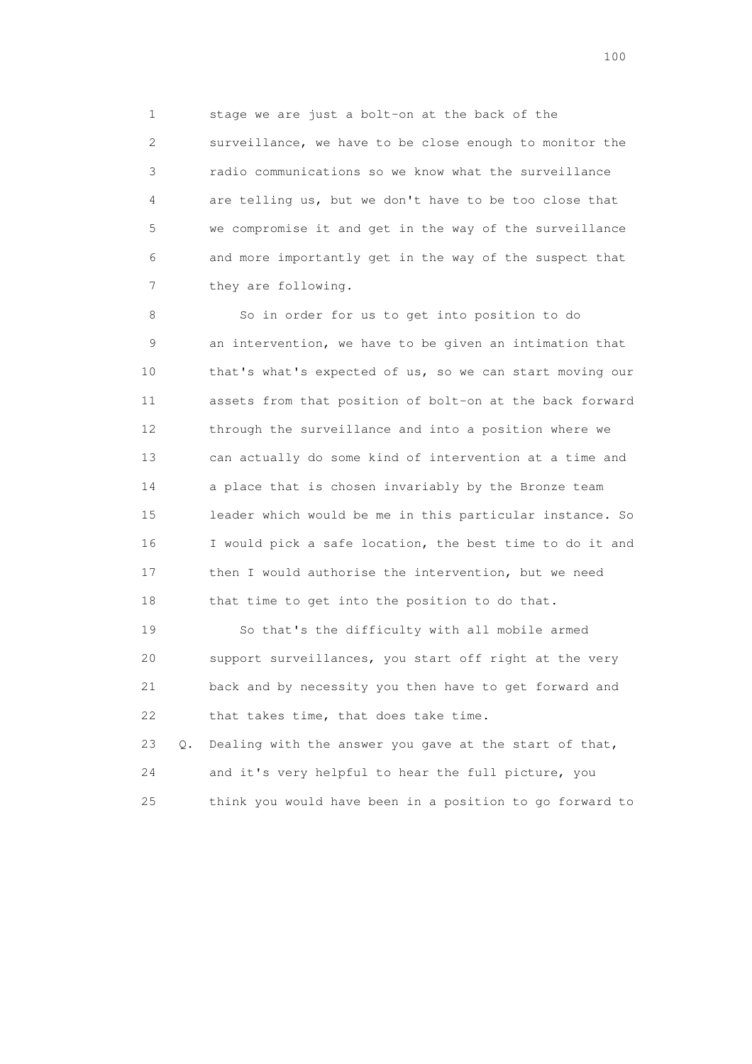1 stage we are just a bolt-on at the back of the
2 surveillance, we have to be close enough to monitor the
3 radio communications so we know what the surveillance
4 are telling us, but we don't have to be too close that
5 we compromise it and get in the way of the surveillance
6 and more importantly get in the way of the suspect that
7 they are following.

8 So in order for us to get into position to do
9 an intervention, we have to be given an intimation that
10 that's what's expected of us, so we can start moving our
11 assets from that position of bolt-on at the back forward
12 through the surveillance and into a position where we
13 can actually do some kind of intervention at a time and
14 a place that is chosen invariably by the Bronze team
15 leader which would be me in this particular instance. So
16 I would pick a safe location, the best time to do it and
17 then I would authorise the intervention, but we need
18 that time to get into the position to do that.

19 So that's the difficulty with all mobile armed
20 support surveillances, you start off right at the very
21 back and by necessity you then have to get forward and
22 that takes time, that does take time.

23 Q. Dealing with the answer you gave at the start of that,
24 and it's very helpful to hear the full picture, you
25 think you would have been in a position to go forward to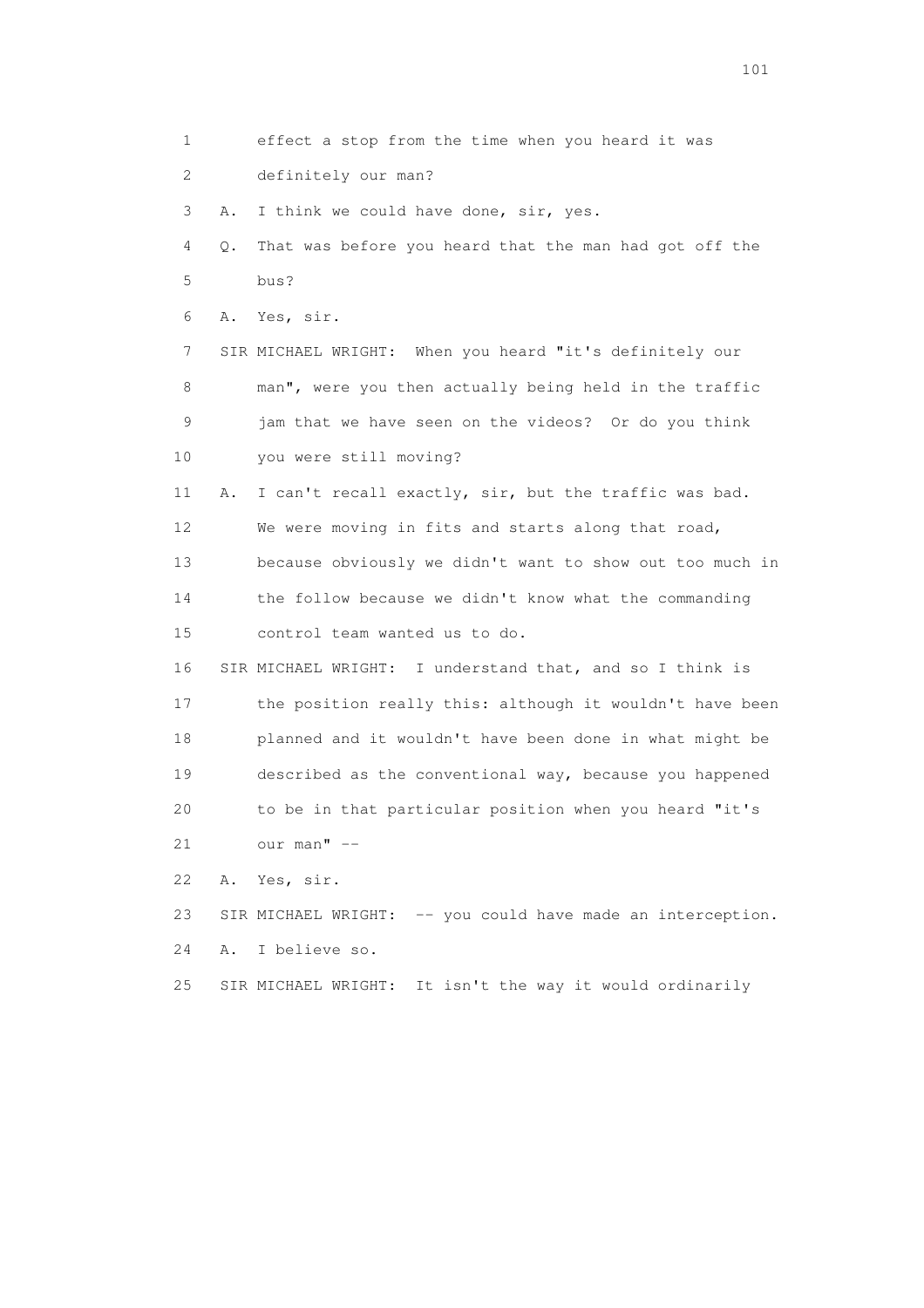1 effect a stop from the time when you heard it was

2 definitely our man?

3 A. I think we could have done, sir, yes.

4 Q. That was before you heard that the man had got off the

5 bus?

6 A. Yes, sir.

7 SIR MICHAEL WRIGHT: When you heard "it's definitely our

8 man", were you then actually being held in the traffic

9 jam that we have seen on the videos? Or do you think

10 you were still moving?

11 A. I can't recall exactly, sir, but the traffic was bad.

12 We were moving in fits and starts along that road,

13 because obviously we didn't want to show out too much in

14 the follow because we didn't know what the commanding

15 control team wanted us to do.

16 SIR MICHAEL WRIGHT: I understand that, and so I think is

17 the position really this: although it wouldn't have been

18 planned and it wouldn't have been done in what might be

19 described as the conventional way, because you happened

20 to be in that particular position when you heard "it's

21 our man" --

22 A. Yes, sir.

23 SIR MICHAEL WRIGHT: -- you could have made an interception.

24 A. I believe so.

25 SIR MICHAEL WRIGHT: It isn't the way it would ordinarily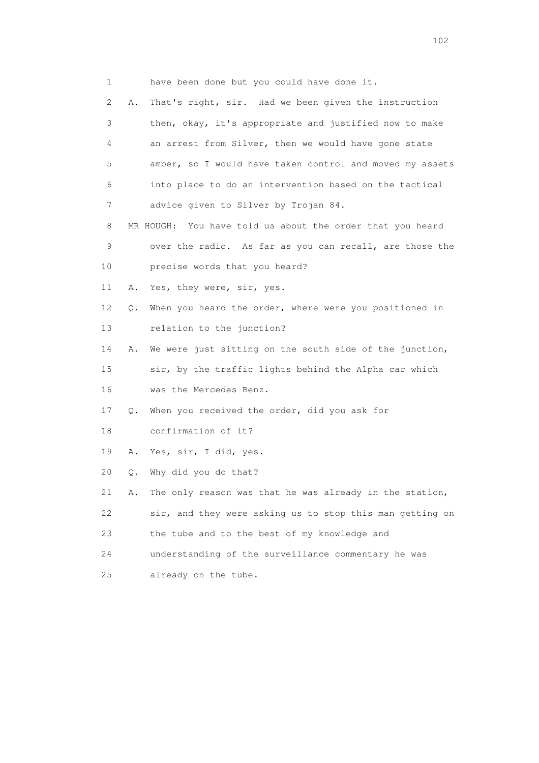1 have been done but you could have done it.

2 A. That's right, sir. Had we been given the instruction

3 then, okay, it's appropriate and justified now to make

4 an arrest from Silver, then we would have gone state

5 amber, so I would have taken control and moved my assets

6 into place to do an intervention based on the tactical

7 advice given to Silver by Trojan 84.

8 MR HOUGH: You have told us about the order that you heard

9 over the radio. As far as you can recall, are those the

10 precise words that you heard?

11 A. Yes, they were, sir, yes.

12 Q. When you heard the order, where were you positioned in

13 relation to the junction?

14 A. We were just sitting on the south side of the junction,

15 sir, by the traffic lights behind the Alpha car which

16 was the Mercedes Benz.

17 Q. When you received the order, did you ask for

18 confirmation of it?

19 A. Yes, sir, I did, yes.

20 Q. Why did you do that?

21 A. The only reason was that he was already in the station,

22 sir, and they were asking us to stop this man getting on

23 the tube and to the best of my knowledge and

24 understanding of the surveillance commentary he was

25 already on the tube.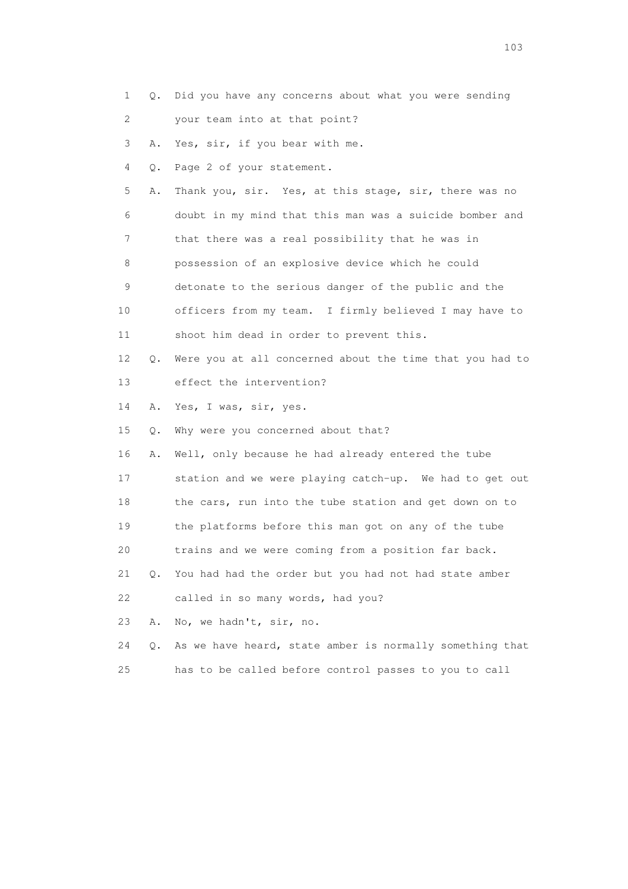1 Q. Did you have any concerns about what you were sending
2 your team into at that point?
3 A. Yes, sir, if you bear with me.
4 Q. Page 2 of your statement.
5 A. Thank you, sir. Yes, at this stage, sir, there was no
6 doubt in my mind that this man was a suicide bomber and
7 that there was a real possibility that he was in
8 possession of an explosive device which he could
9 detonate to the serious danger of the public and the
10 officers from my team. I firmly believed I may have to
11 shoot him dead in order to prevent this.
12 Q. Were you at all concerned about the time that you had to
13 effect the intervention?
14 A. Yes, I was, sir, yes.
15 Q. Why were you concerned about that?
16 A. Well, only because he had already entered the tube
17 station and we were playing catch-up. We had to get out
18 the cars, run into the tube station and get down on to
19 the platforms before this man got on any of the tube
20 trains and we were coming from a position far back.
21 Q. You had had the order but you had not had state amber
22 called in so many words, had you?
23 A. No, we hadn't, sir, no.
24 Q. As we have heard, state amber is normally something that
25 has to be called before control passes to you to call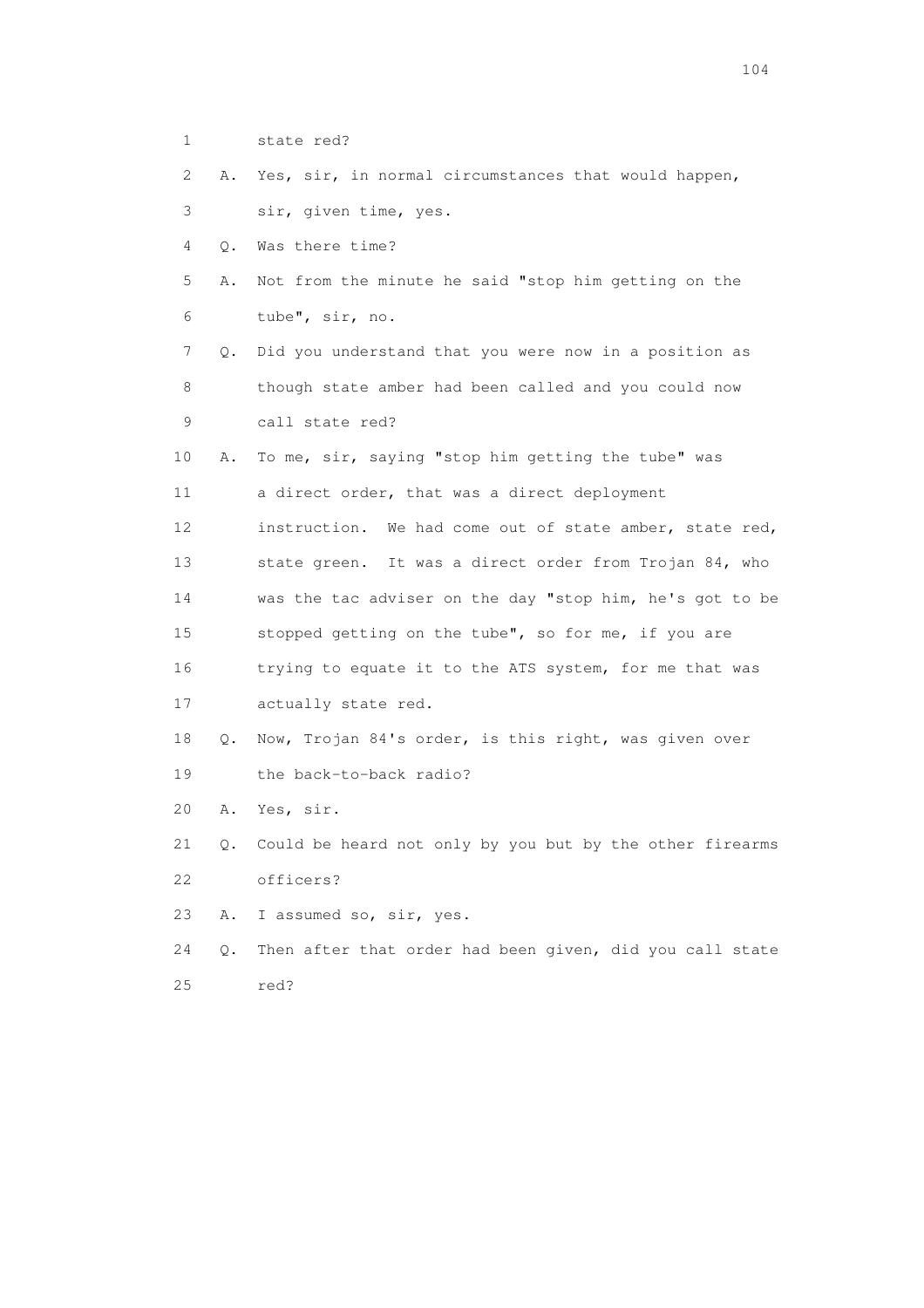1 state red?

2 A. Yes, sir, in normal circumstances that would happen,

3 sir, given time, yes.

4 Q. Was there time?

5 A. Not from the minute he said "stop him getting on the

6 tube", sir, no.

7 Q. Did you understand that you were now in a position as

8 though state amber had been called and you could now

9 call state red?

10 A. To me, sir, saying "stop him getting the tube" was

11 a direct order, that was a direct deployment

12 instruction. We had come out of state amber, state red,

13 state green. It was a direct order from Trojan 84, who

14 was the tac adviser on the day "stop him, he's got to be

15 stopped getting on the tube", so for me, if you are

16 trying to equate it to the ATS system, for me that was

17 actually state red.

18 Q. Now, Trojan 84's order, is this right, was given over

19 the back-to-back radio?

20 A. Yes, sir.

21 Q. Could be heard not only by you but by the other firearms

22 officers?

23 A. I assumed so, sir, yes.

24 Q. Then after that order had been given, did you call state

25 red?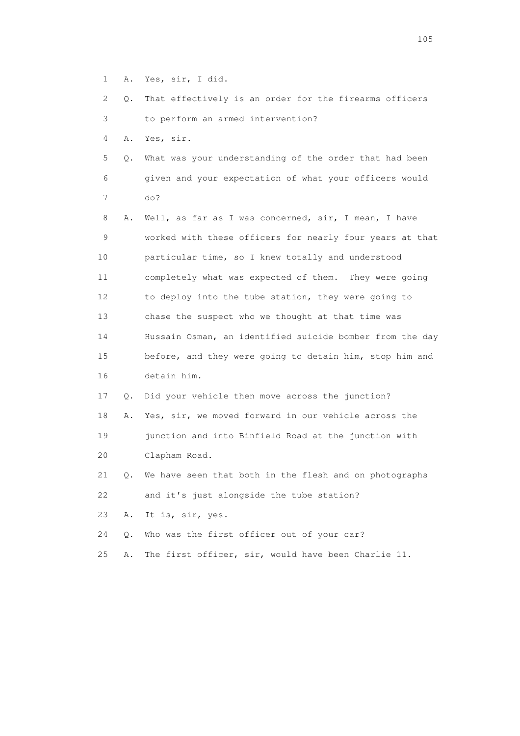1 A. Yes, sir, I did.

2 Q. That effectively is an order for the firearms officers

3 to perform an armed intervention?

4 A. Yes, sir.

5 Q. What was your understanding of the order that had been

6 given and your expectation of what your officers would

7 do?

8 A. Well, as far as I was concerned, sir, I mean, I have

9 worked with these officers for nearly four years at that

10 particular time, so I knew totally and understood

11 completely what was expected of them. They were going

12 to deploy into the tube station, they were going to

13 chase the suspect who we thought at that time was

14 Hussain Osman, an identified suicide bomber from the day

15 before, and they were going to detain him, stop him and

16 detain him.

17 Q. Did your vehicle then move across the junction?

18 A. Yes, sir, we moved forward in our vehicle across the

19 junction and into Binfield Road at the junction with

20 Clapham Road.

21 Q. We have seen that both in the flesh and on photographs

22 and it's just alongside the tube station?

23 A. It is, sir, yes.

24 Q. Who was the first officer out of your car?

25 A. The first officer, sir, would have been Charlie 11.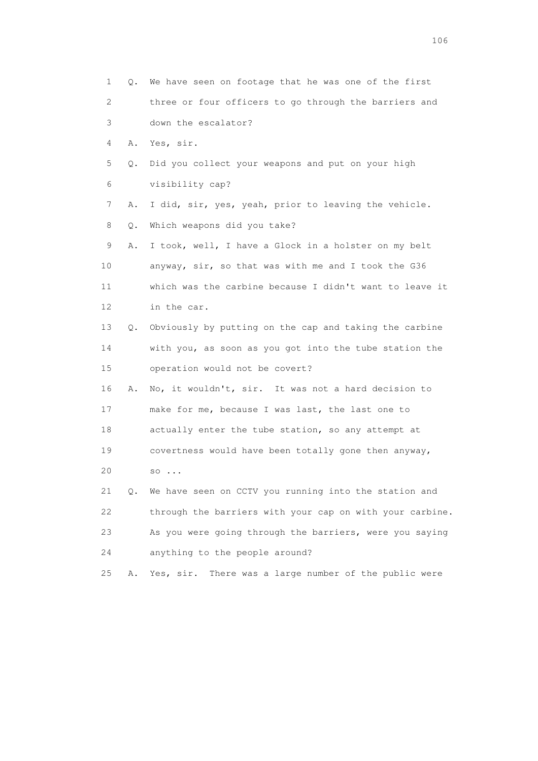1 Q. We have seen on footage that he was one of the first
2 three or four officers to go through the barriers and
3 down the escalator?
4 A. Yes, sir.
5 Q. Did you collect your weapons and put on your high
6 visibility cap?
7 A. I did, sir, yes, yeah, prior to leaving the vehicle.
8 Q. Which weapons did you take?
9 A. I took, well, I have a Glock in a holster on my belt
10 anyway, sir, so that was with me and I took the G36
11 which was the carbine because I didn't want to leave it
12 in the car.
13 Q. Obviously by putting on the cap and taking the carbine
14 with you, as soon as you got into the tube station the
15 operation would not be covert?
16 A. No, it wouldn't, sir. It was not a hard decision to
17 make for me, because I was last, the last one to
18 actually enter the tube station, so any attempt at
19 covertness would have been totally gone then anyway,
20 so ...
21 Q. We have seen on CCTV you running into the station and
22 through the barriers with your cap on with your carbine.
23 As you were going through the barriers, were you saying
24 anything to the people around?
25 A. Yes, sir. There was a large number of the public were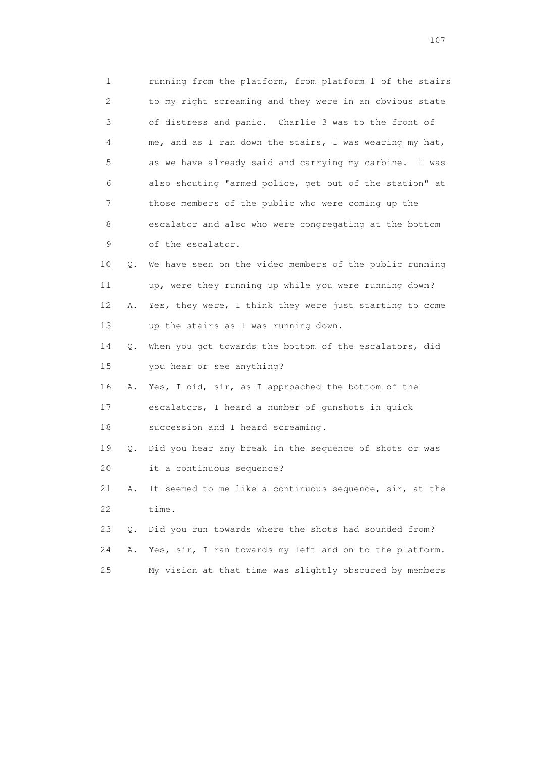1 running from the platform, from platform 1 of the stairs
2 to my right screaming and they were in an obvious state
3 of distress and panic. Charlie 3 was to the front of
4 me, and as I ran down the stairs, I was wearing my hat,
5 as we have already said and carrying my carbine. I was
6 also shouting "armed police, get out of the station" at
7 those members of the public who were coming up the
8 escalator and also who were congregating at the bottom
9 of the escalator.

10 Q. We have seen on the video members of the public running
11 up, were they running up while you were running down?

12 A. Yes, they were, I think they were just starting to come
13 up the stairs as I was running down.

14 Q. When you got towards the bottom of the escalators, did
15 you hear or see anything?

16 A. Yes, I did, sir, as I approached the bottom of the
17 escalators, I heard a number of gunshots in quick
18 succession and I heard screaming.

19 Q. Did you hear any break in the sequence of shots or was
20 it a continuous sequence?

21 A. It seemed to me like a continuous sequence, sir, at the
22 time.

23 Q. Did you run towards where the shots had sounded from?

24 A. Yes, sir, I ran towards my left and on to the platform.
25 My vision at that time was slightly obscured by members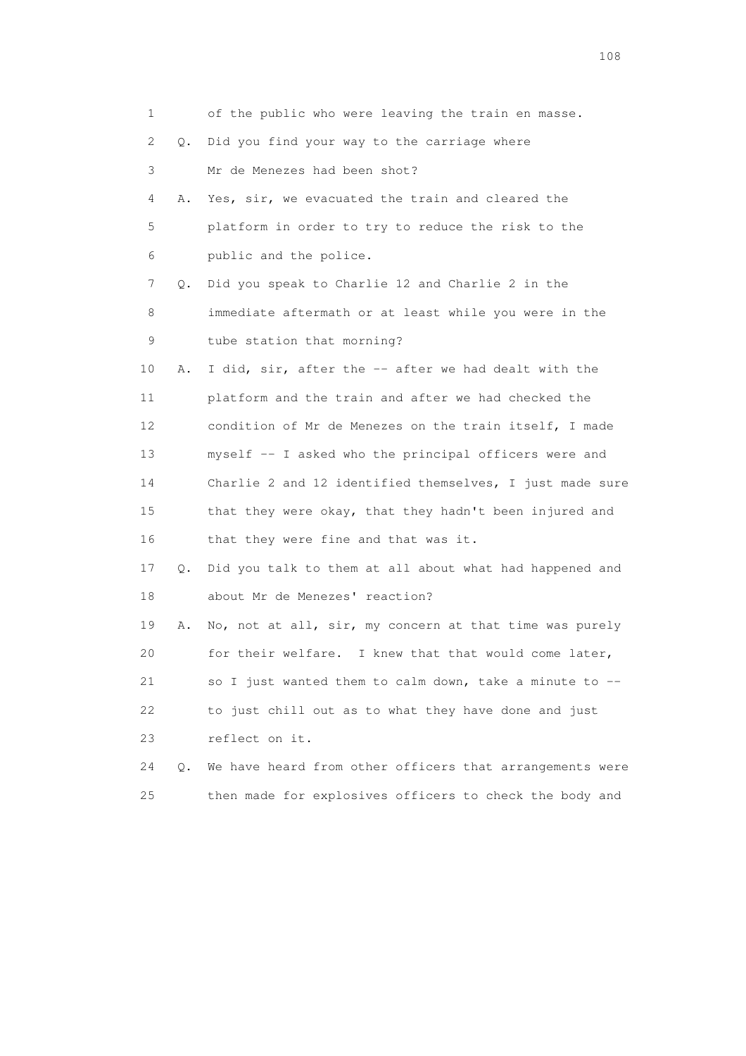1 of the public who were leaving the train en masse.

2 Q. Did you find your way to the carriage where

3 Mr de Menezes had been shot?

4 A. Yes, sir, we evacuated the train and cleared the

5 platform in order to try to reduce the risk to the

6 public and the police.

7 Q. Did you speak to Charlie 12 and Charlie 2 in the

8 immediate aftermath or at least while you were in the

9 tube station that morning?

10 A. I did, sir, after the -- after we had dealt with the

11 platform and the train and after we had checked the

12 condition of Mr de Menezes on the train itself, I made

13 myself -- I asked who the principal officers were and

14 Charlie 2 and 12 identified themselves, I just made sure

15 that they were okay, that they hadn't been injured and

16 that they were fine and that was it.

17 Q. Did you talk to them at all about what had happened and

18 about Mr de Menezes' reaction?

19 A. No, not at all, sir, my concern at that time was purely

20 for their welfare. I knew that that would come later,

21 so I just wanted them to calm down, take a minute to --

22 to just chill out as to what they have done and just

23 reflect on it.

24 Q. We have heard from other officers that arrangements were

25 then made for explosives officers to check the body and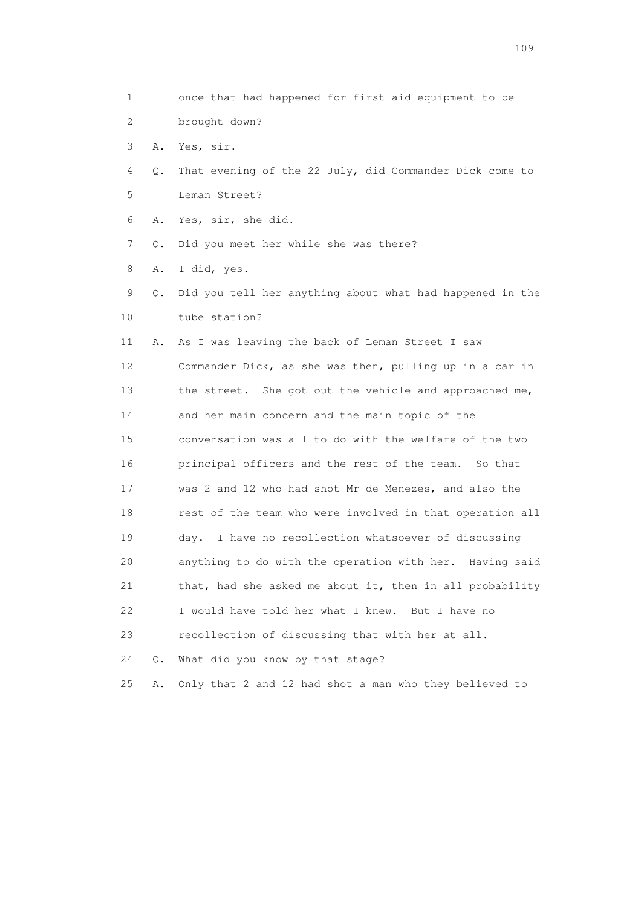1 once that had happened for first aid equipment to be
2 brought down?
3 A. Yes, sir.
4 Q. That evening of the 22 July, did Commander Dick come to
5 Leman Street?
6 A. Yes, sir, she did.
7 Q. Did you meet her while she was there?
8 A. I did, yes.
9 Q. Did you tell her anything about what had happened in the
10 tube station?
11 A. As I was leaving the back of Leman Street I saw
12 Commander Dick, as she was then, pulling up in a car in
13 the street. She got out the vehicle and approached me,
14 and her main concern and the main topic of the
15 conversation was all to do with the welfare of the two
16 principal officers and the rest of the team. So that
17 was 2 and 12 who had shot Mr de Menezes, and also the
18 rest of the team who were involved in that operation all
19 day. I have no recollection whatsoever of discussing
20 anything to do with the operation with her. Having said
21 that, had she asked me about it, then in all probability
22 I would have told her what I knew. But I have no
23 recollection of discussing that with her at all.
24 Q. What did you know by that stage?
25 A. Only that 2 and 12 had shot a man who they believed to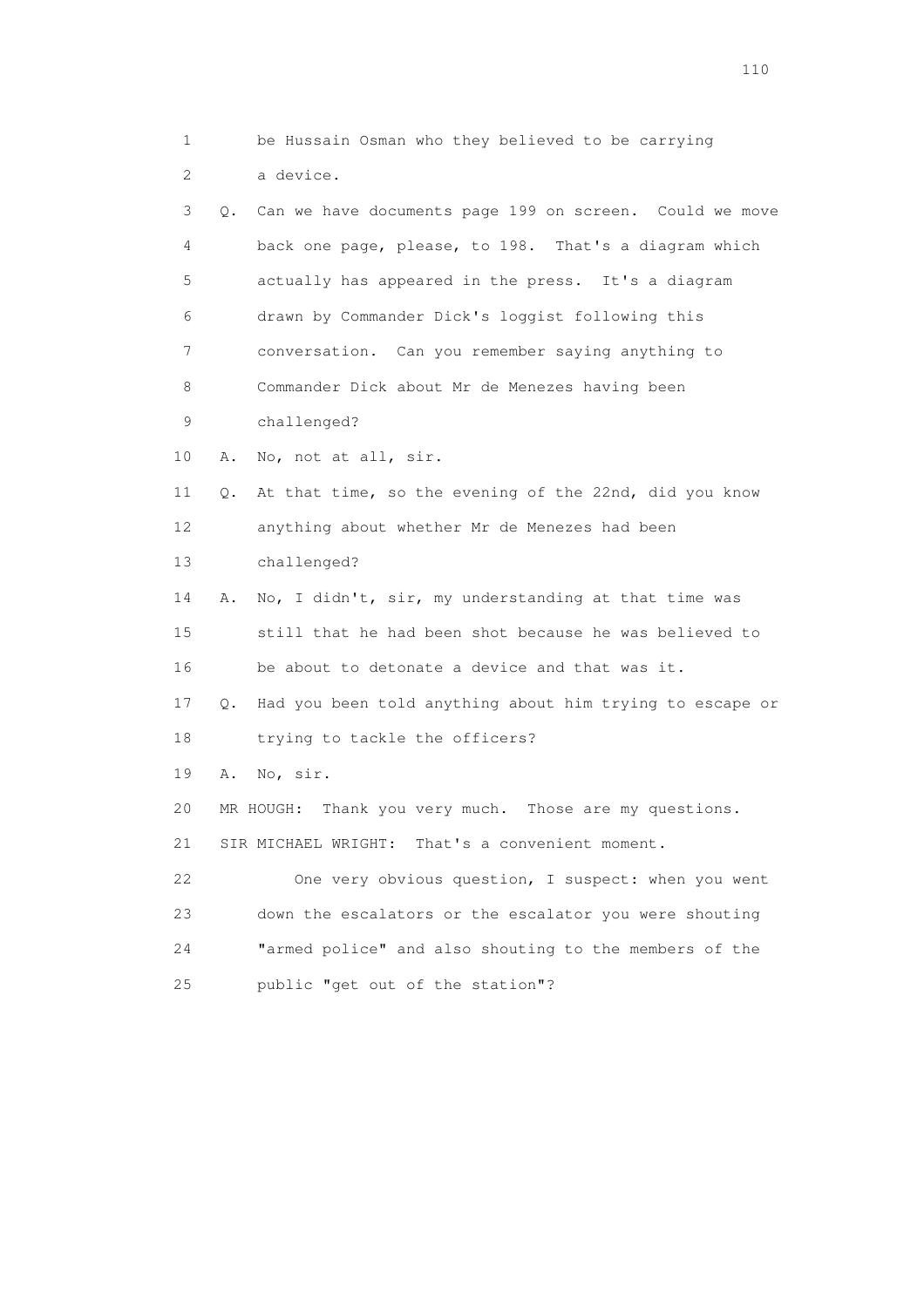1 be Hussain Osman who they believed to be carrying
2 a device.

3 Q. Can we have documents page 199 on screen. Could we move
4 back one page, please, to 198. That's a diagram which
5 actually has appeared in the press. It's a diagram
6 drawn by Commander Dick's loggist following this
7 conversation. Can you remember saying anything to
8 Commander Dick about Mr de Menezes having been
9 challenged?

10 A. No, not at all, sir.

11 Q. At that time, so the evening of the 22nd, did you know
12 anything about whether Mr de Menezes had been
13 challenged?

14 A. No, I didn't, sir, my understanding at that time was
15 still that he had been shot because he was believed to
16 be about to detonate a device and that was it.

17 Q. Had you been told anything about him trying to escape or
18 trying to tackle the officers?

19 A. No, sir.

20 MR HOUGH: Thank you very much. Those are my questions.

21 SIR MICHAEL WRIGHT: That's a convenient moment.

22 One very obvious question, I suspect: when you went
23 down the escalators or the escalator you were shouting
24 "armed police" and also shouting to the members of the
25 public "get out of the station"?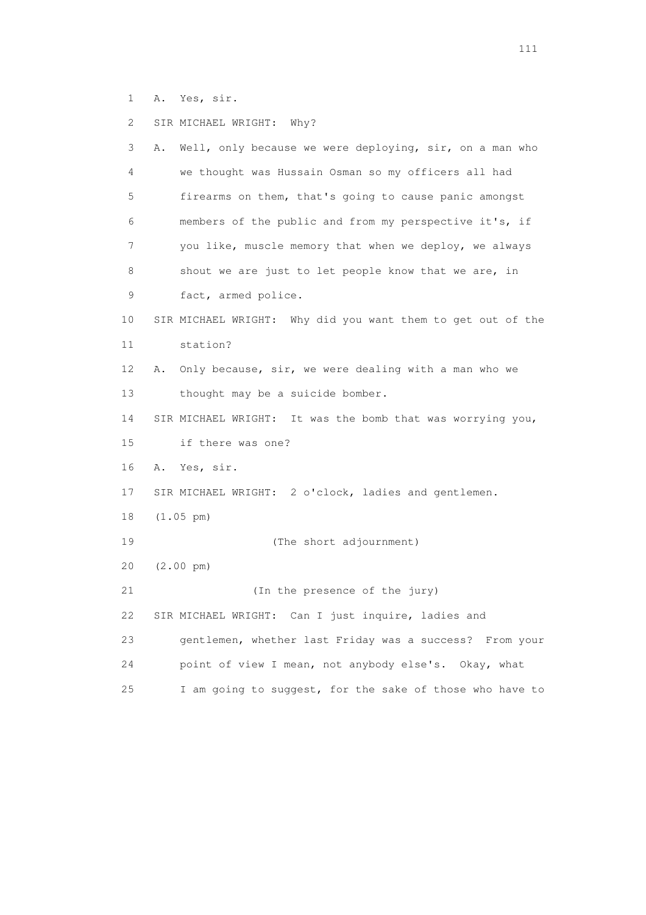1 A. Yes, sir.

2 SIR MICHAEL WRIGHT: Why?

3 A. Well, only because we were deploying, sir, on a man who
4 we thought was Hussain Osman so my officers all had
5 firearms on them, that's going to cause panic amongst
6 members of the public and from my perspective it's, if
7 you like, muscle memory that when we deploy, we always
8 shout we are just to let people know that we are, in
9 fact, armed police.

10 SIR MICHAEL WRIGHT: Why did you want them to get out of the
11 station?

12 A. Only because, sir, we were dealing with a man who we
13 thought may be a suicide bomber.

14 SIR MICHAEL WRIGHT: It was the bomb that was worrying you,
15 if there was one?

16 A. Yes, sir.

17 SIR MICHAEL WRIGHT: 2 o'clock, ladies and gentlemen.

18 (1.05 pm)

19 (The short adjournment)

20 (2.00 pm)

21 (In the presence of the jury)

22 SIR MICHAEL WRIGHT: Can I just inquire, ladies and
23 gentlemen, whether last Friday was a success? From your
24 point of view I mean, not anybody else's. Okay, what
25 I am going to suggest, for the sake of those who have to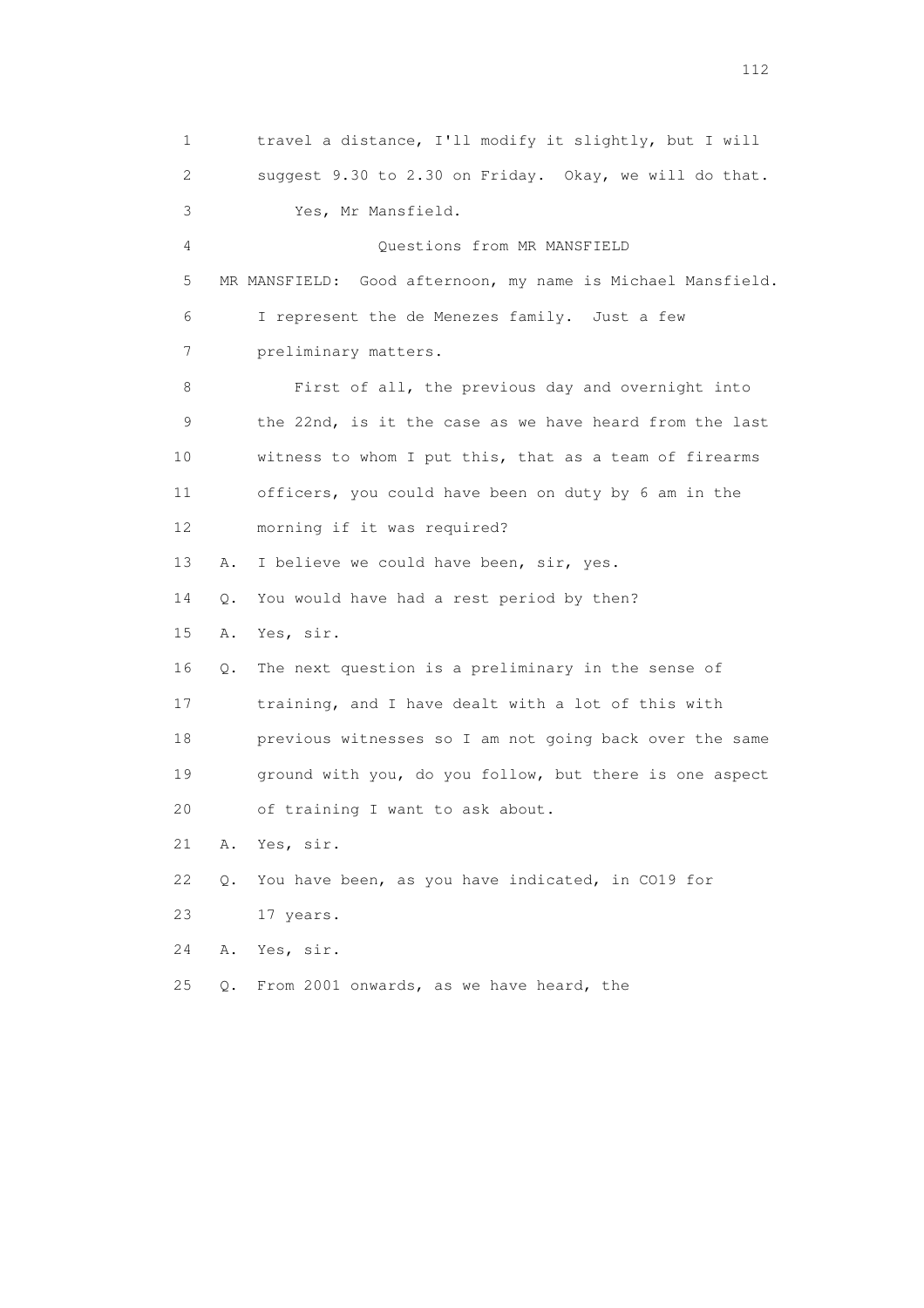1 travel a distance, I'll modify it slightly, but I will
2 suggest 9.30 to 2.30 on Friday. Okay, we will do that.
3 Yes, Mr Mansfield.
4 Questions from MR MANSFIELD
5 MR MANSFIELD: Good afternoon, my name is Michael Mansfield.
6 I represent the de Menezes family. Just a few
7 preliminary matters.
8 First of all, the previous day and overnight into
9 the 22nd, is it the case as we have heard from the last
10 witness to whom I put this, that as a team of firearms
11 officers, you could have been on duty by 6 am in the
12 morning if it was required?
13 A. I believe we could have been, sir, yes.
14 Q. You would have had a rest period by then?
15 A. Yes, sir.
16 Q. The next question is a preliminary in the sense of
17 training, and I have dealt with a lot of this with
18 previous witnesses so I am not going back over the same
19 ground with you, do you follow, but there is one aspect
20 of training I want to ask about.
21 A. Yes, sir.
22 Q. You have been, as you have indicated, in CO19 for
23 17 years.
24 A. Yes, sir.
25 Q. From 2001 onwards, as we have heard, the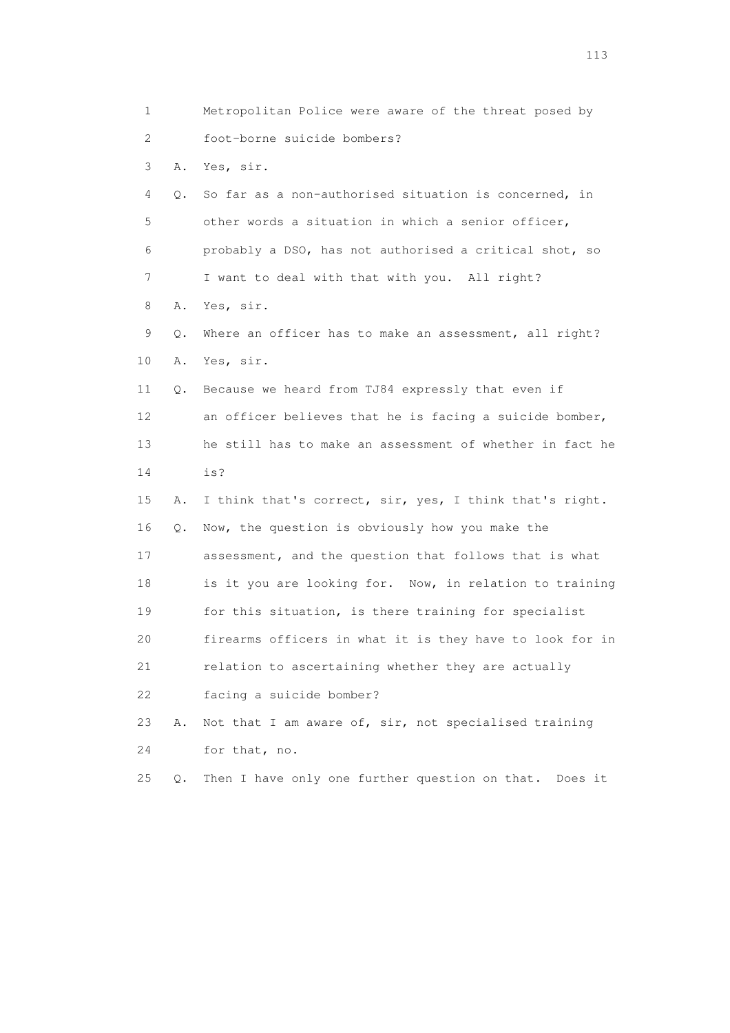1 Metropolitan Police were aware of the threat posed by
2 foot-borne suicide bombers?
3 A. Yes, sir.
4 Q. So far as a non-authorised situation is concerned, in
5 other words a situation in which a senior officer,
6 probably a DSO, has not authorised a critical shot, so
7 I want to deal with that with you. All right?
8 A. Yes, sir.
9 Q. Where an officer has to make an assessment, all right?
10 A. Yes, sir.
11 Q. Because we heard from TJ84 expressly that even if
12 an officer believes that he is facing a suicide bomber,
13 he still has to make an assessment of whether in fact he
14 is?
15 A. I think that's correct, sir, yes, I think that's right.
16 Q. Now, the question is obviously how you make the
17 assessment, and the question that follows that is what
18 is it you are looking for. Now, in relation to training
19 for this situation, is there training for specialist
20 firearms officers in what it is they have to look for in
21 relation to ascertaining whether they are actually
22 facing a suicide bomber?
23 A. Not that I am aware of, sir, not specialised training
24 for that, no.
25 Q. Then I have only one further question on that. Does it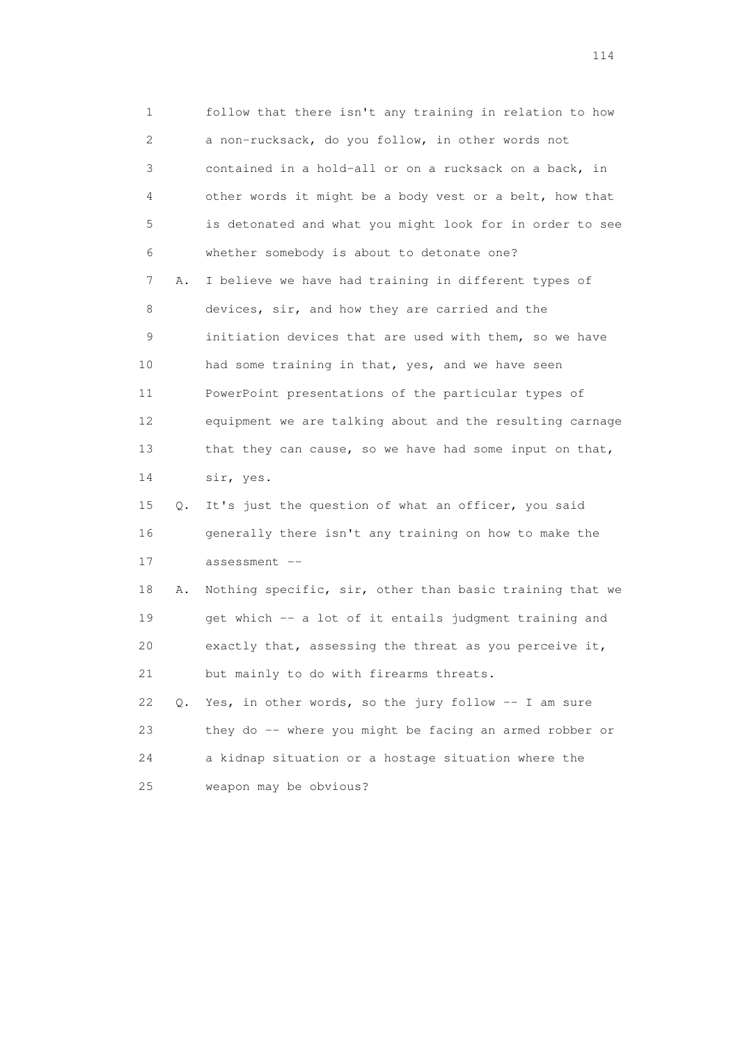1 follow that there isn't any training in relation to how
2 a non-rucksack, do you follow, in other words not
3 contained in a hold-all or on a rucksack on a back, in
4 other words it might be a body vest or a belt, how that
5 is detonated and what you might look for in order to see
6 whether somebody is about to detonate one?

7 A. I believe we have had training in different types of
8 devices, sir, and how they are carried and the
9 initiation devices that are used with them, so we have
10 had some training in that, yes, and we have seen
11 PowerPoint presentations of the particular types of
12 equipment we are talking about and the resulting carnage
13 that they can cause, so we have had some input on that,
14 sir, yes.

15 Q. It's just the question of what an officer, you said
16 generally there isn't any training on how to make the
17 assessment --

18 A. Nothing specific, sir, other than basic training that we
19 get which -- a lot of it entails judgment training and
20 exactly that, assessing the threat as you perceive it,
21 but mainly to do with firearms threats.

22 Q. Yes, in other words, so the jury follow -- I am sure
23 they do -- where you might be facing an armed robber or
24 a kidnap situation or a hostage situation where the
25 weapon may be obvious?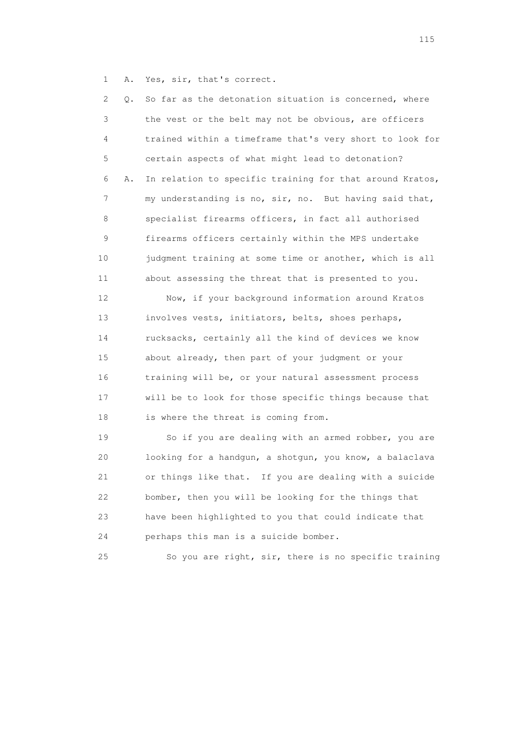1 A. Yes, sir, that's correct.

2 Q. So far as the detonation situation is concerned, where

3 the vest or the belt may not be obvious, are officers

4 trained within a timeframe that's very short to look for

5 certain aspects of what might lead to detonation?

6 A. In relation to specific training for that around Kratos,

7 my understanding is no, sir, no. But having said that,

8 specialist firearms officers, in fact all authorised

9 firearms officers certainly within the MPS undertake

10 judgment training at some time or another, which is all

11 about assessing the threat that is presented to you.

12 Now, if your background information around Kratos

13 involves vests, initiators, belts, shoes perhaps,

14 rucksacks, certainly all the kind of devices we know

15 about already, then part of your judgment or your

16 training will be, or your natural assessment process

17 will be to look for those specific things because that

18 is where the threat is coming from.

19 So if you are dealing with an armed robber, you are

20 looking for a handgun, a shotgun, you know, a balaclava

21 or things like that. If you are dealing with a suicide

22 bomber, then you will be looking for the things that

23 have been highlighted to you that could indicate that

24 perhaps this man is a suicide bomber.

25 So you are right, sir, there is no specific training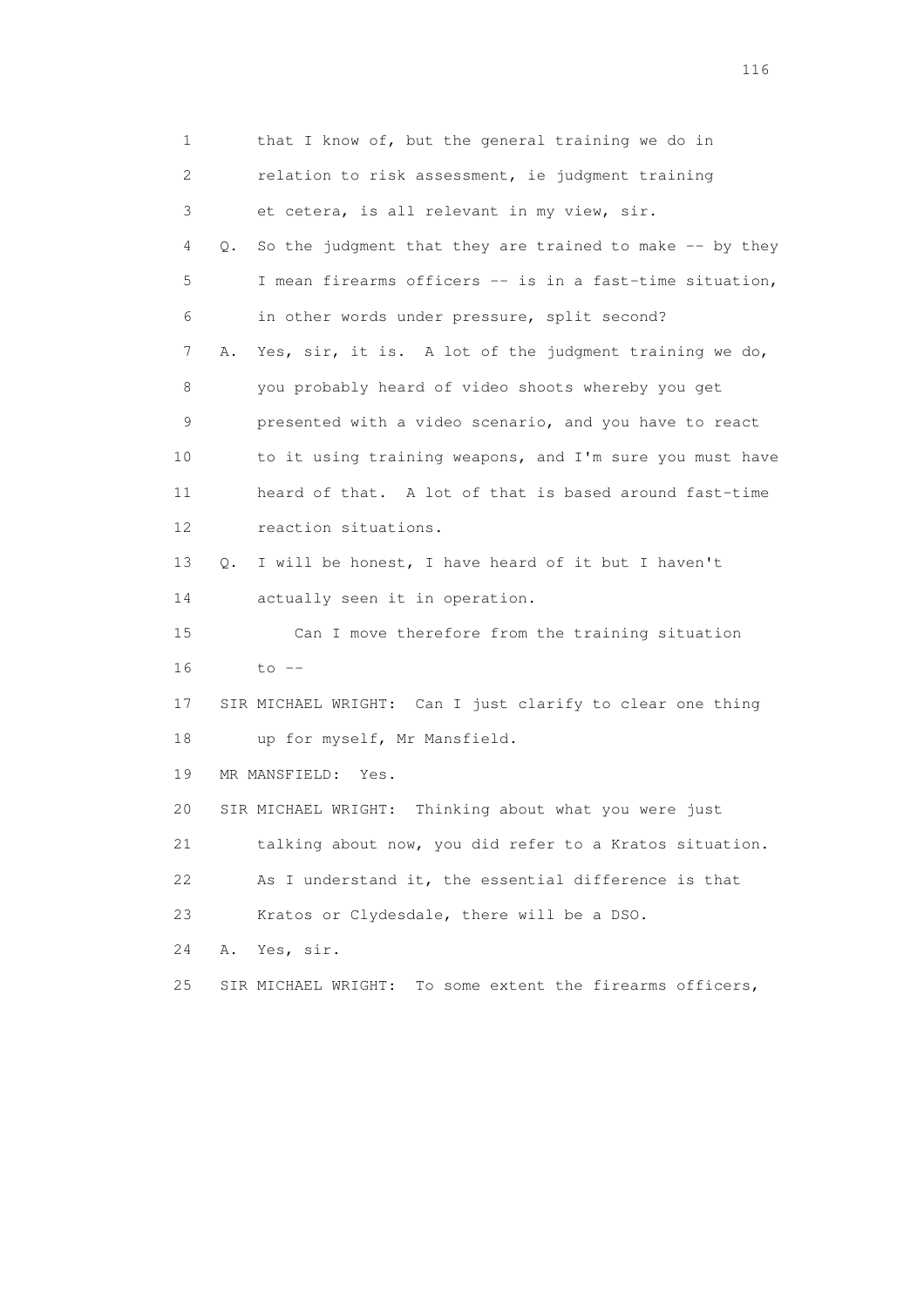1 that I know of, but the general training we do in
2 relation to risk assessment, ie judgment training
3 et cetera, is all relevant in my view, sir.
4 Q. So the judgment that they are trained to make -- by they
5 I mean firearms officers -- is in a fast-time situation,
6 in other words under pressure, split second?
7 A. Yes, sir, it is. A lot of the judgment training we do,
8 you probably heard of video shoots whereby you get
9 presented with a video scenario, and you have to react
10 to it using training weapons, and I'm sure you must have
11 heard of that. A lot of that is based around fast-time
12 reaction situations.
13 Q. I will be honest, I have heard of it but I haven't
14 actually seen it in operation.
15 Can I move therefore from the training situation
16 to --
17 SIR MICHAEL WRIGHT: Can I just clarify to clear one thing
18 up for myself, Mr Mansfield.
19 MR MANSFIELD: Yes.
20 SIR MICHAEL WRIGHT: Thinking about what you were just
21 talking about now, you did refer to a Kratos situation.
22 As I understand it, the essential difference is that
23 Kratos or Clydesdale, there will be a DSO.
24 A. Yes, sir.
25 SIR MICHAEL WRIGHT: To some extent the firearms officers,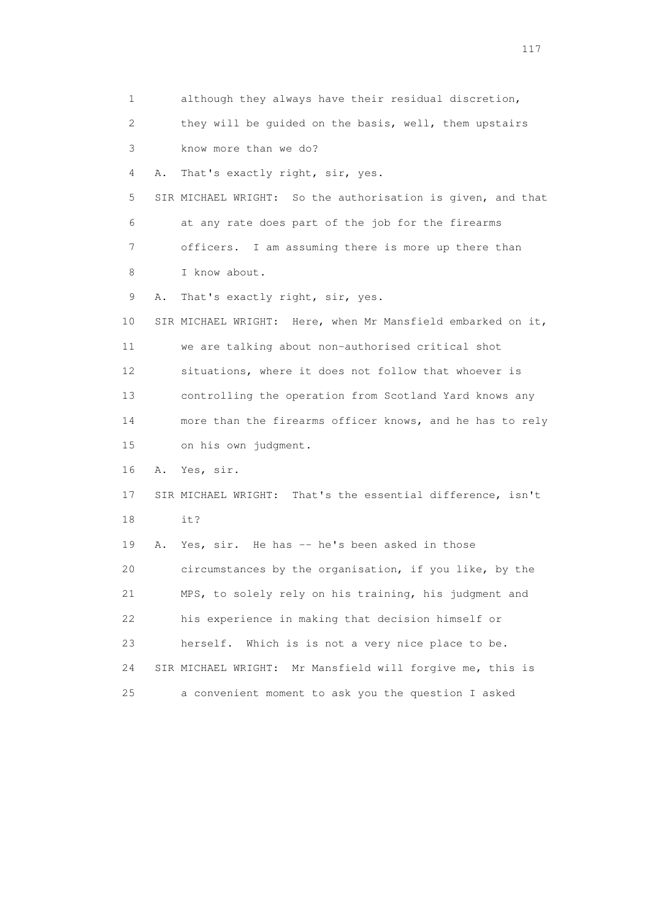1 although they always have their residual discretion,
2 they will be guided on the basis, well, them upstairs
3 know more than we do?
4 A. That's exactly right, sir, yes.
5 SIR MICHAEL WRIGHT: So the authorisation is given, and that
6 at any rate does part of the job for the firearms
7 officers. I am assuming there is more up there than
8 I know about.
9 A. That's exactly right, sir, yes.
10 SIR MICHAEL WRIGHT: Here, when Mr Mansfield embarked on it,
11 we are talking about non-authorised critical shot
12 situations, where it does not follow that whoever is
13 controlling the operation from Scotland Yard knows any
14 more than the firearms officer knows, and he has to rely
15 on his own judgment.
16 A. Yes, sir.
17 SIR MICHAEL WRIGHT: That's the essential difference, isn't
18 it?
19 A. Yes, sir. He has -- he's been asked in those
20 circumstances by the organisation, if you like, by the
21 MPS, to solely rely on his training, his judgment and
22 his experience in making that decision himself or
23 herself. Which is is not a very nice place to be.
24 SIR MICHAEL WRIGHT: Mr Mansfield will forgive me, this is
25 a convenient moment to ask you the question I asked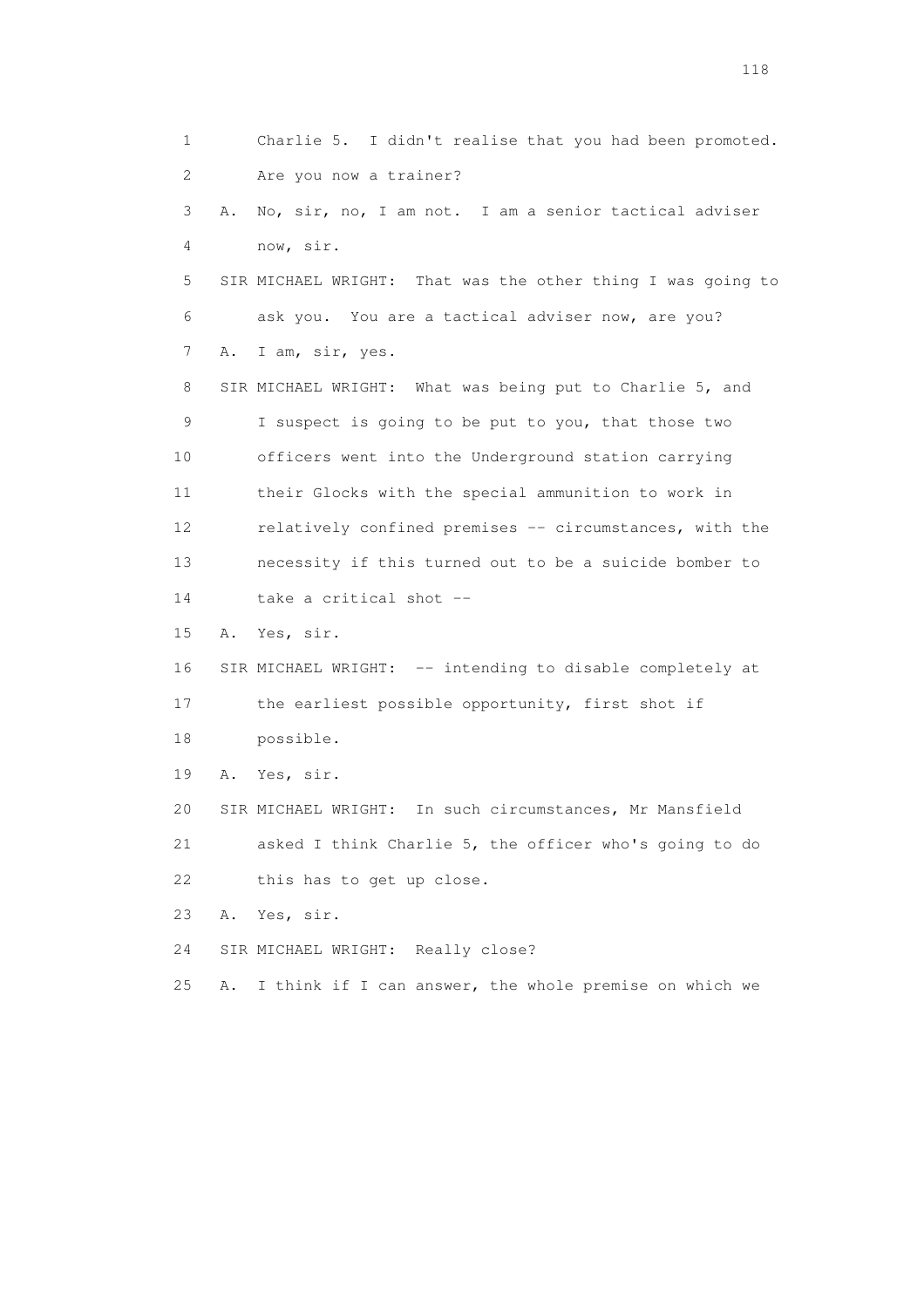1 Charlie 5. I didn't realise that you had been promoted.
2 Are you now a trainer?
3 A. No, sir, no, I am not. I am a senior tactical adviser
4 now, sir.
5 SIR MICHAEL WRIGHT: That was the other thing I was going to
6 ask you. You are a tactical adviser now, are you?
7 A. I am, sir, yes.
8 SIR MICHAEL WRIGHT: What was being put to Charlie 5, and
9 I suspect is going to be put to you, that those two
10 officers went into the Underground station carrying
11 their Glocks with the special ammunition to work in
12 relatively confined premises -- circumstances, with the
13 necessity if this turned out to be a suicide bomber to
14 take a critical shot --
15 A. Yes, sir.
16 SIR MICHAEL WRIGHT: -- intending to disable completely at
17 the earliest possible opportunity, first shot if
18 possible.
19 A. Yes, sir.
20 SIR MICHAEL WRIGHT: In such circumstances, Mr Mansfield
21 asked I think Charlie 5, the officer who's going to do
22 this has to get up close.
23 A. Yes, sir.
24 SIR MICHAEL WRIGHT: Really close?
25 A. I think if I can answer, the whole premise on which we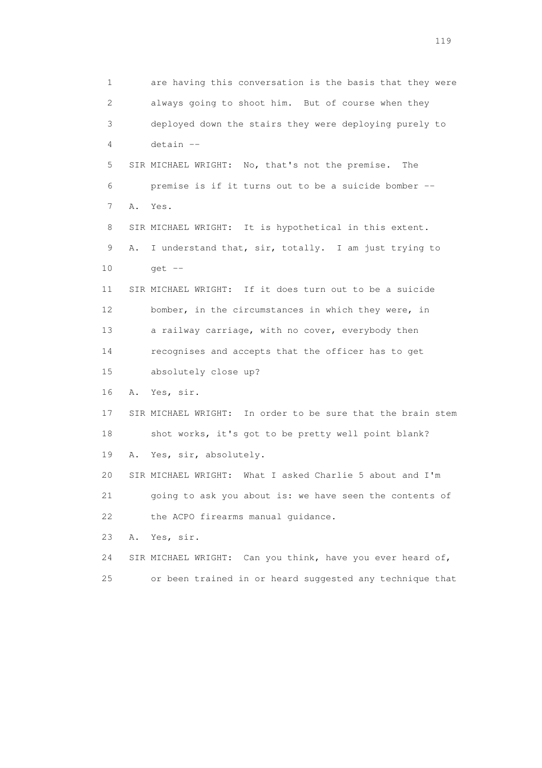1 are having this conversation is the basis that they were
2 always going to shoot him. But of course when they
3 deployed down the stairs they were deploying purely to
4 detain --
5 SIR MICHAEL WRIGHT: No, that's not the premise. The
6 premise is if it turns out to be a suicide bomber --
7 A. Yes.
8 SIR MICHAEL WRIGHT: It is hypothetical in this extent.
9 A. I understand that, sir, totally. I am just trying to
10 get --
11 SIR MICHAEL WRIGHT: If it does turn out to be a suicide
12 bomber, in the circumstances in which they were, in
13 a railway carriage, with no cover, everybody then
14 recognises and accepts that the officer has to get
15 absolutely close up?
16 A. Yes, sir.
17 SIR MICHAEL WRIGHT: In order to be sure that the brain stem
18 shot works, it's got to be pretty well point blank?
19 A. Yes, sir, absolutely.
20 SIR MICHAEL WRIGHT: What I asked Charlie 5 about and I'm
21 going to ask you about is: we have seen the contents of
22 the ACPO firearms manual guidance.
23 A. Yes, sir.
24 SIR MICHAEL WRIGHT: Can you think, have you ever heard of,
25 or been trained in or heard suggested any technique that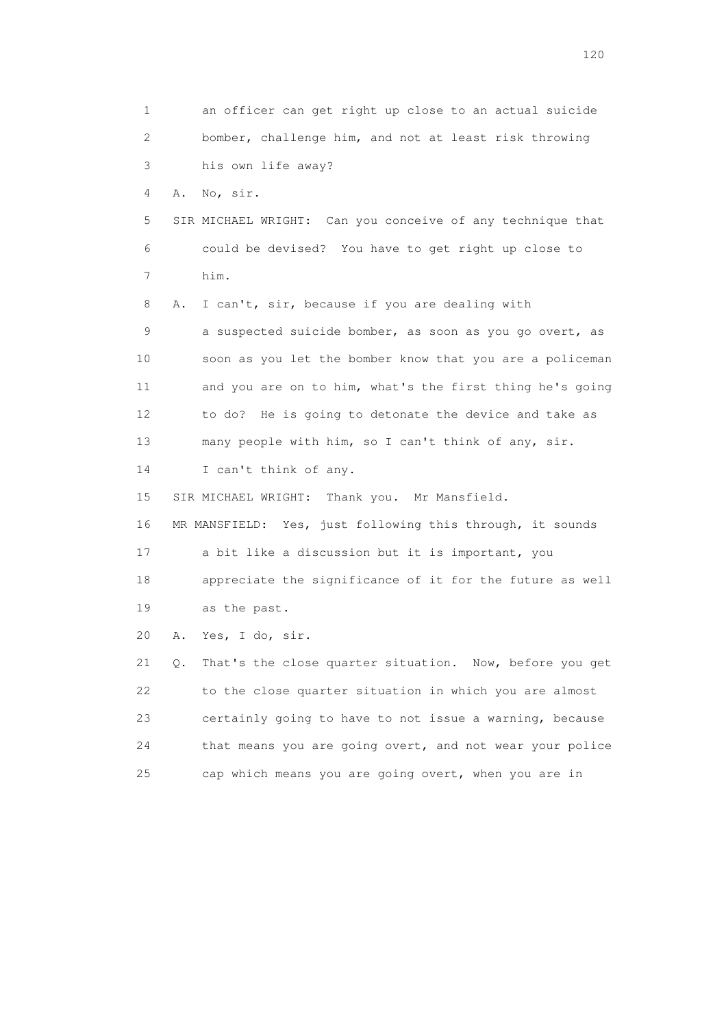1 an officer can get right up close to an actual suicide
2 bomber, challenge him, and not at least risk throwing
3 his own life away?

4 A. No, sir.

5 SIR MICHAEL WRIGHT: Can you conceive of any technique that
6 could be devised? You have to get right up close to
7 him.

8 A. I can't, sir, because if you are dealing with
9 a suspected suicide bomber, as soon as you go overt, as
10 soon as you let the bomber know that you are a policeman
11 and you are on to him, what's the first thing he's going
12 to do? He is going to detonate the device and take as
13 many people with him, so I can't think of any, sir.
14 I can't think of any.

15 SIR MICHAEL WRIGHT: Thank you. Mr Mansfield.

16 MR MANSFIELD: Yes, just following this through, it sounds
17 a bit like a discussion but it is important, you
18 appreciate the significance of it for the future as well
19 as the past.

20 A. Yes, I do, sir.

21 Q. That's the close quarter situation. Now, before you get
22 to the close quarter situation in which you are almost
23 certainly going to have to not issue a warning, because
24 that means you are going overt, and not wear your police
25 cap which means you are going overt, when you are in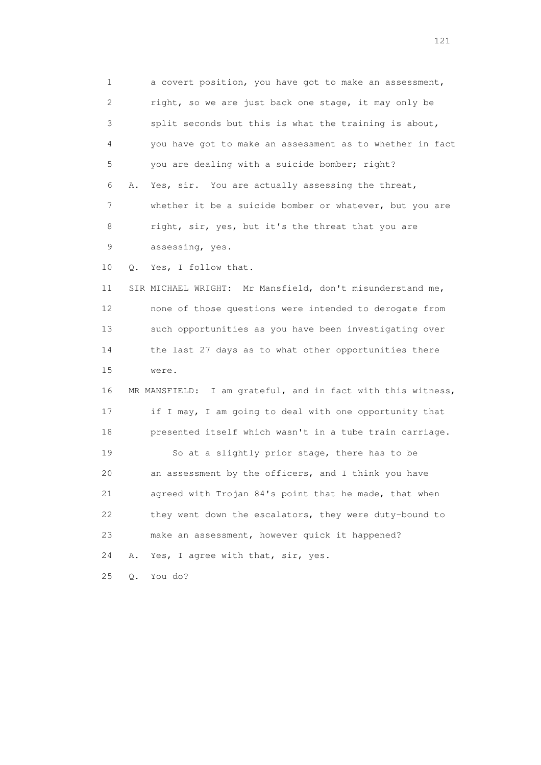1 a covert position, you have got to make an assessment,
2 right, so we are just back one stage, it may only be
3 split seconds but this is what the training is about,
4 you have got to make an assessment as to whether in fact
5 you are dealing with a suicide bomber; right?
6 A. Yes, sir. You are actually assessing the threat,
7 whether it be a suicide bomber or whatever, but you are
8 right, sir, yes, but it's the threat that you are
9 assessing, yes.
10 Q. Yes, I follow that.
11 SIR MICHAEL WRIGHT: Mr Mansfield, don't misunderstand me,
12 none of those questions were intended to derogate from
13 such opportunities as you have been investigating over
14 the last 27 days as to what other opportunities there
15 were.
16 MR MANSFIELD: I am grateful, and in fact with this witness,
17 if I may, I am going to deal with one opportunity that
18 presented itself which wasn't in a tube train carriage.
19 So at a slightly prior stage, there has to be
20 an assessment by the officers, and I think you have
21 agreed with Trojan 84's point that he made, that when
22 they went down the escalators, they were duty-bound to
23 make an assessment, however quick it happened?
24 A. Yes, I agree with that, sir, yes.
25 Q. You do?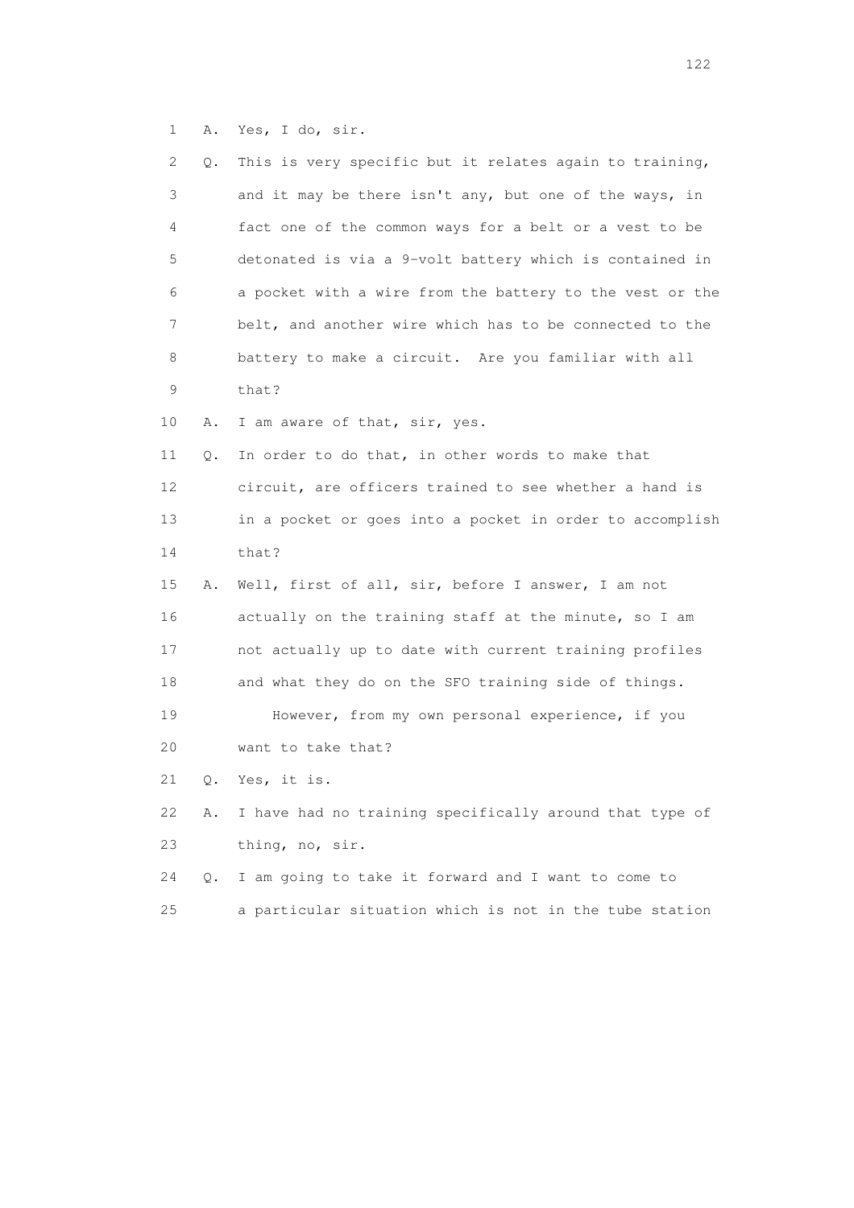1 A. Yes, I do, sir.

2 Q. This is very specific but it relates again to training,

3 and it may be there isn't any, but one of the ways, in

4 fact one of the common ways for a belt or a vest to be

5 detonated is via a 9-volt battery which is contained in

6 a pocket with a wire from the battery to the vest or the

7 belt, and another wire which has to be connected to the

8 battery to make a circuit. Are you familiar with all

9 that?

10 A. I am aware of that, sir, yes.

11 Q. In order to do that, in other words to make that

12 circuit, are officers trained to see whether a hand is

13 in a pocket or goes into a pocket in order to accomplish

14 that?

15 A. Well, first of all, sir, before I answer, I am not

16 actually on the training staff at the minute, so I am

17 not actually up to date with current training profiles

18 and what they do on the SFO training side of things.

19 However, from my own personal experience, if you

20 want to take that?

21 Q. Yes, it is.

22 A. I have had no training specifically around that type of

23 thing, no, sir.

24 Q. I am going to take it forward and I want to come to

25 a particular situation which is not in the tube station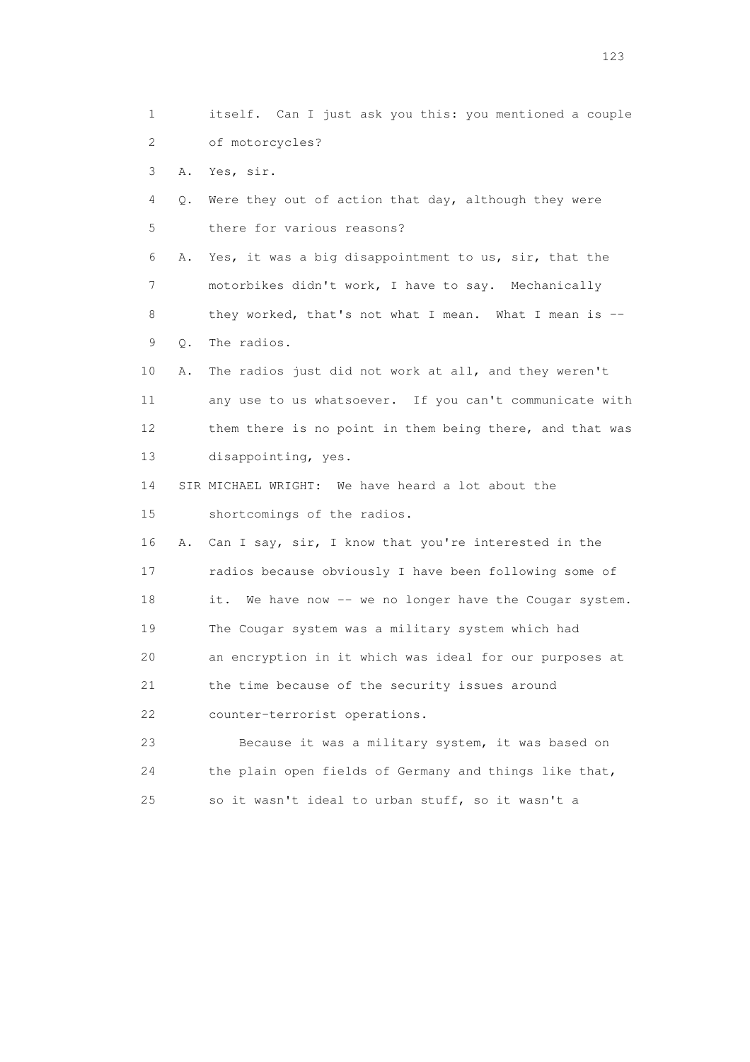1 itself. Can I just ask you this: you mentioned a couple
2 of motorcycles?
3 A. Yes, sir.
4 Q. Were they out of action that day, although they were
5 there for various reasons?
6 A. Yes, it was a big disappointment to us, sir, that the
7 motorbikes didn't work, I have to say. Mechanically
8 they worked, that's not what I mean. What I mean is --
9 Q. The radios.
10 A. The radios just did not work at all, and they weren't
11 any use to us whatsoever. If you can't communicate with
12 them there is no point in them being there, and that was
13 disappointing, yes.
14 SIR MICHAEL WRIGHT: We have heard a lot about the
15 shortcomings of the radios.
16 A. Can I say, sir, I know that you're interested in the
17 radios because obviously I have been following some of
18 it. We have now -- we no longer have the Cougar system.
19 The Cougar system was a military system which had
20 an encryption in it which was ideal for our purposes at
21 the time because of the security issues around
22 counter-terrorist operations.
23 Because it was a military system, it was based on
24 the plain open fields of Germany and things like that,
25 so it wasn't ideal to urban stuff, so it wasn't a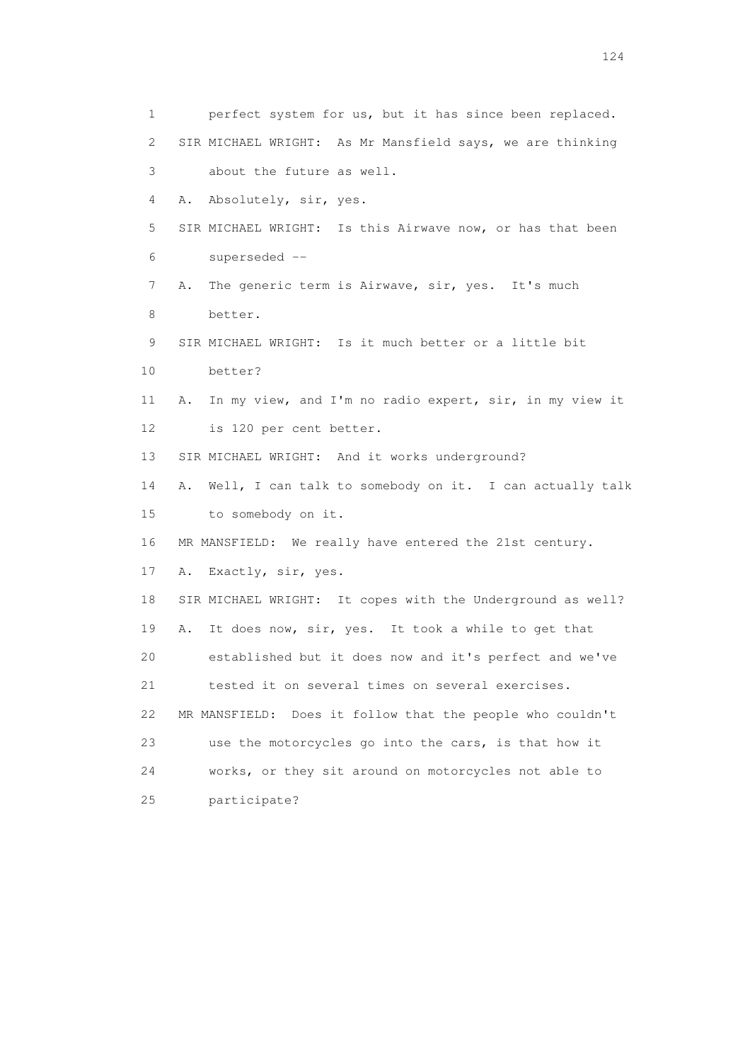1 perfect system for us, but it has since been replaced.

2 SIR MICHAEL WRIGHT: As Mr Mansfield says, we are thinking

3 about the future as well.

4 A. Absolutely, sir, yes.

5 SIR MICHAEL WRIGHT: Is this Airwave now, or has that been

6 superseded --

7 A. The generic term is Airwave, sir, yes. It's much

8 better.

9 SIR MICHAEL WRIGHT: Is it much better or a little bit

10 better?

11 A. In my view, and I'm no radio expert, sir, in my view it

12 is 120 per cent better.

13 SIR MICHAEL WRIGHT: And it works underground?

14 A. Well, I can talk to somebody on it. I can actually talk

15 to somebody on it.

16 MR MANSFIELD: We really have entered the 21st century.

17 A. Exactly, sir, yes.

18 SIR MICHAEL WRIGHT: It copes with the Underground as well?

19 A. It does now, sir, yes. It took a while to get that

20 established but it does now and it's perfect and we've

21 tested it on several times on several exercises.

22 MR MANSFIELD: Does it follow that the people who couldn't

23 use the motorcycles go into the cars, is that how it

24 works, or they sit around on motorcycles not able to

25 participate?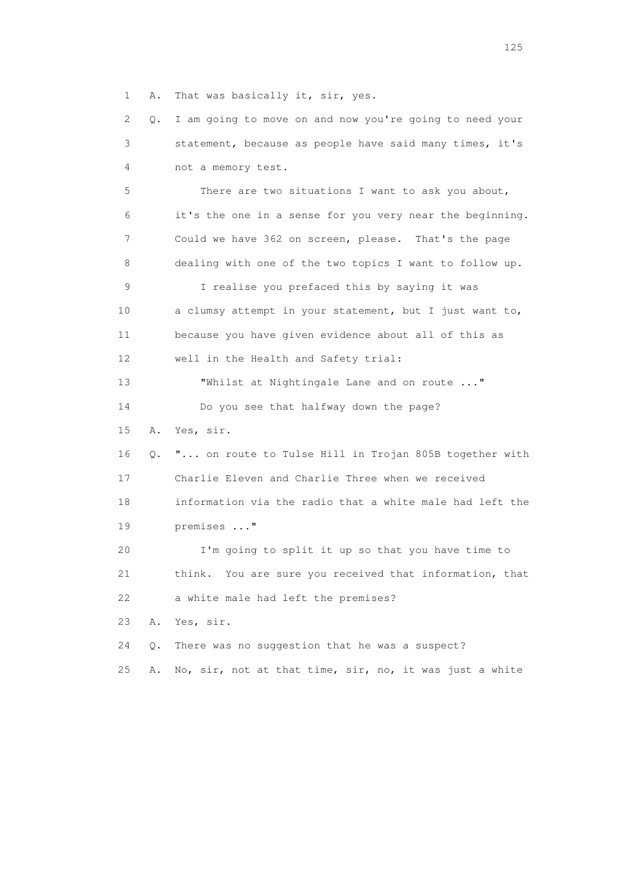1 A. That was basically it, sir, yes.

2 Q. I am going to move on and now you're going to need your

3 statement, because as people have said many times, it's

4 not a memory test.

5 There are two situations I want to ask you about,

6 it's the one in a sense for you very near the beginning.

7 Could we have 362 on screen, please. That's the page

8 dealing with one of the two topics I want to follow up.

9 I realise you prefaced this by saying it was

10 a clumsy attempt in your statement, but I just want to,

11 because you have given evidence about all of this as

12 well in the Health and Safety trial:

13 "Whilst at Nightingale Lane and on route ..."

14 Do you see that halfway down the page?

15 A. Yes, sir.

16 Q. "... on route to Tulse Hill in Trojan 805B together with

17 Charlie Eleven and Charlie Three when we received

18 information via the radio that a white male had left the

19 premises ..."

20 I'm going to split it up so that you have time to

21 think. You are sure you received that information, that

22 a white male had left the premises?

23 A. Yes, sir.

24 Q. There was no suggestion that he was a suspect?

25 A. No, sir, not at that time, sir, no, it was just a white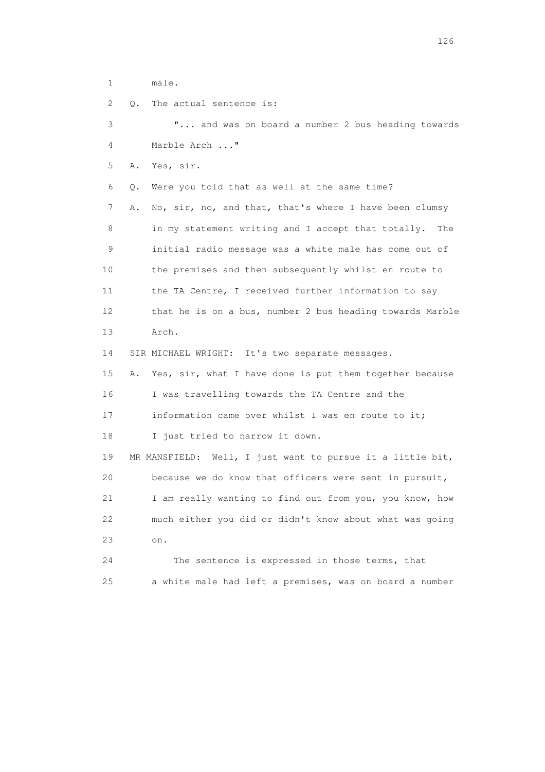1 male.

2 Q. The actual sentence is:

3 "... and was on board a number 2 bus heading towards

4 Marble Arch ..."

5 A. Yes, sir.

6 Q. Were you told that as well at the same time?

7 A. No, sir, no, and that, that's where I have been clumsy

8 in my statement writing and I accept that totally. The

9 initial radio message was a white male has come out of

10 the premises and then subsequently whilst en route to

11 the TA Centre, I received further information to say

12 that he is on a bus, number 2 bus heading towards Marble

13 Arch.

14 SIR MICHAEL WRIGHT: It's two separate messages.

15 A. Yes, sir, what I have done is put them together because

16 I was travelling towards the TA Centre and the

17 information came over whilst I was en route to it;

18 I just tried to narrow it down.

19 MR MANSFIELD: Well, I just want to pursue it a little bit,

20 because we do know that officers were sent in pursuit,

21 I am really wanting to find out from you, you know, how

22 much either you did or didn't know about what was going

23 on.

24 The sentence is expressed in those terms, that

25 a white male had left a premises, was on board a number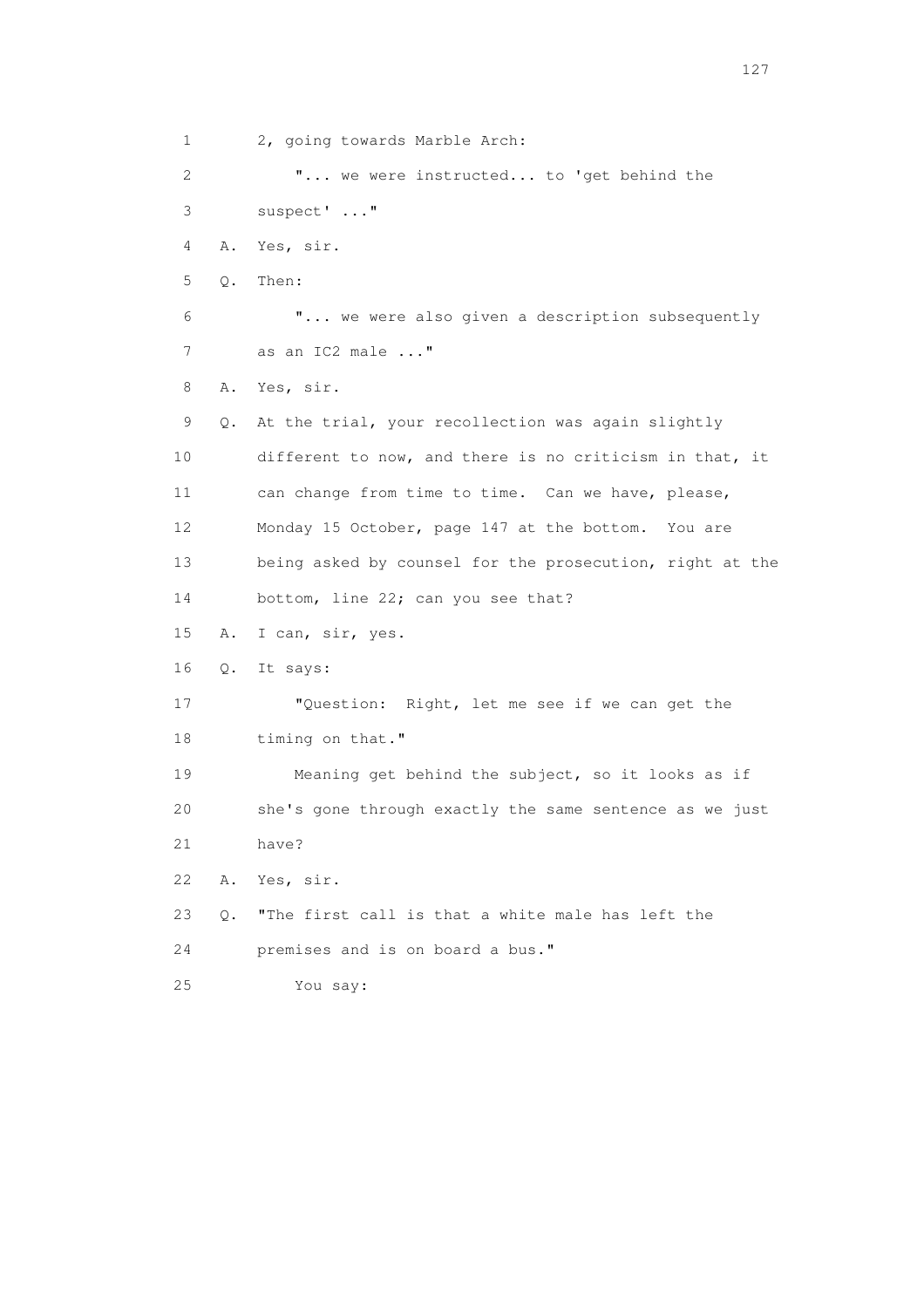1 2, going towards Marble Arch:

2 "... we were instructed... to 'get behind the

3 suspect' ..."

4 A. Yes, sir.

5 Q. Then:

6 "... we were also given a description subsequently

7 as an IC2 male ..."

8 A. Yes, sir.

9 Q. At the trial, your recollection was again slightly

10 different to now, and there is no criticism in that, it

11 can change from time to time. Can we have, please,

12 Monday 15 October, page 147 at the bottom. You are

13 being asked by counsel for the prosecution, right at the

14 bottom, line 22; can you see that?

15 A. I can, sir, yes.

16 Q. It says:

17 "Question: Right, let me see if we can get the

18 timing on that."

19 Meaning get behind the subject, so it looks as if

20 she's gone through exactly the same sentence as we just

21 have?

22 A. Yes, sir.

23 Q. "The first call is that a white male has left the

24 premises and is on board a bus."

25 You say: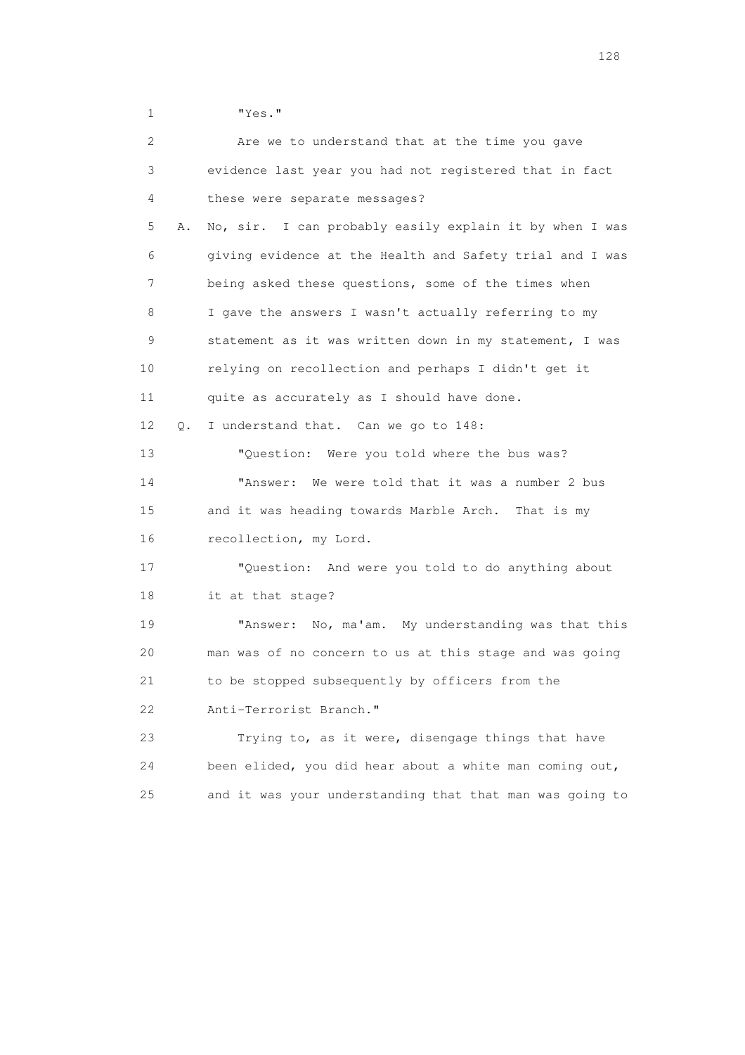1 "Yes."

2 Are we to understand that at the time you gave
3 evidence last year you had not registered that in fact
4 these were separate messages?

5 A. No, sir. I can probably easily explain it by when I was
6 giving evidence at the Health and Safety trial and I was
7 being asked these questions, some of the times when
8 I gave the answers I wasn't actually referring to my
9 statement as it was written down in my statement, I was
10 relying on recollection and perhaps I didn't get it
11 quite as accurately as I should have done.

12 Q. I understand that. Can we go to 148:

13 "Question: Were you told where the bus was?

14 "Answer: We were told that it was a number 2 bus
15 and it was heading towards Marble Arch. That is my
16 recollection, my Lord.

17 "Question: And were you told to do anything about
18 it at that stage?

19 "Answer: No, ma'am. My understanding was that this
20 man was of no concern to us at this stage and was going
21 to be stopped subsequently by officers from the
22 Anti-Terrorist Branch."

23 Trying to, as it were, disengage things that have
24 been elided, you did hear about a white man coming out,
25 and it was your understanding that that man was going to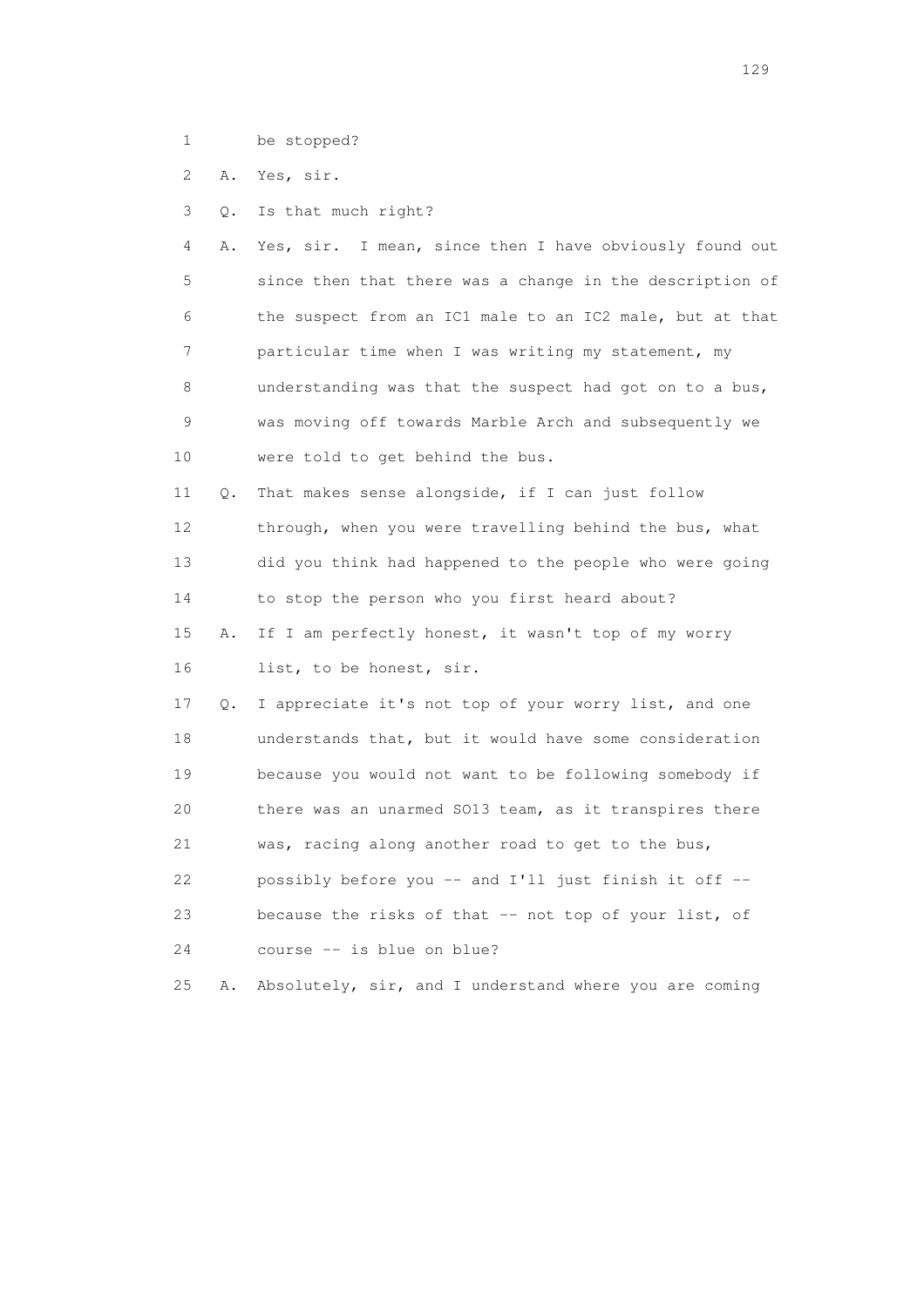1 be stopped?

2 A. Yes, sir.

3 Q. Is that much right?

4 A. Yes, sir. I mean, since then I have obviously found out
5 since then that there was a change in the description of
6 the suspect from an IC1 male to an IC2 male, but at that
7 particular time when I was writing my statement, my
8 understanding was that the suspect had got on to a bus,
9 was moving off towards Marble Arch and subsequently we
10 were told to get behind the bus.

11 Q. That makes sense alongside, if I can just follow
12 through, when you were travelling behind the bus, what
13 did you think had happened to the people who were going
14 to stop the person who you first heard about?

15 A. If I am perfectly honest, it wasn't top of my worry
16 list, to be honest, sir.

17 Q. I appreciate it's not top of your worry list, and one
18 understands that, but it would have some consideration
19 because you would not want to be following somebody if
20 there was an unarmed SO13 team, as it transpires there
21 was, racing along another road to get to the bus,
22 possibly before you -- and I'll just finish it off --
23 because the risks of that -- not top of your list, of
24 course -- is blue on blue?

25 A. Absolutely, sir, and I understand where you are coming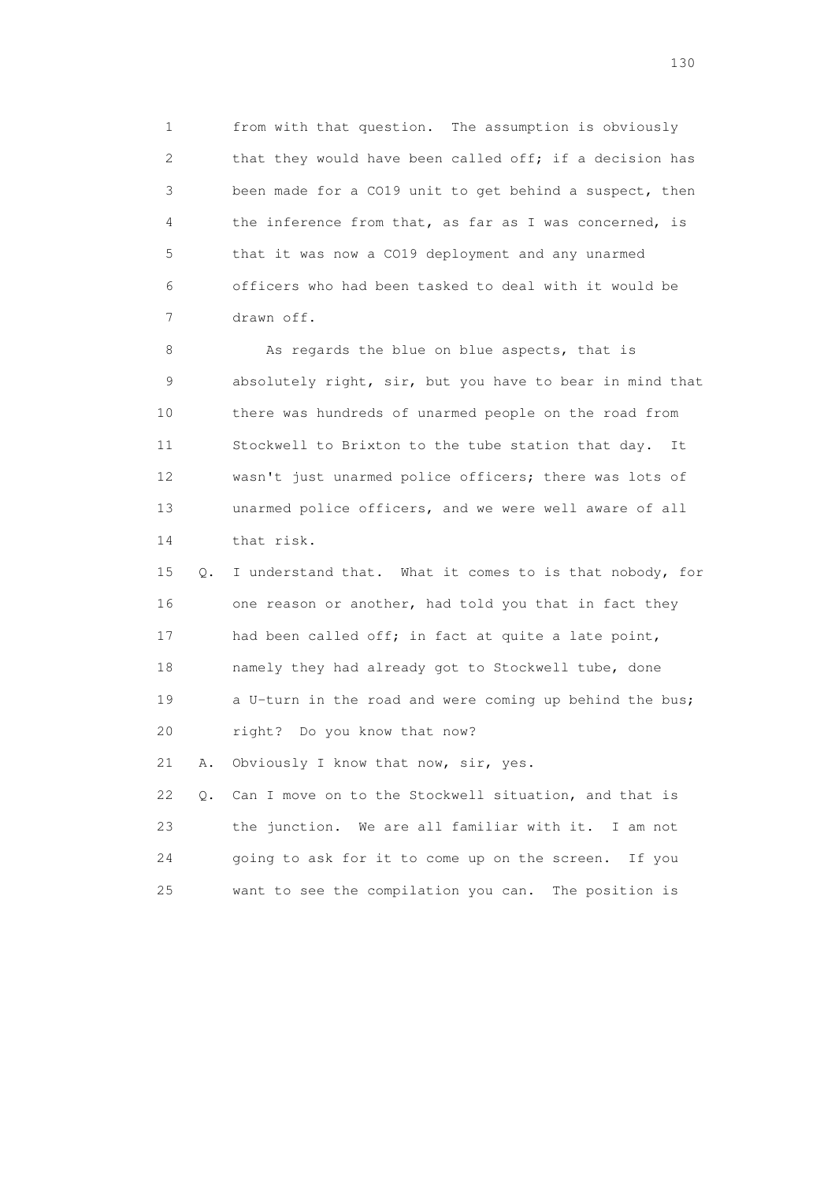1 from with that question. The assumption is obviously
2 that they would have been called off; if a decision has
3 been made for a CO19 unit to get behind a suspect, then
4 the inference from that, as far as I was concerned, is
5 that it was now a CO19 deployment and any unarmed
6 officers who had been tasked to deal with it would be
7 drawn off.

8 As regards the blue on blue aspects, that is
9 absolutely right, sir, but you have to bear in mind that
10 there was hundreds of unarmed people on the road from
11 Stockwell to Brixton to the tube station that day. It
12 wasn't just unarmed police officers; there was lots of
13 unarmed police officers, and we were well aware of all
14 that risk.

15 Q. I understand that. What it comes to is that nobody, for
16 one reason or another, had told you that in fact they
17 had been called off; in fact at quite a late point,
18 namely they had already got to Stockwell tube, done
19 a U-turn in the road and were coming up behind the bus;
20 right? Do you know that now?

21 A. Obviously I know that now, sir, yes.

22 Q. Can I move on to the Stockwell situation, and that is
23 the junction. We are all familiar with it. I am not
24 going to ask for it to come up on the screen. If you
25 want to see the compilation you can. The position is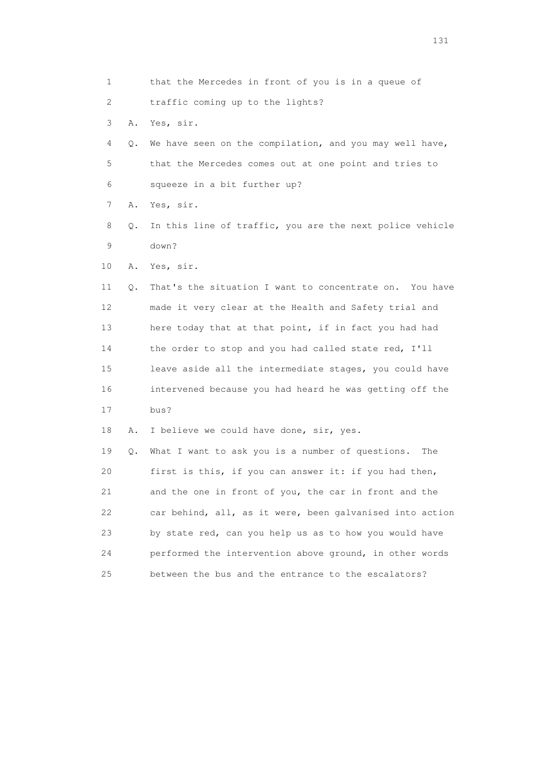1 that the Mercedes in front of you is in a queue of
2 traffic coming up to the lights?
3 A. Yes, sir.
4 Q. We have seen on the compilation, and you may well have,
5 that the Mercedes comes out at one point and tries to
6 squeeze in a bit further up?
7 A. Yes, sir.
8 Q. In this line of traffic, you are the next police vehicle
9 down?
10 A. Yes, sir.
11 Q. That's the situation I want to concentrate on. You have
12 made it very clear at the Health and Safety trial and
13 here today that at that point, if in fact you had had
14 the order to stop and you had called state red, I'll
15 leave aside all the intermediate stages, you could have
16 intervened because you had heard he was getting off the
17 bus?
18 A. I believe we could have done, sir, yes.
19 Q. What I want to ask you is a number of questions. The
20 first is this, if you can answer it: if you had then,
21 and the one in front of you, the car in front and the
22 car behind, all, as it were, been galvanised into action
23 by state red, can you help us as to how you would have
24 performed the intervention above ground, in other words
25 between the bus and the entrance to the escalators?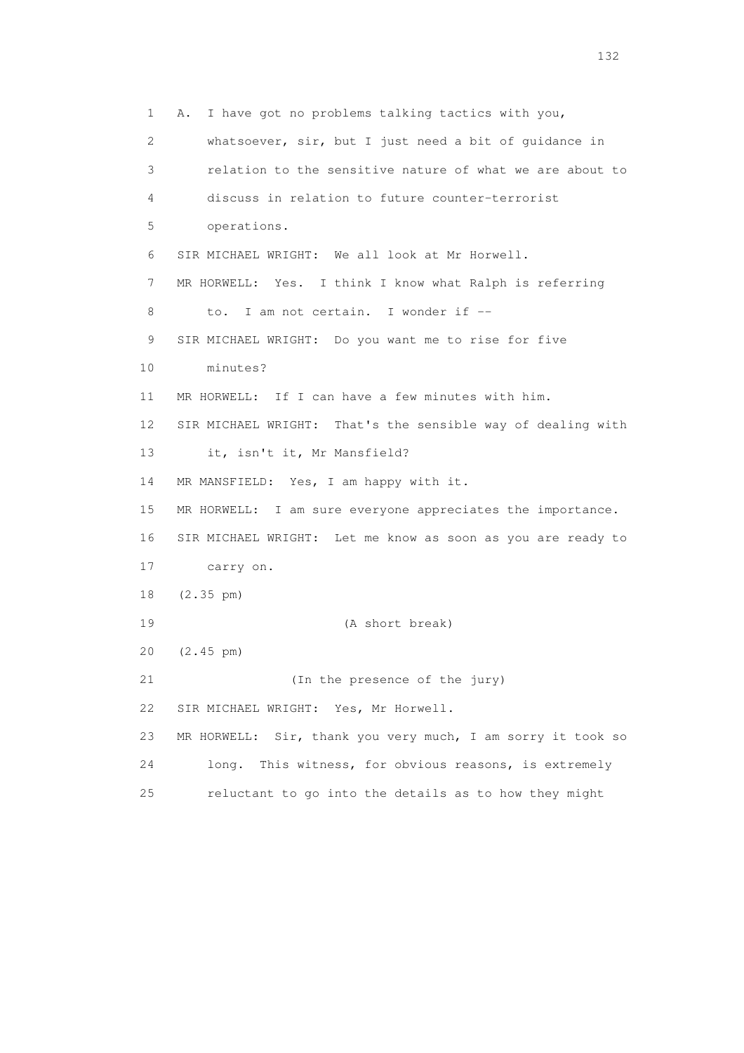1 A. I have got no problems talking tactics with you,
2 whatsoever, sir, but I just need a bit of guidance in
3 relation to the sensitive nature of what we are about to
4 discuss in relation to future counter-terrorist
5 operations.
6 SIR MICHAEL WRIGHT: We all look at Mr Horwell.
7 MR HORWELL: Yes. I think I know what Ralph is referring
8 to. I am not certain. I wonder if --
9 SIR MICHAEL WRIGHT: Do you want me to rise for five
10 minutes?
11 MR HORWELL: If I can have a few minutes with him.
12 SIR MICHAEL WRIGHT: That's the sensible way of dealing with
13 it, isn't it, Mr Mansfield?
14 MR MANSFIELD: Yes, I am happy with it.
15 MR HORWELL: I am sure everyone appreciates the importance.
16 SIR MICHAEL WRIGHT: Let me know as soon as you are ready to
17 carry on.
18 (2.35 pm)
19 (A short break)
20 (2.45 pm)
21 (In the presence of the jury)
22 SIR MICHAEL WRIGHT: Yes, Mr Horwell.
23 MR HORWELL: Sir, thank you very much, I am sorry it took so
24 long. This witness, for obvious reasons, is extremely
25 reluctant to go into the details as to how they might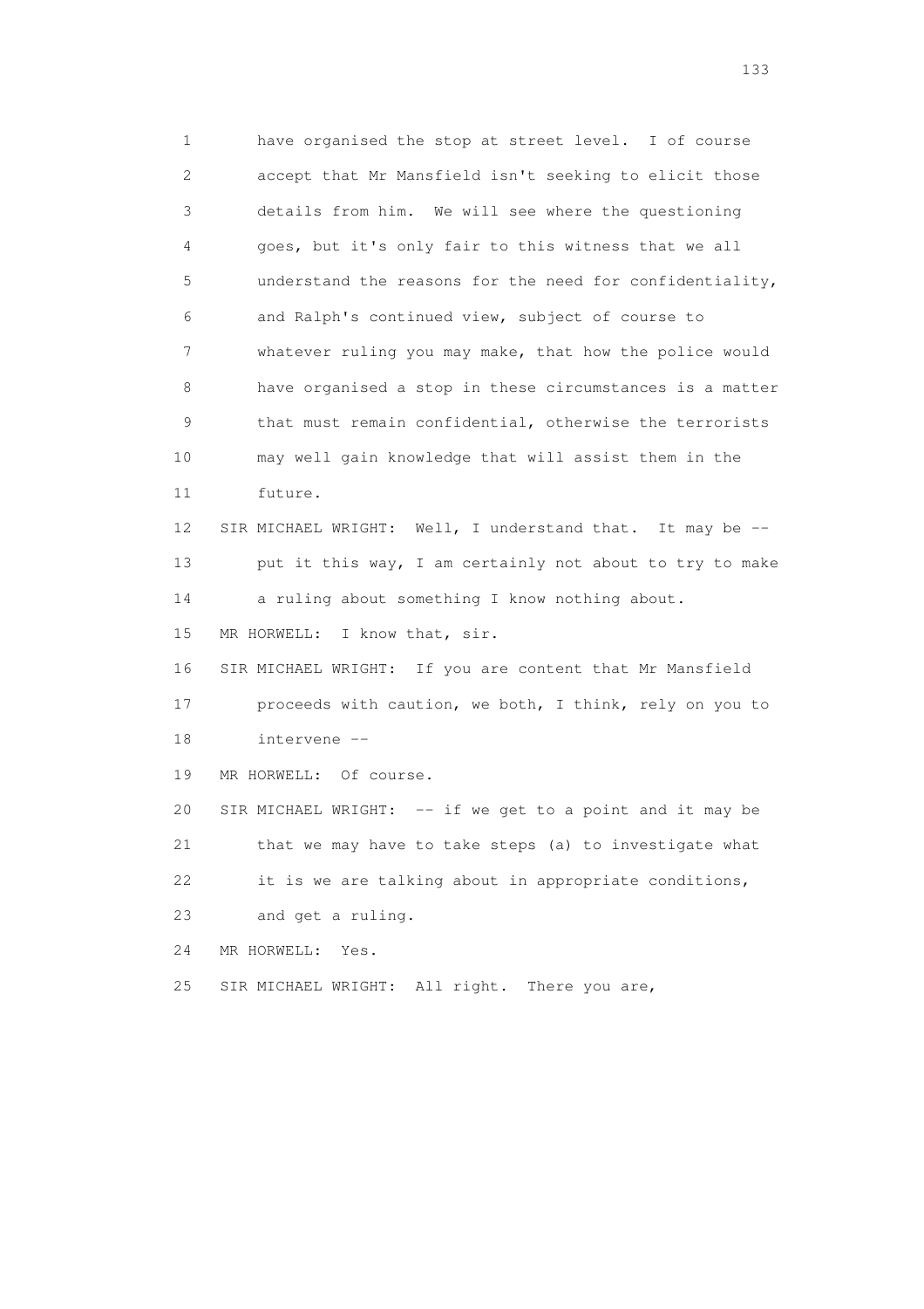have organised the stop at street level. I of course accept that Mr Mansfield isn't seeking to elicit those details from him. We will see where the questioning goes, but it's only fair to this witness that we all understand the reasons for the need for confidentiality, and Ralph's continued view, subject of course to whatever ruling you may make, that how the police would have organised a stop in these circumstances is a matter that must remain confidential, otherwise the terrorists may well gain knowledge that will assist them in the future.

SIR MICHAEL WRIGHT: Well, I understand that. It may be -- put it this way, I am certainly not about to try to make a ruling about something I know nothing about.

MR HORWELL: I know that, sir.

SIR MICHAEL WRIGHT: If you are content that Mr Mansfield proceeds with caution, we both, I think, rely on you to intervene --

MR HORWELL: Of course.

SIR MICHAEL WRIGHT: -- if we get to a point and it may be that we may have to take steps (a) to investigate what it is we are talking about in appropriate conditions, and get a ruling.

MR HORWELL: Yes.

SIR MICHAEL WRIGHT: All right. There you are,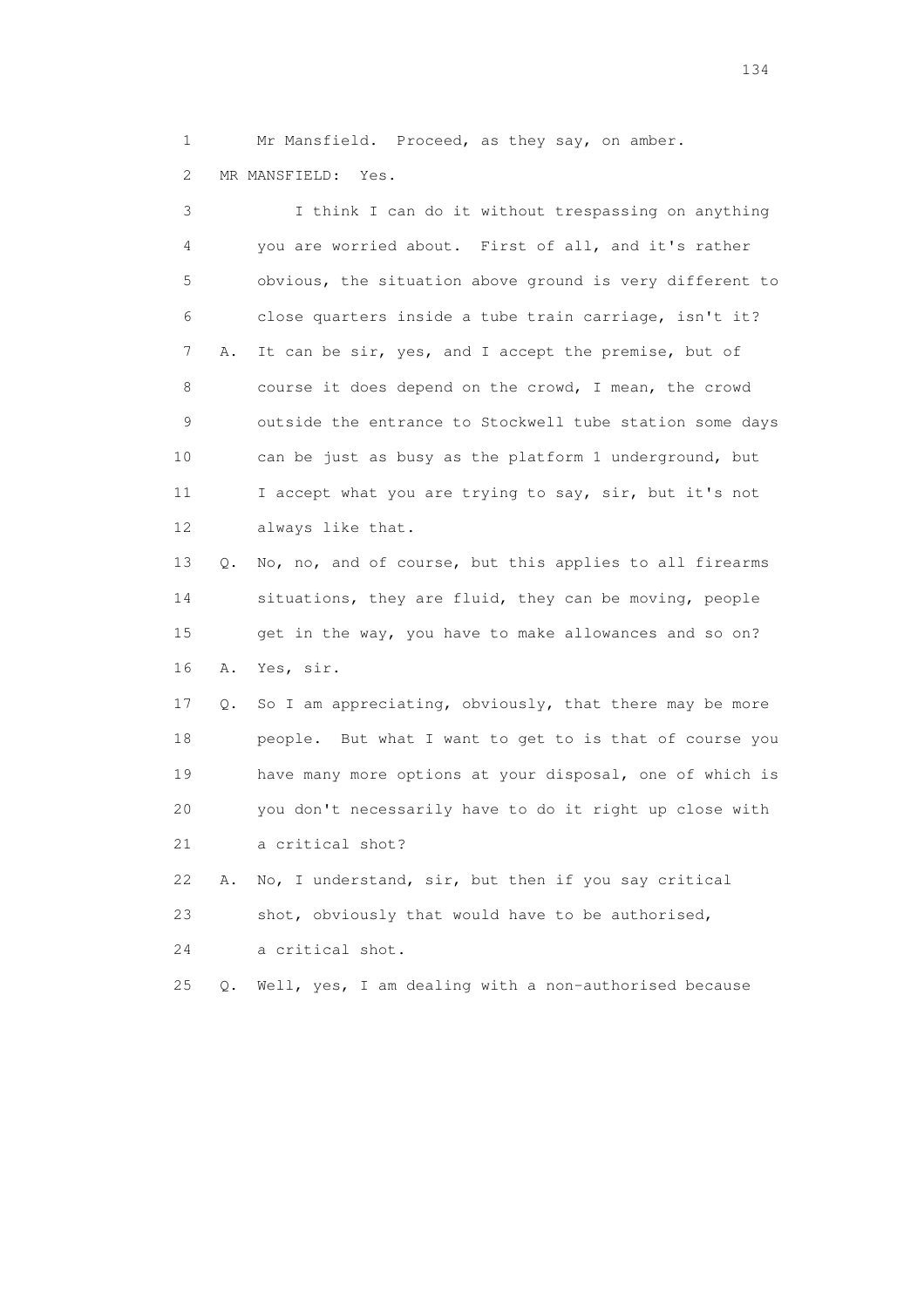1 Mr Mansfield. Proceed, as they say, on amber.

2 MR MANSFIELD: Yes.

3 I think I can do it without trespassing on anything
4 you are worried about. First of all, and it's rather
5 obvious, the situation above ground is very different to
6 close quarters inside a tube train carriage, isn't it?

7 A. It can be sir, yes, and I accept the premise, but of
8 course it does depend on the crowd, I mean, the crowd
9 outside the entrance to Stockwell tube station some days
10 can be just as busy as the platform 1 underground, but
11 I accept what you are trying to say, sir, but it's not
12 always like that.

13 Q. No, no, and of course, but this applies to all firearms
14 situations, they are fluid, they can be moving, people
15 get in the way, you have to make allowances and so on?

16 A. Yes, sir.

17 Q. So I am appreciating, obviously, that there may be more
18 people. But what I want to get to is that of course you
19 have many more options at your disposal, one of which is
20 you don't necessarily have to do it right up close with
21 a critical shot?

22 A. No, I understand, sir, but then if you say critical
23 shot, obviously that would have to be authorised,
24 a critical shot.

25 Q. Well, yes, I am dealing with a non-authorised because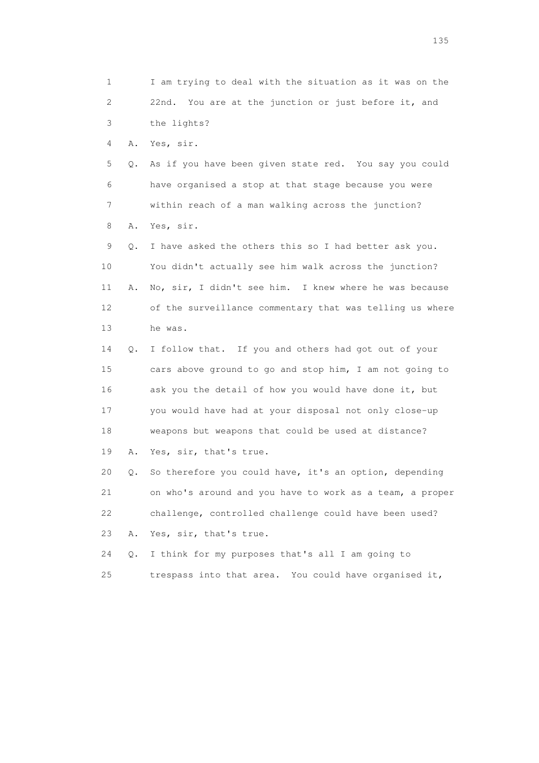1 I am trying to deal with the situation as it was on the
2 22nd. You are at the junction or just before it, and
3 the lights?

4 A. Yes, sir.

5 Q. As if you have been given state red. You say you could
6 have organised a stop at that stage because you were
7 within reach of a man walking across the junction?

8 A. Yes, sir.

9 Q. I have asked the others this so I had better ask you.
10 You didn't actually see him walk across the junction?

11 A. No, sir, I didn't see him. I knew where he was because
12 of the surveillance commentary that was telling us where
13 he was.

14 Q. I follow that. If you and others had got out of your
15 cars above ground to go and stop him, I am not going to
16 ask you the detail of how you would have done it, but
17 you would have had at your disposal not only close-up
18 weapons but weapons that could be used at distance?

19 A. Yes, sir, that's true.

20 Q. So therefore you could have, it's an option, depending
21 on who's around and you have to work as a team, a proper
22 challenge, controlled challenge could have been used?

23 A. Yes, sir, that's true.

24 Q. I think for my purposes that's all I am going to
25 trespass into that area. You could have organised it,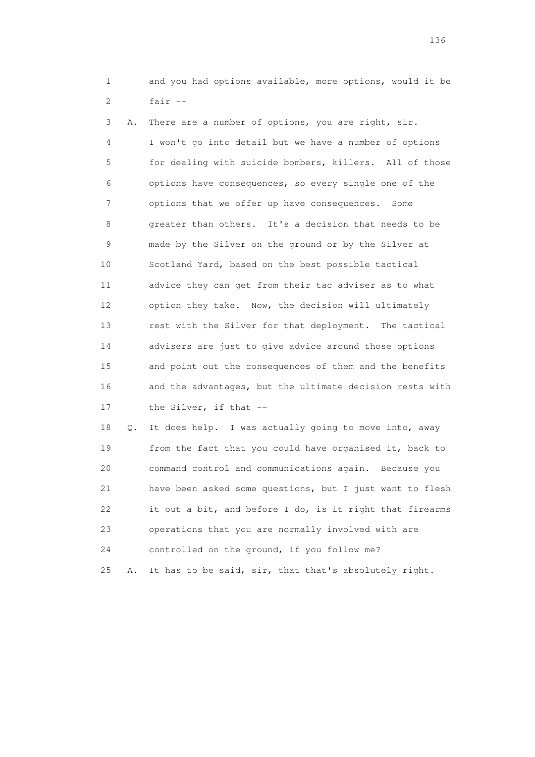1 and you had options available, more options, would it be
2 fair --

3 A. There are a number of options, you are right, sir.
4 I won't go into detail but we have a number of options
5 for dealing with suicide bombers, killers. All of those
6 options have consequences, so every single one of the
7 options that we offer up have consequences. Some
8 greater than others. It's a decision that needs to be
9 made by the Silver on the ground or by the Silver at
10 Scotland Yard, based on the best possible tactical
11 advice they can get from their tac adviser as to what
12 option they take. Now, the decision will ultimately
13 rest with the Silver for that deployment. The tactical
14 advisers are just to give advice around those options
15 and point out the consequences of them and the benefits
16 and the advantages, but the ultimate decision rests with
17 the Silver, if that --

18 Q. It does help. I was actually going to move into, away
19 from the fact that you could have organised it, back to
20 command control and communications again. Because you
21 have been asked some questions, but I just want to flesh
22 it out a bit, and before I do, is it right that firearms
23 operations that you are normally involved with are
24 controlled on the ground, if you follow me?

25 A. It has to be said, sir, that that's absolutely right.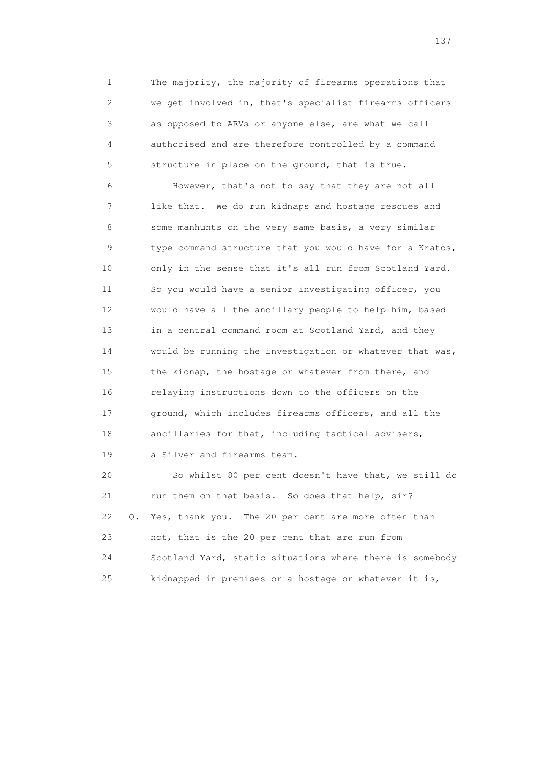1 The majority, the majority of firearms operations that
2 we get involved in, that's specialist firearms officers
3 as opposed to ARVs or anyone else, are what we call
4 authorised and are therefore controlled by a command
5 structure in place on the ground, that is true.

6 However, that's not to say that they are not all
7 like that. We do run kidnaps and hostage rescues and
8 some manhunts on the very same basis, a very similar
9 type command structure that you would have for a Kratos,
10 only in the sense that it's all run from Scotland Yard.
11 So you would have a senior investigating officer, you
12 would have all the ancillary people to help him, based
13 in a central command room at Scotland Yard, and they
14 would be running the investigation or whatever that was,
15 the kidnap, the hostage or whatever from there, and
16 relaying instructions down to the officers on the
17 ground, which includes firearms officers, and all the
18 ancillaries for that, including tactical advisers,
19 a Silver and firearms team.

20 So whilst 80 per cent doesn't have that, we still do
21 run them on that basis. So does that help, sir?

22 Q. Yes, thank you. The 20 per cent are more often than
23 not, that is the 20 per cent that are run from
24 Scotland Yard, static situations where there is somebody
25 kidnapped in premises or a hostage or whatever it is,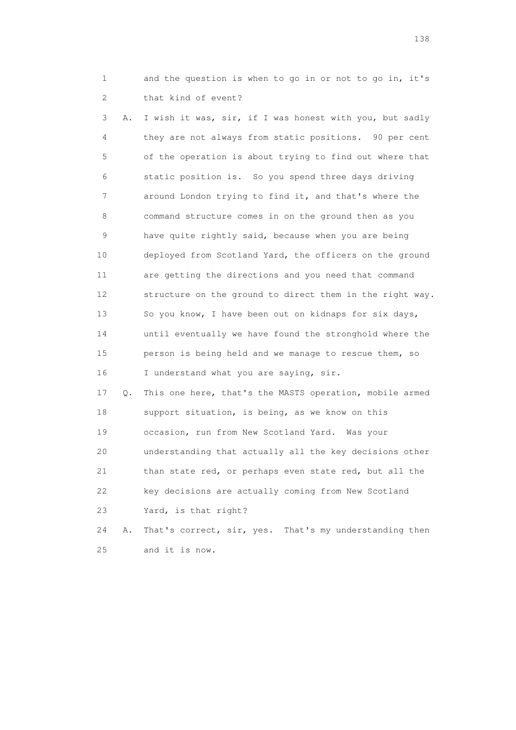1 and the question is when to go in or not to go in, it's
2 that kind of event?

3 A. I wish it was, sir, if I was honest with you, but sadly
4 they are not always from static positions. 90 per cent
5 of the operation is about trying to find out where that
6 static position is. So you spend three days driving
7 around London trying to find it, and that's where the
8 command structure comes in on the ground then as you
9 have quite rightly said, because when you are being
10 deployed from Scotland Yard, the officers on the ground
11 are getting the directions and you need that command
12 structure on the ground to direct them in the right way.
13 So you know, I have been out on kidnaps for six days,
14 until eventually we have found the stronghold where the
15 person is being held and we manage to rescue them, so
16 I understand what you are saying, sir.

17 Q. This one here, that's the MASTS operation, mobile armed
18 support situation, is being, as we know on this
19 occasion, run from New Scotland Yard. Was your
20 understanding that actually all the key decisions other
21 than state red, or perhaps even state red, but all the
22 key decisions are actually coming from New Scotland
23 Yard, is that right?

24 A. That's correct, sir, yes. That's my understanding then
25 and it is now.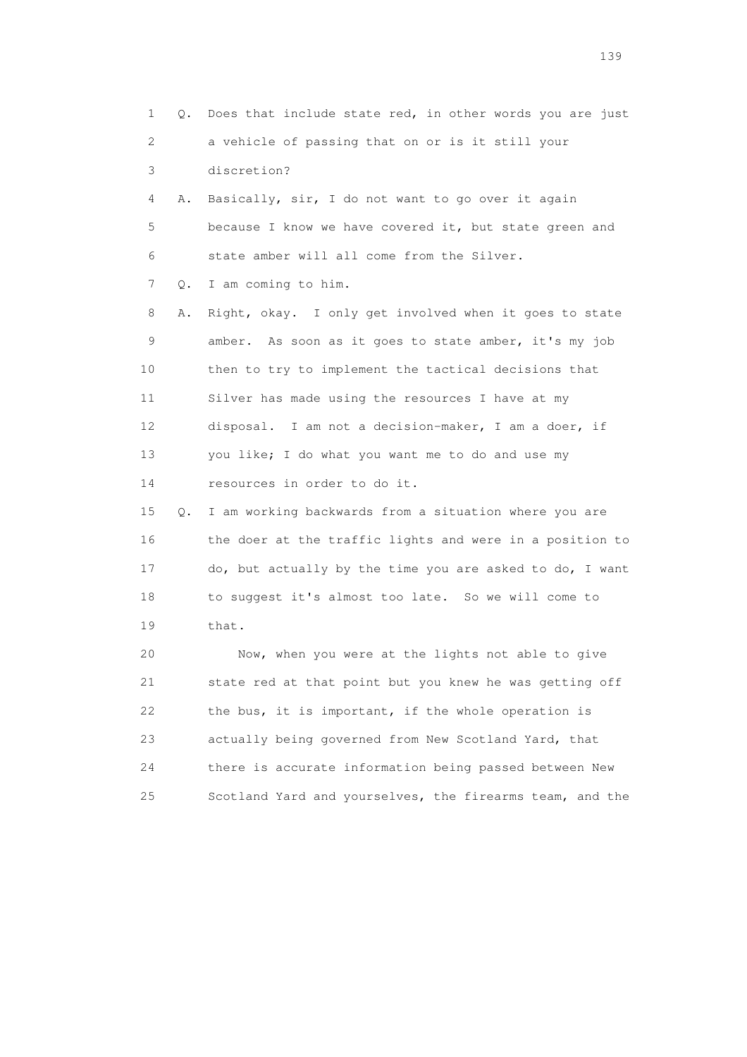1 Q. Does that include state red, in other words you are just
2 a vehicle of passing that on or is it still your
3 discretion?
4 A. Basically, sir, I do not want to go over it again
5 because I know we have covered it, but state green and
6 state amber will all come from the Silver.
7 Q. I am coming to him.
8 A. Right, okay. I only get involved when it goes to state
9 amber. As soon as it goes to state amber, it's my job
10 then to try to implement the tactical decisions that
11 Silver has made using the resources I have at my
12 disposal. I am not a decision-maker, I am a doer, if
13 you like; I do what you want me to do and use my
14 resources in order to do it.
15 Q. I am working backwards from a situation where you are
16 the doer at the traffic lights and were in a position to
17 do, but actually by the time you are asked to do, I want
18 to suggest it's almost too late. So we will come to
19 that.
20 Now, when you were at the lights not able to give
21 state red at that point but you knew he was getting off
22 the bus, it is important, if the whole operation is
23 actually being governed from New Scotland Yard, that
24 there is accurate information being passed between New
25 Scotland Yard and yourselves, the firearms team, and the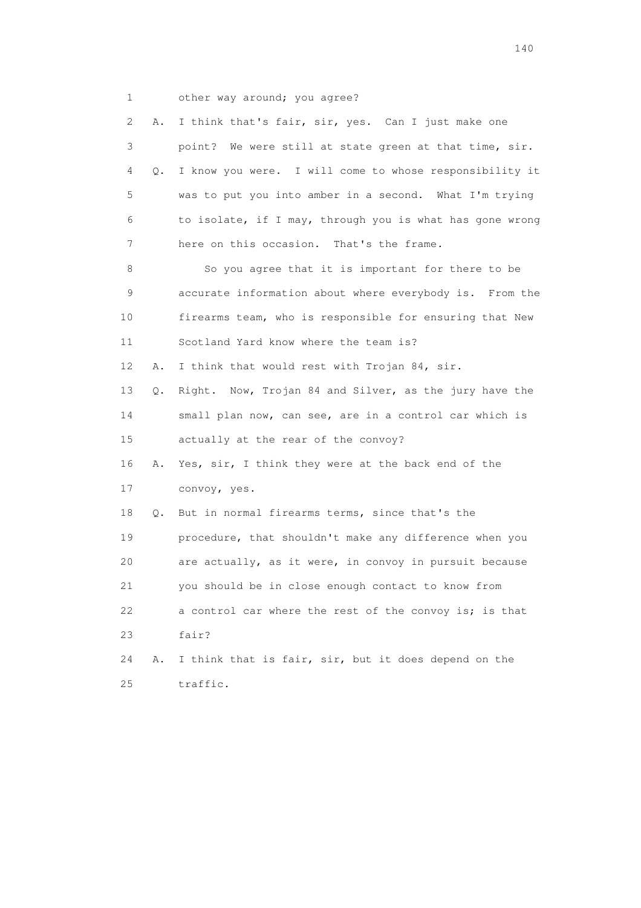1 other way around; you agree?

2 A. I think that's fair, sir, yes. Can I just make one

3 point? We were still at state green at that time, sir.

4 Q. I know you were. I will come to whose responsibility it

5 was to put you into amber in a second. What I'm trying

6 to isolate, if I may, through you is what has gone wrong

7 here on this occasion. That's the frame.

8 So you agree that it is important for there to be

9 accurate information about where everybody is. From the

10 firearms team, who is responsible for ensuring that New

11 Scotland Yard know where the team is?

12 A. I think that would rest with Trojan 84, sir.

13 Q. Right. Now, Trojan 84 and Silver, as the jury have the

14 small plan now, can see, are in a control car which is

15 actually at the rear of the convoy?

16 A. Yes, sir, I think they were at the back end of the

17 convoy, yes.

18 Q. But in normal firearms terms, since that's the

19 procedure, that shouldn't make any difference when you

20 are actually, as it were, in convoy in pursuit because

21 you should be in close enough contact to know from

22 a control car where the rest of the convoy is; is that

23 fair?

24 A. I think that is fair, sir, but it does depend on the

25 traffic.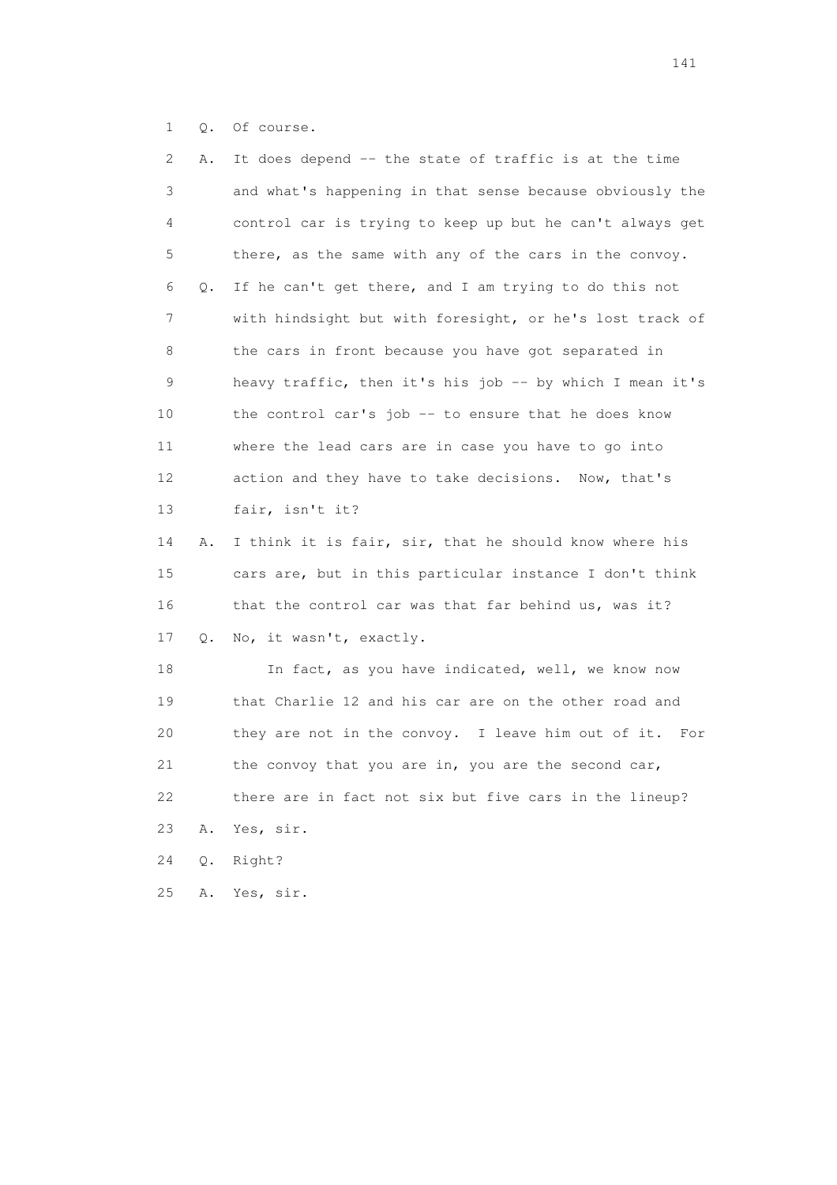1 Q. Of course.

2 A. It does depend -- the state of traffic is at the time
3 and what's happening in that sense because obviously the
4 control car is trying to keep up but he can't always get
5 there, as the same with any of the cars in the convoy.

6 Q. If he can't get there, and I am trying to do this not
7 with hindsight but with foresight, or he's lost track of
8 the cars in front because you have got separated in
9 heavy traffic, then it's his job -- by which I mean it's
10 the control car's job -- to ensure that he does know
11 where the lead cars are in case you have to go into
12 action and they have to take decisions. Now, that's
13 fair, isn't it?

14 A. I think it is fair, sir, that he should know where his
15 cars are, but in this particular instance I don't think
16 that the control car was that far behind us, was it?

17 Q. No, it wasn't, exactly.

18 In fact, as you have indicated, well, we know now
19 that Charlie 12 and his car are on the other road and
20 they are not in the convoy. I leave him out of it. For
21 the convoy that you are in, you are the second car,
22 there are in fact not six but five cars in the lineup?

23 A. Yes, sir.

24 Q. Right?

25 A. Yes, sir.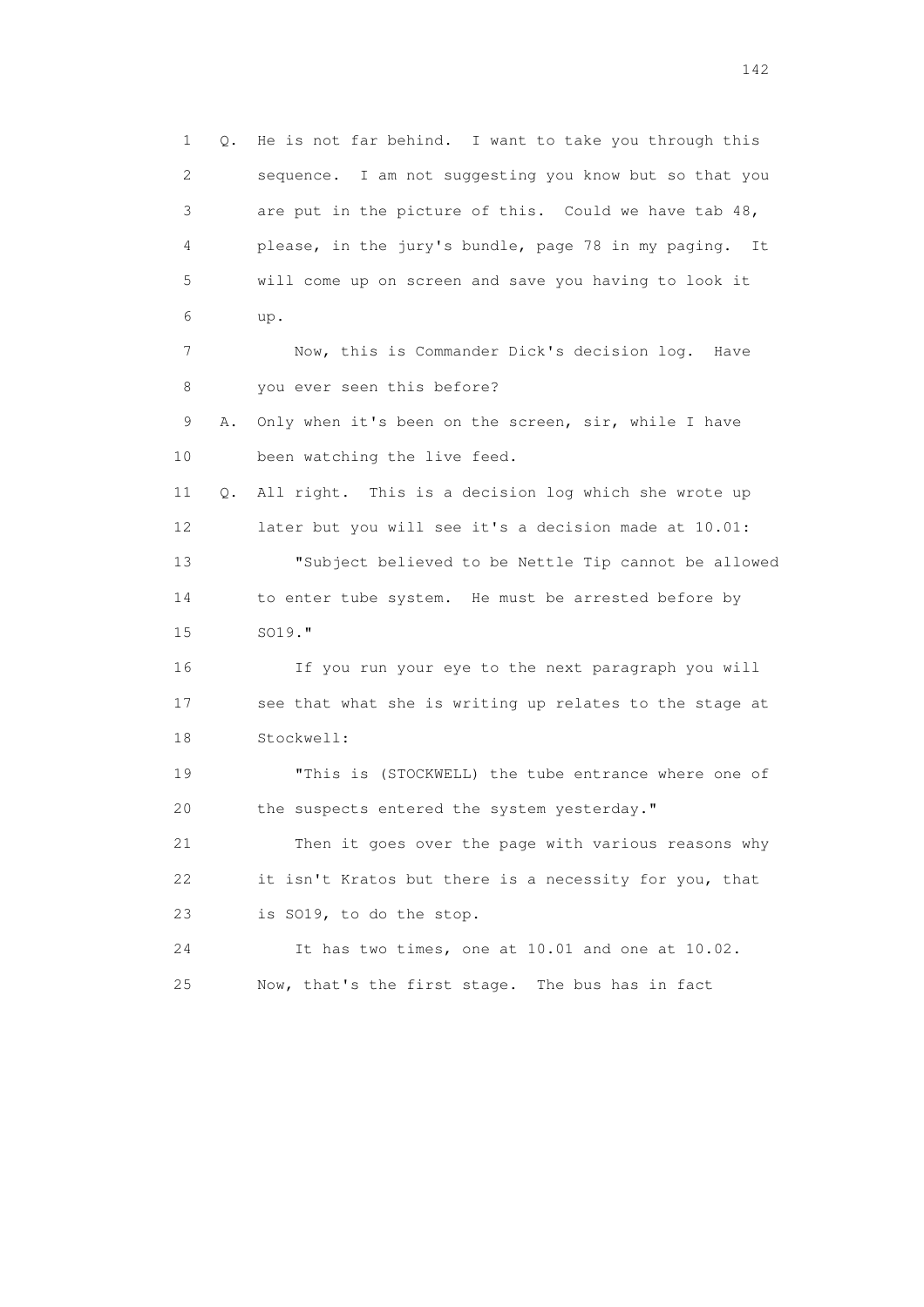1 Q. He is not far behind. I want to take you through this
2 sequence. I am not suggesting you know but so that you
3 are put in the picture of this. Could we have tab 48,
4 please, in the jury's bundle, page 78 in my paging. It
5 will come up on screen and save you having to look it
6 up.

7 Now, this is Commander Dick's decision log. Have
8 you ever seen this before?

9 A. Only when it's been on the screen, sir, while I have
10 been watching the live feed.

11 Q. All right. This is a decision log which she wrote up
12 later but you will see it's a decision made at 10.01:

13 "Subject believed to be Nettle Tip cannot be allowed
14 to enter tube system. He must be arrested before by
15 SO19."

16 If you run your eye to the next paragraph you will
17 see that what she is writing up relates to the stage at
18 Stockwell:

19 "This is (STOCKWELL) the tube entrance where one of
20 the suspects entered the system yesterday."

21 Then it goes over the page with various reasons why
22 it isn't Kratos but there is a necessity for you, that
23 is SO19, to do the stop.

24 It has two times, one at 10.01 and one at 10.02.
25 Now, that's the first stage. The bus has in fact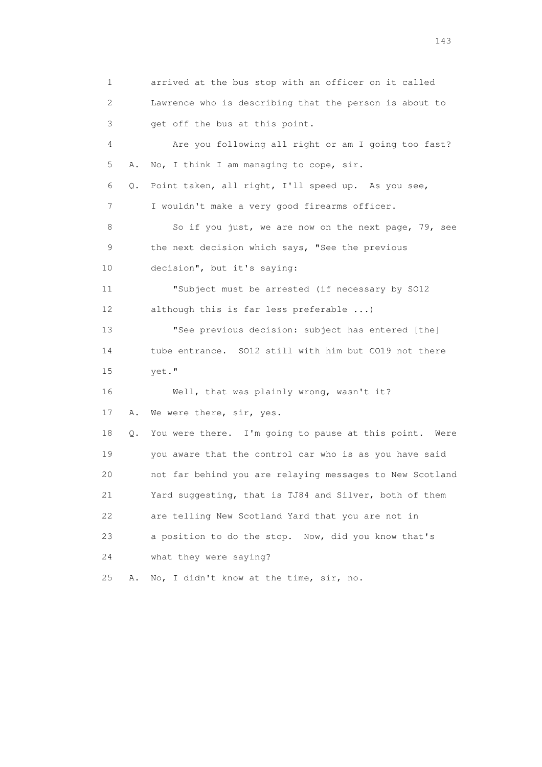1 arrived at the bus stop with an officer on it called
2 Lawrence who is describing that the person is about to
3 get off the bus at this point.
4 Are you following all right or am I going too fast?
5 A. No, I think I am managing to cope, sir.
6 Q. Point taken, all right, I'll speed up. As you see,
7 I wouldn't make a very good firearms officer.
8 So if you just, we are now on the next page, 79, see
9 the next decision which says, "See the previous
10 decision", but it's saying:
11 "Subject must be arrested (if necessary by SO12
12 although this is far less preferable ...)
13 "See previous decision: subject has entered [the]
14 tube entrance. SO12 still with him but CO19 not there
15 yet."
16 Well, that was plainly wrong, wasn't it?
17 A. We were there, sir, yes.
18 Q. You were there. I'm going to pause at this point. Were
19 you aware that the control car who is as you have said
20 not far behind you are relaying messages to New Scotland
21 Yard suggesting, that is TJ84 and Silver, both of them
22 are telling New Scotland Yard that you are not in
23 a position to do the stop. Now, did you know that's
24 what they were saying?
25 A. No, I didn't know at the time, sir, no.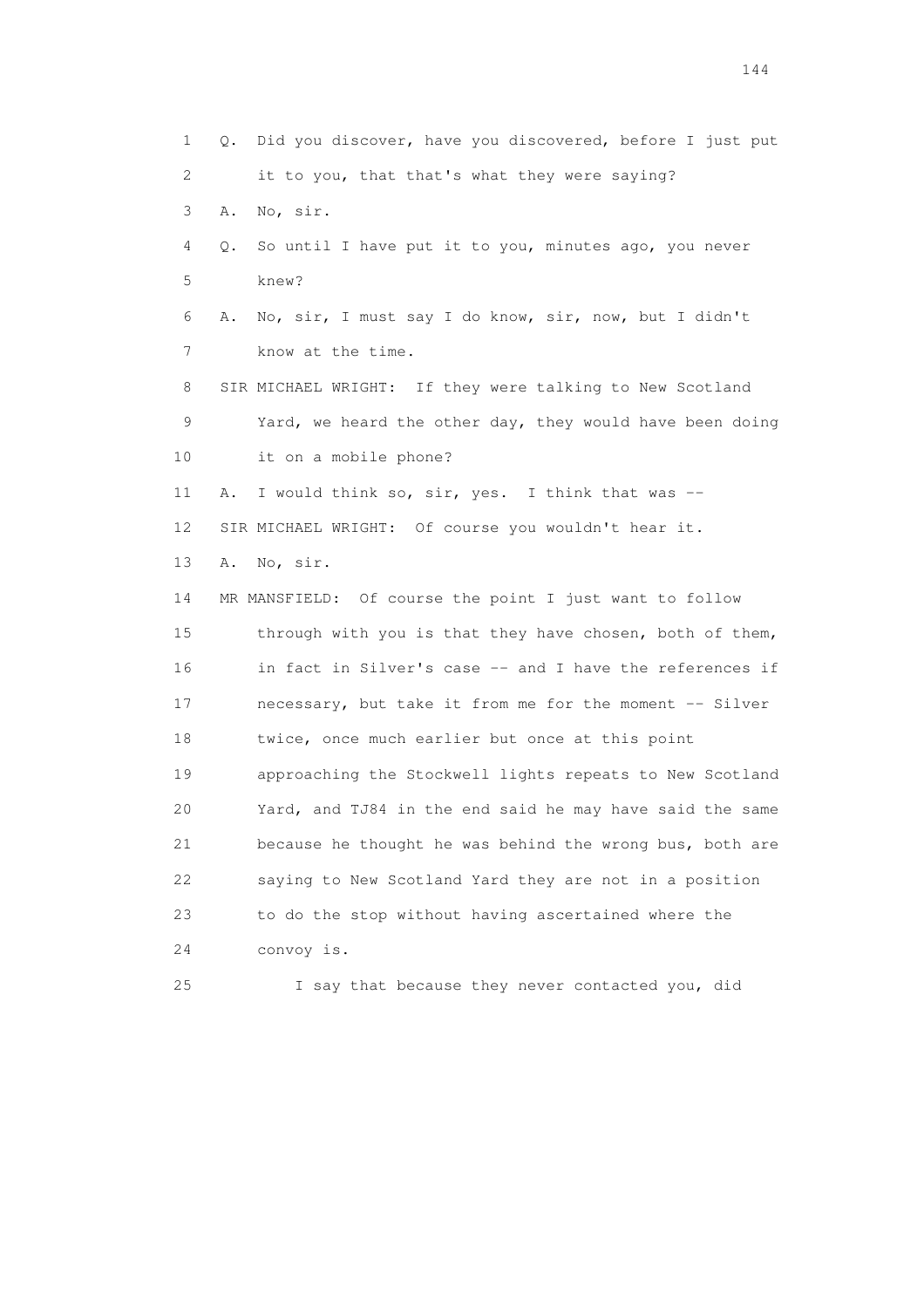1 Q. Did you discover, have you discovered, before I just put
2 it to you, that that's what they were saying?
3 A. No, sir.
4 Q. So until I have put it to you, minutes ago, you never
5 knew?
6 A. No, sir, I must say I do know, sir, now, but I didn't
7 know at the time.
8 SIR MICHAEL WRIGHT: If they were talking to New Scotland
9 Yard, we heard the other day, they would have been doing
10 it on a mobile phone?
11 A. I would think so, sir, yes. I think that was --
12 SIR MICHAEL WRIGHT: Of course you wouldn't hear it.
13 A. No, sir.
14 MR MANSFIELD: Of course the point I just want to follow
15 through with you is that they have chosen, both of them,
16 in fact in Silver's case -- and I have the references if
17 necessary, but take it from me for the moment -- Silver
18 twice, once much earlier but once at this point
19 approaching the Stockwell lights repeats to New Scotland
20 Yard, and TJ84 in the end said he may have said the same
21 because he thought he was behind the wrong bus, both are
22 saying to New Scotland Yard they are not in a position
23 to do the stop without having ascertained where the
24 convoy is.
25 I say that because they never contacted you, did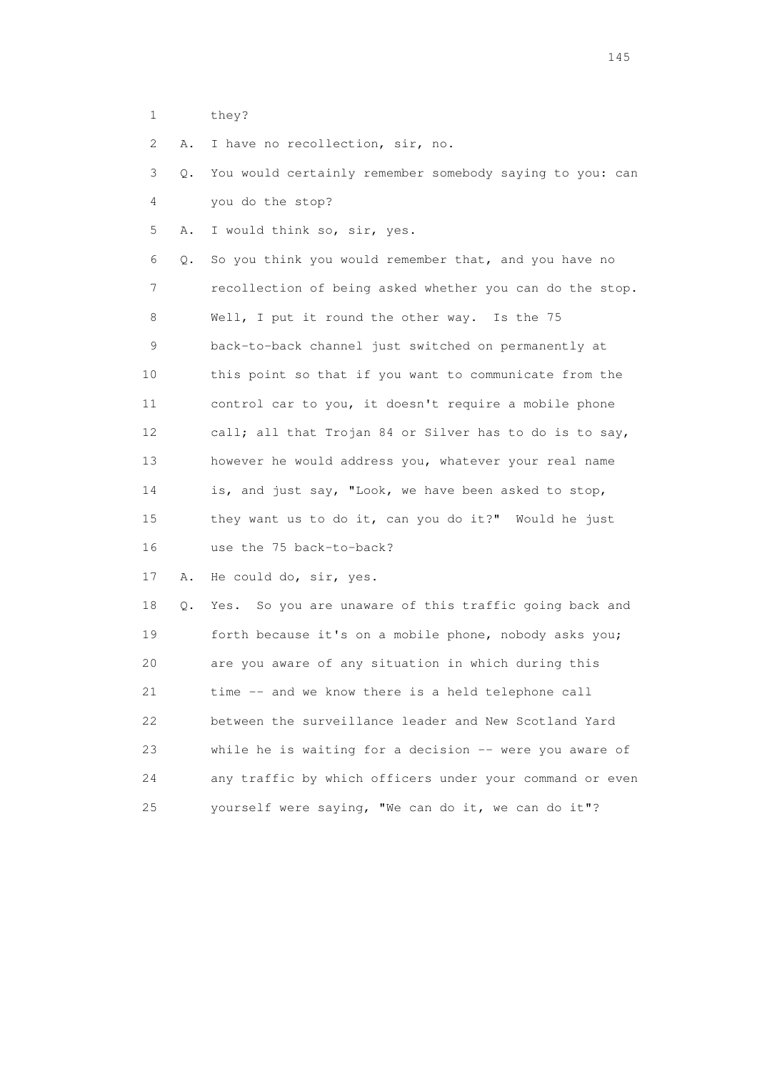1 they?

2 A. I have no recollection, sir, no.

3 Q. You would certainly remember somebody saying to you: can

4 you do the stop?

5 A. I would think so, sir, yes.

6 Q. So you think you would remember that, and you have no

7 recollection of being asked whether you can do the stop.

8 Well, I put it round the other way. Is the 75

9 back-to-back channel just switched on permanently at

10 this point so that if you want to communicate from the

11 control car to you, it doesn't require a mobile phone

12 call; all that Trojan 84 or Silver has to do is to say,

13 however he would address you, whatever your real name

14 is, and just say, "Look, we have been asked to stop,

15 they want us to do it, can you do it?" Would he just

16 use the 75 back-to-back?

17 A. He could do, sir, yes.

18 Q. Yes. So you are unaware of this traffic going back and

19 forth because it's on a mobile phone, nobody asks you;

20 are you aware of any situation in which during this

21 time -- and we know there is a held telephone call

22 between the surveillance leader and New Scotland Yard

23 while he is waiting for a decision -- were you aware of

24 any traffic by which officers under your command or even

25 yourself were saying, "We can do it, we can do it"?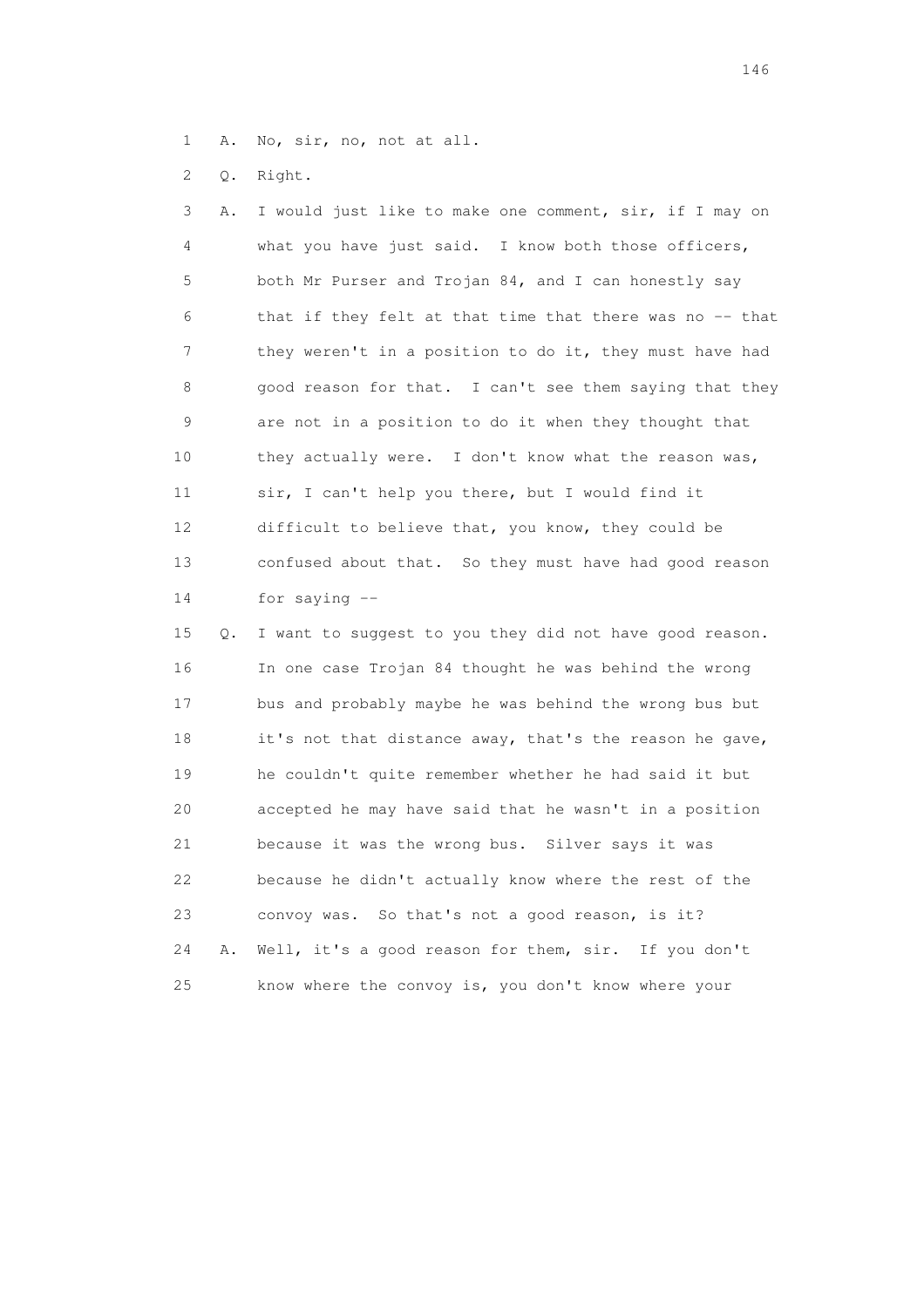1 A. No, sir, no, not at all.

2 Q. Right.

3 A. I would just like to make one comment, sir, if I may on
4 what you have just said. I know both those officers,
5 both Mr Purser and Trojan 84, and I can honestly say
6 that if they felt at that time that there was no -- that
7 they weren't in a position to do it, they must have had
8 good reason for that. I can't see them saying that they
9 are not in a position to do it when they thought that
10 they actually were. I don't know what the reason was,
11 sir, I can't help you there, but I would find it
12 difficult to believe that, you know, they could be
13 confused about that. So they must have had good reason
14 for saying --

15 Q. I want to suggest to you they did not have good reason.
16 In one case Trojan 84 thought he was behind the wrong
17 bus and probably maybe he was behind the wrong bus but
18 it's not that distance away, that's the reason he gave,
19 he couldn't quite remember whether he had said it but
20 accepted he may have said that he wasn't in a position
21 because it was the wrong bus. Silver says it was
22 because he didn't actually know where the rest of the
23 convoy was. So that's not a good reason, is it?

24 A. Well, it's a good reason for them, sir. If you don't
25 know where the convoy is, you don't know where your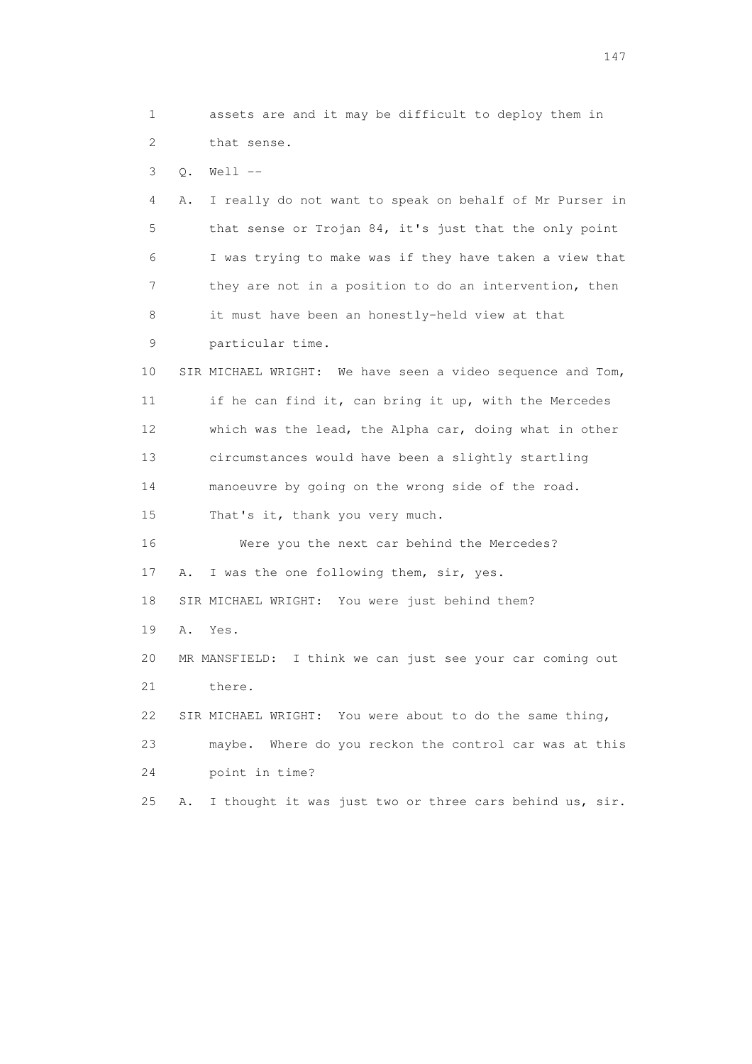1 assets are and it may be difficult to deploy them in
2 that sense.
3 Q. Well --
4 A. I really do not want to speak on behalf of Mr Purser in
5 that sense or Trojan 84, it's just that the only point
6 I was trying to make was if they have taken a view that
7 they are not in a position to do an intervention, then
8 it must have been an honestly-held view at that
9 particular time.
10 SIR MICHAEL WRIGHT: We have seen a video sequence and Tom,
11 if he can find it, can bring it up, with the Mercedes
12 which was the lead, the Alpha car, doing what in other
13 circumstances would have been a slightly startling
14 manoeuvre by going on the wrong side of the road.
15 That's it, thank you very much.
16 Were you the next car behind the Mercedes?
17 A. I was the one following them, sir, yes.
18 SIR MICHAEL WRIGHT: You were just behind them?
19 A. Yes.
20 MR MANSFIELD: I think we can just see your car coming out
21 there.
22 SIR MICHAEL WRIGHT: You were about to do the same thing,
23 maybe. Where do you reckon the control car was at this
24 point in time?
25 A. I thought it was just two or three cars behind us, sir.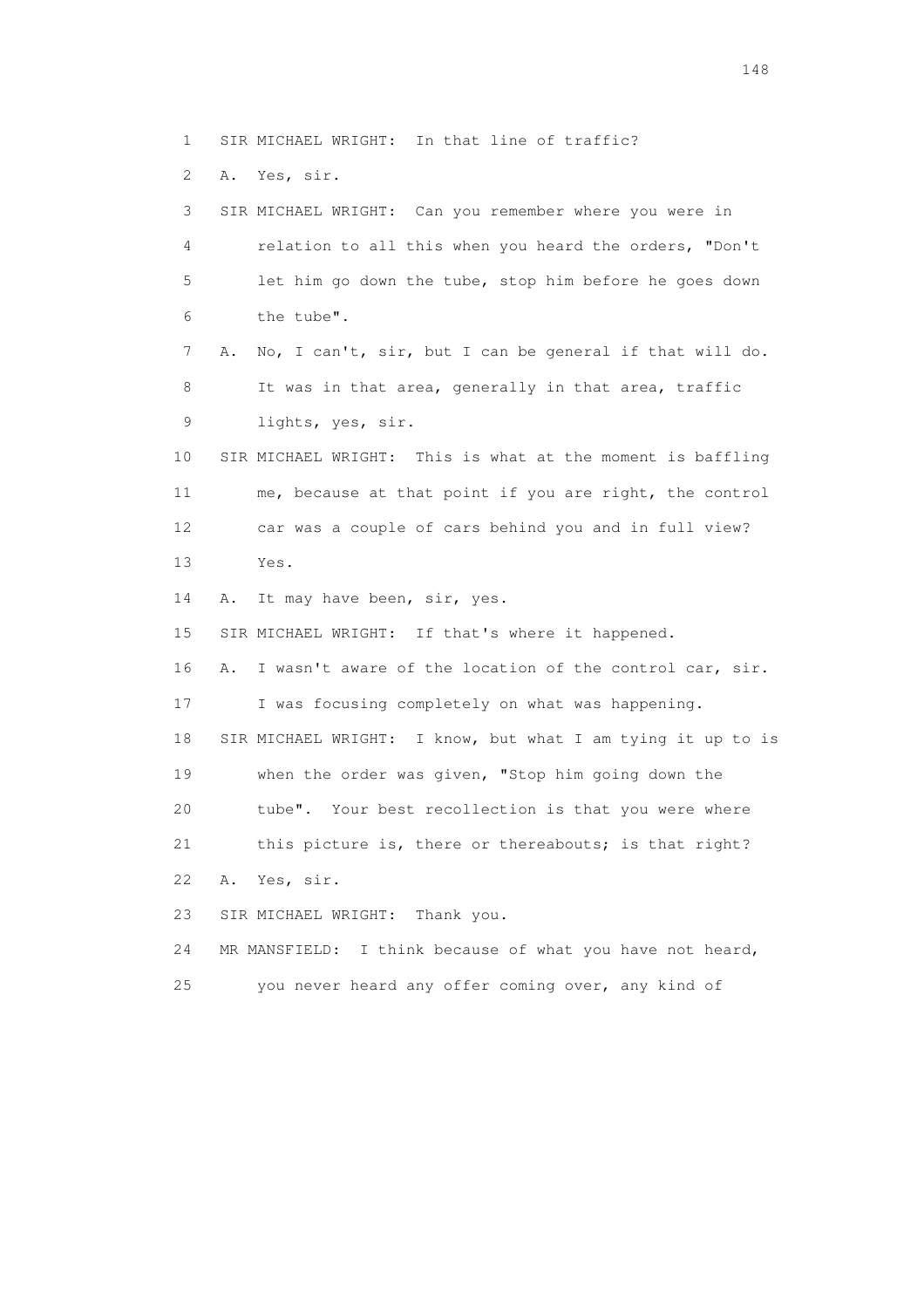1 SIR MICHAEL WRIGHT: In that line of traffic?

2 A. Yes, sir.

3 SIR MICHAEL WRIGHT: Can you remember where you were in
4 relation to all this when you heard the orders, "Don't
5 let him go down the tube, stop him before he goes down
6 the tube".

7 A. No, I can't, sir, but I can be general if that will do.
8 It was in that area, generally in that area, traffic
9 lights, yes, sir.

10 SIR MICHAEL WRIGHT: This is what at the moment is baffling
11 me, because at that point if you are right, the control
12 car was a couple of cars behind you and in full view?
13 Yes.

14 A. It may have been, sir, yes.

15 SIR MICHAEL WRIGHT: If that's where it happened.

16 A. I wasn't aware of the location of the control car, sir.
17 I was focusing completely on what was happening.

18 SIR MICHAEL WRIGHT: I know, but what I am tying it up to is
19 when the order was given, "Stop him going down the
20 tube". Your best recollection is that you were where
21 this picture is, there or thereabouts; is that right?

22 A. Yes, sir.

23 SIR MICHAEL WRIGHT: Thank you.

24 MR MANSFIELD: I think because of what you have not heard,
25 you never heard any offer coming over, any kind of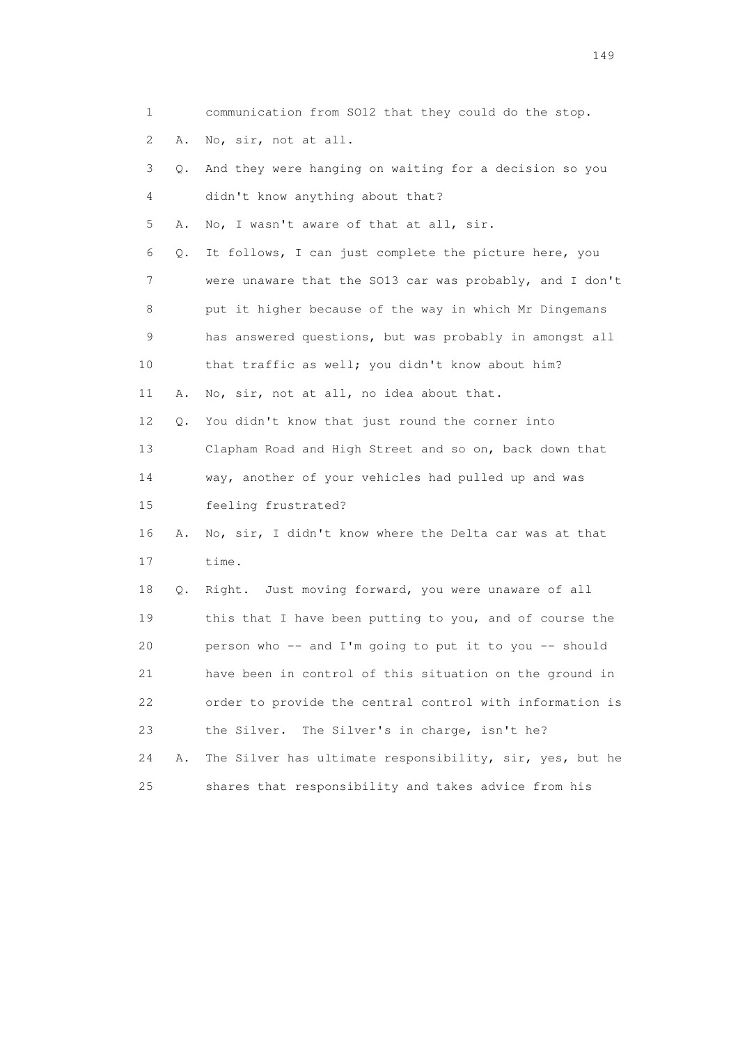1 communication from SO12 that they could do the stop.

2 A. No, sir, not at all.

3 Q. And they were hanging on waiting for a decision so you

4 didn't know anything about that?

5 A. No, I wasn't aware of that at all, sir.

6 Q. It follows, I can just complete the picture here, you

7 were unaware that the SO13 car was probably, and I don't

8 put it higher because of the way in which Mr Dingemans

9 has answered questions, but was probably in amongst all

10 that traffic as well; you didn't know about him?

11 A. No, sir, not at all, no idea about that.

12 Q. You didn't know that just round the corner into

13 Clapham Road and High Street and so on, back down that

14 way, another of your vehicles had pulled up and was

15 feeling frustrated?

16 A. No, sir, I didn't know where the Delta car was at that

17 time.

18 Q. Right. Just moving forward, you were unaware of all

19 this that I have been putting to you, and of course the

20 person who -- and I'm going to put it to you -- should

21 have been in control of this situation on the ground in

22 order to provide the central control with information is

23 the Silver. The Silver's in charge, isn't he?

24 A. The Silver has ultimate responsibility, sir, yes, but he

25 shares that responsibility and takes advice from his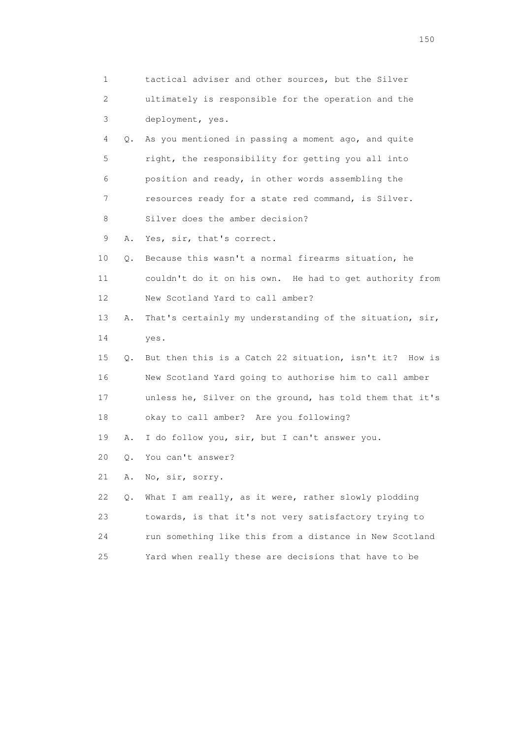1 tactical adviser and other sources, but the Silver
2 ultimately is responsible for the operation and the
3 deployment, yes.
4 Q. As you mentioned in passing a moment ago, and quite
5 right, the responsibility for getting you all into
6 position and ready, in other words assembling the
7 resources ready for a state red command, is Silver.
8 Silver does the amber decision?
9 A. Yes, sir, that's correct.
10 Q. Because this wasn't a normal firearms situation, he
11 couldn't do it on his own. He had to get authority from
12 New Scotland Yard to call amber?
13 A. That's certainly my understanding of the situation, sir,
14 yes.
15 Q. But then this is a Catch 22 situation, isn't it? How is
16 New Scotland Yard going to authorise him to call amber
17 unless he, Silver on the ground, has told them that it's
18 okay to call amber? Are you following?
19 A. I do follow you, sir, but I can't answer you.
20 Q. You can't answer?
21 A. No, sir, sorry.
22 Q. What I am really, as it were, rather slowly plodding
23 towards, is that it's not very satisfactory trying to
24 run something like this from a distance in New Scotland
25 Yard when really these are decisions that have to be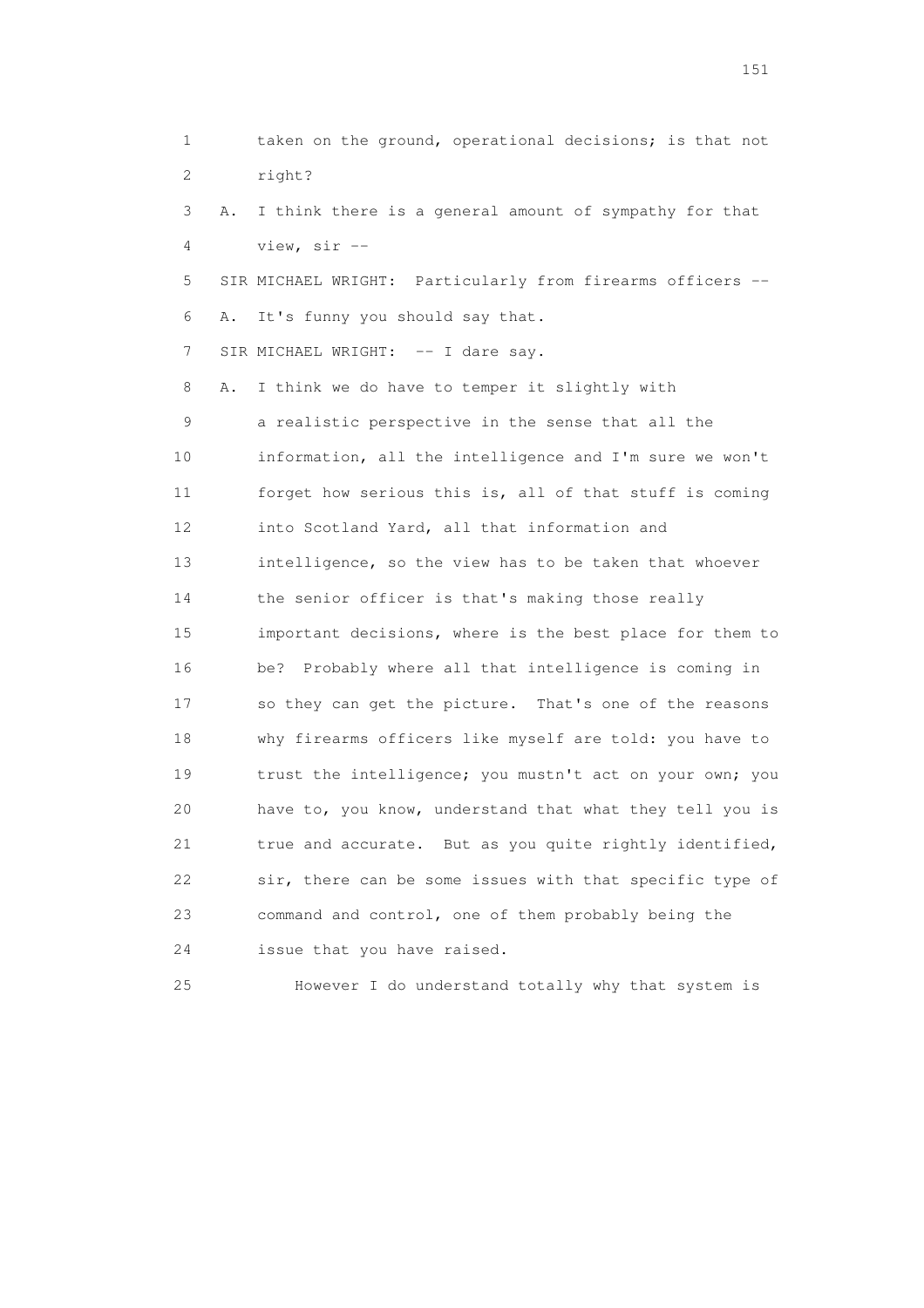1 taken on the ground, operational decisions; is that not
2 right?

3 A. I think there is a general amount of sympathy for that
4 view, sir --

5 SIR MICHAEL WRIGHT: Particularly from firearms officers --

6 A. It's funny you should say that.

7 SIR MICHAEL WRIGHT: -- I dare say.

8 A. I think we do have to temper it slightly with
9 a realistic perspective in the sense that all the
10 information, all the intelligence and I'm sure we won't
11 forget how serious this is, all of that stuff is coming
12 into Scotland Yard, all that information and
13 intelligence, so the view has to be taken that whoever
14 the senior officer is that's making those really
15 important decisions, where is the best place for them to
16 be? Probably where all that intelligence is coming in
17 so they can get the picture. That's one of the reasons
18 why firearms officers like myself are told: you have to
19 trust the intelligence; you mustn't act on your own; you
20 have to, you know, understand that what they tell you is
21 true and accurate. But as you quite rightly identified,
22 sir, there can be some issues with that specific type of
23 command and control, one of them probably being the
24 issue that you have raised.

25 However I do understand totally why that system is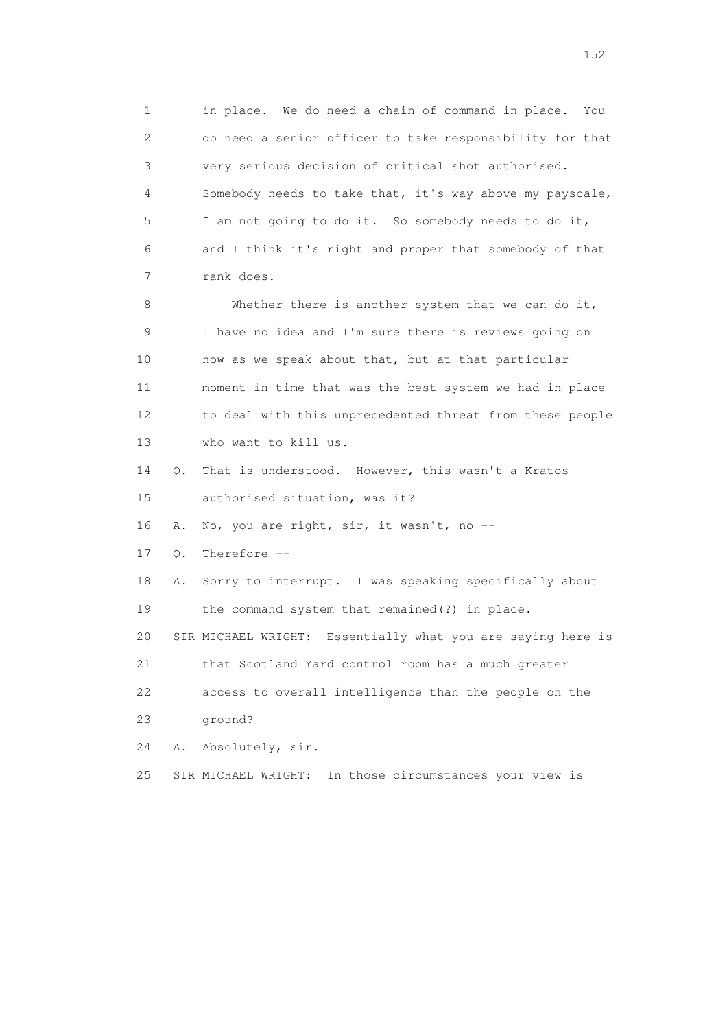1 in place. We do need a chain of command in place. You
2 do need a senior officer to take responsibility for that
3 very serious decision of critical shot authorised.
4 Somebody needs to take that, it's way above my payscale,
5 I am not going to do it. So somebody needs to do it,
6 and I think it's right and proper that somebody of that
7 rank does.

8 Whether there is another system that we can do it,
9 I have no idea and I'm sure there is reviews going on
10 now as we speak about that, but at that particular
11 moment in time that was the best system we had in place
12 to deal with this unprecedented threat from these people
13 who want to kill us.

14 Q. That is understood. However, this wasn't a Kratos
15 authorised situation, was it?

16 A. No, you are right, sir, it wasn't, no --

17 Q. Therefore --

18 A. Sorry to interrupt. I was speaking specifically about
19 the command system that remained(?) in place.

20 SIR MICHAEL WRIGHT: Essentially what you are saying here is
21 that Scotland Yard control room has a much greater
22 access to overall intelligence than the people on the
23 ground?

24 A. Absolutely, sir.

25 SIR MICHAEL WRIGHT: In those circumstances your view is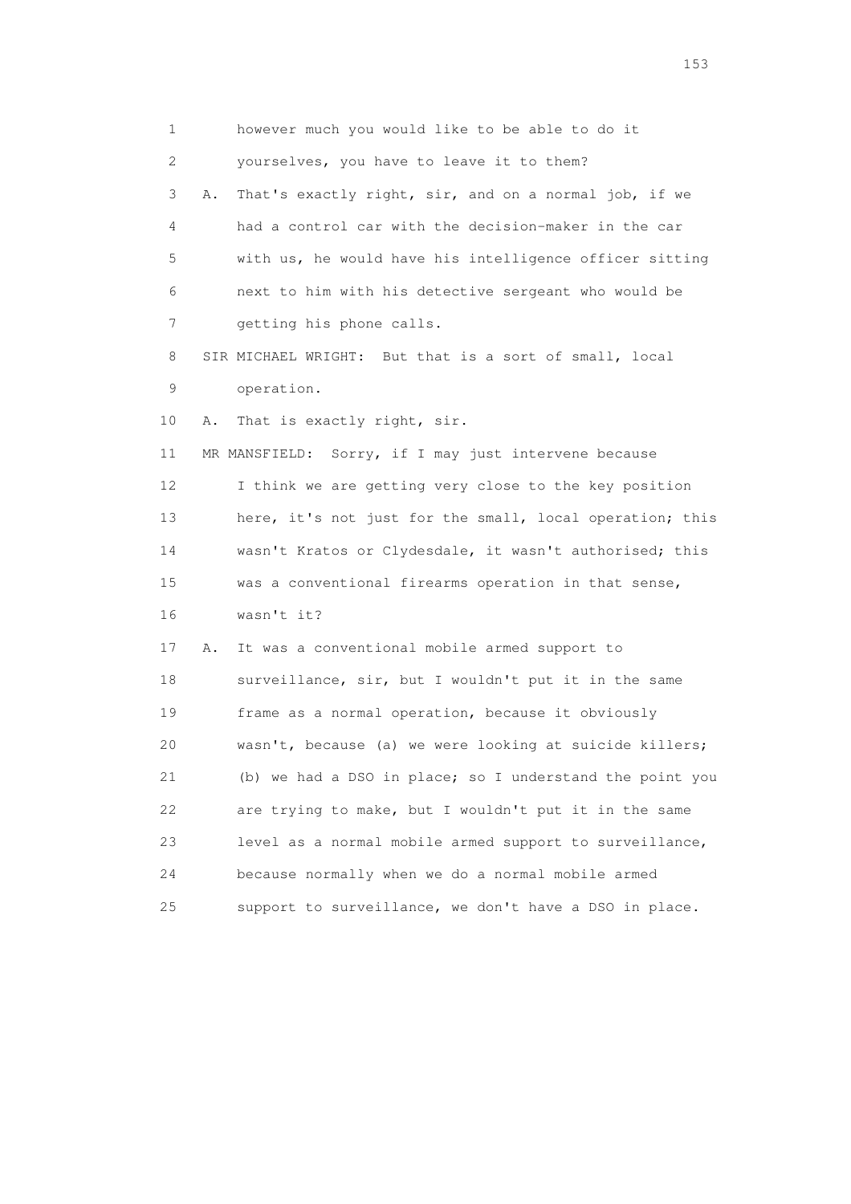1 however much you would like to be able to do it

2 yourselves, you have to leave it to them?

3 A. That's exactly right, sir, and on a normal job, if we

4 had a control car with the decision-maker in the car

5 with us, he would have his intelligence officer sitting

6 next to him with his detective sergeant who would be

7 getting his phone calls.

8 SIR MICHAEL WRIGHT: But that is a sort of small, local

9 operation.

10 A. That is exactly right, sir.

11 MR MANSFIELD: Sorry, if I may just intervene because

12 I think we are getting very close to the key position

13 here, it's not just for the small, local operation; this

14 wasn't Kratos or Clydesdale, it wasn't authorised; this

15 was a conventional firearms operation in that sense,

16 wasn't it?

17 A. It was a conventional mobile armed support to

18 surveillance, sir, but I wouldn't put it in the same

19 frame as a normal operation, because it obviously

20 wasn't, because (a) we were looking at suicide killers;

21 (b) we had a DSO in place; so I understand the point you

22 are trying to make, but I wouldn't put it in the same

23 level as a normal mobile armed support to surveillance,

24 because normally when we do a normal mobile armed

25 support to surveillance, we don't have a DSO in place.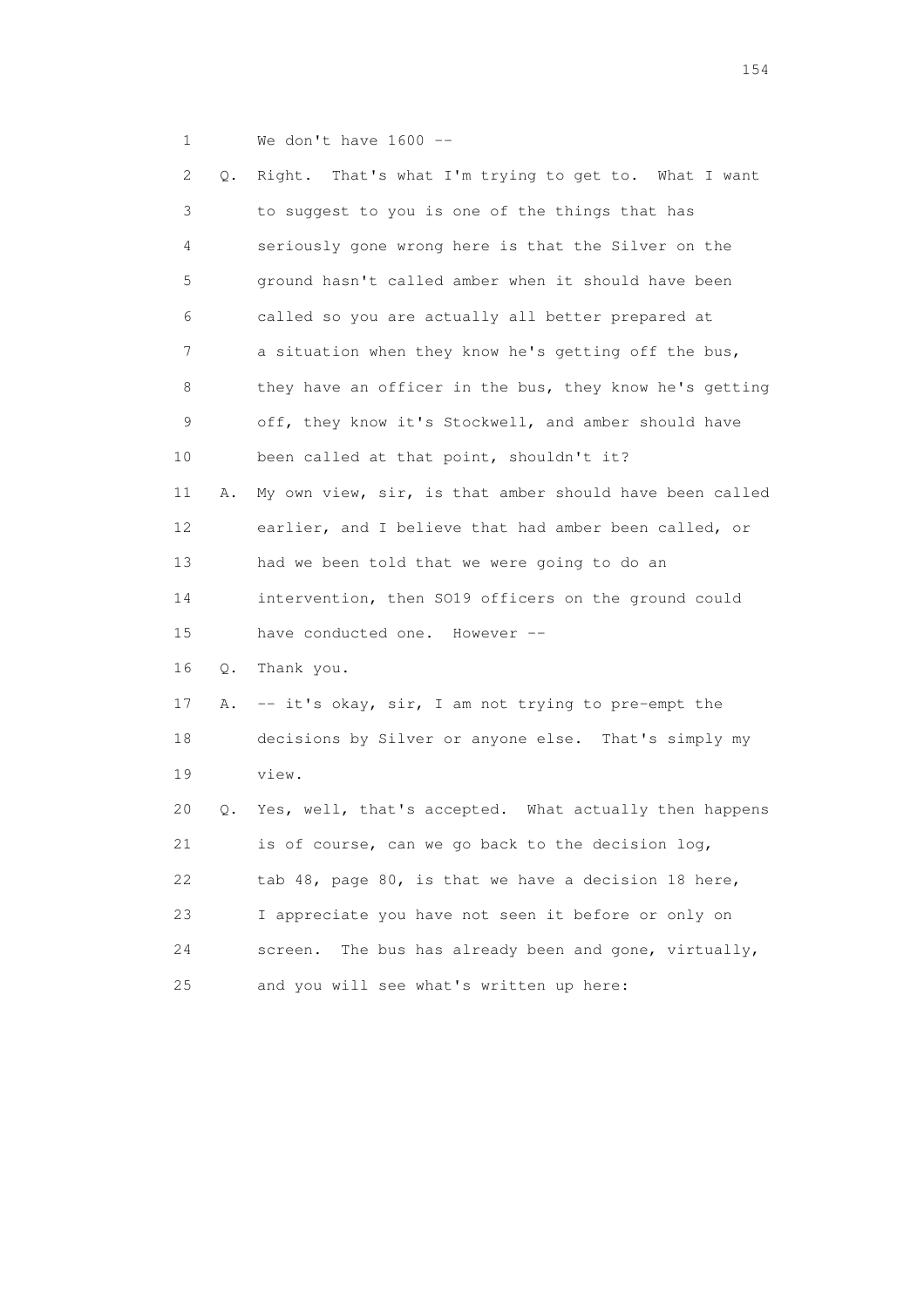1 We don't have 1600 --

2 Q. Right. That's what I'm trying to get to. What I want

3 to suggest to you is one of the things that has

4 seriously gone wrong here is that the Silver on the

5 ground hasn't called amber when it should have been

6 called so you are actually all better prepared at

7 a situation when they know he's getting off the bus,

8 they have an officer in the bus, they know he's getting

9 off, they know it's Stockwell, and amber should have

10 been called at that point, shouldn't it?

11 A. My own view, sir, is that amber should have been called

12 earlier, and I believe that had amber been called, or

13 had we been told that we were going to do an

14 intervention, then SO19 officers on the ground could

15 have conducted one. However --

16 Q. Thank you.

17 A. -- it's okay, sir, I am not trying to pre-empt the

18 decisions by Silver or anyone else. That's simply my

19 view.

20 Q. Yes, well, that's accepted. What actually then happens

21 is of course, can we go back to the decision log,

22 tab 48, page 80, is that we have a decision 18 here,

23 I appreciate you have not seen it before or only on

24 screen. The bus has already been and gone, virtually,

25 and you will see what's written up here: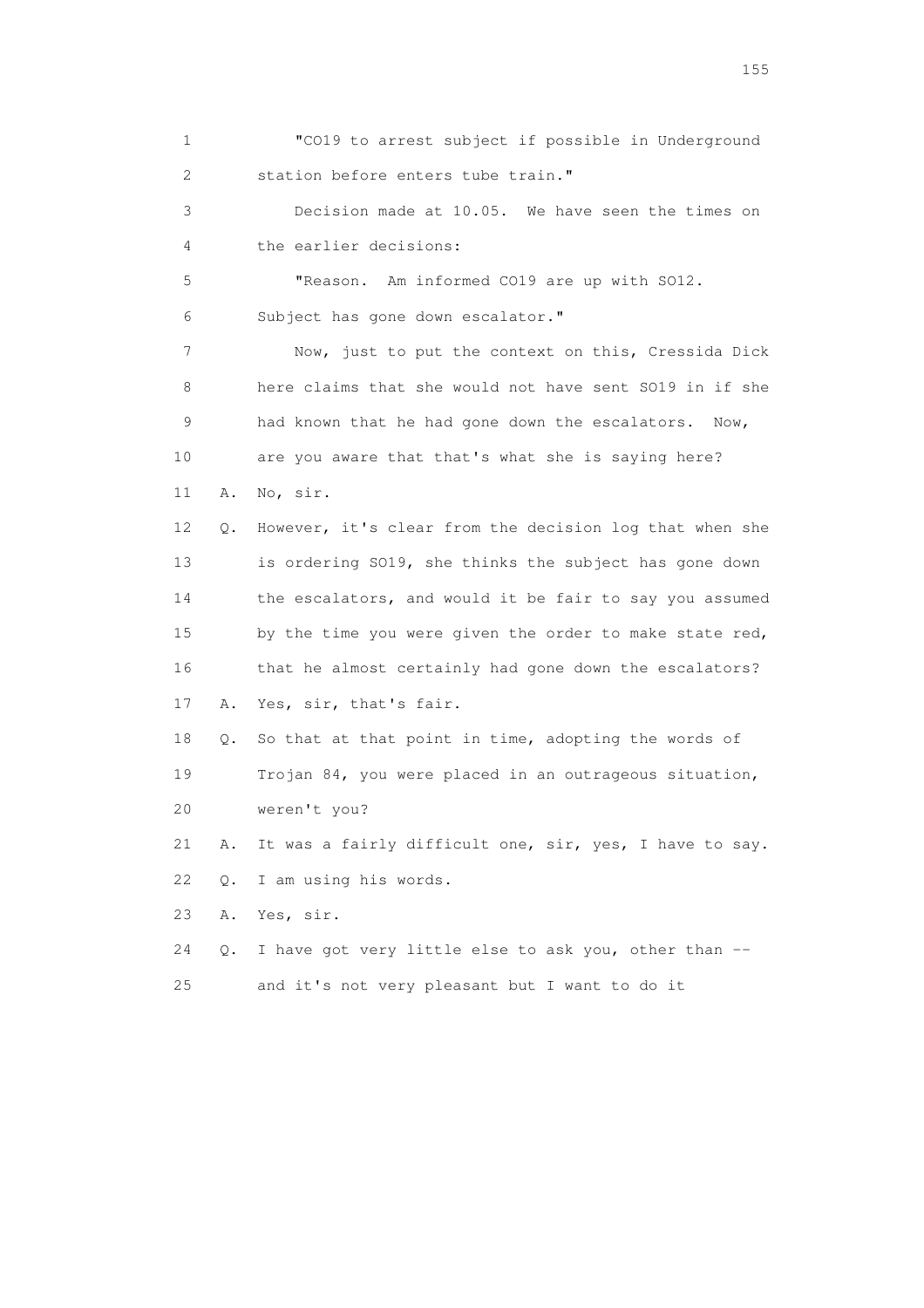1 "CO19 to arrest subject if possible in Underground
2 station before enters tube train."
3 Decision made at 10.05. We have seen the times on
4 the earlier decisions:
5 "Reason. Am informed CO19 are up with SO12.
6 Subject has gone down escalator."
7 Now, just to put the context on this, Cressida Dick
8 here claims that she would not have sent SO19 in if she
9 had known that he had gone down the escalators. Now,
10 are you aware that that's what she is saying here?
11 A. No, sir.
12 Q. However, it's clear from the decision log that when she
13 is ordering SO19, she thinks the subject has gone down
14 the escalators, and would it be fair to say you assumed
15 by the time you were given the order to make state red,
16 that he almost certainly had gone down the escalators?
17 A. Yes, sir, that's fair.
18 Q. So that at that point in time, adopting the words of
19 Trojan 84, you were placed in an outrageous situation,
20 weren't you?
21 A. It was a fairly difficult one, sir, yes, I have to say.
22 Q. I am using his words.
23 A. Yes, sir.
24 Q. I have got very little else to ask you, other than --
25 and it's not very pleasant but I want to do it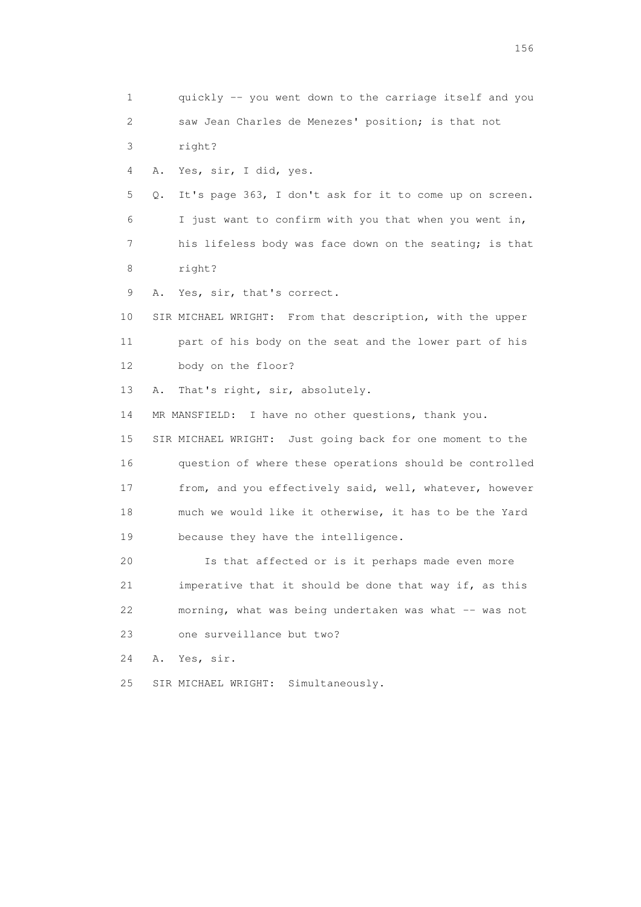1 quickly -- you went down to the carriage itself and you
2 saw Jean Charles de Menezes' position; is that not
3 right?

4 A. Yes, sir, I did, yes.

5 Q. It's page 363, I don't ask for it to come up on screen.
6 I just want to confirm with you that when you went in,
7 his lifeless body was face down on the seating; is that
8 right?

9 A. Yes, sir, that's correct.

10 SIR MICHAEL WRIGHT: From that description, with the upper
11 part of his body on the seat and the lower part of his
12 body on the floor?

13 A. That's right, sir, absolutely.

14 MR MANSFIELD: I have no other questions, thank you.

15 SIR MICHAEL WRIGHT: Just going back for one moment to the
16 question of where these operations should be controlled
17 from, and you effectively said, well, whatever, however
18 much we would like it otherwise, it has to be the Yard
19 because they have the intelligence.

20 Is that affected or is it perhaps made even more
21 imperative that it should be done that way if, as this
22 morning, what was being undertaken was what -- was not
23 one surveillance but two?

24 A. Yes, sir.

25 SIR MICHAEL WRIGHT: Simultaneously.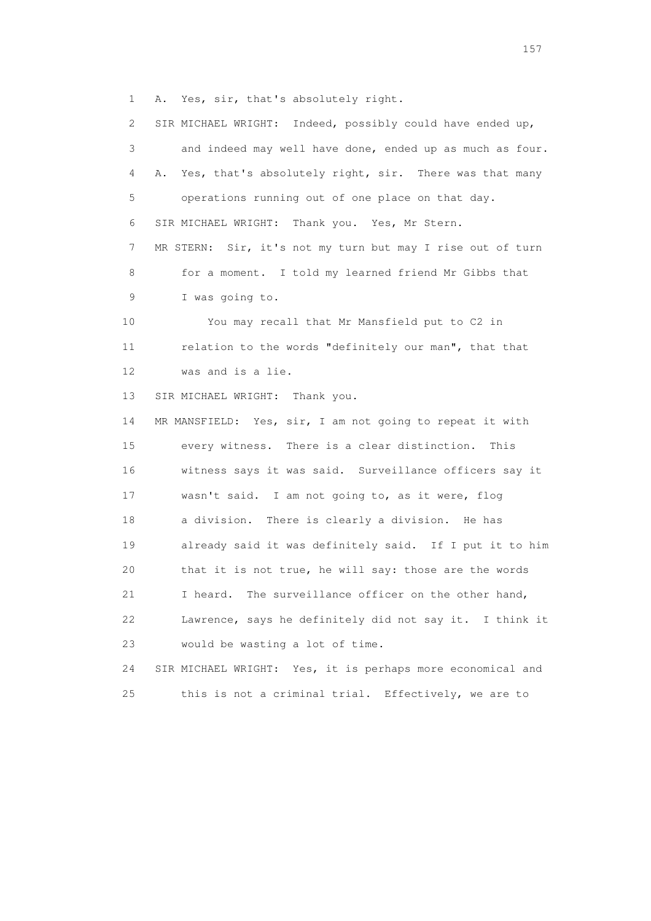1 A. Yes, sir, that's absolutely right.

2 SIR MICHAEL WRIGHT: Indeed, possibly could have ended up,

3 and indeed may well have done, ended up as much as four.

4 A. Yes, that's absolutely right, sir. There was that many

5 operations running out of one place on that day.

6 SIR MICHAEL WRIGHT: Thank you. Yes, Mr Stern.

7 MR STERN: Sir, it's not my turn but may I rise out of turn

8 for a moment. I told my learned friend Mr Gibbs that

9 I was going to.

10 You may recall that Mr Mansfield put to C2 in

11 relation to the words "definitely our man", that that

12 was and is a lie.

13 SIR MICHAEL WRIGHT: Thank you.

14 MR MANSFIELD: Yes, sir, I am not going to repeat it with

15 every witness. There is a clear distinction. This

16 witness says it was said. Surveillance officers say it

17 wasn't said. I am not going to, as it were, flog

18 a division. There is clearly a division. He has

19 already said it was definitely said. If I put it to him

20 that it is not true, he will say: those are the words

21 I heard. The surveillance officer on the other hand,

22 Lawrence, says he definitely did not say it. I think it

23 would be wasting a lot of time.

24 SIR MICHAEL WRIGHT: Yes, it is perhaps more economical and

25 this is not a criminal trial. Effectively, we are to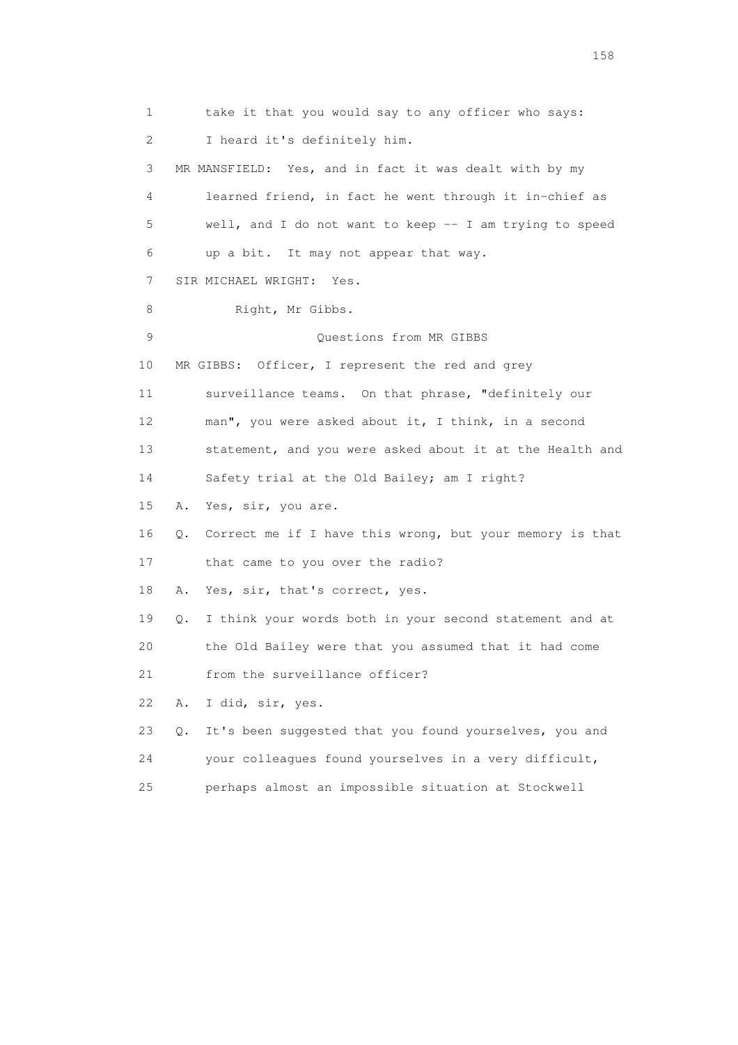1 take it that you would say to any officer who says:

2 I heard it's definitely him.

3 MR MANSFIELD: Yes, and in fact it was dealt with by my

4 learned friend, in fact he went through it in-chief as

5 well, and I do not want to keep -- I am trying to speed

6 up a bit. It may not appear that way.

7 SIR MICHAEL WRIGHT: Yes.

8 Right, Mr Gibbs.

9 Questions from MR GIBBS

10 MR GIBBS: Officer, I represent the red and grey

11 surveillance teams. On that phrase, "definitely our

12 man", you were asked about it, I think, in a second

13 statement, and you were asked about it at the Health and

14 Safety trial at the Old Bailey; am I right?

15 A. Yes, sir, you are.

16 Q. Correct me if I have this wrong, but your memory is that

17 that came to you over the radio?

18 A. Yes, sir, that's correct, yes.

19 Q. I think your words both in your second statement and at

20 the Old Bailey were that you assumed that it had come

21 from the surveillance officer?

22 A. I did, sir, yes.

23 Q. It's been suggested that you found yourselves, you and

24 your colleagues found yourselves in a very difficult,

25 perhaps almost an impossible situation at Stockwell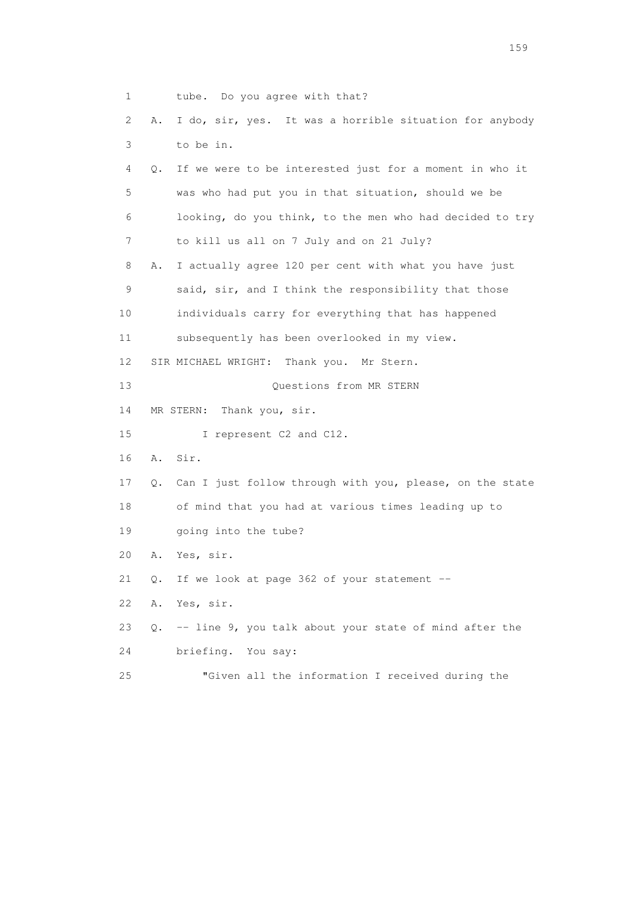1 tube. Do you agree with that?

2 A. I do, sir, yes. It was a horrible situation for anybody

3 to be in.

4 Q. If we were to be interested just for a moment in who it

5 was who had put you in that situation, should we be

6 looking, do you think, to the men who had decided to try

7 to kill us all on 7 July and on 21 July?

8 A. I actually agree 120 per cent with what you have just

9 said, sir, and I think the responsibility that those

10 individuals carry for everything that has happened

11 subsequently has been overlooked in my view.

12 SIR MICHAEL WRIGHT: Thank you. Mr Stern.

13 Questions from MR STERN

14 MR STERN: Thank you, sir.

15 I represent C2 and C12.

16 A. Sir.

17 Q. Can I just follow through with you, please, on the state

18 of mind that you had at various times leading up to

19 going into the tube?

20 A. Yes, sir.

21 Q. If we look at page 362 of your statement --

22 A. Yes, sir.

23 Q. -- line 9, you talk about your state of mind after the

24 briefing. You say:

25 "Given all the information I received during the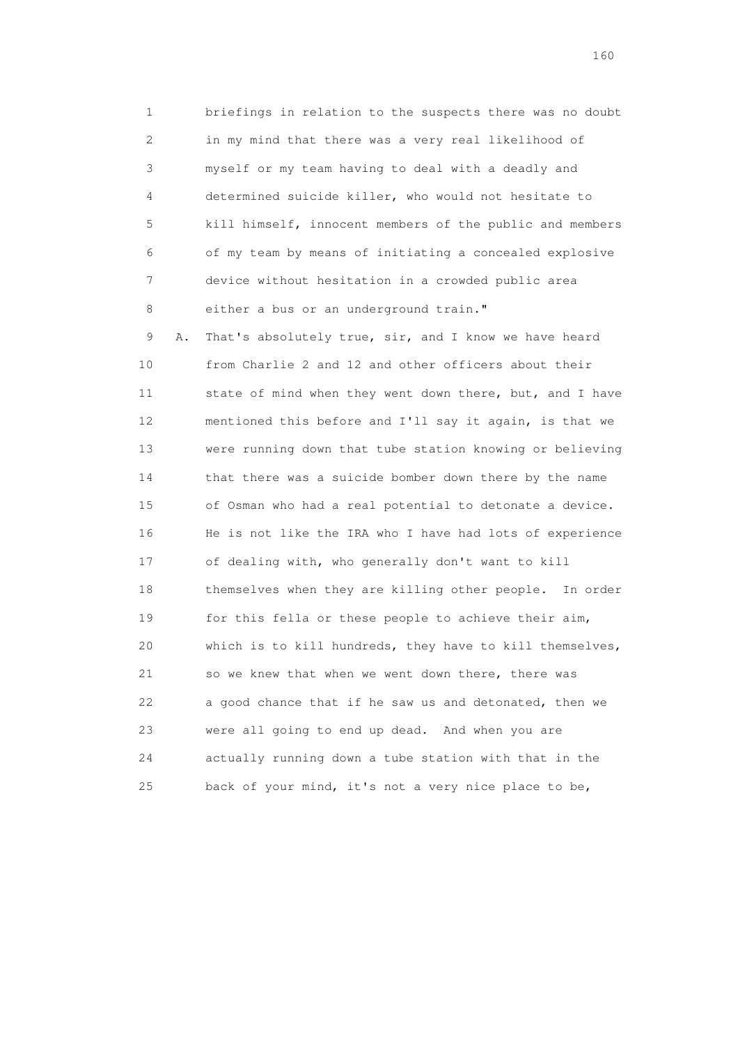1 briefings in relation to the suspects there was no doubt
2 in my mind that there was a very real likelihood of
3 myself or my team having to deal with a deadly and
4 determined suicide killer, who would not hesitate to
5 kill himself, innocent members of the public and members
6 of my team by means of initiating a concealed explosive
7 device without hesitation in a crowded public area
8 either a bus or an underground train."

9 A. That's absolutely true, sir, and I know we have heard
10 from Charlie 2 and 12 and other officers about their
11 state of mind when they went down there, but, and I have
12 mentioned this before and I'll say it again, is that we
13 were running down that tube station knowing or believing
14 that there was a suicide bomber down there by the name
15 of Osman who had a real potential to detonate a device.
16 He is not like the IRA who I have had lots of experience
17 of dealing with, who generally don't want to kill
18 themselves when they are killing other people. In order
19 for this fella or these people to achieve their aim,
20 which is to kill hundreds, they have to kill themselves,
21 so we knew that when we went down there, there was
22 a good chance that if he saw us and detonated, then we
23 were all going to end up dead. And when you are
24 actually running down a tube station with that in the
25 back of your mind, it's not a very nice place to be,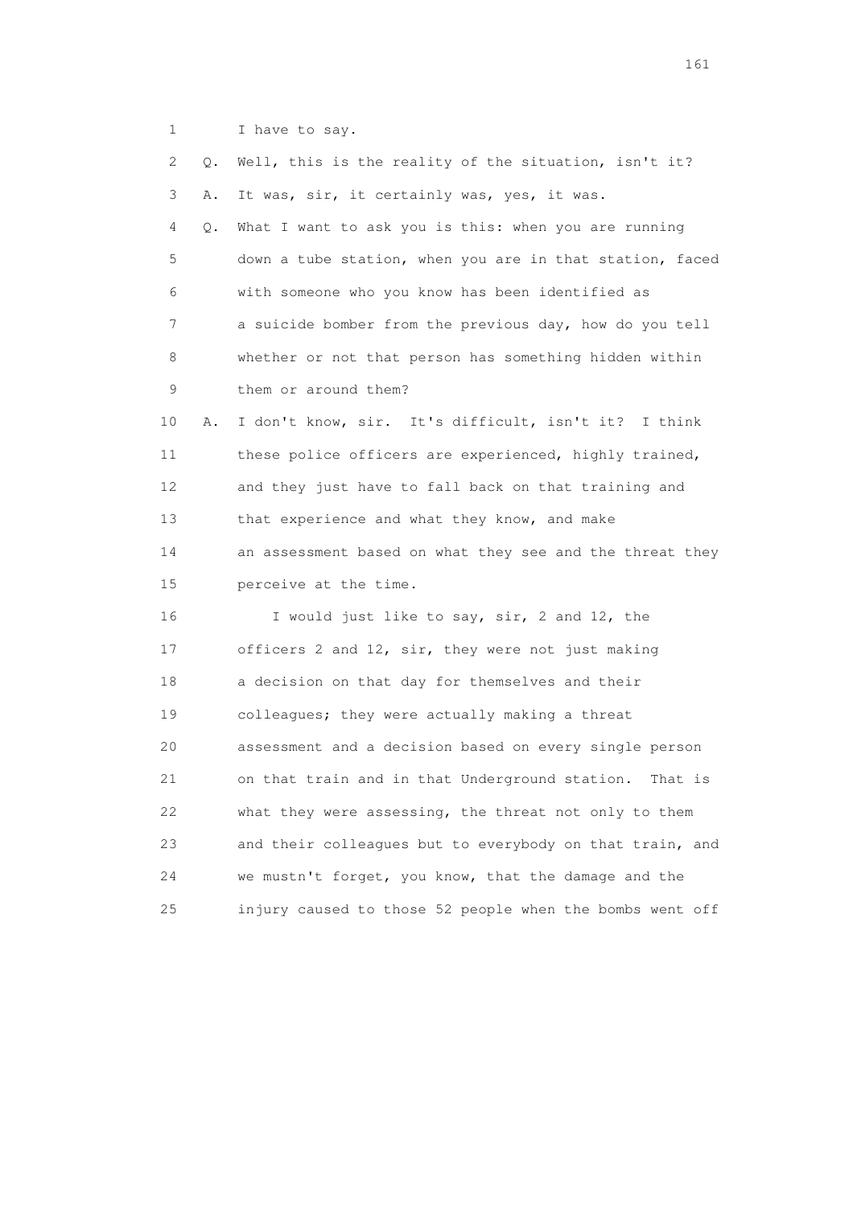1 I have to say.

2 Q. Well, this is the reality of the situation, isn't it?

3 A. It was, sir, it certainly was, yes, it was.

4 Q. What I want to ask you is this: when you are running
5 down a tube station, when you are in that station, faced
6 with someone who you know has been identified as
7 a suicide bomber from the previous day, how do you tell
8 whether or not that person has something hidden within
9 them or around them?

10 A. I don't know, sir. It's difficult, isn't it? I think
11 these police officers are experienced, highly trained,
12 and they just have to fall back on that training and
13 that experience and what they know, and make
14 an assessment based on what they see and the threat they
15 perceive at the time.

16 I would just like to say, sir, 2 and 12, the
17 officers 2 and 12, sir, they were not just making
18 a decision on that day for themselves and their
19 colleagues; they were actually making a threat
20 assessment and a decision based on every single person
21 on that train and in that Underground station. That is
22 what they were assessing, the threat not only to them
23 and their colleagues but to everybody on that train, and
24 we mustn't forget, you know, that the damage and the
25 injury caused to those 52 people when the bombs went off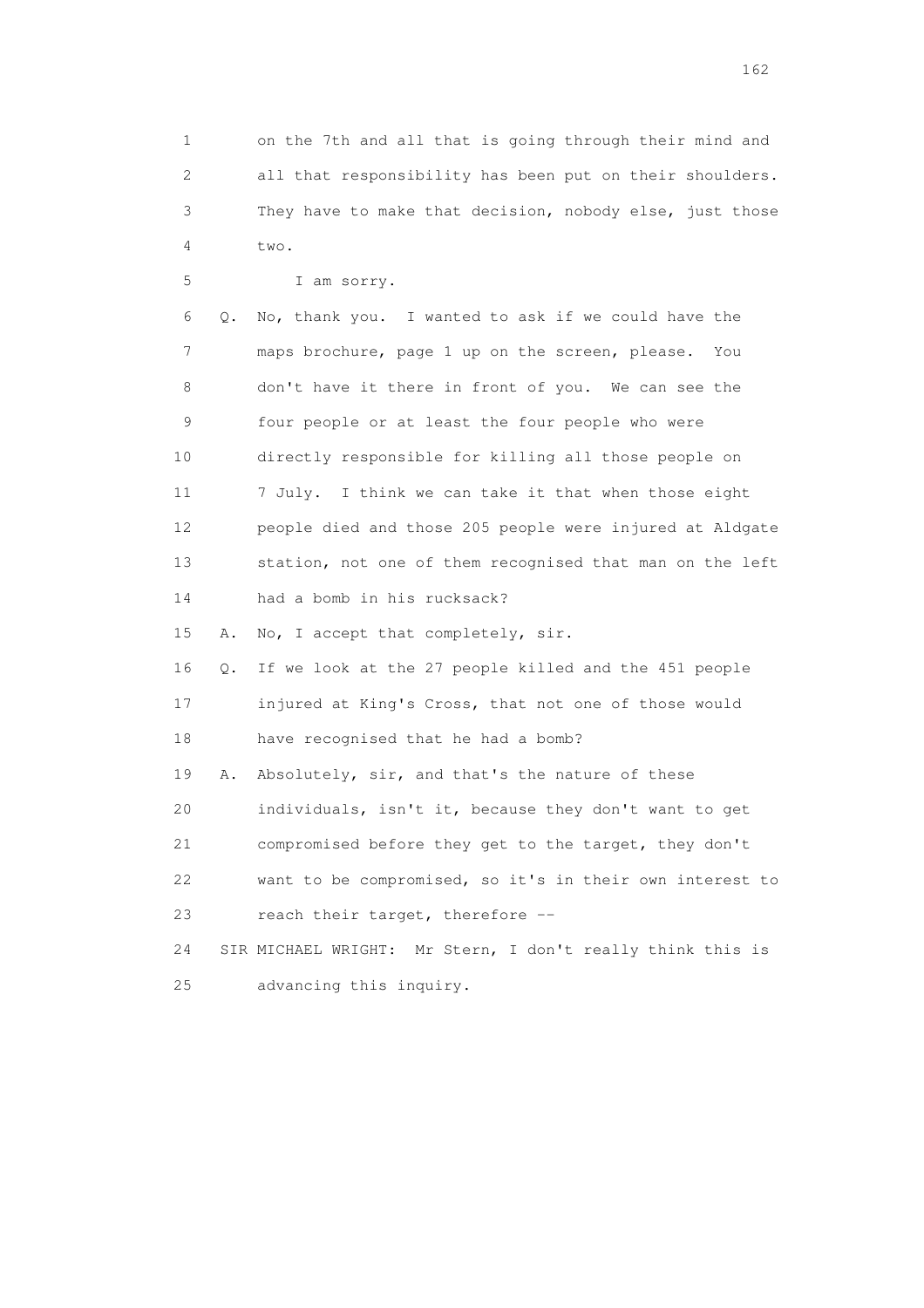1 on the 7th and all that is going through their mind and
2 all that responsibility has been put on their shoulders.
3 They have to make that decision, nobody else, just those
4 two.

5 I am sorry.

6 Q. No, thank you. I wanted to ask if we could have the
7 maps brochure, page 1 up on the screen, please. You
8 don't have it there in front of you. We can see the
9 four people or at least the four people who were
10 directly responsible for killing all those people on
11 7 July. I think we can take it that when those eight
12 people died and those 205 people were injured at Aldgate
13 station, not one of them recognised that man on the left
14 had a bomb in his rucksack?

15 A. No, I accept that completely, sir.

16 Q. If we look at the 27 people killed and the 451 people
17 injured at King's Cross, that not one of those would
18 have recognised that he had a bomb?

19 A. Absolutely, sir, and that's the nature of these
20 individuals, isn't it, because they don't want to get
21 compromised before they get to the target, they don't
22 want to be compromised, so it's in their own interest to
23 reach their target, therefore --

24 SIR MICHAEL WRIGHT: Mr Stern, I don't really think this is
25 advancing this inquiry.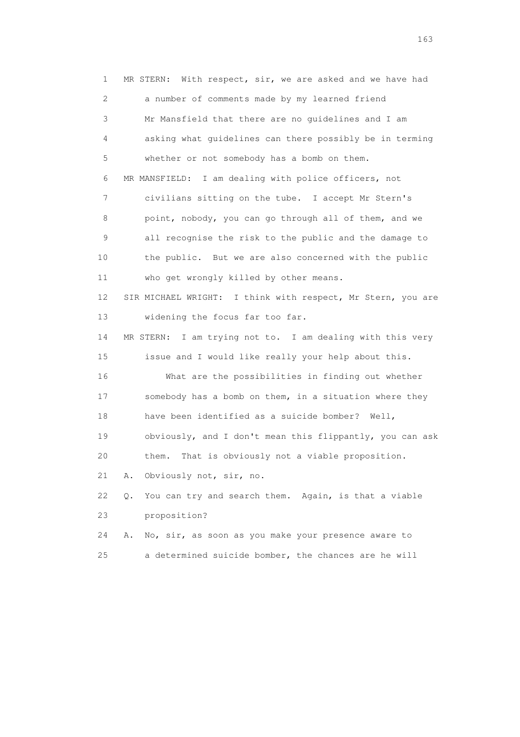1 MR STERN: With respect, sir, we are asked and we have had
2 a number of comments made by my learned friend
3 Mr Mansfield that there are no guidelines and I am
4 asking what guidelines can there possibly be in terming
5 whether or not somebody has a bomb on them.
6 MR MANSFIELD: I am dealing with police officers, not
7 civilians sitting on the tube. I accept Mr Stern's
8 point, nobody, you can go through all of them, and we
9 all recognise the risk to the public and the damage to
10 the public. But we are also concerned with the public
11 who get wrongly killed by other means.
12 SIR MICHAEL WRIGHT: I think with respect, Mr Stern, you are
13 widening the focus far too far.
14 MR STERN: I am trying not to. I am dealing with this very
15 issue and I would like really your help about this.
16 What are the possibilities in finding out whether
17 somebody has a bomb on them, in a situation where they
18 have been identified as a suicide bomber? Well,
19 obviously, and I don't mean this flippantly, you can ask
20 them. That is obviously not a viable proposition.
21 A. Obviously not, sir, no.
22 Q. You can try and search them. Again, is that a viable
23 proposition?
24 A. No, sir, as soon as you make your presence aware to
25 a determined suicide bomber, the chances are he will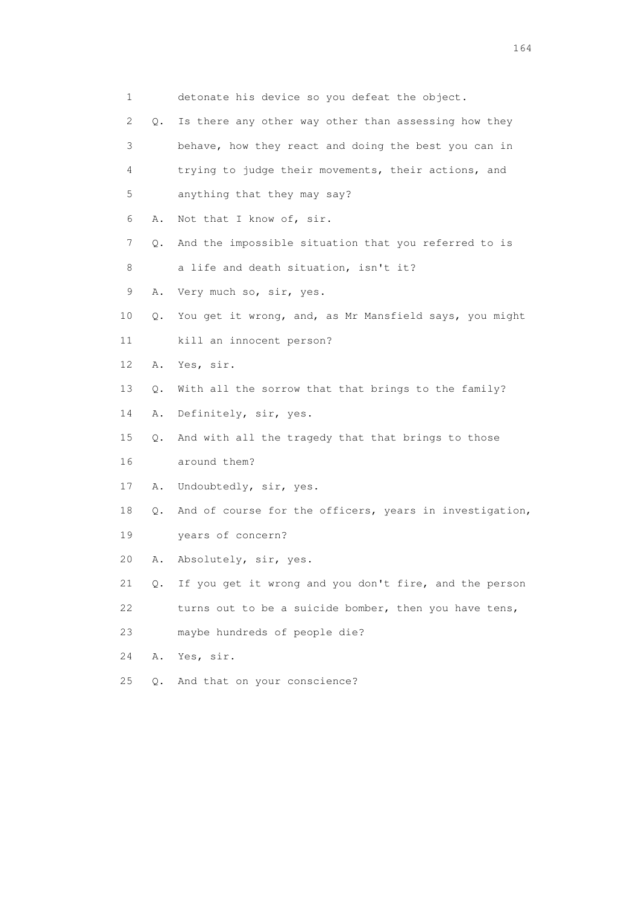1 detonate his device so you defeat the object.

2 Q. Is there any other way other than assessing how they

3 behave, how they react and doing the best you can in

4 trying to judge their movements, their actions, and

5 anything that they may say?

6 A. Not that I know of, sir.

7 Q. And the impossible situation that you referred to is

8 a life and death situation, isn't it?

9 A. Very much so, sir, yes.

10 Q. You get it wrong, and, as Mr Mansfield says, you might

11 kill an innocent person?

12 A. Yes, sir.

13 Q. With all the sorrow that that brings to the family?

14 A. Definitely, sir, yes.

15 Q. And with all the tragedy that that brings to those

16 around them?

17 A. Undoubtedly, sir, yes.

18 Q. And of course for the officers, years in investigation,

19 years of concern?

20 A. Absolutely, sir, yes.

21 Q. If you get it wrong and you don't fire, and the person

22 turns out to be a suicide bomber, then you have tens,

23 maybe hundreds of people die?

24 A. Yes, sir.

25 Q. And that on your conscience?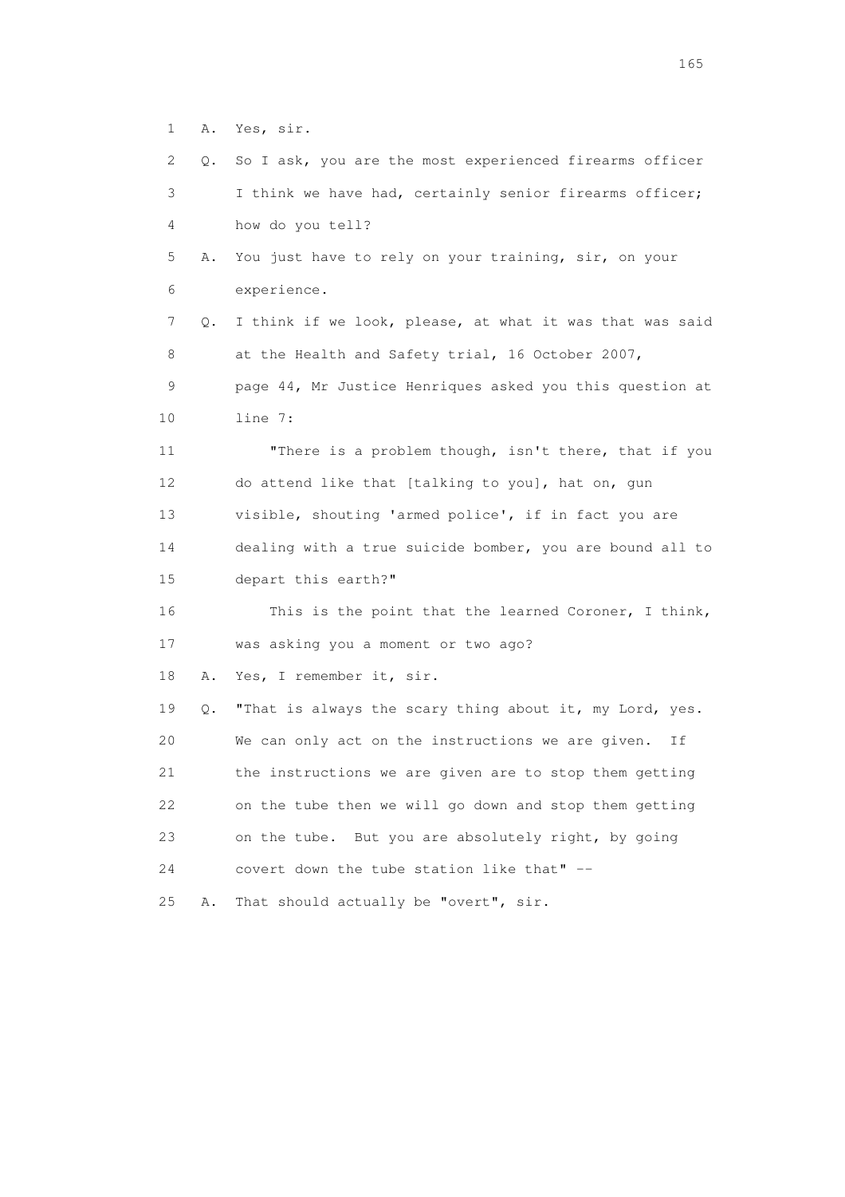1 A. Yes, sir.

2 Q. So I ask, you are the most experienced firearms officer

3 I think we have had, certainly senior firearms officer;

4 how do you tell?

5 A. You just have to rely on your training, sir, on your

6 experience.

7 Q. I think if we look, please, at what it was that was said

8 at the Health and Safety trial, 16 October 2007,

9 page 44, Mr Justice Henriques asked you this question at

10 line 7:

11 "There is a problem though, isn't there, that if you

12 do attend like that [talking to you], hat on, gun

13 visible, shouting 'armed police', if in fact you are

14 dealing with a true suicide bomber, you are bound all to

15 depart this earth?"

16 This is the point that the learned Coroner, I think,

17 was asking you a moment or two ago?

18 A. Yes, I remember it, sir.

19 Q. "That is always the scary thing about it, my Lord, yes.

20 We can only act on the instructions we are given. If

21 the instructions we are given are to stop them getting

22 on the tube then we will go down and stop them getting

23 on the tube. But you are absolutely right, by going

24 covert down the tube station like that" --

25 A. That should actually be "overt", sir.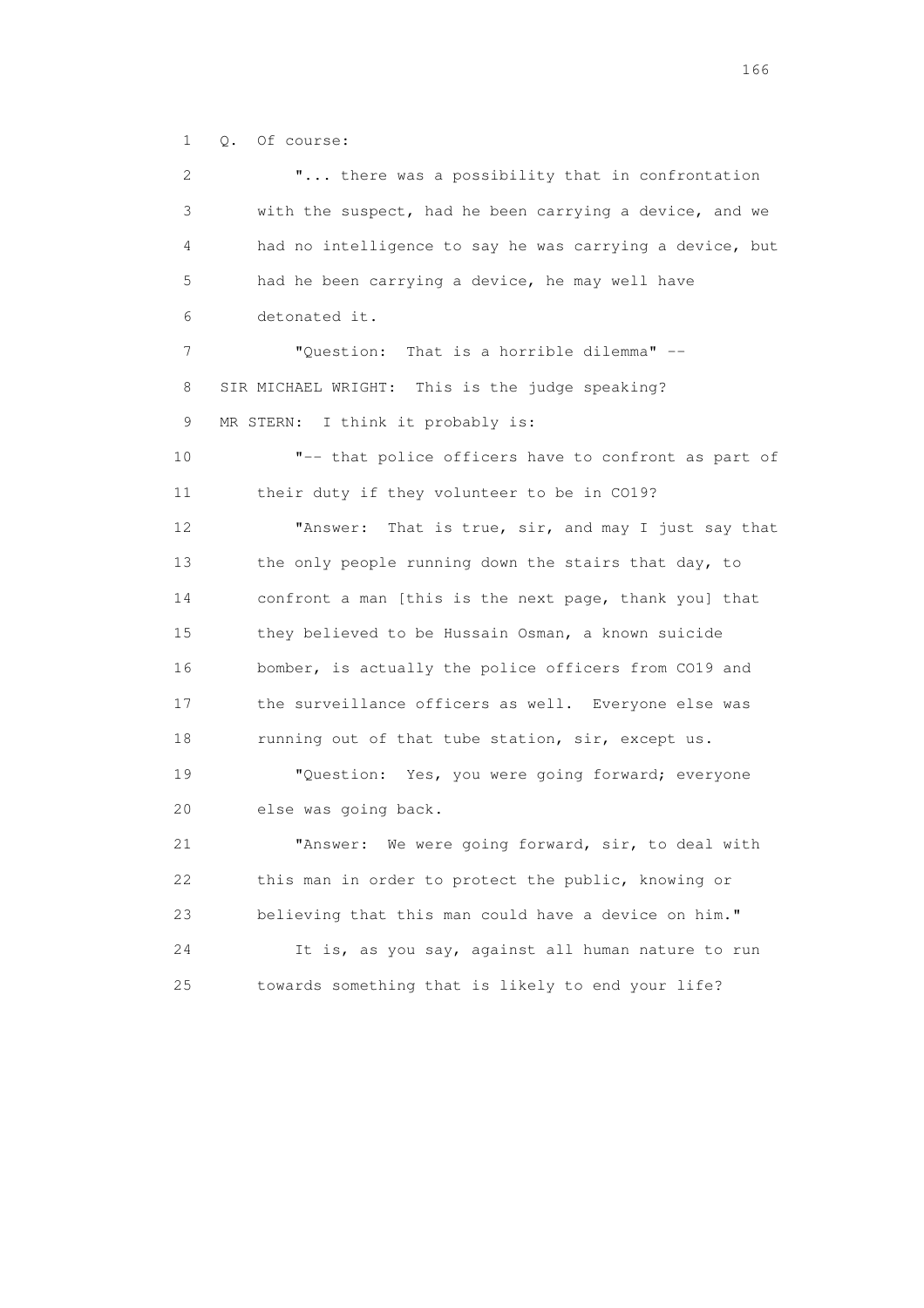1 Q. Of course:

2 "... there was a possibility that in confrontation

3 with the suspect, had he been carrying a device, and we

4 had no intelligence to say he was carrying a device, but

5 had he been carrying a device, he may well have

6 detonated it.

7 "Question: That is a horrible dilemma" --

8 SIR MICHAEL WRIGHT: This is the judge speaking?

9 MR STERN: I think it probably is:

10 "-- that police officers have to confront as part of

11 their duty if they volunteer to be in CO19?

12 "Answer: That is true, sir, and may I just say that

13 the only people running down the stairs that day, to

14 confront a man [this is the next page, thank you] that

15 they believed to be Hussain Osman, a known suicide

16 bomber, is actually the police officers from CO19 and

17 the surveillance officers as well. Everyone else was

18 running out of that tube station, sir, except us.

19 "Question: Yes, you were going forward; everyone

20 else was going back.

21 "Answer: We were going forward, sir, to deal with

22 this man in order to protect the public, knowing or

23 believing that this man could have a device on him."

24 It is, as you say, against all human nature to run

25 towards something that is likely to end your life?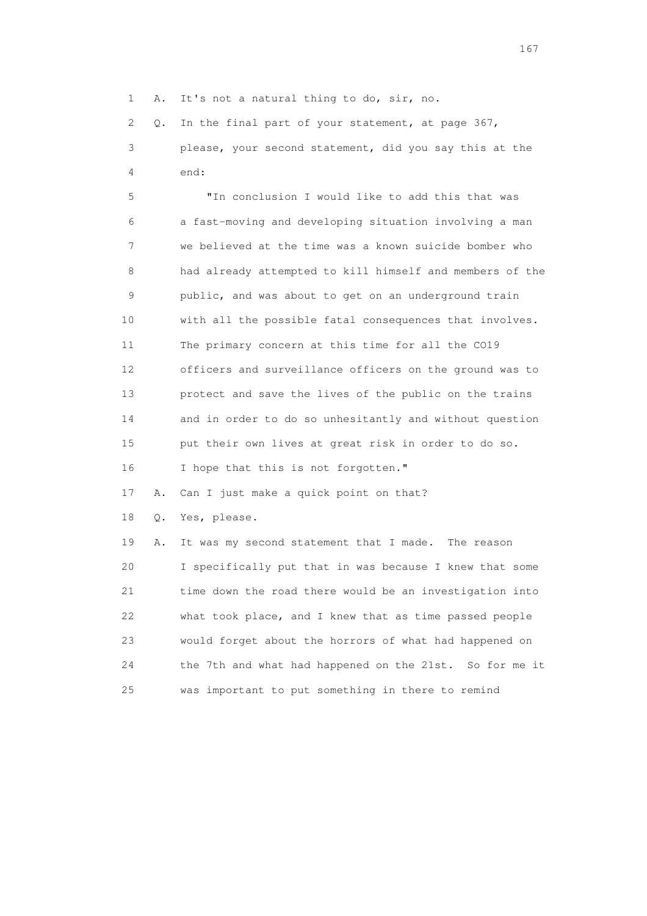1 A. It's not a natural thing to do, sir, no.

2 Q. In the final part of your statement, at page 367,

3 please, your second statement, did you say this at the

4 end:

5 "In conclusion I would like to add this that was

6 a fast-moving and developing situation involving a man

7 we believed at the time was a known suicide bomber who

8 had already attempted to kill himself and members of the

9 public, and was about to get on an underground train

10 with all the possible fatal consequences that involves.

11 The primary concern at this time for all the CO19

12 officers and surveillance officers on the ground was to

13 protect and save the lives of the public on the trains

14 and in order to do so unhesitantly and without question

15 put their own lives at great risk in order to do so.

16 I hope that this is not forgotten."

17 A. Can I just make a quick point on that?

18 Q. Yes, please.

19 A. It was my second statement that I made. The reason

20 I specifically put that in was because I knew that some

21 time down the road there would be an investigation into

22 what took place, and I knew that as time passed people

23 would forget about the horrors of what had happened on

24 the 7th and what had happened on the 21st. So for me it

25 was important to put something in there to remind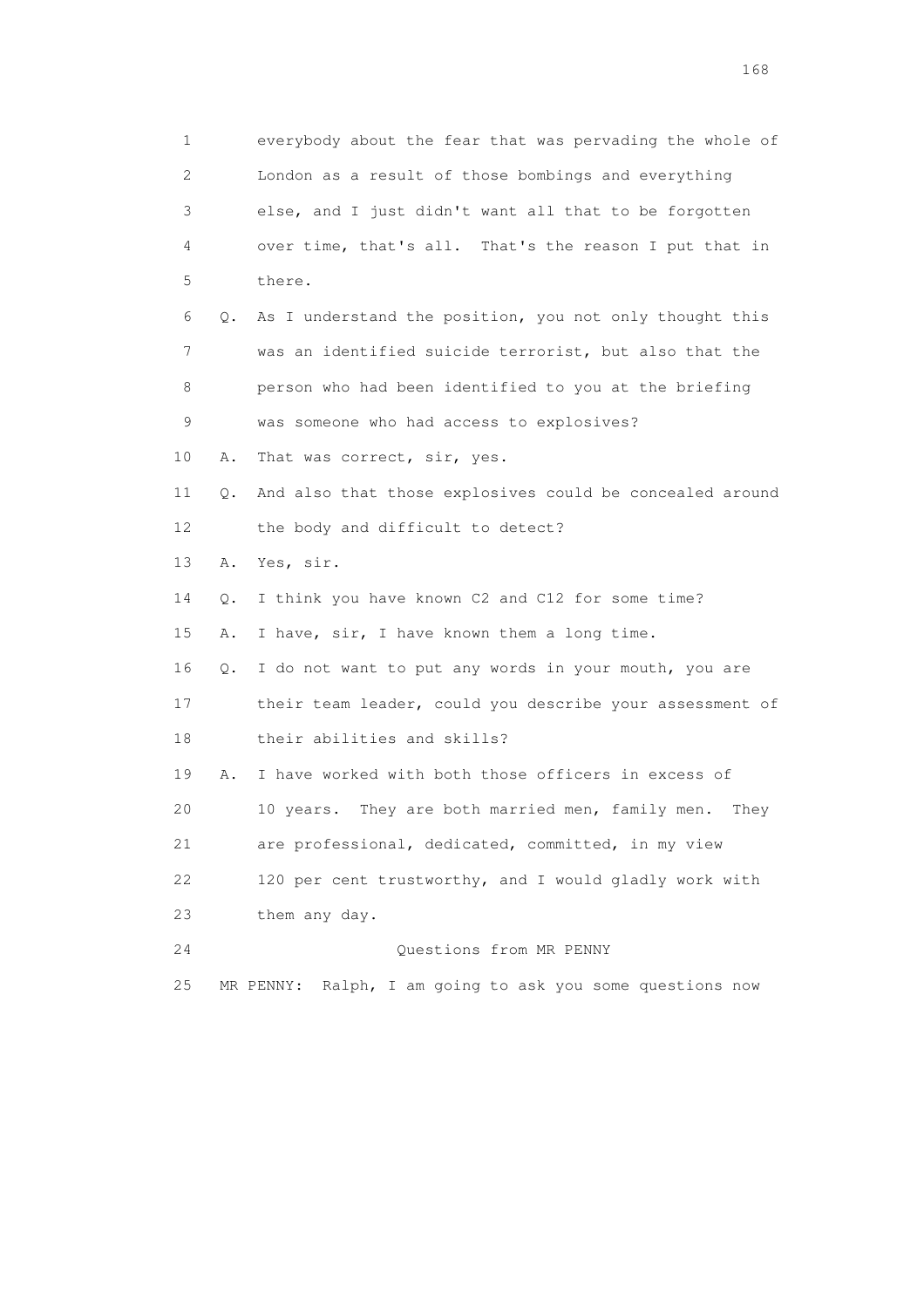1 everybody about the fear that was pervading the whole of
2 London as a result of those bombings and everything
3 else, and I just didn't want all that to be forgotten
4 over time, that's all. That's the reason I put that in
5 there.

6 Q. As I understand the position, you not only thought this
7 was an identified suicide terrorist, but also that the
8 person who had been identified to you at the briefing
9 was someone who had access to explosives?

10 A. That was correct, sir, yes.

11 Q. And also that those explosives could be concealed around
12 the body and difficult to detect?

13 A. Yes, sir.

14 Q. I think you have known C2 and C12 for some time?

15 A. I have, sir, I have known them a long time.

16 Q. I do not want to put any words in your mouth, you are
17 their team leader, could you describe your assessment of
18 their abilities and skills?

19 A. I have worked with both those officers in excess of
20 10 years. They are both married men, family men. They
21 are professional, dedicated, committed, in my view
22 120 per cent trustworthy, and I would gladly work with
23 them any day.

24 Questions from MR PENNY

25 MR PENNY: Ralph, I am going to ask you some questions now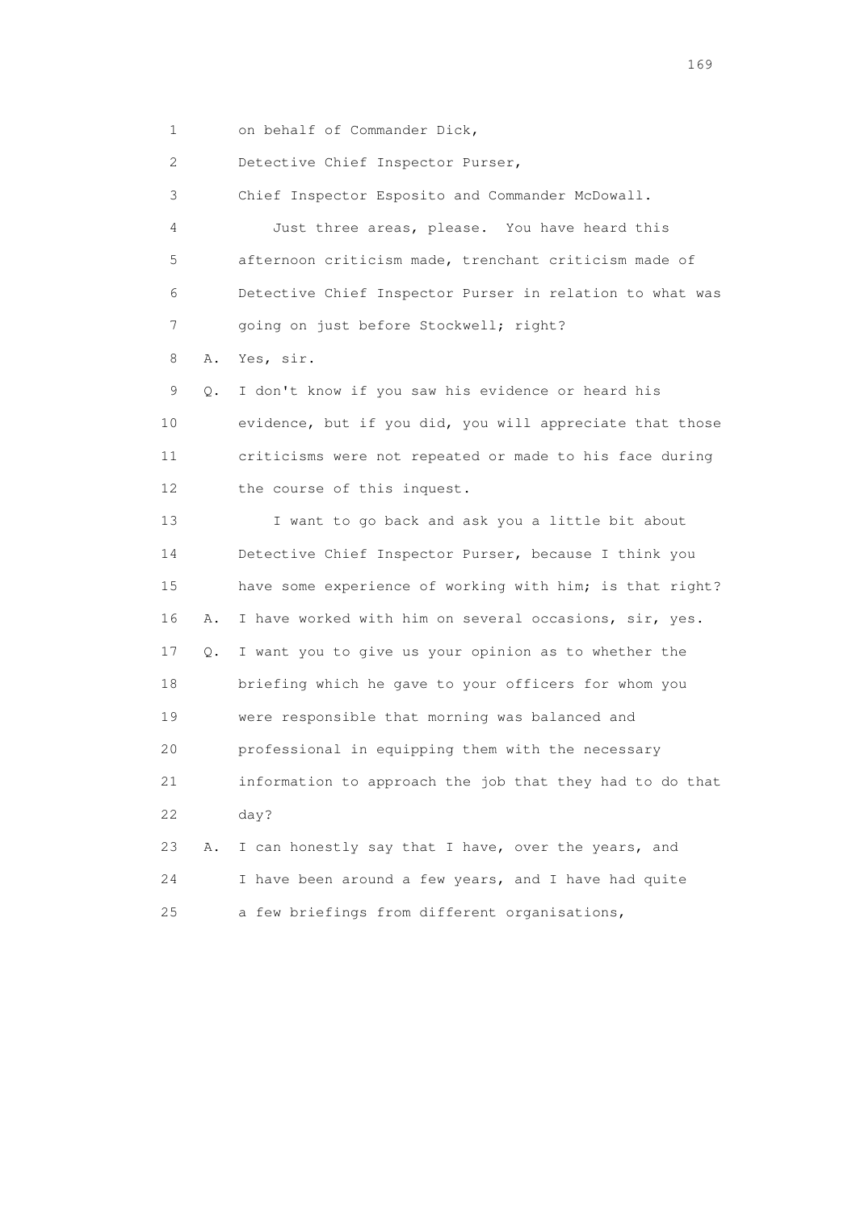1 on behalf of Commander Dick,

2 Detective Chief Inspector Purser,

3 Chief Inspector Esposito and Commander McDowall.

4 Just three areas, please. You have heard this

5 afternoon criticism made, trenchant criticism made of

6 Detective Chief Inspector Purser in relation to what was

7 going on just before Stockwell; right?

8 A. Yes, sir.

9 Q. I don't know if you saw his evidence or heard his

10 evidence, but if you did, you will appreciate that those

11 criticisms were not repeated or made to his face during

12 the course of this inquest.

13 I want to go back and ask you a little bit about

14 Detective Chief Inspector Purser, because I think you

15 have some experience of working with him; is that right?

16 A. I have worked with him on several occasions, sir, yes.

17 Q. I want you to give us your opinion as to whether the

18 briefing which he gave to your officers for whom you

19 were responsible that morning was balanced and

20 professional in equipping them with the necessary

21 information to approach the job that they had to do that

22 day?

23 A. I can honestly say that I have, over the years, and

24 I have been around a few years, and I have had quite

25 a few briefings from different organisations,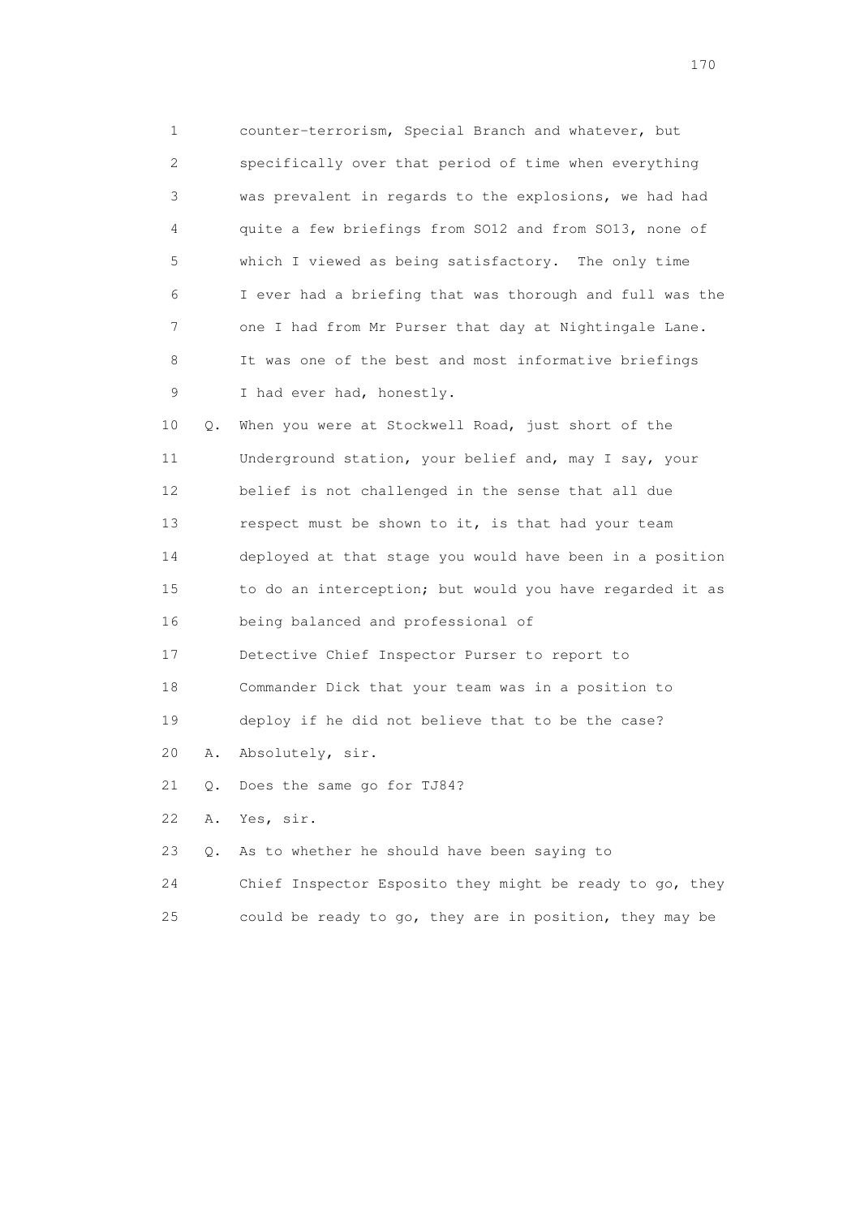1 counter-terrorism, Special Branch and whatever, but
2 specifically over that period of time when everything
3 was prevalent in regards to the explosions, we had had
4 quite a few briefings from SO12 and from SO13, none of
5 which I viewed as being satisfactory. The only time
6 I ever had a briefing that was thorough and full was the
7 one I had from Mr Purser that day at Nightingale Lane.
8 It was one of the best and most informative briefings
9 I had ever had, honestly.

10 Q. When you were at Stockwell Road, just short of the
11 Underground station, your belief and, may I say, your
12 belief is not challenged in the sense that all due
13 respect must be shown to it, is that had your team
14 deployed at that stage you would have been in a position
15 to do an interception; but would you have regarded it as
16 being balanced and professional of
17 Detective Chief Inspector Purser to report to
18 Commander Dick that your team was in a position to
19 deploy if he did not believe that to be the case?

20 A. Absolutely, sir.

21 Q. Does the same go for TJ84?

22 A. Yes, sir.

23 Q. As to whether he should have been saying to
24 Chief Inspector Esposito they might be ready to go, they
25 could be ready to go, they are in position, they may be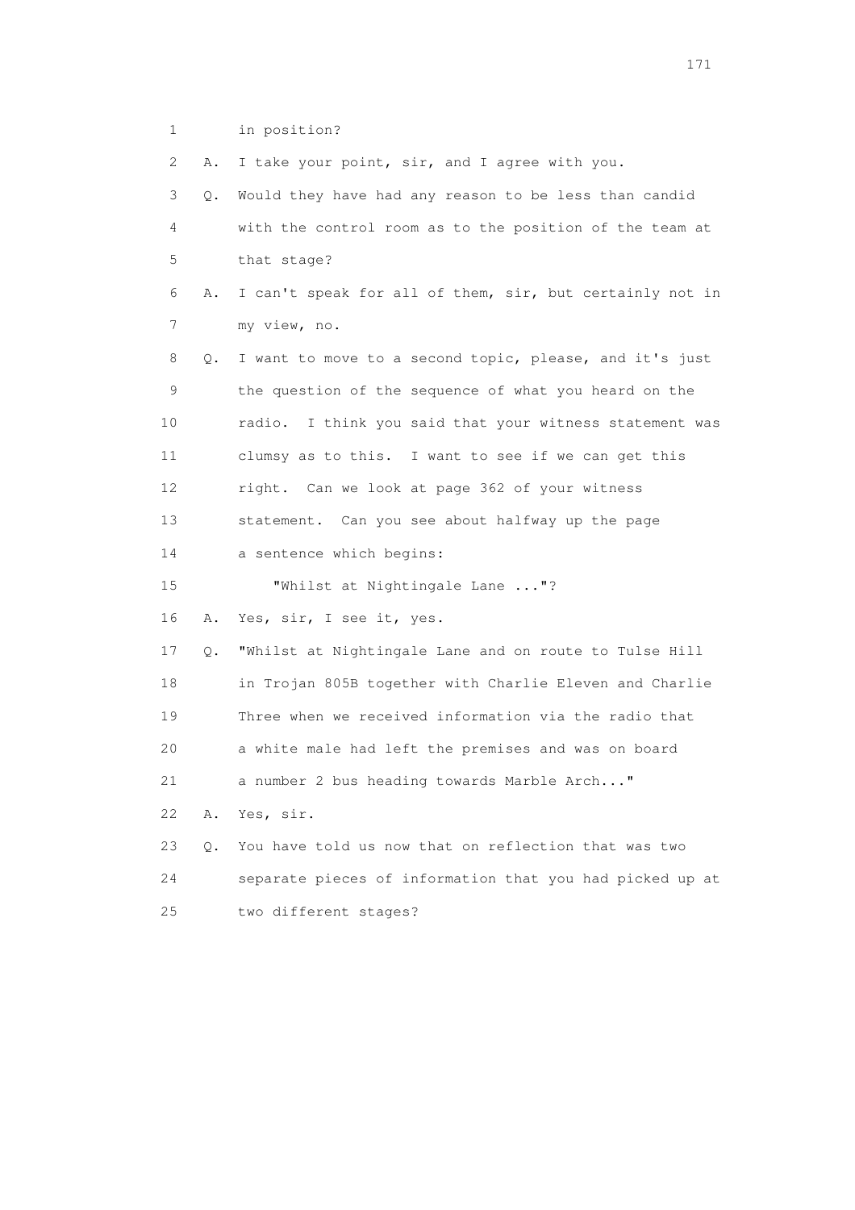1 in position?

2 A. I take your point, sir, and I agree with you.

3 Q. Would they have had any reason to be less than candid

4 with the control room as to the position of the team at

5 that stage?

6 A. I can't speak for all of them, sir, but certainly not in

7 my view, no.

8 Q. I want to move to a second topic, please, and it's just

9 the question of the sequence of what you heard on the

10 radio. I think you said that your witness statement was

11 clumsy as to this. I want to see if we can get this

12 right. Can we look at page 362 of your witness

13 statement. Can you see about halfway up the page

14 a sentence which begins:

15 "Whilst at Nightingale Lane ..."?

16 A. Yes, sir, I see it, yes.

17 Q. "Whilst at Nightingale Lane and on route to Tulse Hill

18 in Trojan 805B together with Charlie Eleven and Charlie

19 Three when we received information via the radio that

20 a white male had left the premises and was on board

21 a number 2 bus heading towards Marble Arch..."

22 A. Yes, sir.

23 Q. You have told us now that on reflection that was two

24 separate pieces of information that you had picked up at

25 two different stages?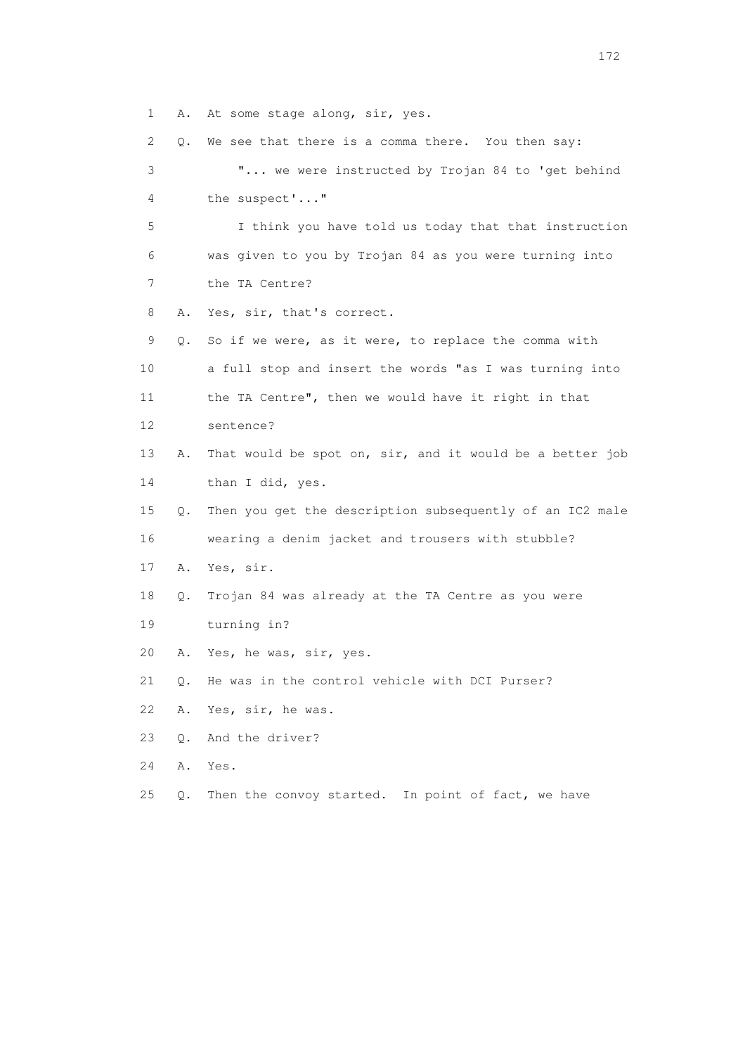1 A. At some stage along, sir, yes.

2 Q. We see that there is a comma there. You then say:

3 "... we were instructed by Trojan 84 to 'get behind

4 the suspect'..."

5 I think you have told us today that that instruction

6 was given to you by Trojan 84 as you were turning into

7 the TA Centre?

8 A. Yes, sir, that's correct.

9 Q. So if we were, as it were, to replace the comma with

10 a full stop and insert the words "as I was turning into

11 the TA Centre", then we would have it right in that

12 sentence?

13 A. That would be spot on, sir, and it would be a better job

14 than I did, yes.

15 Q. Then you get the description subsequently of an IC2 male

16 wearing a denim jacket and trousers with stubble?

17 A. Yes, sir.

18 Q. Trojan 84 was already at the TA Centre as you were

19 turning in?

20 A. Yes, he was, sir, yes.

21 Q. He was in the control vehicle with DCI Purser?

22 A. Yes, sir, he was.

23 Q. And the driver?

24 A. Yes.

25 Q. Then the convoy started. In point of fact, we have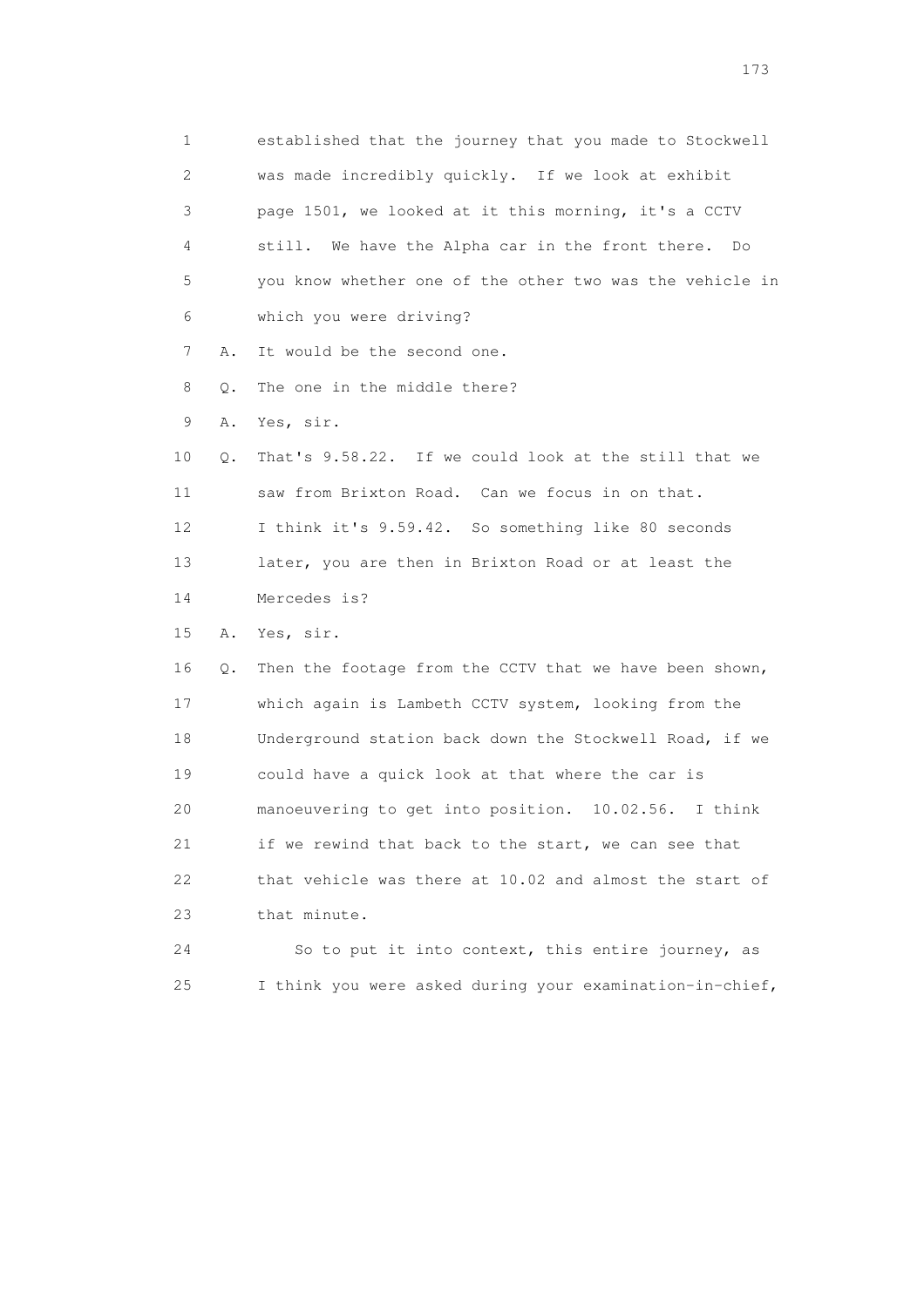1 established that the journey that you made to Stockwell
2 was made incredibly quickly. If we look at exhibit
3 page 1501, we looked at it this morning, it's a CCTV
4 still. We have the Alpha car in the front there. Do
5 you know whether one of the other two was the vehicle in
6 which you were driving?

7 A. It would be the second one.

8 Q. The one in the middle there?

9 A. Yes, sir.

10 Q. That's 9.58.22. If we could look at the still that we
11 saw from Brixton Road. Can we focus in on that.
12 I think it's 9.59.42. So something like 80 seconds
13 later, you are then in Brixton Road or at least the
14 Mercedes is?

15 A. Yes, sir.

16 Q. Then the footage from the CCTV that we have been shown,
17 which again is Lambeth CCTV system, looking from the
18 Underground station back down the Stockwell Road, if we
19 could have a quick look at that where the car is
20 manoeuvering to get into position. 10.02.56. I think
21 if we rewind that back to the start, we can see that
22 that vehicle was there at 10.02 and almost the start of
23 that minute.

24 So to put it into context, this entire journey, as
25 I think you were asked during your examination-in-chief,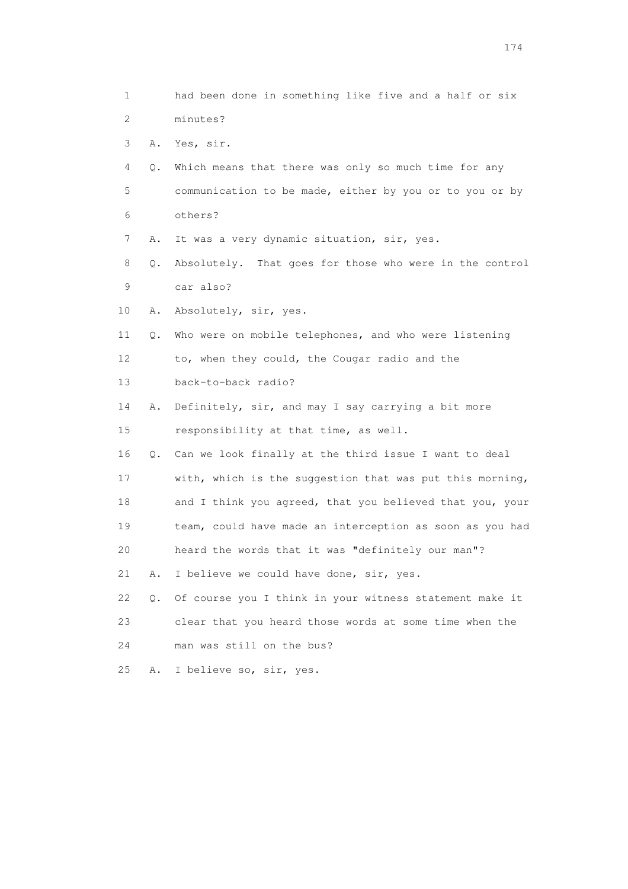1 had been done in something like five and a half or six
2 minutes?

3 A. Yes, sir.

4 Q. Which means that there was only so much time for any
5 communication to be made, either by you or to you or by
6 others?

7 A. It was a very dynamic situation, sir, yes.

8 Q. Absolutely. That goes for those who were in the control
9 car also?

10 A. Absolutely, sir, yes.

11 Q. Who were on mobile telephones, and who were listening
12 to, when they could, the Cougar radio and the
13 back-to-back radio?

14 A. Definitely, sir, and may I say carrying a bit more
15 responsibility at that time, as well.

16 Q. Can we look finally at the third issue I want to deal
17 with, which is the suggestion that was put this morning,
18 and I think you agreed, that you believed that you, your
19 team, could have made an interception as soon as you had
20 heard the words that it was "definitely our man"?

21 A. I believe we could have done, sir, yes.

22 Q. Of course you I think in your witness statement make it
23 clear that you heard those words at some time when the
24 man was still on the bus?

25 A. I believe so, sir, yes.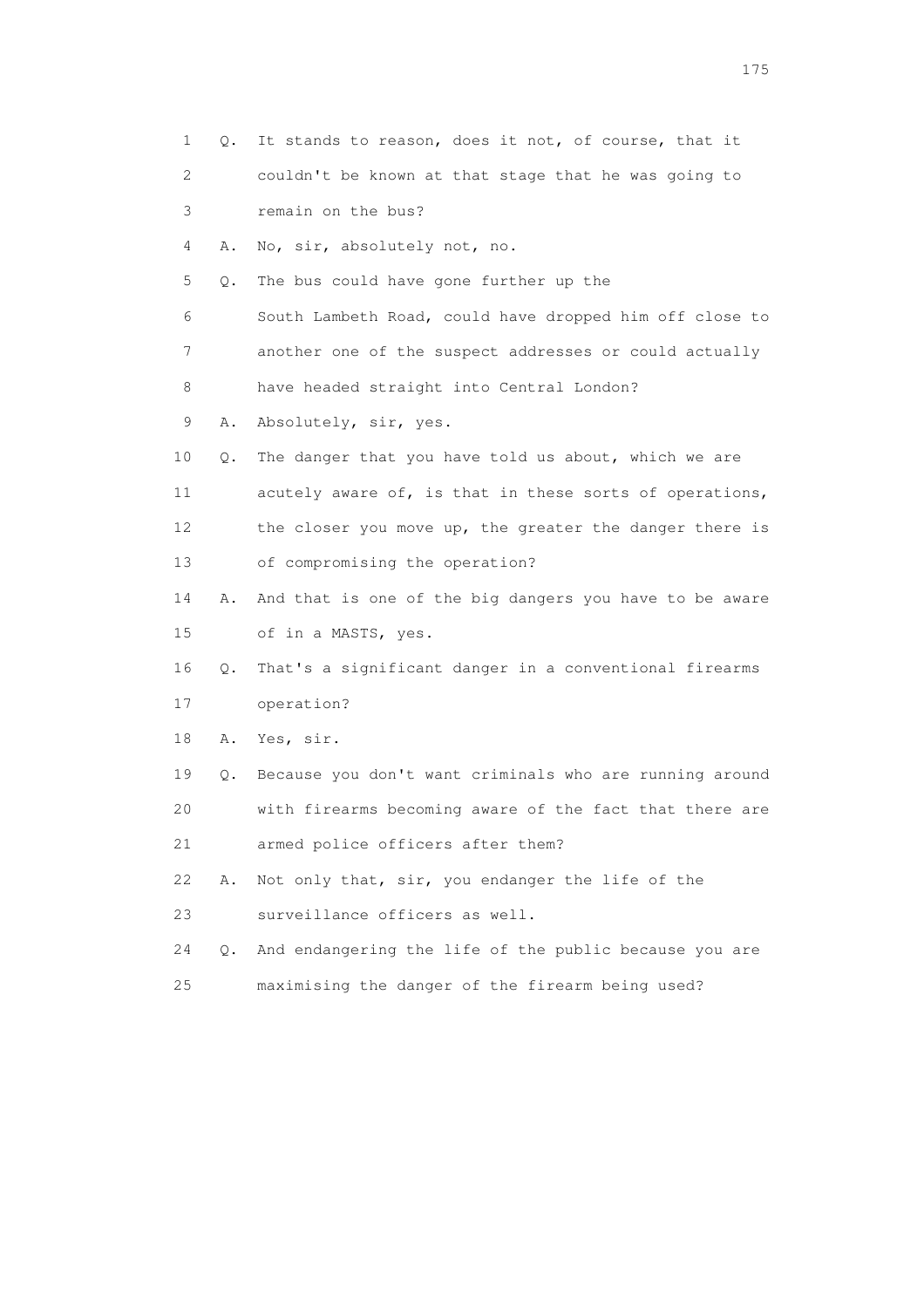1 Q. It stands to reason, does it not, of course, that it
2 couldn't be known at that stage that he was going to
3 remain on the bus?
4 A. No, sir, absolutely not, no.
5 Q. The bus could have gone further up the
6 South Lambeth Road, could have dropped him off close to
7 another one of the suspect addresses or could actually
8 have headed straight into Central London?
9 A. Absolutely, sir, yes.
10 Q. The danger that you have told us about, which we are
11 acutely aware of, is that in these sorts of operations,
12 the closer you move up, the greater the danger there is
13 of compromising the operation?
14 A. And that is one of the big dangers you have to be aware
15 of in a MASTS, yes.
16 Q. That's a significant danger in a conventional firearms
17 operation?
18 A. Yes, sir.
19 Q. Because you don't want criminals who are running around
20 with firearms becoming aware of the fact that there are
21 armed police officers after them?
22 A. Not only that, sir, you endanger the life of the
23 surveillance officers as well.
24 Q. And endangering the life of the public because you are
25 maximising the danger of the firearm being used?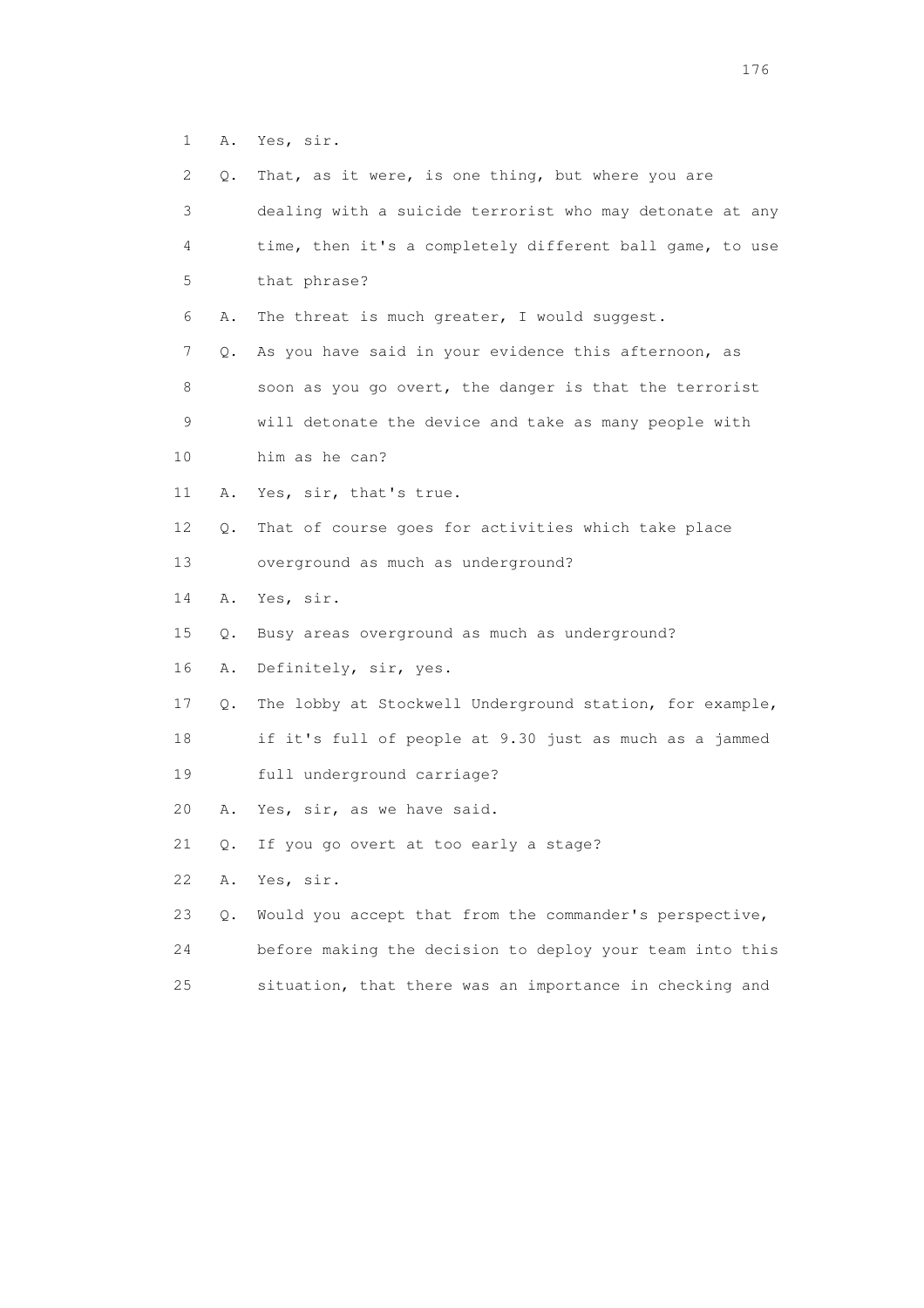1 A. Yes, sir.

2 Q. That, as it were, is one thing, but where you are

3 dealing with a suicide terrorist who may detonate at any

4 time, then it's a completely different ball game, to use

5 that phrase?

6 A. The threat is much greater, I would suggest.

7 Q. As you have said in your evidence this afternoon, as

8 soon as you go overt, the danger is that the terrorist

9 will detonate the device and take as many people with

10 him as he can?

11 A. Yes, sir, that's true.

12 Q. That of course goes for activities which take place

13 overground as much as underground?

14 A. Yes, sir.

15 Q. Busy areas overground as much as underground?

16 A. Definitely, sir, yes.

17 Q. The lobby at Stockwell Underground station, for example,

18 if it's full of people at 9.30 just as much as a jammed

19 full underground carriage?

20 A. Yes, sir, as we have said.

21 Q. If you go overt at too early a stage?

22 A. Yes, sir.

23 Q. Would you accept that from the commander's perspective,

24 before making the decision to deploy your team into this

25 situation, that there was an importance in checking and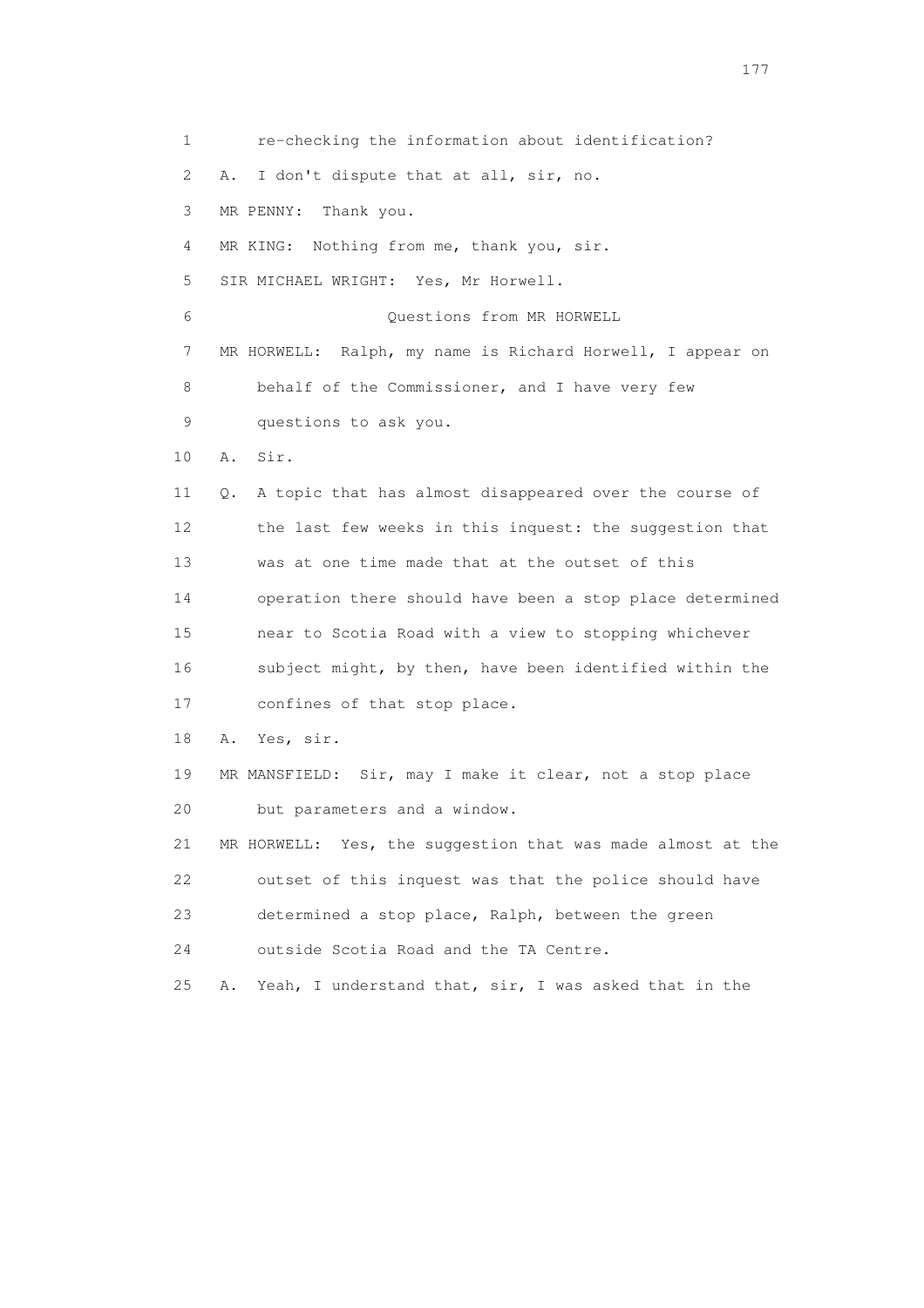1 re-checking the information about identification?

2 A. I don't dispute that at all, sir, no.

3 MR PENNY: Thank you.

4 MR KING: Nothing from me, thank you, sir.

5 SIR MICHAEL WRIGHT: Yes, Mr Horwell.

6 Questions from MR HORWELL

7 MR HORWELL: Ralph, my name is Richard Horwell, I appear on

8 behalf of the Commissioner, and I have very few

9 questions to ask you.

10 A. Sir.

11 Q. A topic that has almost disappeared over the course of

12 the last few weeks in this inquest: the suggestion that

13 was at one time made that at the outset of this

14 operation there should have been a stop place determined

15 near to Scotia Road with a view to stopping whichever

16 subject might, by then, have been identified within the

17 confines of that stop place.

18 A. Yes, sir.

19 MR MANSFIELD: Sir, may I make it clear, not a stop place

20 but parameters and a window.

21 MR HORWELL: Yes, the suggestion that was made almost at the

22 outset of this inquest was that the police should have

23 determined a stop place, Ralph, between the green

24 outside Scotia Road and the TA Centre.

25 A. Yeah, I understand that, sir, I was asked that in the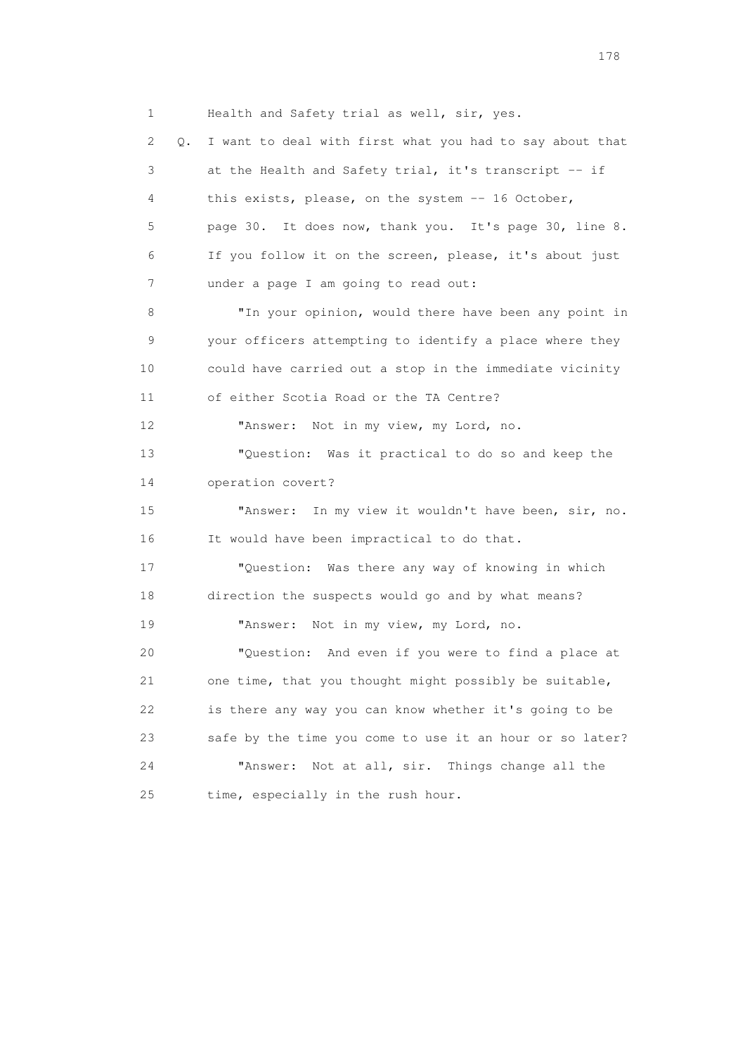1 Health and Safety trial as well, sir, yes.

2 Q. I want to deal with first what you had to say about that

3 at the Health and Safety trial, it's transcript -- if

4 this exists, please, on the system -- 16 October,

5 page 30. It does now, thank you. It's page 30, line 8.

6 If you follow it on the screen, please, it's about just

7 under a page I am going to read out:

8 "In your opinion, would there have been any point in

9 your officers attempting to identify a place where they

10 could have carried out a stop in the immediate vicinity

11 of either Scotia Road or the TA Centre?

12 "Answer: Not in my view, my Lord, no.

13 "Question: Was it practical to do so and keep the

14 operation covert?

15 "Answer: In my view it wouldn't have been, sir, no.

16 It would have been impractical to do that.

17 "Question: Was there any way of knowing in which

18 direction the suspects would go and by what means?

19 "Answer: Not in my view, my Lord, no.

20 "Question: And even if you were to find a place at

21 one time, that you thought might possibly be suitable,

22 is there any way you can know whether it's going to be

23 safe by the time you come to use it an hour or so later?

24 "Answer: Not at all, sir. Things change all the

25 time, especially in the rush hour.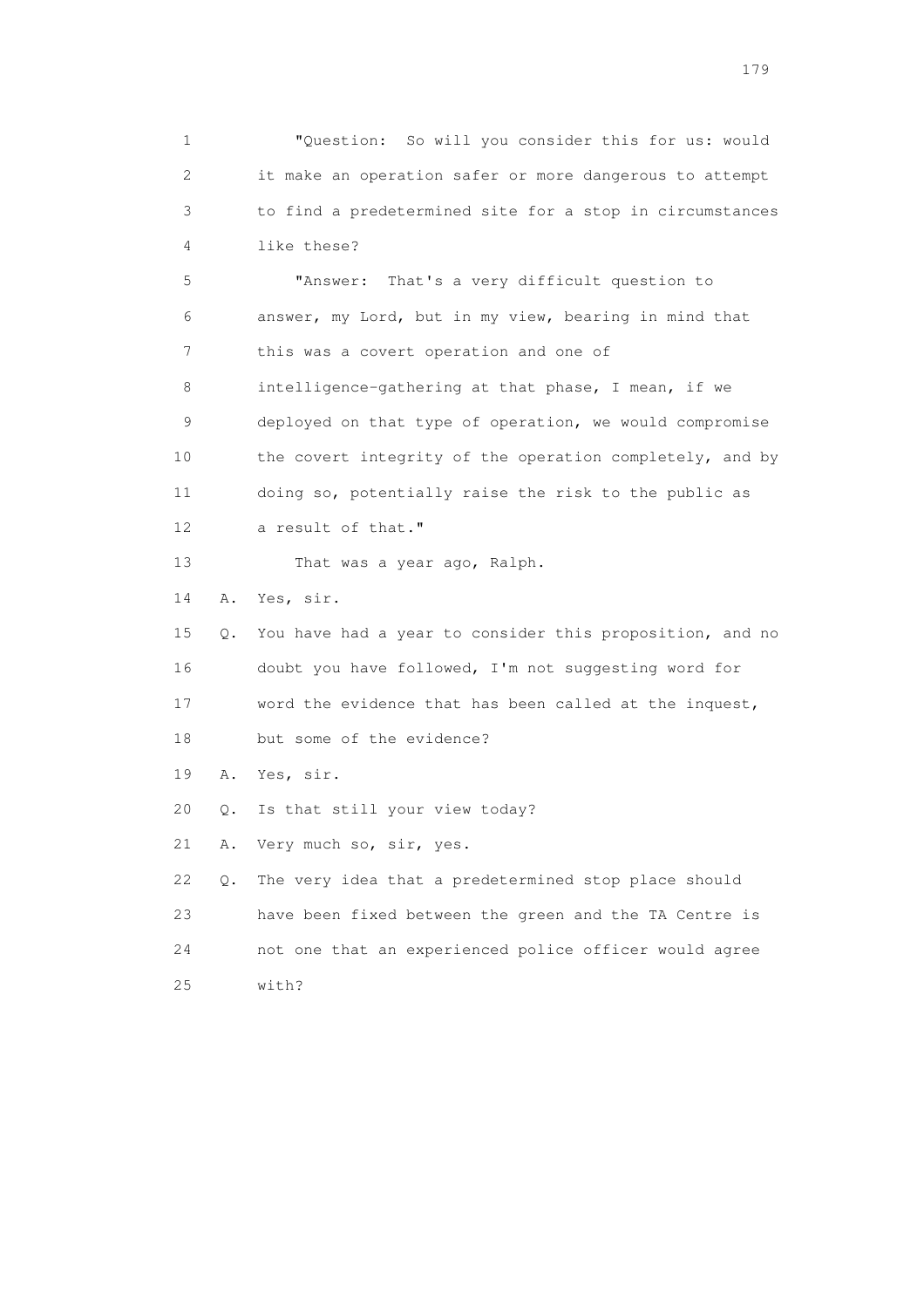1 "Question: So will you consider this for us: would
2 it make an operation safer or more dangerous to attempt
3 to find a predetermined site for a stop in circumstances
4 like these?

5 "Answer: That's a very difficult question to
6 answer, my Lord, but in my view, bearing in mind that
7 this was a covert operation and one of
8 intelligence-gathering at that phase, I mean, if we
9 deployed on that type of operation, we would compromise
10 the covert integrity of the operation completely, and by
11 doing so, potentially raise the risk to the public as
12 a result of that."

13 That was a year ago, Ralph.

14 A. Yes, sir.

15 Q. You have had a year to consider this proposition, and no
16 doubt you have followed, I'm not suggesting word for
17 word the evidence that has been called at the inquest,
18 but some of the evidence?

19 A. Yes, sir.

20 Q. Is that still your view today?

21 A. Very much so, sir, yes.

22 Q. The very idea that a predetermined stop place should
23 have been fixed between the green and the TA Centre is
24 not one that an experienced police officer would agree
25 with?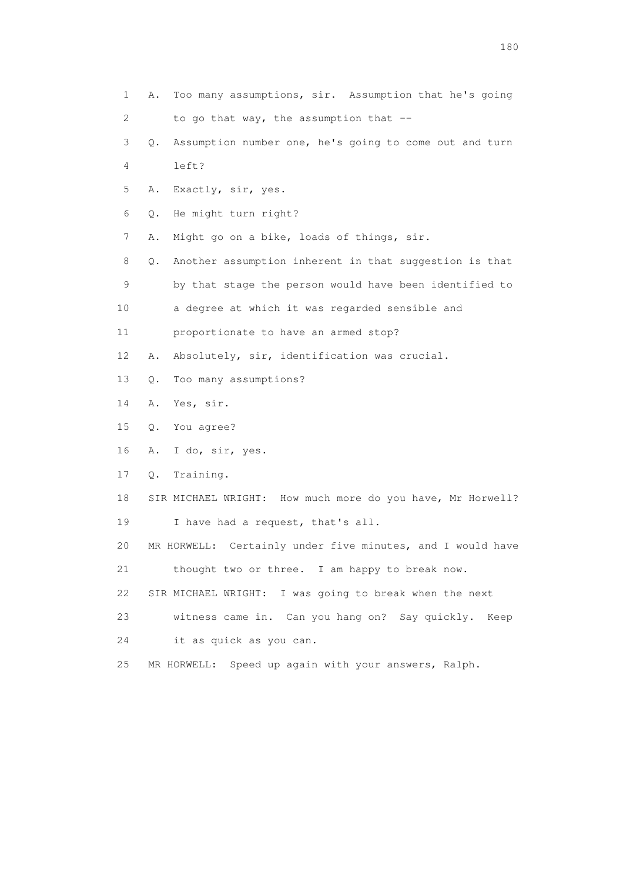1 A. Too many assumptions, sir. Assumption that he's going
2 to go that way, the assumption that --
3 Q. Assumption number one, he's going to come out and turn
4 left?
5 A. Exactly, sir, yes.
6 Q. He might turn right?
7 A. Might go on a bike, loads of things, sir.
8 Q. Another assumption inherent in that suggestion is that
9 by that stage the person would have been identified to
10 a degree at which it was regarded sensible and
11 proportionate to have an armed stop?
12 A. Absolutely, sir, identification was crucial.
13 Q. Too many assumptions?
14 A. Yes, sir.
15 Q. You agree?
16 A. I do, sir, yes.
17 Q. Training.
18 SIR MICHAEL WRIGHT: How much more do you have, Mr Horwell?
19 I have had a request, that's all.
20 MR HORWELL: Certainly under five minutes, and I would have
21 thought two or three. I am happy to break now.
22 SIR MICHAEL WRIGHT: I was going to break when the next
23 witness came in. Can you hang on? Say quickly. Keep
24 it as quick as you can.
25 MR HORWELL: Speed up again with your answers, Ralph.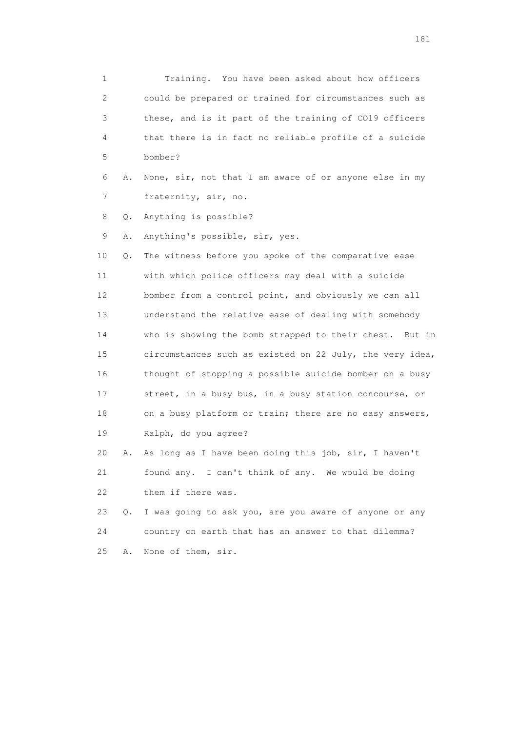1 Training. You have been asked about how officers
2 could be prepared or trained for circumstances such as
3 these, and is it part of the training of CO19 officers
4 that there is in fact no reliable profile of a suicide
5 bomber?

6 A. None, sir, not that I am aware of or anyone else in my
7 fraternity, sir, no.

8 Q. Anything is possible?

9 A. Anything's possible, sir, yes.

10 Q. The witness before you spoke of the comparative ease
11 with which police officers may deal with a suicide
12 bomber from a control point, and obviously we can all
13 understand the relative ease of dealing with somebody
14 who is showing the bomb strapped to their chest. But in
15 circumstances such as existed on 22 July, the very idea,
16 thought of stopping a possible suicide bomber on a busy
17 street, in a busy bus, in a busy station concourse, or
18 on a busy platform or train; there are no easy answers,
19 Ralph, do you agree?

20 A. As long as I have been doing this job, sir, I haven't
21 found any. I can't think of any. We would be doing
22 them if there was.

23 Q. I was going to ask you, are you aware of anyone or any
24 country on earth that has an answer to that dilemma?

25 A. None of them, sir.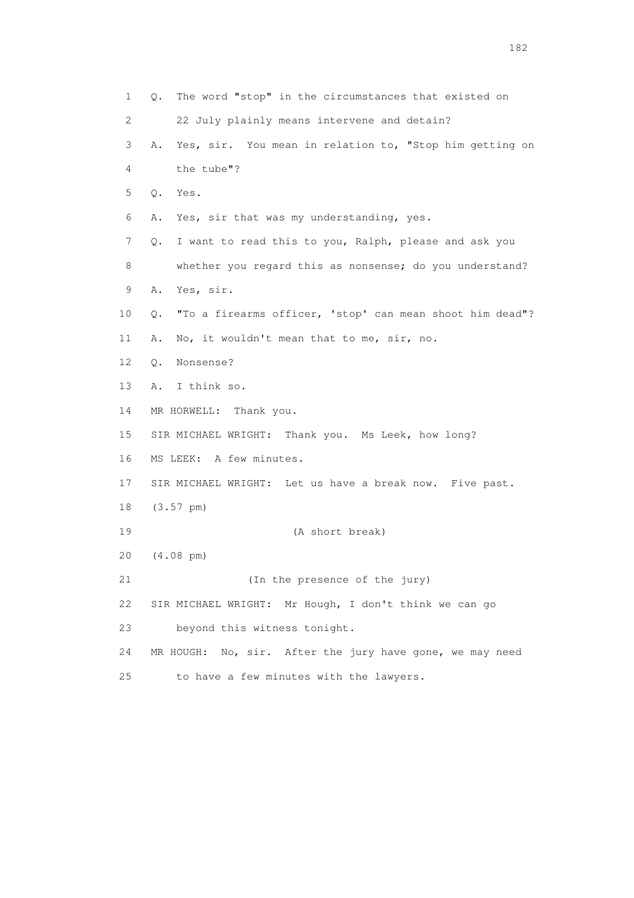1 Q. The word "stop" in the circumstances that existed on
2 22 July plainly means intervene and detain?
3 A. Yes, sir. You mean in relation to, "Stop him getting on
4 the tube"?
5 Q. Yes.
6 A. Yes, sir that was my understanding, yes.
7 Q. I want to read this to you, Ralph, please and ask you
8 whether you regard this as nonsense; do you understand?
9 A. Yes, sir.
10 Q. "To a firearms officer, 'stop' can mean shoot him dead"?
11 A. No, it wouldn't mean that to me, sir, no.
12 Q. Nonsense?
13 A. I think so.
14 MR HORWELL: Thank you.
15 SIR MICHAEL WRIGHT: Thank you. Ms Leek, how long?
16 MS LEEK: A few minutes.
17 SIR MICHAEL WRIGHT: Let us have a break now. Five past.
18 (3.57 pm)
19 (A short break)
20 (4.08 pm)
21 (In the presence of the jury)
22 SIR MICHAEL WRIGHT: Mr Hough, I don't think we can go
23 beyond this witness tonight.
24 MR HOUGH: No, sir. After the jury have gone, we may need
25 to have a few minutes with the lawyers.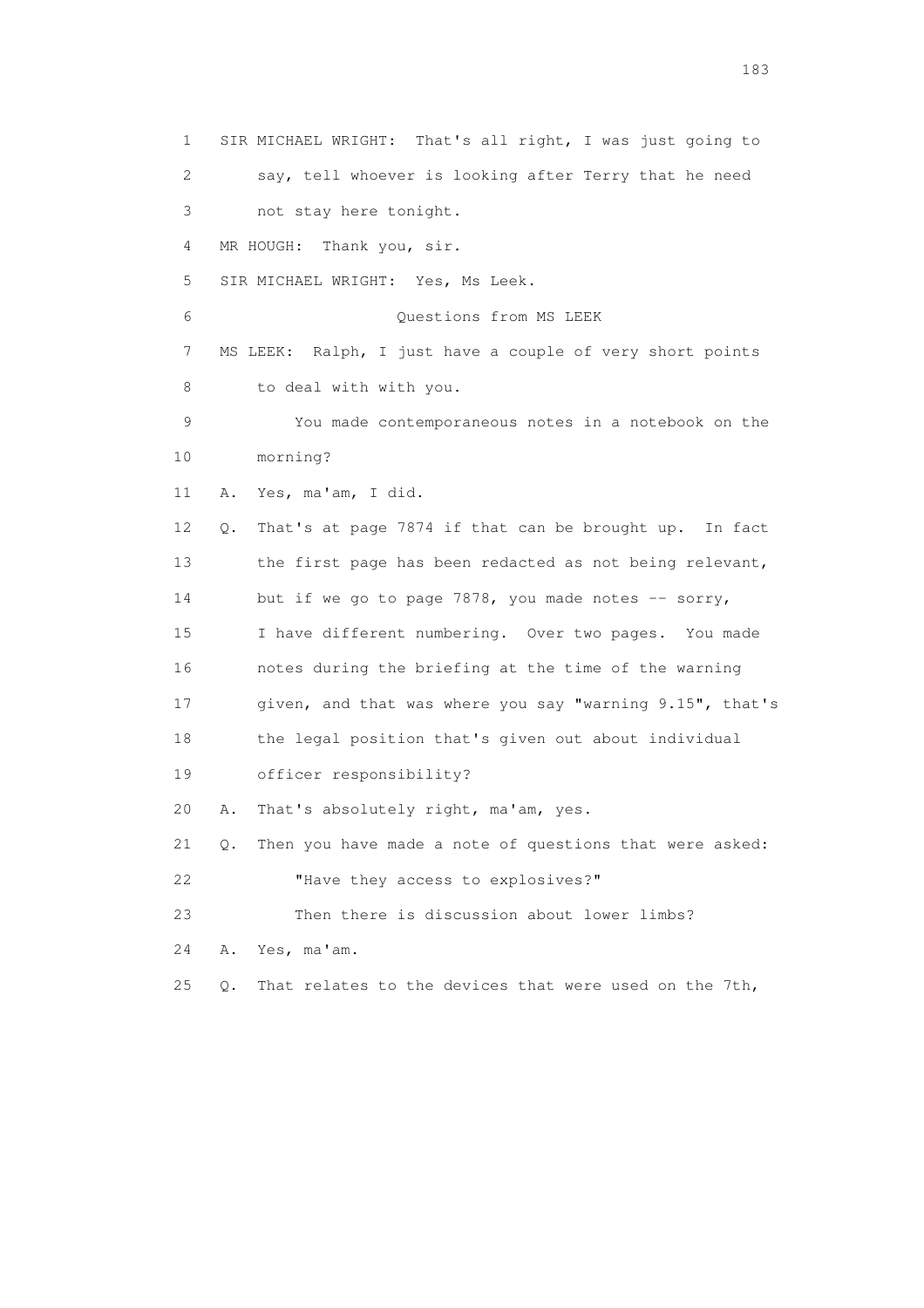1 SIR MICHAEL WRIGHT: That's all right, I was just going to
2 say, tell whoever is looking after Terry that he need
3 not stay here tonight.
4 MR HOUGH: Thank you, sir.
5 SIR MICHAEL WRIGHT: Yes, Ms Leek.
6 Questions from MS LEEK
7 MS LEEK: Ralph, I just have a couple of very short points
8 to deal with with you.
9 You made contemporaneous notes in a notebook on the
10 morning?
11 A. Yes, ma'am, I did.
12 Q. That's at page 7874 if that can be brought up. In fact
13 the first page has been redacted as not being relevant,
14 but if we go to page 7878, you made notes -- sorry,
15 I have different numbering. Over two pages. You made
16 notes during the briefing at the time of the warning
17 given, and that was where you say "warning 9.15", that's
18 the legal position that's given out about individual
19 officer responsibility?
20 A. That's absolutely right, ma'am, yes.
21 Q. Then you have made a note of questions that were asked:
22 "Have they access to explosives?"
23 Then there is discussion about lower limbs?
24 A. Yes, ma'am.
25 Q. That relates to the devices that were used on the 7th,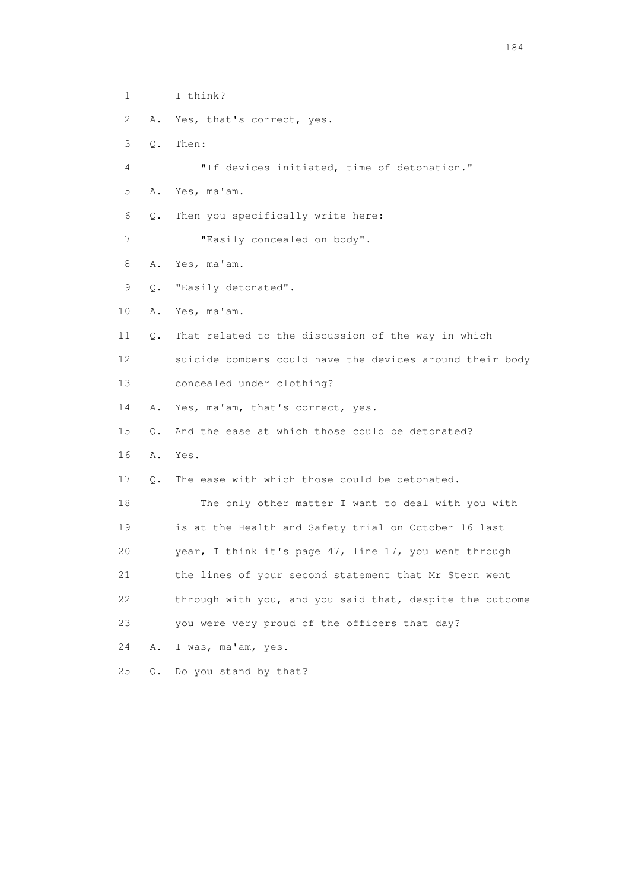1 I think?

2 A. Yes, that's correct, yes.

3 Q. Then:

4 "If devices initiated, time of detonation."

5 A. Yes, ma'am.

6 Q. Then you specifically write here:

7 "Easily concealed on body".

8 A. Yes, ma'am.

9 Q. "Easily detonated".

10 A. Yes, ma'am.

11 Q. That related to the discussion of the way in which

12 suicide bombers could have the devices around their body

13 concealed under clothing?

14 A. Yes, ma'am, that's correct, yes.

15 Q. And the ease at which those could be detonated?

16 A. Yes.

17 Q. The ease with which those could be detonated.

18 The only other matter I want to deal with you with

19 is at the Health and Safety trial on October 16 last

20 year, I think it's page 47, line 17, you went through

21 the lines of your second statement that Mr Stern went

22 through with you, and you said that, despite the outcome

23 you were very proud of the officers that day?

24 A. I was, ma'am, yes.

25 Q. Do you stand by that?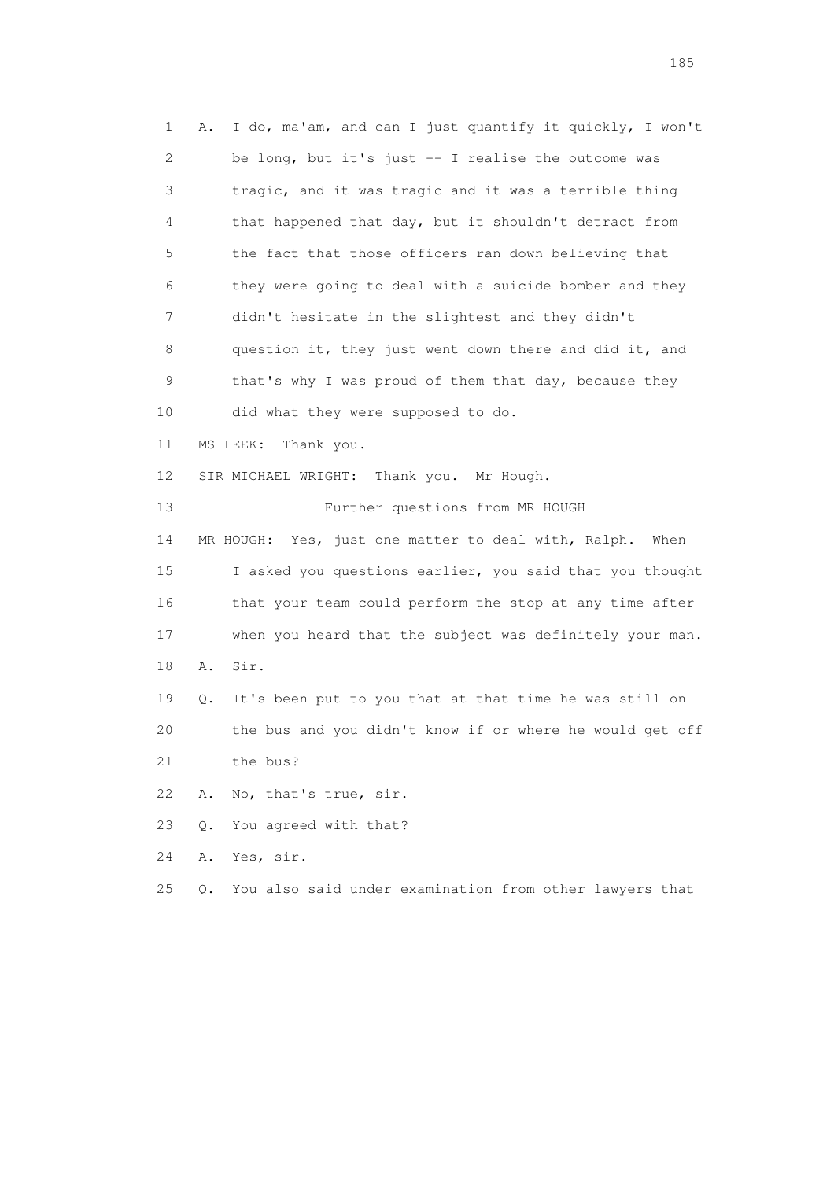1 A. I do, ma'am, and can I just quantify it quickly, I won't
2 be long, but it's just -- I realise the outcome was
3 tragic, and it was tragic and it was a terrible thing
4 that happened that day, but it shouldn't detract from
5 the fact that those officers ran down believing that
6 they were going to deal with a suicide bomber and they
7 didn't hesitate in the slightest and they didn't
8 question it, they just went down there and did it, and
9 that's why I was proud of them that day, because they
10 did what they were supposed to do.
11 MS LEEK: Thank you.
12 SIR MICHAEL WRIGHT: Thank you. Mr Hough.
13 Further questions from MR HOUGH
14 MR HOUGH: Yes, just one matter to deal with, Ralph. When
15 I asked you questions earlier, you said that you thought
16 that your team could perform the stop at any time after
17 when you heard that the subject was definitely your man.
18 A. Sir.
19 Q. It's been put to you that at that time he was still on
20 the bus and you didn't know if or where he would get off
21 the bus?
22 A. No, that's true, sir.
23 Q. You agreed with that?
24 A. Yes, sir.
25 Q. You also said under examination from other lawyers that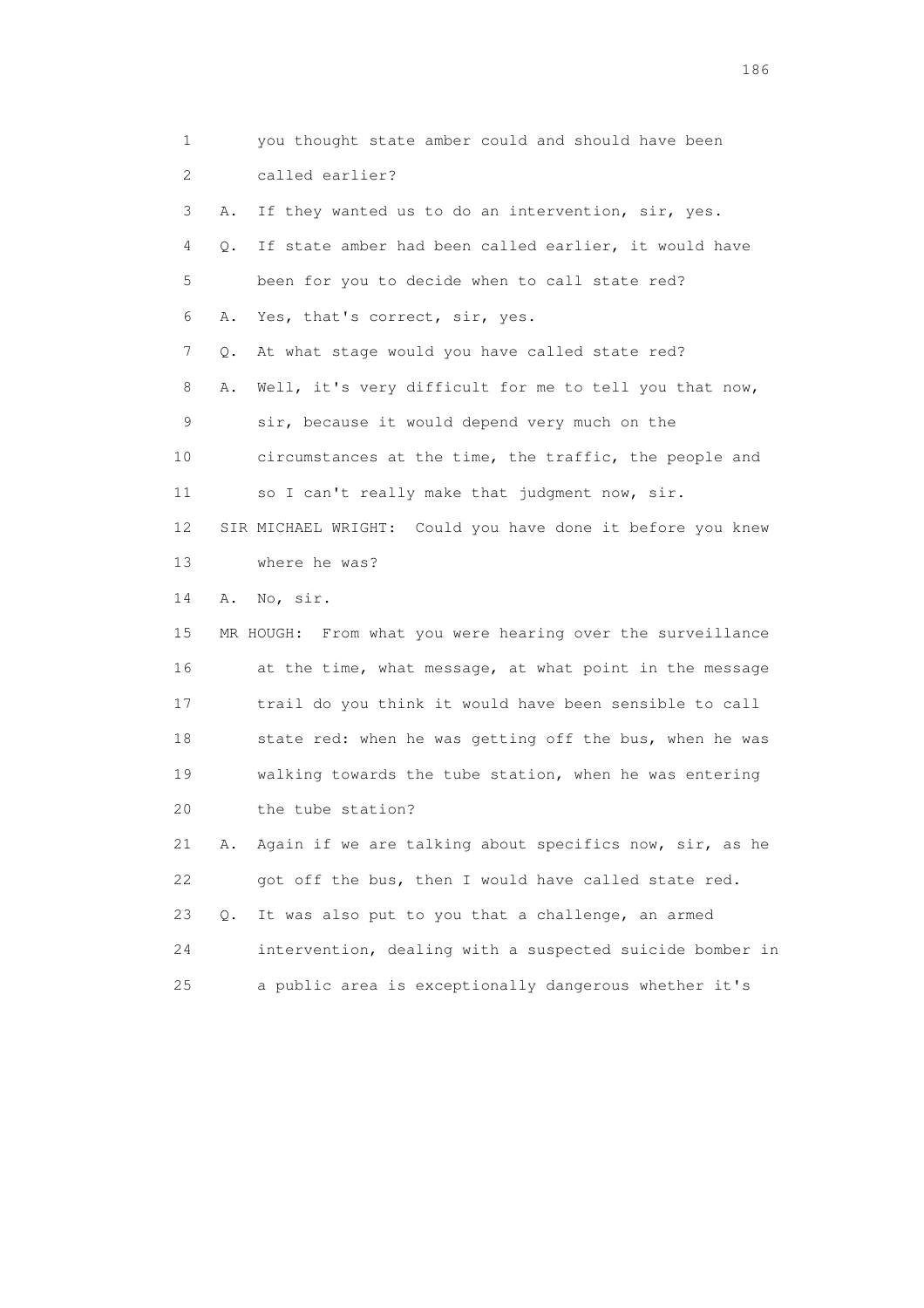1 you thought state amber could and should have been
2 called earlier?
3 A. If they wanted us to do an intervention, sir, yes.
4 Q. If state amber had been called earlier, it would have
5 been for you to decide when to call state red?
6 A. Yes, that's correct, sir, yes.
7 Q. At what stage would you have called state red?
8 A. Well, it's very difficult for me to tell you that now,
9 sir, because it would depend very much on the
10 circumstances at the time, the traffic, the people and
11 so I can't really make that judgment now, sir.
12 SIR MICHAEL WRIGHT: Could you have done it before you knew
13 where he was?
14 A. No, sir.
15 MR HOUGH: From what you were hearing over the surveillance
16 at the time, what message, at what point in the message
17 trail do you think it would have been sensible to call
18 state red: when he was getting off the bus, when he was
19 walking towards the tube station, when he was entering
20 the tube station?
21 A. Again if we are talking about specifics now, sir, as he
22 got off the bus, then I would have called state red.
23 Q. It was also put to you that a challenge, an armed
24 intervention, dealing with a suspected suicide bomber in
25 a public area is exceptionally dangerous whether it's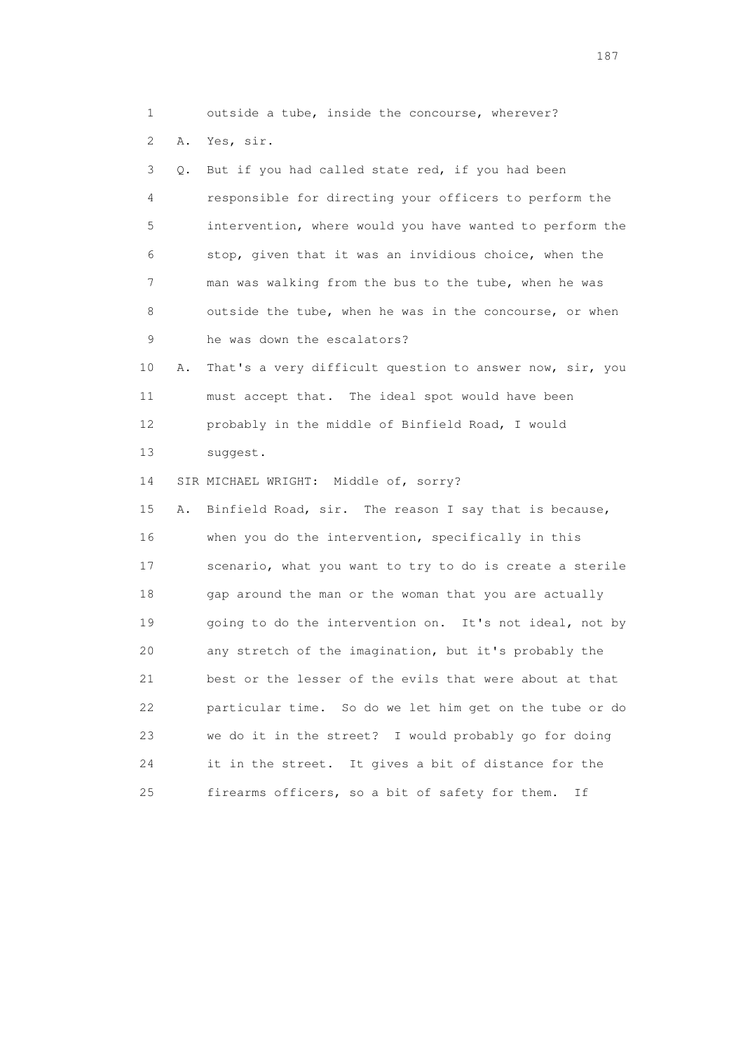1 outside a tube, inside the concourse, wherever?

2 A. Yes, sir.

3 Q. But if you had called state red, if you had been

4 responsible for directing your officers to perform the

5 intervention, where would you have wanted to perform the

6 stop, given that it was an invidious choice, when the

7 man was walking from the bus to the tube, when he was

8 outside the tube, when he was in the concourse, or when

9 he was down the escalators?

10 A. That's a very difficult question to answer now, sir, you

11 must accept that. The ideal spot would have been

12 probably in the middle of Binfield Road, I would

13 suggest.

14 SIR MICHAEL WRIGHT: Middle of, sorry?

15 A. Binfield Road, sir. The reason I say that is because,

16 when you do the intervention, specifically in this

17 scenario, what you want to try to do is create a sterile

18 gap around the man or the woman that you are actually

19 going to do the intervention on. It's not ideal, not by

20 any stretch of the imagination, but it's probably the

21 best or the lesser of the evils that were about at that

22 particular time. So do we let him get on the tube or do

23 we do it in the street? I would probably go for doing

24 it in the street. It gives a bit of distance for the

25 firearms officers, so a bit of safety for them. If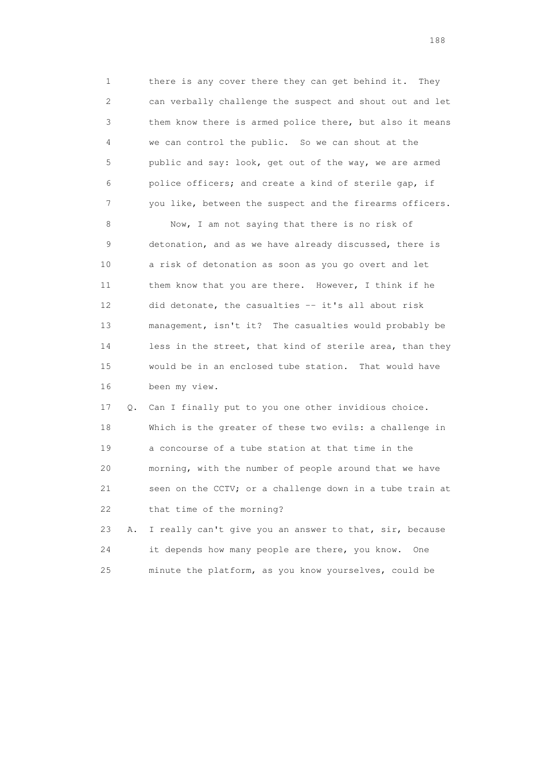1 there is any cover there they can get behind it. They
2 can verbally challenge the suspect and shout out and let
3 them know there is armed police there, but also it means
4 we can control the public. So we can shout at the
5 public and say: look, get out of the way, we are armed
6 police officers; and create a kind of sterile gap, if
7 you like, between the suspect and the firearms officers.

8 Now, I am not saying that there is no risk of
9 detonation, and as we have already discussed, there is
10 a risk of detonation as soon as you go overt and let
11 them know that you are there. However, I think if he
12 did detonate, the casualties -- it's all about risk
13 management, isn't it? The casualties would probably be
14 less in the street, that kind of sterile area, than they
15 would be in an enclosed tube station. That would have
16 been my view.

17 Q. Can I finally put to you one other invidious choice.
18 Which is the greater of these two evils: a challenge in
19 a concourse of a tube station at that time in the
20 morning, with the number of people around that we have
21 seen on the CCTV; or a challenge down in a tube train at
22 that time of the morning?

23 A. I really can't give you an answer to that, sir, because
24 it depends how many people are there, you know. One
25 minute the platform, as you know yourselves, could be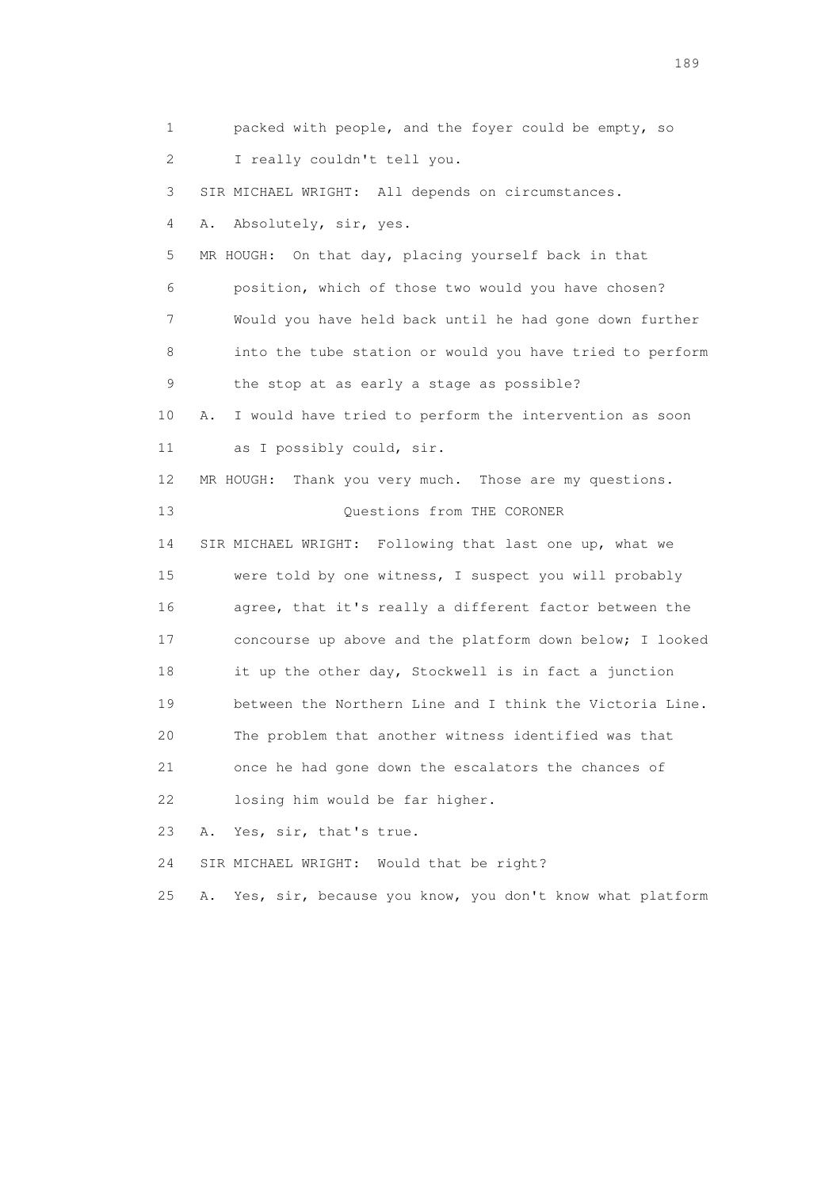1 packed with people, and the foyer could be empty, so
2 I really couldn't tell you.
3 SIR MICHAEL WRIGHT: All depends on circumstances.
4 A. Absolutely, sir, yes.
5 MR HOUGH: On that day, placing yourself back in that
6 position, which of those two would you have chosen?
7 Would you have held back until he had gone down further
8 into the tube station or would you have tried to perform
9 the stop at as early a stage as possible?
10 A. I would have tried to perform the intervention as soon
11 as I possibly could, sir.
12 MR HOUGH: Thank you very much. Those are my questions.
13 Questions from THE CORONER
14 SIR MICHAEL WRIGHT: Following that last one up, what we
15 were told by one witness, I suspect you will probably
16 agree, that it's really a different factor between the
17 concourse up above and the platform down below; I looked
18 it up the other day, Stockwell is in fact a junction
19 between the Northern Line and I think the Victoria Line.
20 The problem that another witness identified was that
21 once he had gone down the escalators the chances of
22 losing him would be far higher.
23 A. Yes, sir, that's true.
24 SIR MICHAEL WRIGHT: Would that be right?
25 A. Yes, sir, because you know, you don't know what platform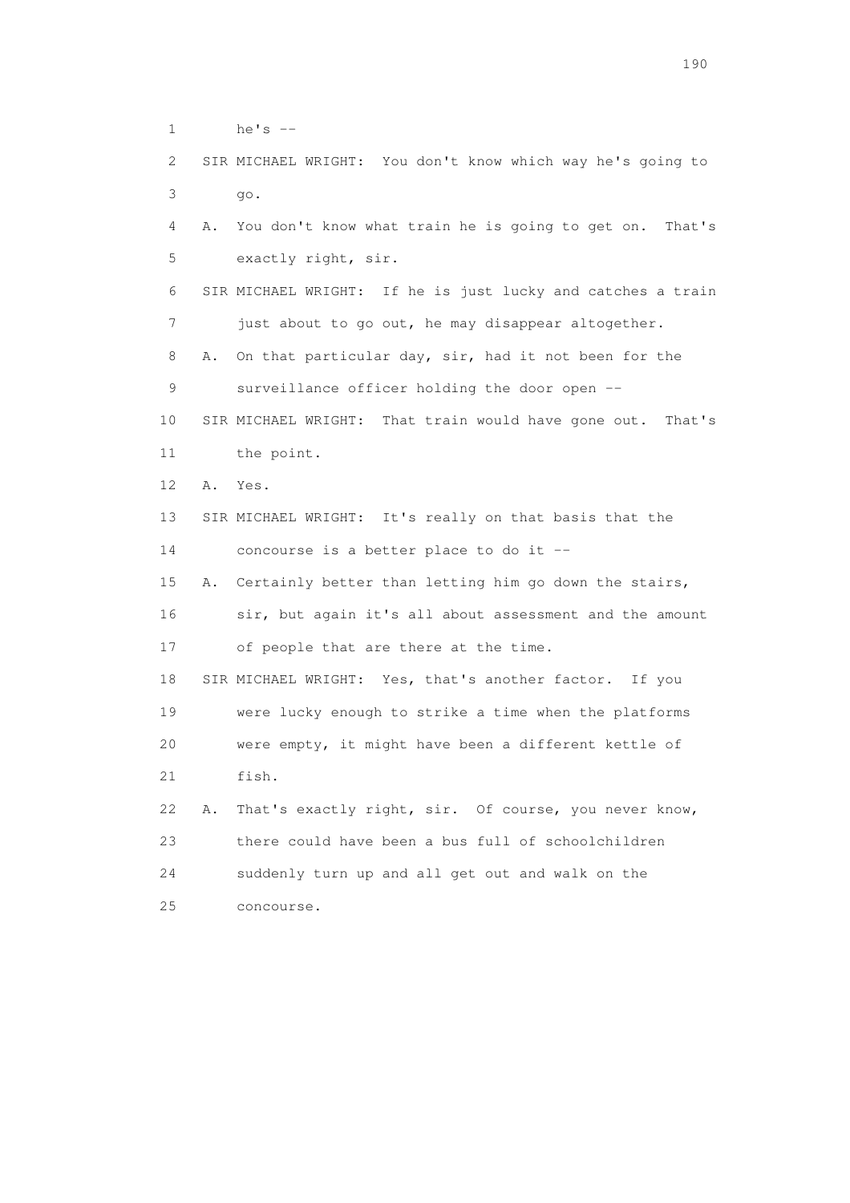1 he's --

2 SIR MICHAEL WRIGHT: You don't know which way he's going to

3 go.

4 A. You don't know what train he is going to get on. That's

5 exactly right, sir.

6 SIR MICHAEL WRIGHT: If he is just lucky and catches a train

7 just about to go out, he may disappear altogether.

8 A. On that particular day, sir, had it not been for the

9 surveillance officer holding the door open --

10 SIR MICHAEL WRIGHT: That train would have gone out. That's

11 the point.

12 A. Yes.

13 SIR MICHAEL WRIGHT: It's really on that basis that the

14 concourse is a better place to do it --

15 A. Certainly better than letting him go down the stairs,

16 sir, but again it's all about assessment and the amount

17 of people that are there at the time.

18 SIR MICHAEL WRIGHT: Yes, that's another factor. If you

19 were lucky enough to strike a time when the platforms

20 were empty, it might have been a different kettle of

21 fish.

22 A. That's exactly right, sir. Of course, you never know,

23 there could have been a bus full of schoolchildren

24 suddenly turn up and all get out and walk on the

25 concourse.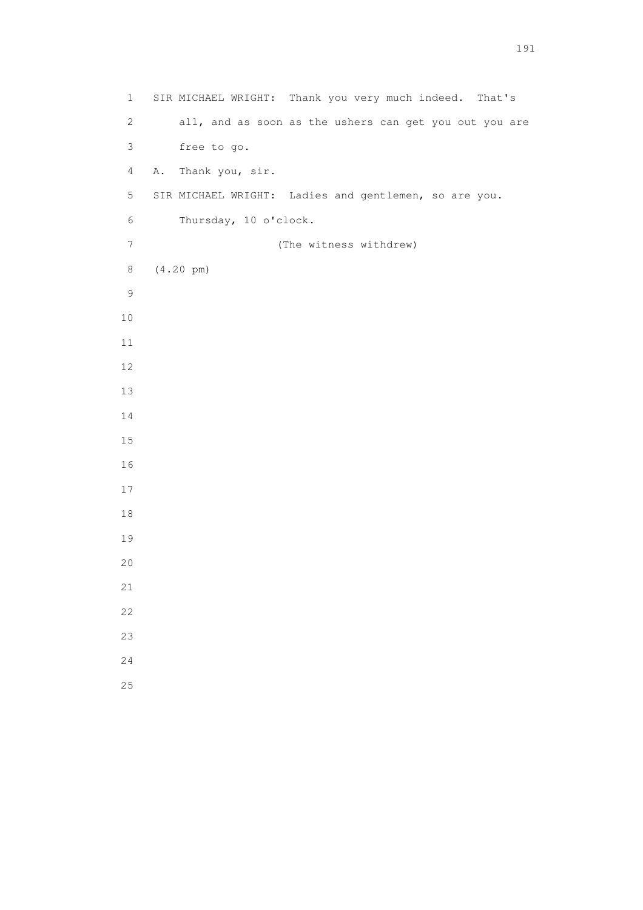SIR MICHAEL WRIGHT: Thank you very much indeed. That's all, and as soon as the ushers can get you out you are free to go.

A. Thank you, sir.

SIR MICHAEL WRIGHT: Ladies and gentlemen, so are you. Thursday, 10 o'clock.

(The witness withdrew)

(4.20 pm)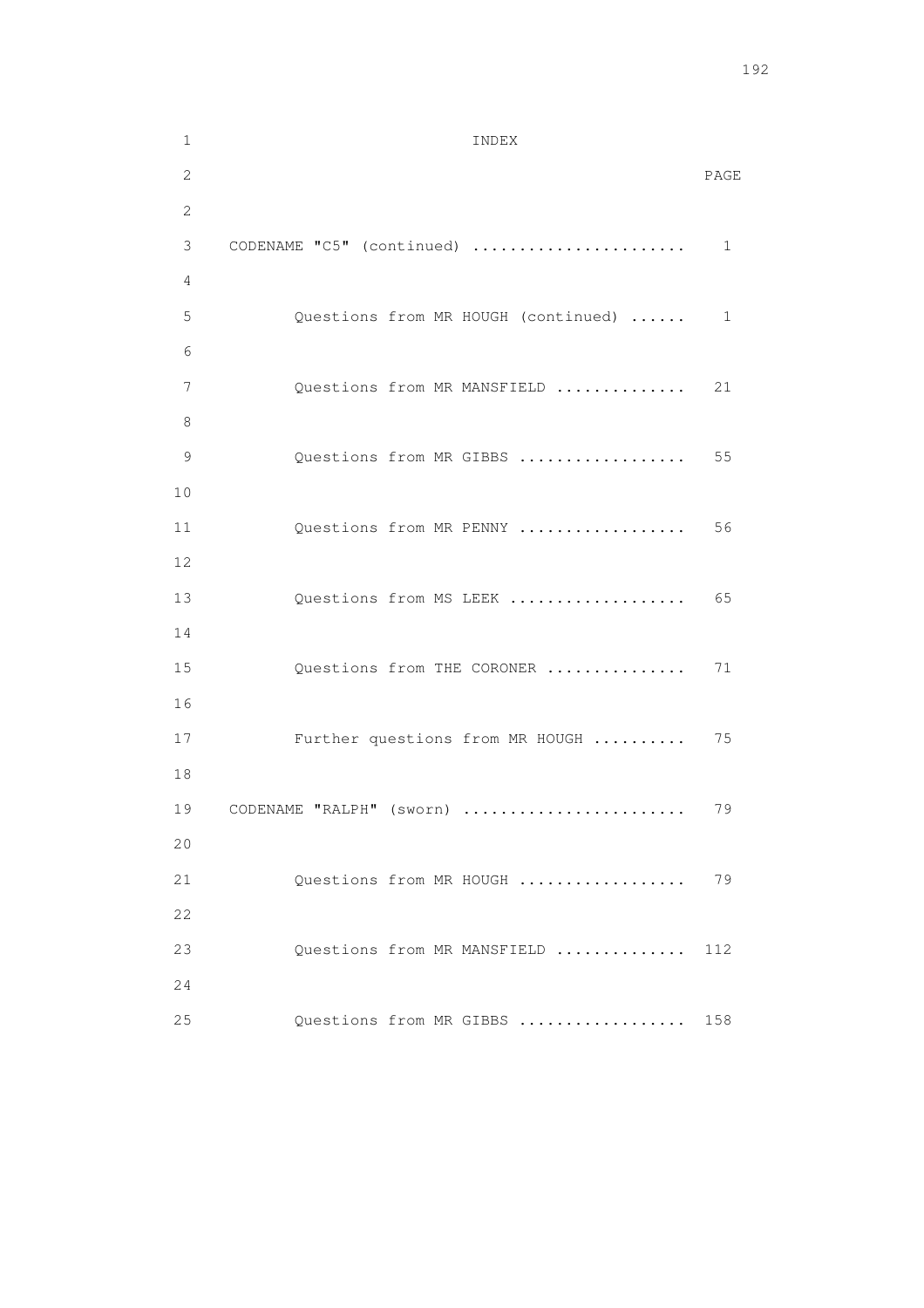# INDEX

| | PAGE |
|---|---|
| CODENAME "C5" (continued) | 1 |
| Questions from MR HOUGH (continued) | 1 |
| Questions from MR MANSFIELD | 21 |
| Questions from MR GIBBS | 55 |
| Questions from MR PENNY | 56 |
| Questions from MS LEEK | 65 |
| Questions from THE CORONER | 71 |
| Further questions from MR HOUGH | 75 |
| CODENAME "RALPH" (sworn) | 79 |
| Questions from MR HOUGH | 79 |
| Questions from MR MANSFIELD | 112 |
| Questions from MR GIBBS | 158 |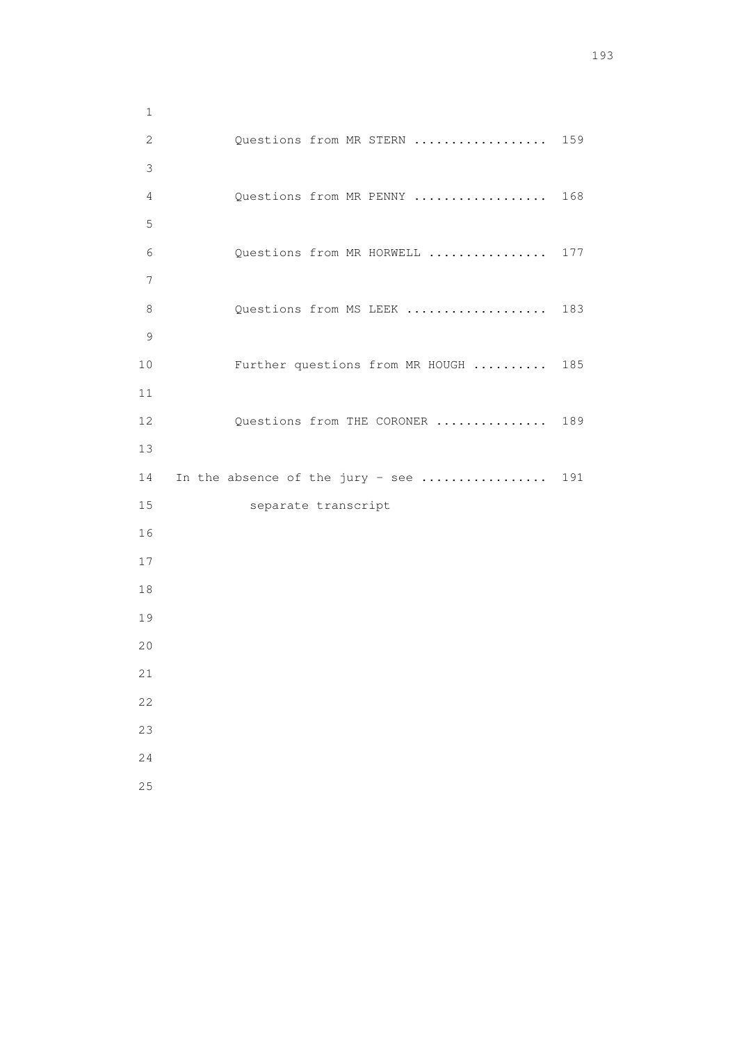Questions from MR STERN .................. 159

Questions from MR PENNY .................. 168

Questions from MR HORWELL ................ 177

Questions from MS LEEK ................... 183

Further questions from MR HOUGH .......... 185

Questions from THE CORONER ............... 189

In the absence of the jury - see ................. 191
separate transcript